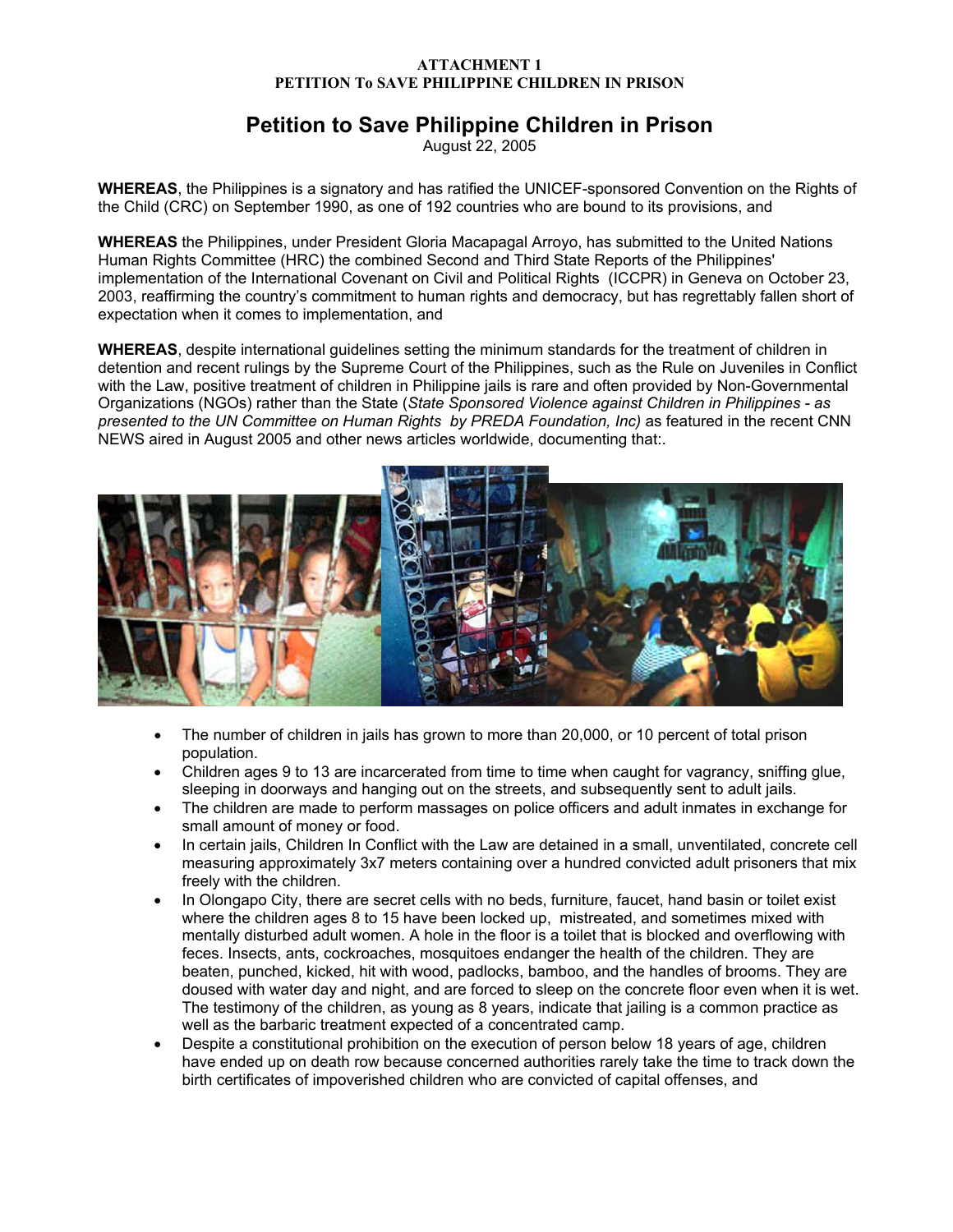**ATTACHMENT 1**
**PETITION To SAVE PHILIPPINE CHILDREN IN PRISON**

# Petition to Save Philippine Children in Prison

August 22, 2005

**WHEREAS**, the Philippines is a signatory and has ratified the UNICEF-sponsored Convention on the Rights of the Child (CRC) on September 1990, as one of 192 countries who are bound to its provisions, and

**WHEREAS** the Philippines, under President Gloria Macapagal Arroyo, has submitted to the United Nations Human Rights Committee (HRC) the combined Second and Third State Reports of the Philippines' implementation of the International Covenant on Civil and Political Rights (ICCPR) in Geneva on October 23, 2003, reaffirming the country's commitment to human rights and democracy, but has regrettably fallen short of expectation when it comes to implementation, and

**WHEREAS**, despite international guidelines setting the minimum standards for the treatment of children in detention and recent rulings by the Supreme Court of the Philippines, such as the Rule on Juveniles in Conflict with the Law, positive treatment of children in Philippine jails is rare and often provided by Non-Governmental Organizations (NGOs) rather than the State (*State Sponsored Violence against Children in Philippines - as presented to the UN Committee on Human Rights by PREDA Foundation, Inc)* as featured in the recent CNN NEWS aired in August 2005 and other news articles worldwide, documenting that:.

- The number of children in jails has grown to more than 20,000, or 10 percent of total prison population.
- Children ages 9 to 13 are incarcerated from time to time when caught for vagrancy, sniffing glue, sleeping in doorways and hanging out on the streets, and subsequently sent to adult jails.
- The children are made to perform massages on police officers and adult inmates in exchange for small amount of money or food.
- In certain jails, Children In Conflict with the Law are detained in a small, unventilated, concrete cell measuring approximately 3x7 meters containing over a hundred convicted adult prisoners that mix freely with the children.
- In Olongapo City, there are secret cells with no beds, furniture, faucet, hand basin or toilet exist where the children ages 8 to 15 have been locked up, mistreated, and sometimes mixed with mentally disturbed adult women. A hole in the floor is a toilet that is blocked and overflowing with feces. Insects, ants, cockroaches, mosquitoes endanger the health of the children. They are beaten, punched, kicked, hit with wood, padlocks, bamboo, and the handles of brooms. They are doused with water day and night, and are forced to sleep on the concrete floor even when it is wet. The testimony of the children, as young as 8 years, indicate that jailing is a common practice as well as the barbaric treatment expected of a concentrated camp.
- Despite a constitutional prohibition on the execution of person below 18 years of age, children have ended up on death row because concerned authorities rarely take the time to track down the birth certificates of impoverished children who are convicted of capital offenses, and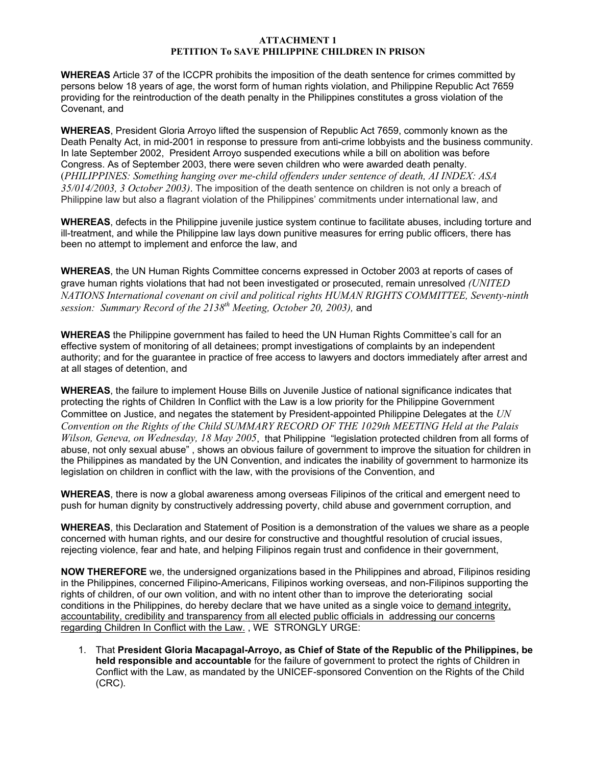**ATTACHMENT 1**
**PETITION To SAVE PHILIPPINE CHILDREN IN PRISON**

**WHEREAS** Article 37 of the ICCPR prohibits the imposition of the death sentence for crimes committed by persons below 18 years of age, the worst form of human rights violation, and Philippine Republic Act 7659 providing for the reintroduction of the death penalty in the Philippines constitutes a gross violation of the Covenant, and

**WHEREAS**, President Gloria Arroyo lifted the suspension of Republic Act 7659, commonly known as the Death Penalty Act, in mid-2001 in response to pressure from anti-crime lobbyists and the business community. In late September 2002, President Arroyo suspended executions while a bill on abolition was before Congress. As of September 2003, there were seven children who were awarded death penalty. (*PHILIPPINES: Something hanging over me-child offenders under sentence of death, AI INDEX: ASA 35/014/2003, 3 October 2003)*. The imposition of the death sentence on children is not only a breach of Philippine law but also a flagrant violation of the Philippines' commitments under international law, and

**WHEREAS**, defects in the Philippine juvenile justice system continue to facilitate abuses, including torture and ill-treatment, and while the Philippine law lays down punitive measures for erring public officers, there has been no attempt to implement and enforce the law, and

**WHEREAS**, the UN Human Rights Committee concerns expressed in October 2003 at reports of cases of grave human rights violations that had not been investigated or prosecuted, remain unresolved *(UNITED NATIONS International covenant on civil and political rights HUMAN RIGHTS COMMITTEE, Seventy-ninth session: Summary Record of the 2138th Meeting, October 20, 2003),* and

**WHEREAS** the Philippine government has failed to heed the UN Human Rights Committee's call for an effective system of monitoring of all detainees; prompt investigations of complaints by an independent authority; and for the guarantee in practice of free access to lawyers and doctors immediately after arrest and at all stages of detention, and

**WHEREAS**, the failure to implement House Bills on Juvenile Justice of national significance indicates that protecting the rights of Children In Conflict with the Law is a low priority for the Philippine Government Committee on Justice, and negates the statement by President-appointed Philippine Delegates at the *UN Convention on the Rights of the Child SUMMARY RECORD OF THE 1029th MEETING Held at the Palais Wilson, Geneva, on Wednesday, 18 May 2005*, that Philippine "legislation protected children from all forms of abuse, not only sexual abuse" , shows an obvious failure of government to improve the situation for children in the Philippines as mandated by the UN Convention, and indicates the inability of government to harmonize its legislation on children in conflict with the law, with the provisions of the Convention, and

**WHEREAS**, there is now a global awareness among overseas Filipinos of the critical and emergent need to push for human dignity by constructively addressing poverty, child abuse and government corruption, and

**WHEREAS**, this Declaration and Statement of Position is a demonstration of the values we share as a people concerned with human rights, and our desire for constructive and thoughtful resolution of crucial issues, rejecting violence, fear and hate, and helping Filipinos regain trust and confidence in their government,

**NOW THEREFORE** we, the undersigned organizations based in the Philippines and abroad, Filipinos residing in the Philippines, concerned Filipino-Americans, Filipinos working overseas, and non-Filipinos supporting the rights of children, of our own volition, and with no intent other than to improve the deteriorating social conditions in the Philippines, do hereby declare that we have united as a single voice to demand integrity, accountability, credibility and transparency from all elected public officials in addressing our concerns regarding Children In Conflict with the Law. , WE STRONGLY URGE:

1. That **President Gloria Macapagal-Arroyo, as Chief of State of the Republic of the Philippines, be held responsible and accountable** for the failure of government to protect the rights of Children in Conflict with the Law, as mandated by the UNICEF-sponsored Convention on the Rights of the Child (CRC).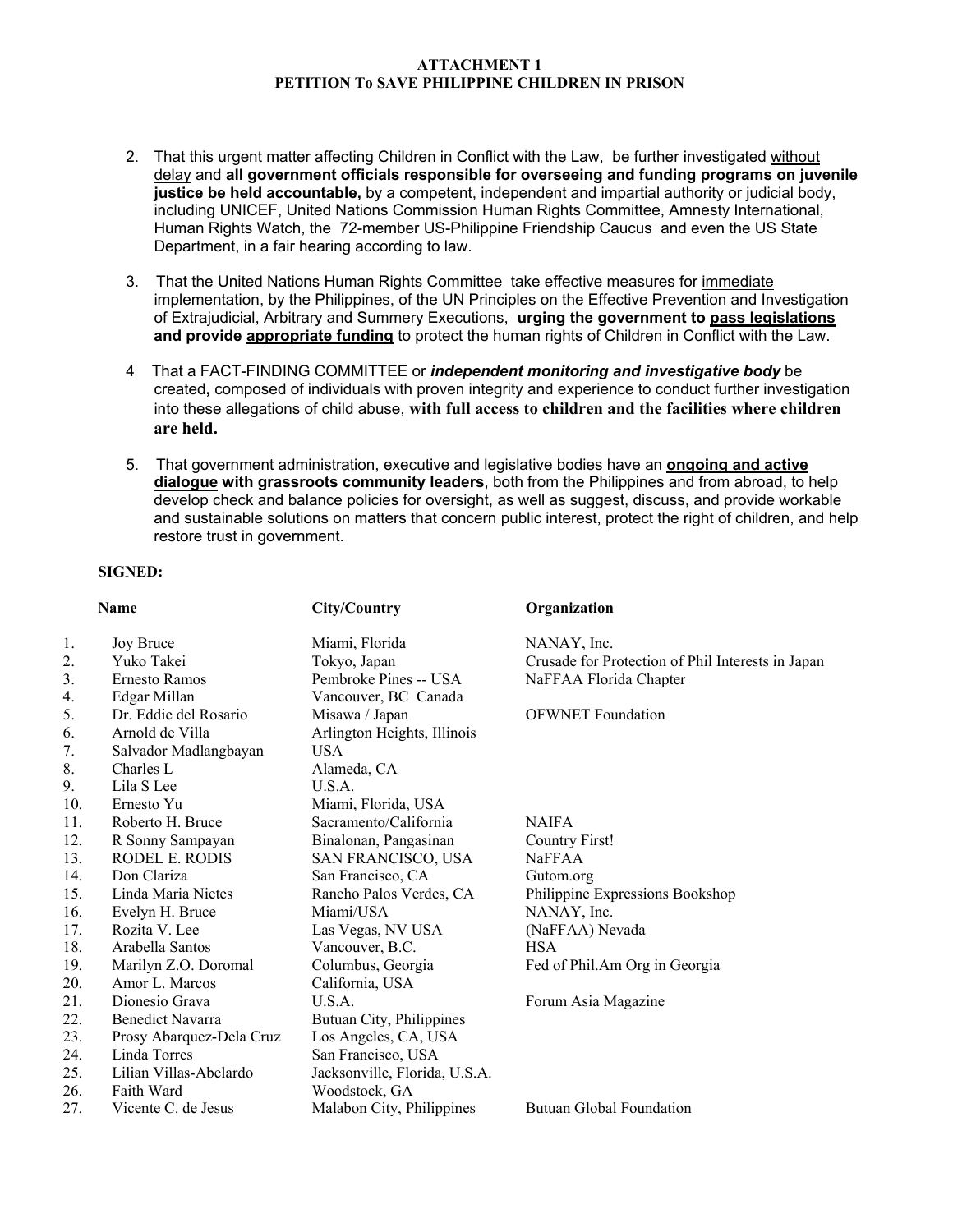**ATTACHMENT 1**
**PETITION To SAVE PHILIPPINE CHILDREN IN PRISON**

2. That this urgent matter affecting Children in Conflict with the Law, be further investigated without delay and **all government officials responsible for overseeing and funding programs on juvenile justice be held accountable,** by a competent, independent and impartial authority or judicial body, including UNICEF, United Nations Commission Human Rights Committee, Amnesty International, Human Rights Watch, the 72-member US-Philippine Friendship Caucus and even the US State Department, in a fair hearing according to law.

3. That the United Nations Human Rights Committee take effective measures for immediate implementation, by the Philippines, of the UN Principles on the Effective Prevention and Investigation of Extrajudicial, Arbitrary and Summery Executions, **urging the government to pass legislations and provide appropriate funding** to protect the human rights of Children in Conflict with the Law.

4. That a FACT-FINDING COMMITTEE or ***independent monitoring and investigative body*** be created**,** composed of individuals with proven integrity and experience to conduct further investigation into these allegations of child abuse, **with full access to children and the facilities where children are held.**

5. That government administration, executive and legislative bodies have an **ongoing and active dialogue with grassroots community leaders**, both from the Philippines and from abroad, to help develop check and balance policies for oversight, as well as suggest, discuss, and provide workable and sustainable solutions on matters that concern public interest, protect the right of children, and help restore trust in government.

**SIGNED:**

| | **Name** | **City/Country** | **Organization** |
|---|---|---|---|
| 1. | Joy Bruce | Miami, Florida | NANAY, Inc. |
| 2. | Yuko Takei | Tokyo, Japan | Crusade for Protection of Phil Interests in Japan |
| 3. | Ernesto Ramos | Pembroke Pines -- USA | NaFFAA Florida Chapter |
| 4. | Edgar Millan | Vancouver, BC Canada | |
| 5. | Dr. Eddie del Rosario | Misawa / Japan | OFWNET Foundation |
| 6. | Arnold de Villa | Arlington Heights, Illinois | |
| 7. | Salvador Madlangbayan | USA | |
| 8. | Charles L | Alameda, CA | |
| 9. | Lila S Lee | U.S.A. | |
| 10. | Ernesto Yu | Miami, Florida, USA | |
| 11. | Roberto H. Bruce | Sacramento/California | NAIFA |
| 12. | R Sonny Sampayan | Binalonan, Pangasinan | Country First! |
| 13. | RODEL E. RODIS | SAN FRANCISCO, USA | NaFFAA |
| 14. | Don Clariza | San Francisco, CA | Gutom.org |
| 15. | Linda Maria Nietes | Rancho Palos Verdes, CA | Philippine Expressions Bookshop |
| 16. | Evelyn H. Bruce | Miami/USA | NANAY, Inc. |
| 17. | Rozita V. Lee | Las Vegas, NV USA | (NaFFAA) Nevada |
| 18. | Arabella Santos | Vancouver, B.C. | HSA |
| 19. | Marilyn Z.O. Doromal | Columbus, Georgia | Fed of Phil.Am Org in Georgia |
| 20. | Amor L. Marcos | California, USA | |
| 21. | Dionesio Grava | U.S.A. | Forum Asia Magazine |
| 22. | Benedict Navarra | Butuan City, Philippines | |
| 23. | Prosy Abarquez-Dela Cruz | Los Angeles, CA, USA | |
| 24. | Linda Torres | San Francisco, USA | |
| 25. | Lilian Villas-Abelardo | Jacksonville, Florida, U.S.A. | |
| 26. | Faith Ward | Woodstock, GA | |
| 27. | Vicente C. de Jesus | Malabon City, Philippines | Butuan Global Foundation |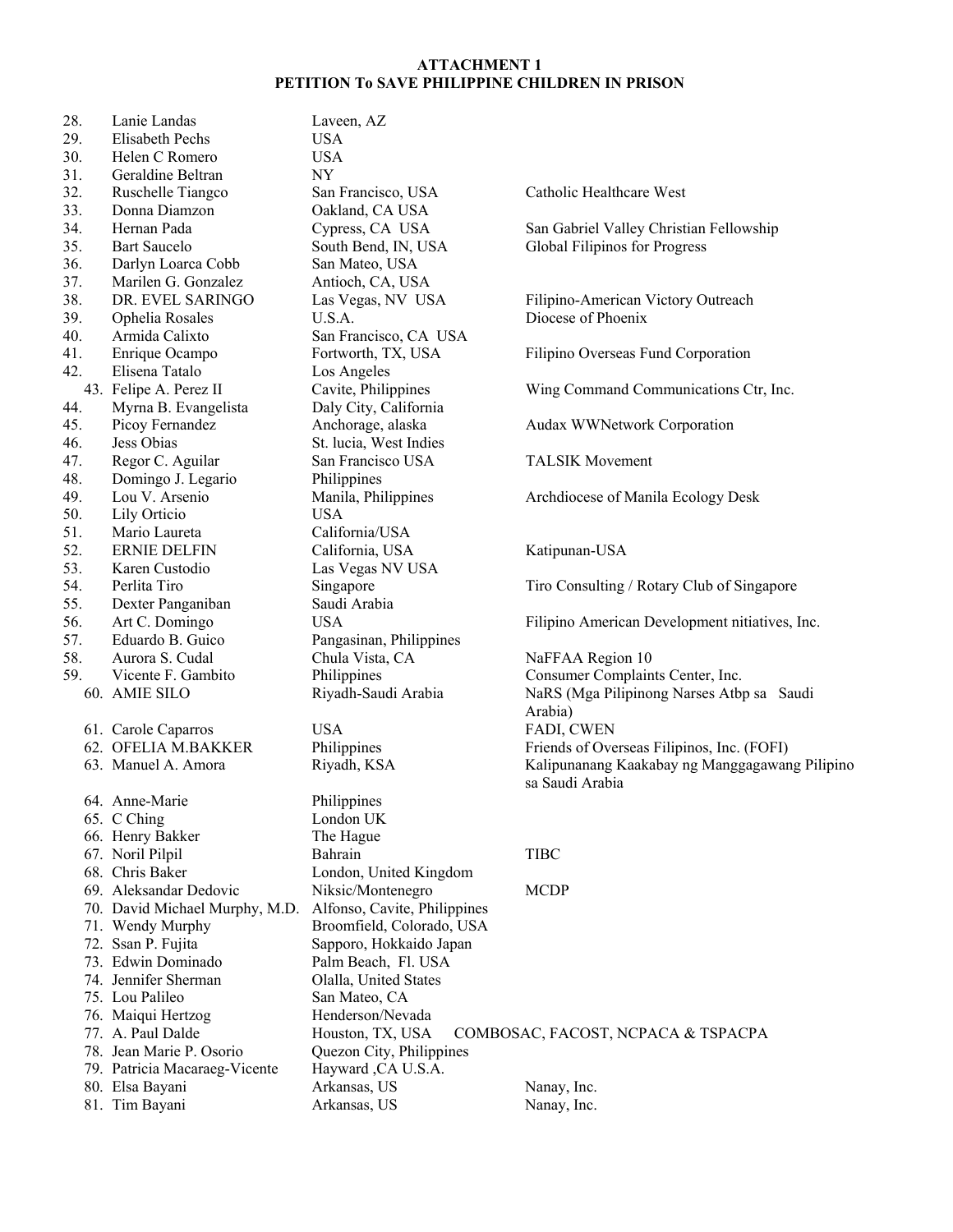**ATTACHMENT 1**
**PETITION To SAVE PHILIPPINE CHILDREN IN PRISON**

| No. | Name | Location | Organization |
|---|---|---|---|
| 28. | Lanie Landas | Laveen, AZ | |
| 29. | Elisabeth Pechs | USA | |
| 30. | Helen C Romero | USA | |
| 31. | Geraldine Beltran | NY | |
| 32. | Ruschelle Tiangco | San Francisco, USA | Catholic Healthcare West |
| 33. | Donna Diamzon | Oakland, CA USA | |
| 34. | Hernan Pada | Cypress, CA USA | San Gabriel Valley Christian Fellowship |
| 35. | Bart Saucelo | South Bend, IN, USA | Global Filipinos for Progress |
| 36. | Darlyn Loarca Cobb | San Mateo, USA | |
| 37. | Marilen G. Gonzalez | Antioch, CA, USA | |
| 38. | DR. EVEL SARINGO | Las Vegas, NV USA | Filipino-American Victory Outreach |
| 39. | Ophelia Rosales | U.S.A. | Diocese of Phoenix |
| 40. | Armida Calixto | San Francisco, CA USA | |
| 41. | Enrique Ocampo | Fortworth, TX, USA | Filipino Overseas Fund Corporation |
| 42. | Elisena Tatalo | Los Angeles | |
| 43. | Felipe A. Perez II | Cavite, Philippines | Wing Command Communications Ctr, Inc. |
| 44. | Myrna B. Evangelista | Daly City, California | |
| 45. | Picoy Fernandez | Anchorage, alaska | Audax WWNetwork Corporation |
| 46. | Jess Obias | St. lucia, West Indies | |
| 47. | Regor C. Aguilar | San Francisco USA | TALSIK Movement |
| 48. | Domingo J. Legario | Philippines | |
| 49. | Lou V. Arsenio | Manila, Philippines | Archdiocese of Manila Ecology Desk |
| 50. | Lily Orticio | USA | |
| 51. | Mario Laureta | California/USA | |
| 52. | ERNIE DELFIN | California, USA | Katipunan-USA |
| 53. | Karen Custodio | Las Vegas NV USA | |
| 54. | Perlita Tiro | Singapore | Tiro Consulting / Rotary Club of Singapore |
| 55. | Dexter Panganiban | Saudi Arabia | |
| 56. | Art C. Domingo | USA | Filipino American Development nitiatives, Inc. |
| 57. | Eduardo B. Guico | Pangasinan, Philippines | |
| 58. | Aurora S. Cudal | Chula Vista, CA | NaFFAA Region 10 |
| 59. | Vicente F. Gambito | Philippines | Consumer Complaints Center, Inc. |
| 60. | AMIE SILO | Riyadh-Saudi Arabia | NaRS (Mga Pilipinong Narses Atbp sa Saudi Arabia) |
| 61. | Carole Caparros | USA | FADI, CWEN |
| 62. | OFELIA M.BAKKER | Philippines | Friends of Overseas Filipinos, Inc. (FOFI) |
| 63. | Manuel A. Amora | Riyadh, KSA | Kalipunanang Kaakabay ng Manggagawang Pilipino sa Saudi Arabia |
| 64. | Anne-Marie | Philippines | |
| 65. | C Ching | London UK | |
| 66. | Henry Bakker | The Hague | |
| 67. | Noril Pilpil | Bahrain | TIBC |
| 68. | Chris Baker | London, United Kingdom | |
| 69. | Aleksandar Dedovic | Niksic/Montenegro | MCDP |
| 70. | David Michael Murphy, M.D. | Alfonso, Cavite, Philippines | |
| 71. | Wendy Murphy | Broomfield, Colorado, USA | |
| 72. | Ssan P. Fujita | Sapporo, Hokkaido Japan | |
| 73. | Edwin Dominado | Palm Beach, Fl. USA | |
| 74. | Jennifer Sherman | Olalla, United States | |
| 75. | Lou Palileo | San Mateo, CA | |
| 76. | Maiqui Hertzog | Henderson/Nevada | |
| 77. | A. Paul Dalde | Houston, TX, USA | COMBOSAC, FACOST, NCPACA & TSPACPA |
| 78. | Jean Marie P. Osorio | Quezon City, Philippines | |
| 79. | Patricia Macaraeg-Vicente | Hayward ,CA U.S.A. | |
| 80. | Elsa Bayani | Arkansas, US | Nanay, Inc. |
| 81. | Tim Bayani | Arkansas, US | Nanay, Inc. |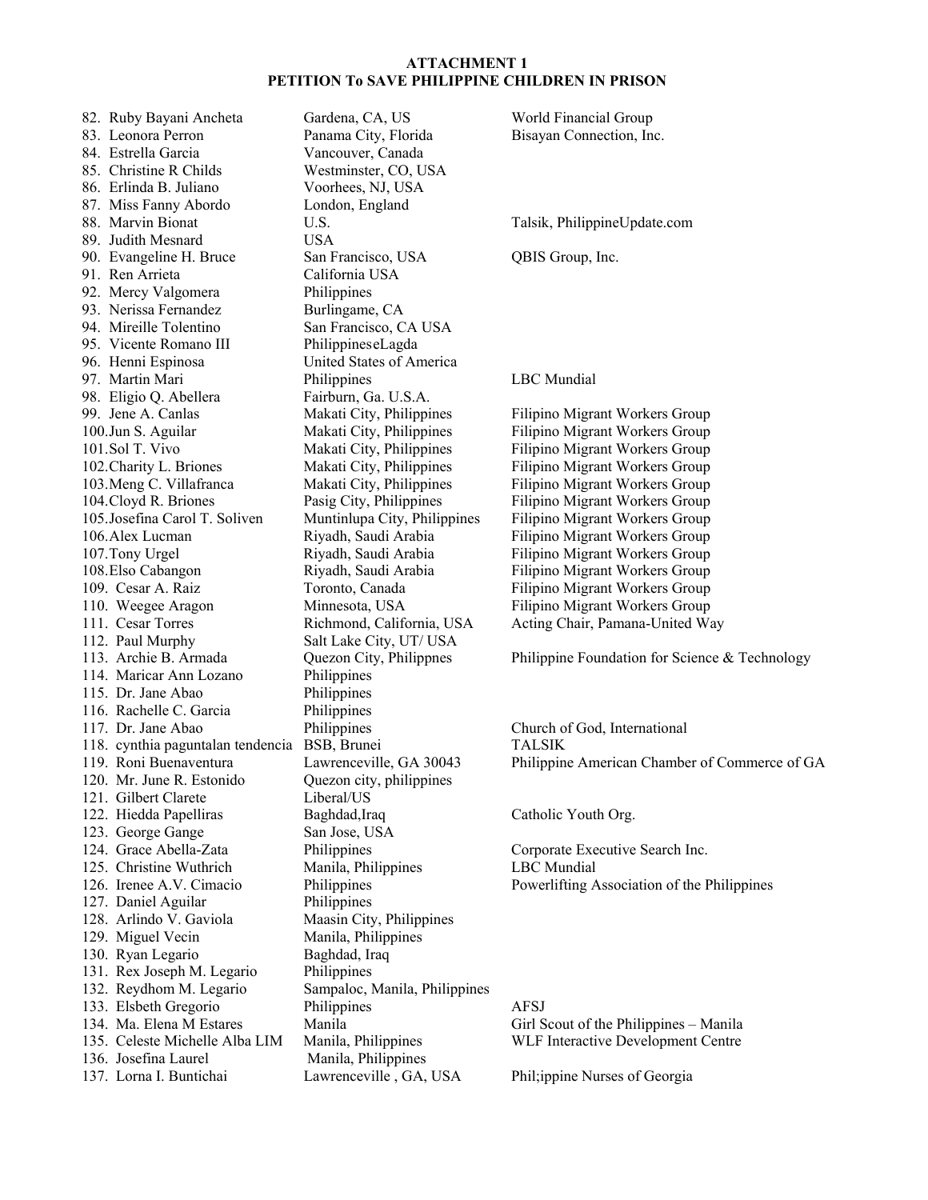**ATTACHMENT 1**
**PETITION To SAVE PHILIPPINE CHILDREN IN PRISON**

| No. | Name | Location | Organization |
|---|---|---|---|
| 82. | Ruby Bayani Ancheta | Gardena, CA, US | World Financial Group |
| 83. | Leonora Perron | Panama City, Florida | Bisayan Connection, Inc. |
| 84. | Estrella Garcia | Vancouver, Canada | |
| 85. | Christine R Childs | Westminster, CO, USA | |
| 86. | Erlinda B. Juliano | Voorhees, NJ, USA | |
| 87. | Miss Fanny Abordo | London, England | |
| 88. | Marvin Bionat | U.S. | Talsik, PhilippineUpdate.com |
| 89. | Judith Mesnard | USA | |
| 90. | Evangeline H. Bruce | San Francisco, USA | QBIS Group, Inc. |
| 91. | Ren Arrieta | California USA | |
| 92. | Mercy Valgomera | Philippines | |
| 93. | Nerissa Fernandez | Burlingame, CA | |
| 94. | Mireille Tolentino | San Francisco, CA USA | |
| 95. | Vicente Romano III | PhilippineseLagda | |
| 96. | Henni Espinosa | United States of America | |
| 97. | Martin Mari | Philippines | LBC Mundial |
| 98. | Eligio Q. Abellera | Fairburn, Ga. U.S.A. | |
| 99. | Jene A. Canlas | Makati City, Philippines | Filipino Migrant Workers Group |
| 100. | Jun S. Aguilar | Makati City, Philippines | Filipino Migrant Workers Group |
| 101. | Sol T. Vivo | Makati City, Philippines | Filipino Migrant Workers Group |
| 102. | Charity L. Briones | Makati City, Philippines | Filipino Migrant Workers Group |
| 103. | Meng C. Villafranca | Makati City, Philippines | Filipino Migrant Workers Group |
| 104. | Cloyd R. Briones | Pasig City, Philippines | Filipino Migrant Workers Group |
| 105. | Josefina Carol T. Soliven | Muntinlupa City, Philippines | Filipino Migrant Workers Group |
| 106. | Alex Lucman | Riyadh, Saudi Arabia | Filipino Migrant Workers Group |
| 107. | Tony Urgel | Riyadh, Saudi Arabia | Filipino Migrant Workers Group |
| 108. | Elso Cabangon | Riyadh, Saudi Arabia | Filipino Migrant Workers Group |
| 109. | Cesar A. Raiz | Toronto, Canada | Filipino Migrant Workers Group |
| 110. | Weegee Aragon | Minnesota, USA | Filipino Migrant Workers Group |
| 111. | Cesar Torres | Richmond, California, USA | Acting Chair, Pamana-United Way |
| 112. | Paul Murphy | Salt Lake City, UT/ USA | |
| 113. | Archie B. Armada | Quezon City, Philippnes | Philippine Foundation for Science & Technology |
| 114. | Maricar Ann Lozano | Philippines | |
| 115. | Dr. Jane Abao | Philippines | |
| 116. | Rachelle C. Garcia | Philippines | |
| 117. | Dr. Jane Abao | Philippines | Church of God, International |
| 118. | cynthia paguntalan tendencia | BSB, Brunei | TALSIK |
| 119. | Roni Buenaventura | Lawrenceville, GA 30043 | Philippine American Chamber of Commerce of GA |
| 120. | Mr. June R. Estonido | Quezon city, philippines | |
| 121. | Gilbert Clarete | Liberal/US | |
| 122. | Hiedda Papelliras | Baghdad,Iraq | Catholic Youth Org. |
| 123. | George Gange | San Jose, USA | |
| 124. | Grace Abella-Zata | Philippines | Corporate Executive Search Inc. |
| 125. | Christine Wuthrich | Manila, Philippines | LBC Mundial |
| 126. | Irenee A.V. Cimacio | Philippines | Powerlifting Association of the Philippines |
| 127. | Daniel Aguilar | Philippines | |
| 128. | Arlindo V. Gaviola | Maasin City, Philippines | |
| 129. | Miguel Vecin | Manila, Philippines | |
| 130. | Ryan Legario | Baghdad, Iraq | |
| 131. | Rex Joseph M. Legario | Philippines | |
| 132. | Reydhom M. Legario | Sampaloc, Manila, Philippines | |
| 133. | Elsbeth Gregorio | Philippines | AFSJ |
| 134. | Ma. Elena M Estares | Manila | Girl Scout of the Philippines – Manila |
| 135. | Celeste Michelle Alba LIM | Manila, Philippines | WLF Interactive Development Centre |
| 136. | Josefina Laurel | Manila, Philippines | |
| 137. | Lorna I. Buntichai | Lawrenceville , GA, USA | Phil;ippine Nurses of Georgia |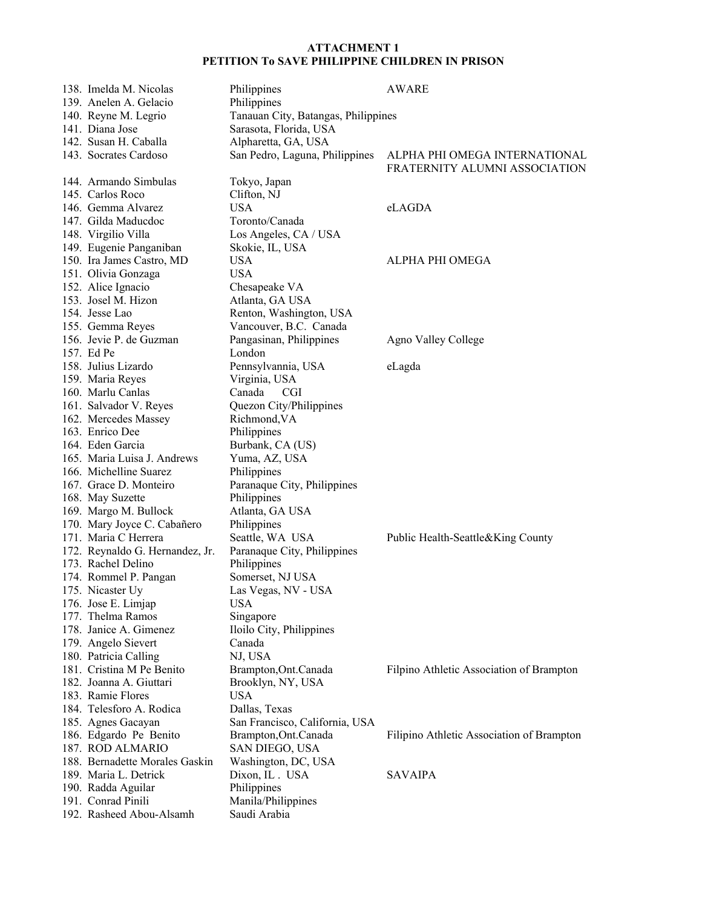**ATTACHMENT 1**
**PETITION To SAVE PHILIPPINE CHILDREN IN PRISON**

| | | |
|---|---|---|
| 138. Imelda M. Nicolas | Philippines | AWARE |
| 139. Anelen A. Gelacio | Philippines | |
| 140. Reyne M. Legrio | Tanauan City, Batangas, Philippines | |
| 141. Diana Jose | Sarasota, Florida, USA | |
| 142. Susan H. Caballa | Alpharetta, GA, USA | |
| 143. Socrates Cardoso | San Pedro, Laguna, Philippines | ALPHA PHI OMEGA INTERNATIONAL FRATERNITY ALUMNI ASSOCIATION |
| 144. Armando Simbulas | Tokyo, Japan | |
| 145. Carlos Roco | Clifton, NJ | |
| 146. Gemma Alvarez | USA | eLAGDA |
| 147. Gilda Maducdoc | Toronto/Canada | |
| 148. Virgilio Villa | Los Angeles, CA / USA | |
| 149. Eugenie Panganiban | Skokie, IL, USA | |
| 150. Ira James Castro, MD | USA | ALPHA PHI OMEGA |
| 151. Olivia Gonzaga | USA | |
| 152. Alice Ignacio | Chesapeake VA | |
| 153. Josel M. Hizon | Atlanta, GA USA | |
| 154. Jesse Lao | Renton, Washington, USA | |
| 155. Gemma Reyes | Vancouver, B.C. Canada | |
| 156. Jevie P. de Guzman | Pangasinan, Philippines | Agno Valley College |
| 157. Ed Pe | London | |
| 158. Julius Lizardo | Pennsylvannia, USA | eLagda |
| 159. Maria Reyes | Virginia, USA | |
| 160. Marlu Canlas | Canada CGI | |
| 161. Salvador V. Reyes | Quezon City/Philippines | |
| 162. Mercedes Massey | Richmond,VA | |
| 163. Enrico Dee | Philippines | |
| 164. Eden Garcia | Burbank, CA (US) | |
| 165. Maria Luisa J. Andrews | Yuma, AZ, USA | |
| 166. Michelline Suarez | Philippines | |
| 167. Grace D. Monteiro | Paranaque City, Philippines | |
| 168. May Suzette | Philippines | |
| 169. Margo M. Bullock | Atlanta, GA USA | |
| 170. Mary Joyce C. Cabañero | Philippines | |
| 171. Maria C Herrera | Seattle, WA USA | Public Health-Seattle&King County |
| 172. Reynaldo G. Hernandez, Jr. | Paranaque City, Philippines | |
| 173. Rachel Delino | Philippines | |
| 174. Rommel P. Pangan | Somerset, NJ USA | |
| 175. Nicaster Uy | Las Vegas, NV - USA | |
| 176. Jose E. Limjap | USA | |
| 177. Thelma Ramos | Singapore | |
| 178. Janice A. Gimenez | Iloilo City, Philippines | |
| 179. Angelo Sievert | Canada | |
| 180. Patricia Calling | NJ, USA | |
| 181. Cristina M Pe Benito | Brampton,Ont.Canada | Filpino Athletic Association of Brampton |
| 182. Joanna A. Giuttari | Brooklyn, NY, USA | |
| 183. Ramie Flores | USA | |
| 184. Telesforo A. Rodica | Dallas, Texas | |
| 185. Agnes Gacayan | San Francisco, California, USA | |
| 186. Edgardo Pe Benito | Brampton,Ont.Canada | Filipino Athletic Association of Brampton |
| 187. ROD ALMARIO | SAN DIEGO, USA | |
| 188. Bernadette Morales Gaskin | Washington, DC, USA | |
| 189. Maria L. Detrick | Dixon, IL . USA | SAVAIPA |
| 190. Radda Aguilar | Philippines | |
| 191. Conrad Pinili | Manila/Philippines | |
| 192. Rasheed Abou-Alsamh | Saudi Arabia | |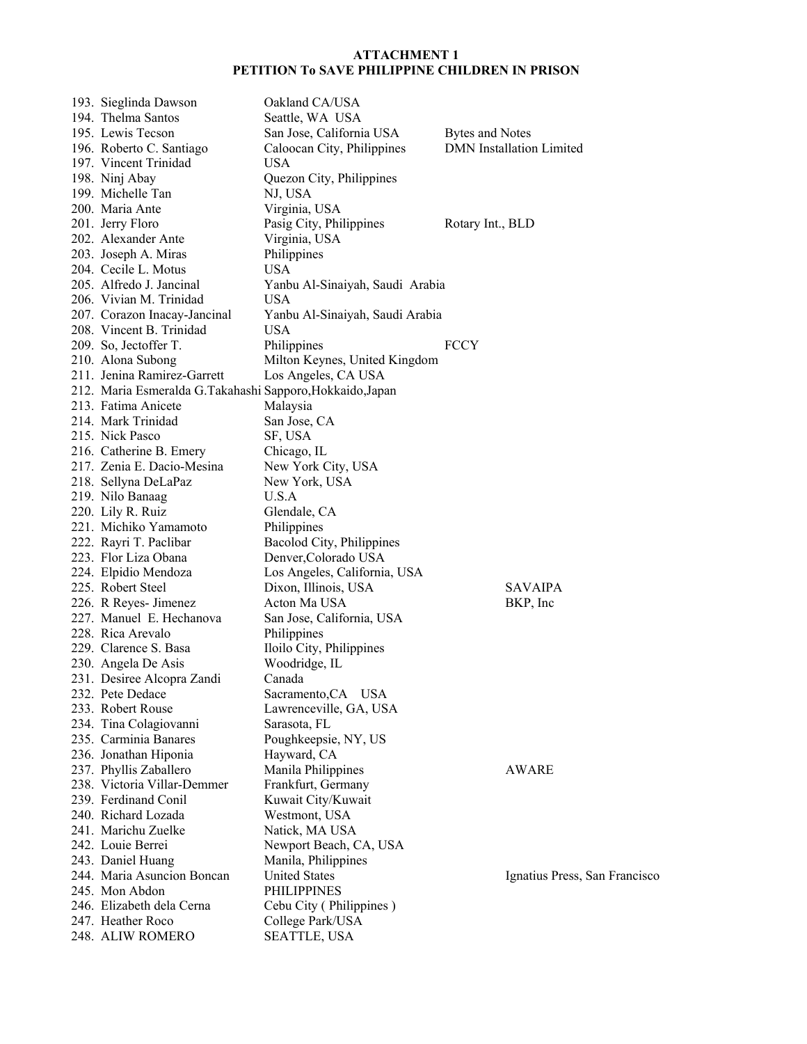**ATTACHMENT 1**
**PETITION To SAVE PHILIPPINE CHILDREN IN PRISON**

| No. | Name | Location | Organization | |
|---|---|---|---|---|
| 193. | Sieglinda Dawson | Oakland CA/USA | | |
| 194. | Thelma Santos | Seattle, WA USA | | |
| 195. | Lewis Tecson | San Jose, California USA | Bytes and Notes | |
| 196. | Roberto C. Santiago | Caloocan City, Philippines | DMN Installation Limited | |
| 197. | Vincent Trinidad | USA | | |
| 198. | Ninj Abay | Quezon City, Philippines | | |
| 199. | Michelle Tan | NJ, USA | | |
| 200. | Maria Ante | Virginia, USA | | |
| 201. | Jerry Floro | Pasig City, Philippines | Rotary Int., BLD | |
| 202. | Alexander Ante | Virginia, USA | | |
| 203. | Joseph A. Miras | Philippines | | |
| 204. | Cecile L. Motus | USA | | |
| 205. | Alfredo J. Jancinal | Yanbu Al-Sinaiyah, Saudi Arabia | | |
| 206. | Vivian M. Trinidad | USA | | |
| 207. | Corazon Inacay-Jancinal | Yanbu Al-Sinaiyah, Saudi Arabia | | |
| 208. | Vincent B. Trinidad | USA | | |
| 209. | So, Jectoffer T. | Philippines | FCCY | |
| 210. | Alona Subong | Milton Keynes, United Kingdom | | |
| 211. | Jenina Ramirez-Garrett | Los Angeles, CA USA | | |
| 212. | Maria Esmeralda G.Takahashi | Sapporo,Hokkaido,Japan | | |
| 213. | Fatima Anicete | Malaysia | | |
| 214. | Mark Trinidad | San Jose, CA | | |
| 215. | Nick Pasco | SF, USA | | |
| 216. | Catherine B. Emery | Chicago, IL | | |
| 217. | Zenia E. Dacio-Mesina | New York City, USA | | |
| 218. | Sellyna DeLaPaz | New York, USA | | |
| 219. | Nilo Banaag | U.S.A | | |
| 220. | Lily R. Ruiz | Glendale, CA | | |
| 221. | Michiko Yamamoto | Philippines | | |
| 222. | Rayri T. Paclibar | Bacolod City, Philippines | | |
| 223. | Flor Liza Obana | Denver,Colorado USA | | |
| 224. | Elpidio Mendoza | Los Angeles, California, USA | | |
| 225. | Robert Steel | Dixon, Illinois, USA | | SAVAIPA |
| 226. | R Reyes- Jimenez | Acton Ma USA | | BKP, Inc |
| 227. | Manuel E. Hechanova | San Jose, California, USA | | |
| 228. | Rica Arevalo | Philippines | | |
| 229. | Clarence S. Basa | Iloilo City, Philippines | | |
| 230. | Angela De Asis | Woodridge, IL | | |
| 231. | Desiree Alcopra Zandi | Canada | | |
| 232. | Pete Dedace | Sacramento,CA USA | | |
| 233. | Robert Rouse | Lawrenceville, GA, USA | | |
| 234. | Tina Colagiovanni | Sarasota, FL | | |
| 235. | Carminia Banares | Poughkeepsie, NY, US | | |
| 236. | Jonathan Hiponia | Hayward, CA | | |
| 237. | Phyllis Zaballero | Manila Philippines | | AWARE |
| 238. | Victoria Villar-Demmer | Frankfurt, Germany | | |
| 239. | Ferdinand Conil | Kuwait City/Kuwait | | |
| 240. | Richard Lozada | Westmont, USA | | |
| 241. | Marichu Zuelke | Natick, MA USA | | |
| 242. | Louie Berrei | Newport Beach, CA, USA | | |
| 243. | Daniel Huang | Manila, Philippines | | |
| 244. | Maria Asuncion Boncan | United States | | Ignatius Press, San Francisco |
| 245. | Mon Abdon | PHILIPPINES | | |
| 246. | Elizabeth dela Cerna | Cebu City ( Philippines ) | | |
| 247. | Heather Roco | College Park/USA | | |
| 248. | ALIW ROMERO | SEATTLE, USA | | |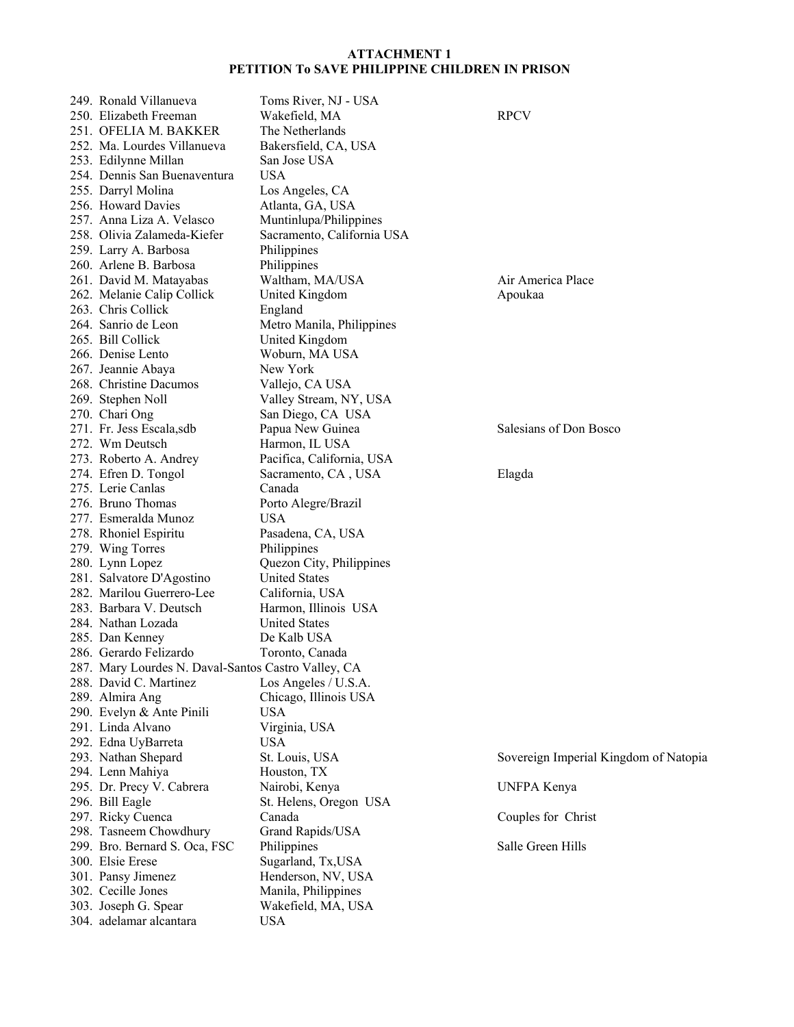**ATTACHMENT 1**
**PETITION To SAVE PHILIPPINE CHILDREN IN PRISON**

| No. | Name | Location | Affiliation |
|---|---|---|---|
| 249. | Ronald Villanueva | Toms River, NJ - USA | |
| 250. | Elizabeth Freeman | Wakefield, MA | RPCV |
| 251. | OFELIA M. BAKKER | The Netherlands | |
| 252. | Ma. Lourdes Villanueva | Bakersfield, CA, USA | |
| 253. | Edilynne Millan | San Jose USA | |
| 254. | Dennis San Buenaventura | USA | |
| 255. | Darryl Molina | Los Angeles, CA | |
| 256. | Howard Davies | Atlanta, GA, USA | |
| 257. | Anna Liza A. Velasco | Muntinlupa/Philippines | |
| 258. | Olivia Zalameda-Kiefer | Sacramento, California USA | |
| 259. | Larry A. Barbosa | Philippines | |
| 260. | Arlene B. Barbosa | Philippines | |
| 261. | David M. Matayabas | Waltham, MA/USA | Air America Place |
| 262. | Melanie Calip Collick | United Kingdom | Apoukaa |
| 263. | Chris Collick | England | |
| 264. | Sanrio de Leon | Metro Manila, Philippines | |
| 265. | Bill Collick | United Kingdom | |
| 266. | Denise Lento | Woburn, MA USA | |
| 267. | Jeannie Abaya | New York | |
| 268. | Christine Dacumos | Vallejo, CA USA | |
| 269. | Stephen Noll | Valley Stream, NY, USA | |
| 270. | Chari Ong | San Diego, CA USA | |
| 271. | Fr. Jess Escala,sdb | Papua New Guinea | Salesians of Don Bosco |
| 272. | Wm Deutsch | Harmon, IL USA | |
| 273. | Roberto A. Andrey | Pacifica, California, USA | |
| 274. | Efren D. Tongol | Sacramento, CA , USA | Elagda |
| 275. | Lerie Canlas | Canada | |
| 276. | Bruno Thomas | Porto Alegre/Brazil | |
| 277. | Esmeralda Munoz | USA | |
| 278. | Rhoniel Espiritu | Pasadena, CA, USA | |
| 279. | Wing Torres | Philippines | |
| 280. | Lynn Lopez | Quezon City, Philippines | |
| 281. | Salvatore D'Agostino | United States | |
| 282. | Marilou Guerrero-Lee | California, USA | |
| 283. | Barbara V. Deutsch | Harmon, Illinois USA | |
| 284. | Nathan Lozada | United States | |
| 285. | Dan Kenney | De Kalb USA | |
| 286. | Gerardo Felizardo | Toronto, Canada | |
| 287. | Mary Lourdes N. Daval-Santos | Castro Valley, CA | |
| 288. | David C. Martinez | Los Angeles / U.S.A. | |
| 289. | Almira Ang | Chicago, Illinois USA | |
| 290. | Evelyn & Ante Pinili | USA | |
| 291. | Linda Alvano | Virginia, USA | |
| 292. | Edna UyBarreta | USA | |
| 293. | Nathan Shepard | St. Louis, USA | Sovereign Imperial Kingdom of Natopia |
| 294. | Lenn Mahiya | Houston, TX | |
| 295. | Dr. Precy V. Cabrera | Nairobi, Kenya | UNFPA Kenya |
| 296. | Bill Eagle | St. Helens, Oregon USA | |
| 297. | Ricky Cuenca | Canada | Couples for Christ |
| 298. | Tasneem Chowdhury | Grand Rapids/USA | |
| 299. | Bro. Bernard S. Oca, FSC | Philippines | Salle Green Hills |
| 300. | Elsie Erese | Sugarland, Tx,USA | |
| 301. | Pansy Jimenez | Henderson, NV, USA | |
| 302. | Cecille Jones | Manila, Philippines | |
| 303. | Joseph G. Spear | Wakefield, MA, USA | |
| 304. | adelamar alcantara | USA | |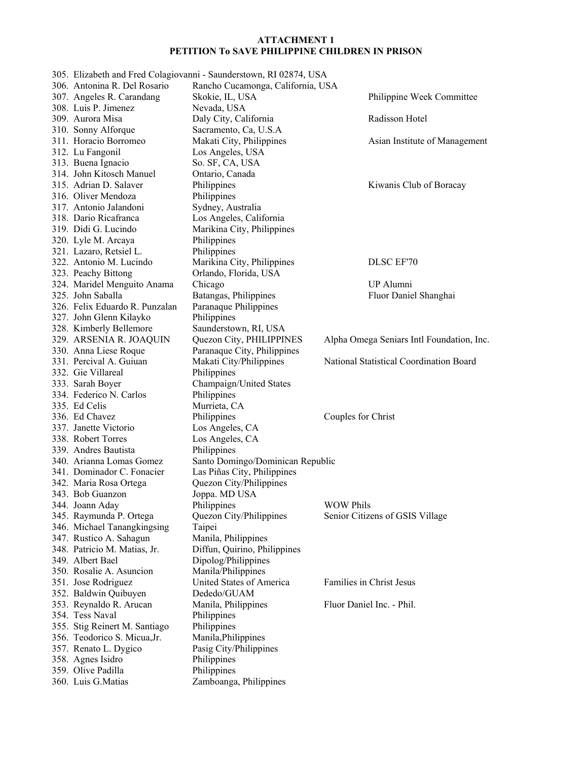**ATTACHMENT 1**
**PETITION To SAVE PHILIPPINE CHILDREN IN PRISON**

| No. | Name | Location | Organization |
|---|---|---|---|
| 305. | Elizabeth and Fred Colagiovanni - Saunderstown, RI 02874, USA | | |
| 306. | Antonina R. Del Rosario | Rancho Cucamonga, California, USA | |
| 307. | Angeles R. Carandang | Skokie, IL, USA | Philippine Week Committee |
| 308. | Luis P. Jimenez | Nevada, USA | |
| 309. | Aurora Misa | Daly City, California | Radisson Hotel |
| 310. | Sonny Alforque | Sacramento, Ca, U.S.A | |
| 311. | Horacio Borromeo | Makati City, Philippines | Asian Institute of Management |
| 312. | Lu Fangonil | Los Angeles, USA | |
| 313. | Buena Ignacio | So. SF, CA, USA | |
| 314. | John Kitosch Manuel | Ontario, Canada | |
| 315. | Adrian D. Salaver | Philippines | Kiwanis Club of Boracay |
| 316. | Oliver Mendoza | Philippines | |
| 317. | Antonio Jalandoni | Sydney, Australia | |
| 318. | Dario Ricafranca | Los Angeles, California | |
| 319. | Didi G. Lucindo | Marikina City, Philippines | |
| 320. | Lyle M. Arcaya | Philippines | |
| 321. | Lazaro, Retsiel L. | Philippines | |
| 322. | Antonio M. Lucindo | Marikina City, Philippines | DLSC EF'70 |
| 323. | Peachy Bittong | Orlando, Florida, USA | |
| 324. | Maridel Menguito Anama | Chicago | UP Alumni |
| 325. | John Saballa | Batangas, Philippines | Fluor Daniel Shanghai |
| 326. | Felix Eduardo R. Punzalan | Paranaque Philippines | |
| 327. | John Glenn Kilayko | Philippines | |
| 328. | Kimberly Bellemore | Saunderstown, RI, USA | |
| 329. | ARSENIA R. JOAQUIN | Quezon City, PHILIPPINES | Alpha Omega Seniars Intl Foundation, Inc. |
| 330. | Anna Liese Roque | Paranaque City, Philippines | |
| 331. | Percival A. Guiuan | Makati City/Philippines | National Statistical Coordination Board |
| 332. | Gie Villareal | Philippines | |
| 333. | Sarah Boyer | Champaign/United States | |
| 334. | Federico N. Carlos | Philippines | |
| 335. | Ed Celis | Murrieta, CA | |
| 336. | Ed Chavez | Philippines | Couples for Christ |
| 337. | Janette Victorio | Los Angeles, CA | |
| 338. | Robert Torres | Los Angeles, CA | |
| 339. | Andres Bautista | Philippines | |
| 340. | Arianna Lomas Gomez | Santo Domingo/Dominican Republic | |
| 341. | Dominador C. Fonacier | Las Piñas City, Philippines | |
| 342. | Maria Rosa Ortega | Quezon City/Philippines | |
| 343. | Bob Guanzon | Joppa. MD USA | |
| 344. | Joann Aday | Philippines | WOW Phils |
| 345. | Raymunda P. Ortega | Quezon City/Philippines | Senior Citizens of GSIS Village |
| 346. | Michael Tanangkingsing | Taipei | |
| 347. | Rustico A. Sahagun | Manila, Philippines | |
| 348. | Patricio M. Matias, Jr. | Diffun, Quirino, Philippines | |
| 349. | Albert Bael | Dipolog/Philippines | |
| 350. | Rosalie A. Asuncion | Manila/Philippines | |
| 351. | Jose Rodriguez | United States of America | Families in Christ Jesus |
| 352. | Baldwin Quibuyen | Dededo/GUAM | |
| 353. | Reynaldo R. Arucan | Manila, Philippines | Fluor Daniel Inc. - Phil. |
| 354. | Tess Naval | Philippines | |
| 355. | Stig Reinert M. Santiago | Philippines | |
| 356. | Teodorico S. Micua,Jr. | Manila,Philippines | |
| 357. | Renato L. Dygico | Pasig City/Philippines | |
| 358. | Agnes Isidro | Philippines | |
| 359. | Olive Padilla | Philippines | |
| 360. | Luis G.Matias | Zamboanga, Philippines | |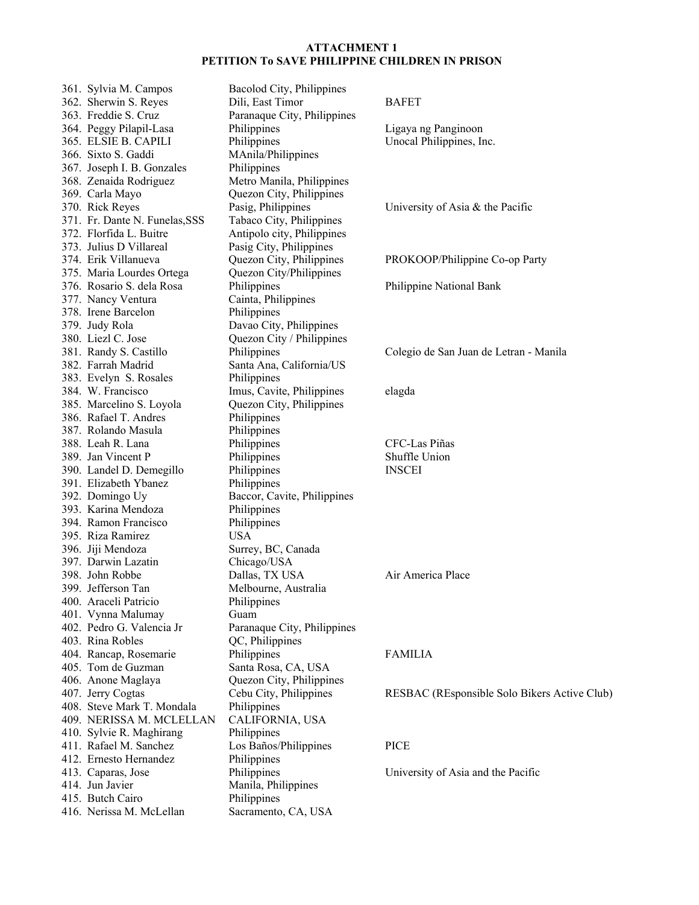**ATTACHMENT 1**
**PETITION To SAVE PHILIPPINE CHILDREN IN PRISON**

| | | |
|---|---|---|
| 361. Sylvia M. Campos | Bacolod City, Philippines | |
| 362. Sherwin S. Reyes | Dili, East Timor | BAFET |
| 363. Freddie S. Cruz | Paranaque City, Philippines | |
| 364. Peggy Pilapil-Lasa | Philippines | Ligaya ng Panginoon |
| 365. ELSIE B. CAPILI | Philippines | Unocal Philippines, Inc. |
| 366. Sixto S. Gaddi | MAnila/Philippines | |
| 367. Joseph I. B. Gonzales | Philippines | |
| 368. Zenaida Rodriguez | Metro Manila, Philippines | |
| 369. Carla Mayo | Quezon City, Philippines | |
| 370. Rick Reyes | Pasig, Philippines | University of Asia & the Pacific |
| 371. Fr. Dante N. Funelas,SSS | Tabaco City, Philippines | |
| 372. Florfida L. Buitre | Antipolo city, Philippines | |
| 373. Julius D Villareal | Pasig City, Philippines | |
| 374. Erik Villanueva | Quezon City, Philippines | PROKOOP/Philippine Co-op Party |
| 375. Maria Lourdes Ortega | Quezon City/Philippines | |
| 376. Rosario S. dela Rosa | Philippines | Philippine National Bank |
| 377. Nancy Ventura | Cainta, Philippines | |
| 378. Irene Barcelon | Philippines | |
| 379. Judy Rola | Davao City, Philippines | |
| 380. Liezl C. Jose | Quezon City / Philippines | |
| 381. Randy S. Castillo | Philippines | Colegio de San Juan de Letran - Manila |
| 382. Farrah Madrid | Santa Ana, California/US | |
| 383. Evelyn S. Rosales | Philippines | |
| 384. W. Francisco | Imus, Cavite, Philippines | elagda |
| 385. Marcelino S. Loyola | Quezon City, Philippines | |
| 386. Rafael T. Andres | Philippines | |
| 387. Rolando Masula | Philippines | |
| 388. Leah R. Lana | Philippines | CFC-Las Piñas |
| 389. Jan Vincent P | Philippines | Shuffle Union |
| 390. Landel D. Demegillo | Philippines | INSCEI |
| 391. Elizabeth Ybanez | Philippines | |
| 392. Domingo Uy | Baccor, Cavite, Philippines | |
| 393. Karina Mendoza | Philippines | |
| 394. Ramon Francisco | Philippines | |
| 395. Riza Ramirez | USA | |
| 396. Jiji Mendoza | Surrey, BC, Canada | |
| 397. Darwin Lazatin | Chicago/USA | |
| 398. John Robbe | Dallas, TX USA | Air America Place |
| 399. Jefferson Tan | Melbourne, Australia | |
| 400. Araceli Patricio | Philippines | |
| 401. Vynna Malumay | Guam | |
| 402. Pedro G. Valencia Jr | Paranaque City, Philippines | |
| 403. Rina Robles | QC, Philippines | |
| 404. Rancap, Rosemarie | Philippines | FAMILIA |
| 405. Tom de Guzman | Santa Rosa, CA, USA | |
| 406. Anone Maglaya | Quezon City, Philippines | |
| 407. Jerry Cogtas | Cebu City, Philippines | RESBAC (REsponsible Solo Bikers Active Club) |
| 408. Steve Mark T. Mondala | Philippines | |
| 409. NERISSA M. MCLELLAN | CALIFORNIA, USA | |
| 410. Sylvie R. Maghirang | Philippines | |
| 411. Rafael M. Sanchez | Los Baños/Philippines | PICE |
| 412. Ernesto Hernandez | Philippines | |
| 413. Caparas, Jose | Philippines | University of Asia and the Pacific |
| 414. Jun Javier | Manila, Philippines | |
| 415. Butch Cairo | Philippines | |
| 416. Nerissa M. McLellan | Sacramento, CA, USA | |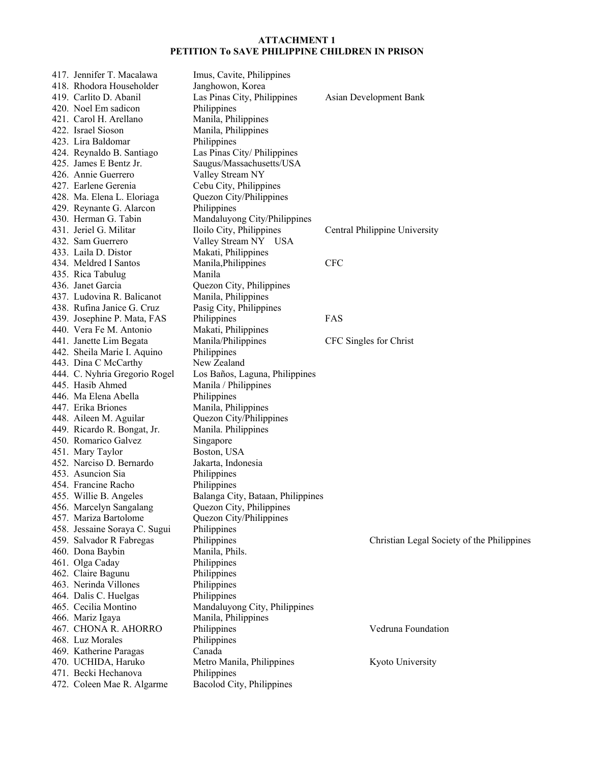**ATTACHMENT 1**
**PETITION To SAVE PHILIPPINE CHILDREN IN PRISON**

| | | |
|---|---|---|
| 417. Jennifer T. Macalawa | Imus, Cavite, Philippines | |
| 418. Rhodora Householder | Janghowon, Korea | |
| 419. Carlito D. Abanil | Las Pinas City, Philippines | Asian Development Bank |
| 420. Noel Em sadicon | Philippines | |
| 421. Carol H. Arellano | Manila, Philippines | |
| 422. Israel Sioson | Manila, Philippines | |
| 423. Lira Baldomar | Philippines | |
| 424. Reynaldo B. Santiago | Las Pinas City/ Philippines | |
| 425. James E Bentz Jr. | Saugus/Massachusetts/USA | |
| 426. Annie Guerrero | Valley Stream NY | |
| 427. Earlene Gerenia | Cebu City, Philippines | |
| 428. Ma. Elena L. Eloriaga | Quezon City/Philippines | |
| 429. Reynante G. Alarcon | Philippines | |
| 430. Herman G. Tabin | Mandaluyong City/Philippines | |
| 431. Jeriel G. Militar | Iloilo City, Philippines | Central Philippine University |
| 432. Sam Guerrero | Valley Stream NY USA | |
| 433. Laila D. Distor | Makati, Philippines | |
| 434. Meldred I Santos | Manila,Philippines | CFC |
| 435. Rica Tabulug | Manila | |
| 436. Janet Garcia | Quezon City, Philippines | |
| 437. Ludovina R. Balicanot | Manila, Philippines | |
| 438. Rufina Janice G. Cruz | Pasig City, Philippines | |
| 439. Josephine P. Mata, FAS | Philippines | FAS |
| 440. Vera Fe M. Antonio | Makati, Philippines | |
| 441. Janette Lim Begata | Manila/Philippines | CFC Singles for Christ |
| 442. Sheila Marie I. Aquino | Philippines | |
| 443. Dina C McCarthy | New Zealand | |
| 444. C. Nyhria Gregorio Rogel | Los Baños, Laguna, Philippines | |
| 445. Hasib Ahmed | Manila / Philippines | |
| 446. Ma Elena Abella | Philippines | |
| 447. Erika Briones | Manila, Philippines | |
| 448. Aileen M. Aguilar | Quezon City/Philippines | |
| 449. Ricardo R. Bongat, Jr. | Manila. Philippines | |
| 450. Romarico Galvez | Singapore | |
| 451. Mary Taylor | Boston, USA | |
| 452. Narciso D. Bernardo | Jakarta, Indonesia | |
| 453. Asuncion Sia | Philippines | |
| 454. Francine Racho | Philippines | |
| 455. Willie B. Angeles | Balanga City, Bataan, Philippines | |
| 456. Marcelyn Sangalang | Quezon City, Philippines | |
| 457. Mariza Bartolome | Quezon City/Philippines | |
| 458. Jessaine Soraya C. Sugui | Philippines | |
| 459. Salvador R Fabregas | Philippines | Christian Legal Society of the Philippines |
| 460. Dona Baybin | Manila, Phils. | |
| 461. Olga Caday | Philippines | |
| 462. Claire Bagunu | Philippines | |
| 463. Nerinda Villones | Philippines | |
| 464. Dalis C. Huelgas | Philippines | |
| 465. Cecilia Montino | Mandaluyong City, Philippines | |
| 466. Mariz Igaya | Manila, Philippines | |
| 467. CHONA R. AHORRO | Philippines | Vedruna Foundation |
| 468. Luz Morales | Philippines | |
| 469. Katherine Paragas | Canada | |
| 470. UCHIDA, Haruko | Metro Manila, Philippines | Kyoto University |
| 471. Becki Hechanova | Philippines | |
| 472. Coleen Mae R. Algarme | Bacolod City, Philippines | |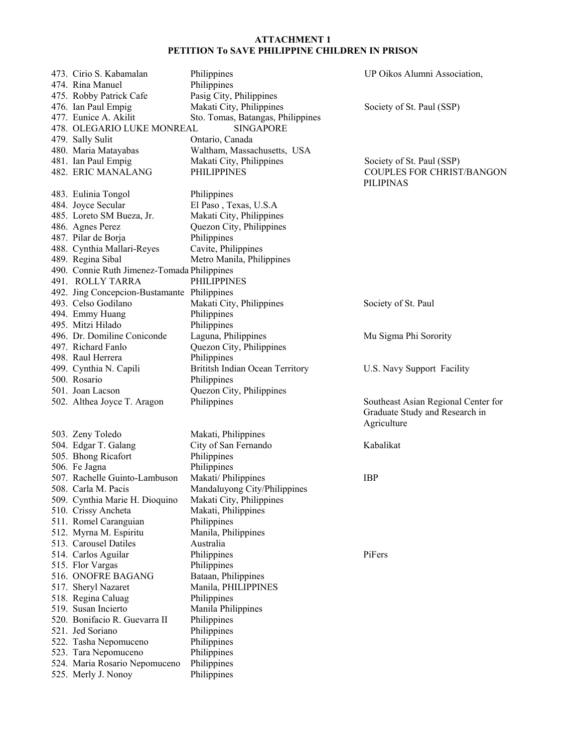**ATTACHMENT 1**
**PETITION To SAVE PHILIPPINE CHILDREN IN PRISON**

| No. | Name | Location | Organization |
|---|---|---|---|
| 473. | Cirio S. Kabamalan | Philippines | UP Oikos Alumni Association, |
| 474. | Rina Manuel | Philippines | |
| 475. | Robby Patrick Cafe | Pasig City, Philippines | |
| 476. | Ian Paul Empig | Makati City, Philippines | Society of St. Paul (SSP) |
| 477. | Eunice A. Akilit | Sto. Tomas, Batangas, Philippines | |
| 478. | OLEGARIO LUKE MONREAL | SINGAPORE | |
| 479. | Sally Sulit | Ontario, Canada | |
| 480. | Maria Matayabas | Waltham, Massachusetts, USA | |
| 481. | Ian Paul Empig | Makati City, Philippines | Society of St. Paul (SSP) |
| 482. | ERIC MANALANG | PHILIPPINES | COUPLES FOR CHRIST/BANGON PILIPINAS |
| 483. | Eulinia Tongol | Philippines | |
| 484. | Joyce Secular | El Paso , Texas, U.S.A | |
| 485. | Loreto SM Bueza, Jr. | Makati City, Philippines | |
| 486. | Agnes Perez | Quezon City, Philippines | |
| 487. | Pilar de Borja | Philippines | |
| 488. | Cynthia Mallari-Reyes | Cavite, Philippines | |
| 489. | Regina Sibal | Metro Manila, Philippines | |
| 490. | Connie Ruth Jimenez-Tomada | Philippines | |
| 491. | ROLLY TARRA | PHILIPPINES | |
| 492. | Jing Concepcion-Bustamante | Philippines | |
| 493. | Celso Godilano | Makati City, Philippines | Society of St. Paul |
| 494. | Emmy Huang | Philippines | |
| 495. | Mitzi Hilado | Philippines | |
| 496. | Dr. Domiline Coniconde | Laguna, Philippines | Mu Sigma Phi Sorority |
| 497. | Richard Fanlo | Quezon City, Philippines | |
| 498. | Raul Herrera | Philippines | |
| 499. | Cynthia N. Capili | Brititsh Indian Ocean Territory | U.S. Navy Support Facility |
| 500. | Rosario | Philippines | |
| 501. | Joan Lacson | Quezon City, Philippines | |
| 502. | Althea Joyce T. Aragon | Philippines | Southeast Asian Regional Center for Graduate Study and Research in Agriculture |
| 503. | Zeny Toledo | Makati, Philippines | |
| 504. | Edgar T. Galang | City of San Fernando | Kabalikat |
| 505. | Bhong Ricafort | Philippines | |
| 506. | Fe Jagna | Philippines | |
| 507. | Rachelle Guinto-Lambuson | Makati/ Philippines | IBP |
| 508. | Carla M. Pacis | Mandaluyong City/Philippines | |
| 509. | Cynthia Marie H. Dioquino | Makati City, Philippines | |
| 510. | Crissy Ancheta | Makati, Philippines | |
| 511. | Romel Caranguian | Philippines | |
| 512. | Myrna M. Espiritu | Manila, Philippines | |
| 513. | Carousel Datiles | Australia | |
| 514. | Carlos Aguilar | Philippines | PiFers |
| 515. | Flor Vargas | Philippines | |
| 516. | ONOFRE BAGANG | Bataan, Philippines | |
| 517. | Sheryl Nazaret | Manila, PHILIPPINES | |
| 518. | Regina Caluag | Philippines | |
| 519. | Susan Incierto | Manila Philippines | |
| 520. | Bonifacio R. Guevarra II | Philippines | |
| 521. | Jed Soriano | Philippines | |
| 522. | Tasha Nepomuceno | Philippines | |
| 523. | Tara Nepomuceno | Philippines | |
| 524. | Maria Rosario Nepomuceno | Philippines | |
| 525. | Merly J. Nonoy | Philippines | |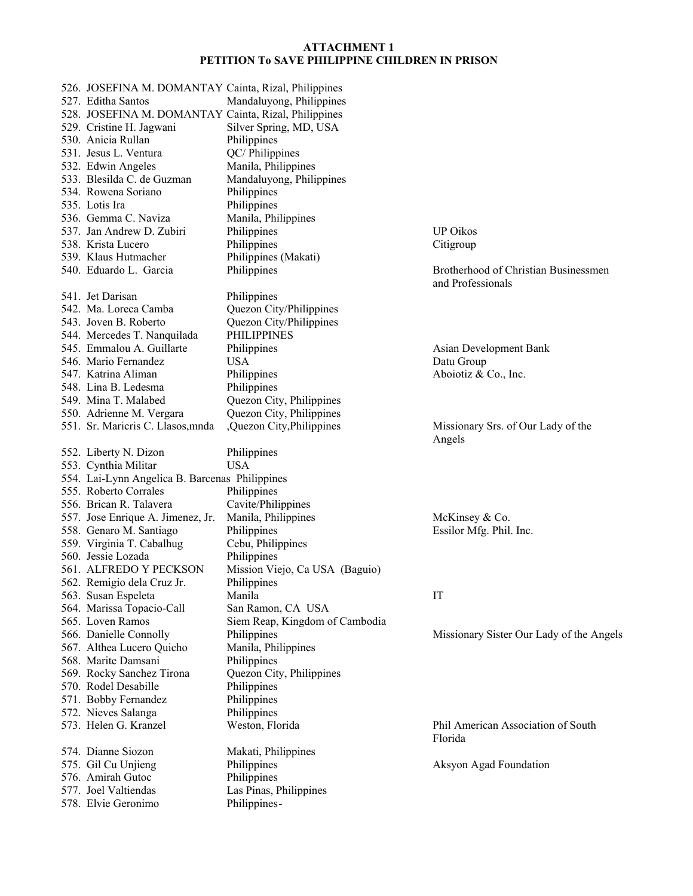**ATTACHMENT 1**
**PETITION To SAVE PHILIPPINE CHILDREN IN PRISON**

| No. | Name | Location | Organization |
|---|---|---|---|
| 526. | JOSEFINA M. DOMANTAY | Cainta, Rizal, Philippines | |
| 527. | Editha Santos | Mandaluyong, Philippines | |
| 528. | JOSEFINA M. DOMANTAY | Cainta, Rizal, Philippines | |
| 529. | Cristine H. Jagwani | Silver Spring, MD, USA | |
| 530. | Anicia Rullan | Philippines | |
| 531. | Jesus L. Ventura | QC/ Philippines | |
| 532. | Edwin Angeles | Manila, Philippines | |
| 533. | Blesilda C. de Guzman | Mandaluyong, Philippines | |
| 534. | Rowena Soriano | Philippines | |
| 535. | Lotis Ira | Philippines | |
| 536. | Gemma C. Naviza | Manila, Philippines | |
| 537. | Jan Andrew D. Zubiri | Philippines | UP Oikos |
| 538. | Krista Lucero | Philippines | Citigroup |
| 539. | Klaus Hutmacher | Philippines (Makati) | |
| 540. | Eduardo L. Garcia | Philippines | Brotherhood of Christian Businessmen and Professionals |
| 541. | Jet Darisan | Philippines | |
| 542. | Ma. Loreca Camba | Quezon City/Philippines | |
| 543. | Joven B. Roberto | Quezon City/Philippines | |
| 544. | Mercedes T. Nanquilada | PHILIPPINES | |
| 545. | Emmalou A. Guillarte | Philippines | Asian Development Bank |
| 546. | Mario Fernandez | USA | Datu Group |
| 547. | Katrina Aliman | Philippines | Aboiotiz & Co., Inc. |
| 548. | Lina B. Ledesma | Philippines | |
| 549. | Mina T. Malabed | Quezon City, Philippines | |
| 550. | Adrienne M. Vergara | Quezon City, Philippines | |
| 551. | Sr. Maricris C. Llasos,mnda | ,Quezon City,Philippines | Missionary Srs. of Our Lady of the Angels |
| 552. | Liberty N. Dizon | Philippines | |
| 553. | Cynthia Militar | USA | |
| 554. | Lai-Lynn Angelica B. Barcenas | Philippines | |
| 555. | Roberto Corrales | Philippines | |
| 556. | Brican R. Talavera | Cavite/Philippines | |
| 557. | Jose Enrique A. Jimenez, Jr. | Manila, Philippines | McKinsey & Co. |
| 558. | Genaro M. Santiago | Philippines | Essilor Mfg. Phil. Inc. |
| 559. | Virginia T. Cabalhug | Cebu, Philippines | |
| 560. | Jessie Lozada | Philippines | |
| 561. | ALFREDO Y PECKSON | Mission Viejo, Ca USA (Baguio) | |
| 562. | Remigio dela Cruz Jr. | Philippines | |
| 563. | Susan Espeleta | Manila | IT |
| 564. | Marissa Topacio-Call | San Ramon, CA USA | |
| 565. | Loven Ramos | Siem Reap, Kingdom of Cambodia | |
| 566. | Danielle Connolly | Philippines | Missionary Sister Our Lady of the Angels |
| 567. | Althea Lucero Quicho | Manila, Philippines | |
| 568. | Marite Damsani | Philippines | |
| 569. | Rocky Sanchez Tirona | Quezon City, Philippines | |
| 570. | Rodel Desabille | Philippines | |
| 571. | Bobby Fernandez | Philippines | |
| 572. | Nieves Salanga | Philippines | |
| 573. | Helen G. Kranzel | Weston, Florida | Phil American Association of South Florida |
| 574. | Dianne Siozon | Makati, Philippines | |
| 575. | Gil Cu Unjieng | Philippines | Aksyon Agad Foundation |
| 576. | Amirah Gutoc | Philippines | |
| 577. | Joel Valtiendas | Las Pinas, Philippines | |
| 578. | Elvie Geronimo | Philippines- | |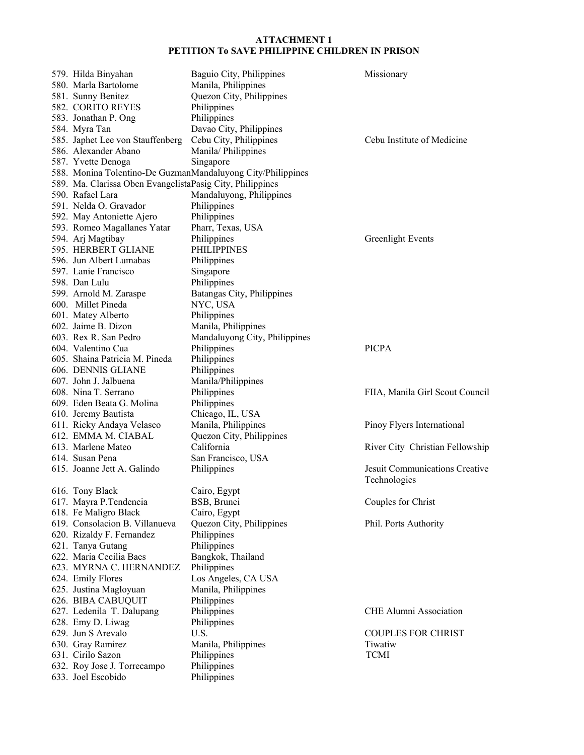**ATTACHMENT 1**
**PETITION To SAVE PHILIPPINE CHILDREN IN PRISON**

| No. | Name | Location | Affiliation |
|---|---|---|---|
| 579. | Hilda Binyahan | Baguio City, Philippines | Missionary |
| 580. | Marla Bartolome | Manila, Philippines | |
| 581. | Sunny Benitez | Quezon City, Philippines | |
| 582. | CORITO REYES | Philippines | |
| 583. | Jonathan P. Ong | Philippines | |
| 584. | Myra Tan | Davao City, Philippines | |
| 585. | Japhet Lee von Stauffenberg | Cebu City, Philippines | Cebu Institute of Medicine |
| 586. | Alexander Abano | Manila/ Philippines | |
| 587. | Yvette Denoga | Singapore | |
| 588. | Monina Tolentino-De Guzman | Mandaluyong City/Philippines | |
| 589. | Ma. Clarissa Oben Evangelista | Pasig City, Philippines | |
| 590. | Rafael Lara | Mandaluyong, Philippines | |
| 591. | Nelda O. Gravador | Philippines | |
| 592. | May Antoniette Ajero | Philippines | |
| 593. | Romeo Magallanes Yatar | Pharr, Texas, USA | |
| 594. | Arj Magtibay | Philippines | Greenlight Events |
| 595. | HERBERT GLIANE | PHILIPPINES | |
| 596. | Jun Albert Lumabas | Philippines | |
| 597. | Lanie Francisco | Singapore | |
| 598. | Dan Lulu | Philippines | |
| 599. | Arnold M. Zaraspe | Batangas City, Philippines | |
| 600. | Millet Pineda | NYC, USA | |
| 601. | Matey Alberto | Philippines | |
| 602. | Jaime B. Dizon | Manila, Philippines | |
| 603. | Rex R. San Pedro | Mandaluyong City, Philippines | |
| 604. | Valentino Cua | Philippines | PICPA |
| 605. | Shaina Patricia M. Pineda | Philippines | |
| 606. | DENNIS GLIANE | Philippines | |
| 607. | John J. Jalbuena | Manila/Philippines | |
| 608. | Nina T. Serrano | Philippines | FIIA, Manila Girl Scout Council |
| 609. | Eden Beata G. Molina | Philippines | |
| 610. | Jeremy Bautista | Chicago, IL, USA | |
| 611. | Ricky Andaya Velasco | Manila, Philippines | Pinoy Flyers International |
| 612. | EMMA M. CIABAL | Quezon City, Philippines | |
| 613. | Marlene Mateo | California | River City Christian Fellowship |
| 614. | Susan Pena | San Francisco, USA | |
| 615. | Joanne Jett A. Galindo | Philippines | Jesuit Communications Creative Technologies |
| 616. | Tony Black | Cairo, Egypt | |
| 617. | Mayra P.Tendencia | BSB, Brunei | Couples for Christ |
| 618. | Fe Maligro Black | Cairo, Egypt | |
| 619. | Consolacion B. Villanueva | Quezon City, Philippines | Phil. Ports Authority |
| 620. | Rizaldy F. Fernandez | Philippines | |
| 621. | Tanya Gutang | Philippines | |
| 622. | Maria Cecilia Baes | Bangkok, Thailand | |
| 623. | MYRNA C. HERNANDEZ | Philippines | |
| 624. | Emily Flores | Los Angeles, CA USA | |
| 625. | Justina Magloyuan | Manila, Philippines | |
| 626. | BIBA CABUQUIT | Philippines | |
| 627. | Ledenila T. Dalupang | Philippines | CHE Alumni Association |
| 628. | Emy D. Liwag | Philippines | |
| 629. | Jun S Arevalo | U.S. | COUPLES FOR CHRIST |
| 630. | Gray Ramirez | Manila, Philippines | Tiwatiw |
| 631. | Cirilo Sazon | Philippines | TCMI |
| 632. | Roy Jose J. Torrecampo | Philippines | |
| 633. | Joel Escobido | Philippines | |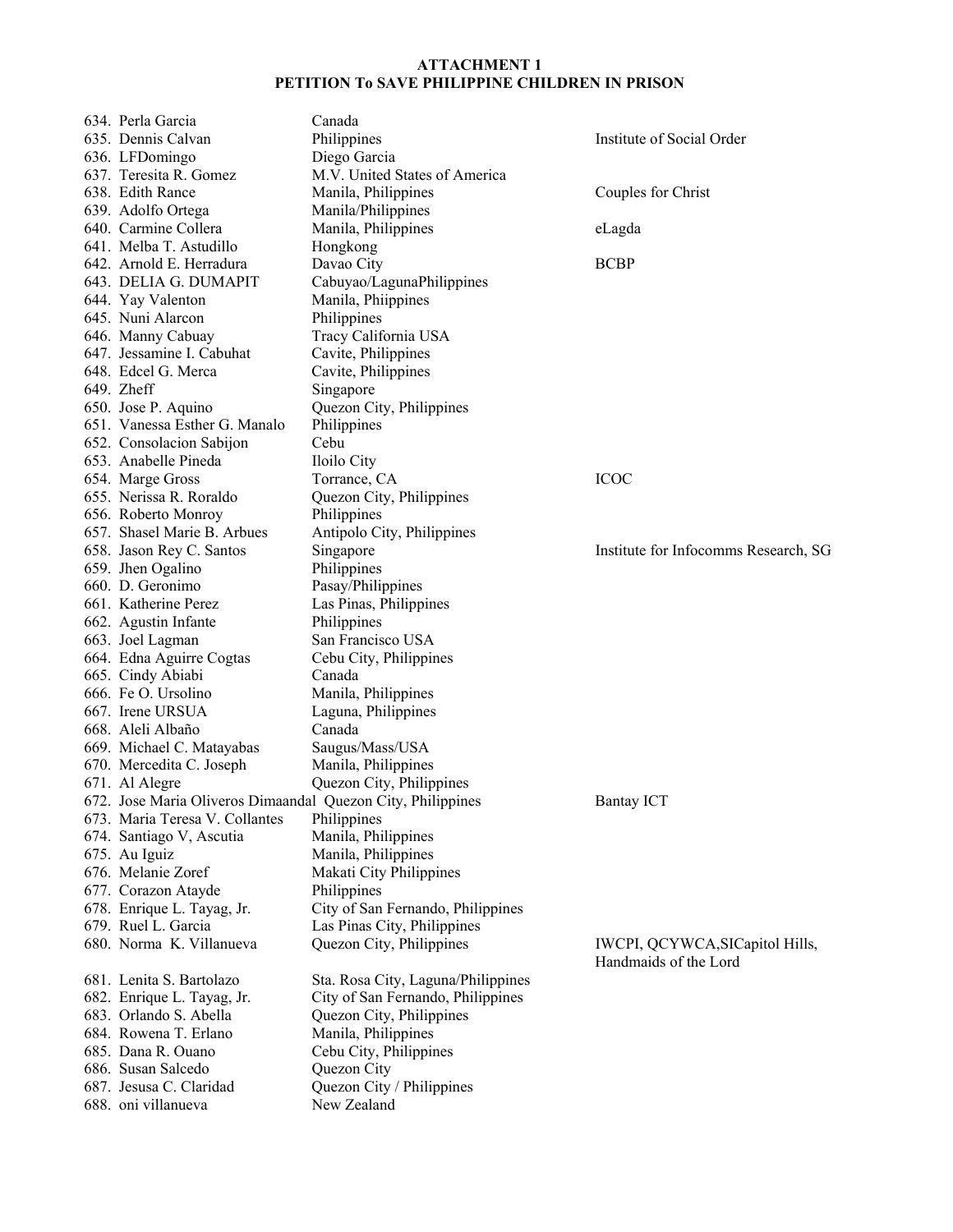**ATTACHMENT 1**
**PETITION To SAVE PHILIPPINE CHILDREN IN PRISON**

| No. | Name | Location | Organization |
|---|---|---|---|
| 634. | Perla Garcia | Canada | |
| 635. | Dennis Calvan | Philippines | Institute of Social Order |
| 636. | LFDomingo | Diego Garcia | |
| 637. | Teresita R. Gomez | M.V. United States of America | |
| 638. | Edith Rance | Manila, Philippines | Couples for Christ |
| 639. | Adolfo Ortega | Manila/Philippines | |
| 640. | Carmine Collera | Manila, Philippines | eLagda |
| 641. | Melba T. Astudillo | Hongkong | |
| 642. | Arnold E. Herradura | Davao City | BCBP |
| 643. | DELIA G. DUMAPIT | Cabuyao/LagunaPhilippines | |
| 644. | Yay Valenton | Manila, Phiippines | |
| 645. | Nuni Alarcon | Philippines | |
| 646. | Manny Cabuay | Tracy California USA | |
| 647. | Jessamine I. Cabuhat | Cavite, Philippines | |
| 648. | Edcel G. Merca | Cavite, Philippines | |
| 649. | Zheff | Singapore | |
| 650. | Jose P. Aquino | Quezon City, Philippines | |
| 651. | Vanessa Esther G. Manalo | Philippines | |
| 652. | Consolacion Sabijon | Cebu | |
| 653. | Anabelle Pineda | Iloilo City | |
| 654. | Marge Gross | Torrance, CA | ICOC |
| 655. | Nerissa R. Roraldo | Quezon City, Philippines | |
| 656. | Roberto Monroy | Philippines | |
| 657. | Shasel Marie B. Arbues | Antipolo City, Philippines | |
| 658. | Jason Rey C. Santos | Singapore | Institute for Infocomms Research, SG |
| 659. | Jhen Ogalino | Philippines | |
| 660. | D. Geronimo | Pasay/Philippines | |
| 661. | Katherine Perez | Las Pinas, Philippines | |
| 662. | Agustin Infante | Philippines | |
| 663. | Joel Lagman | San Francisco USA | |
| 664. | Edna Aguirre Cogtas | Cebu City, Philippines | |
| 665. | Cindy Abiabi | Canada | |
| 666. | Fe O. Ursolino | Manila, Philippines | |
| 667. | Irene URSUA | Laguna, Philippines | |
| 668. | Aleli Albaño | Canada | |
| 669. | Michael C. Matayabas | Saugus/Mass/USA | |
| 670. | Mercedita C. Joseph | Manila, Philippines | |
| 671. | Al Alegre | Quezon City, Philippines | |
| 672. | Jose Maria Oliveros Dimaandal | Quezon City, Philippines | Bantay ICT |
| 673. | Maria Teresa V. Collantes | Philippines | |
| 674. | Santiago V, Ascutia | Manila, Philippines | |
| 675. | Au Iguiz | Manila, Philippines | |
| 676. | Melanie Zoref | Makati City Philippines | |
| 677. | Corazon Atayde | Philippines | |
| 678. | Enrique L. Tayag, Jr. | City of San Fernando, Philippines | |
| 679. | Ruel L. Garcia | Las Pinas City, Philippines | |
| 680. | Norma K. Villanueva | Quezon City, Philippines | IWCPI, QCYWCA,SICapitol Hills, Handmaids of the Lord |
| 681. | Lenita S. Bartolazo | Sta. Rosa City, Laguna/Philippines | |
| 682. | Enrique L. Tayag, Jr. | City of San Fernando, Philippines | |
| 683. | Orlando S. Abella | Quezon City, Philippines | |
| 684. | Rowena T. Erlano | Manila, Philippines | |
| 685. | Dana R. Ouano | Cebu City, Philippines | |
| 686. | Susan Salcedo | Quezon City | |
| 687. | Jesusa C. Claridad | Quezon City / Philippines | |
| 688. | oni villanueva | New Zealand | |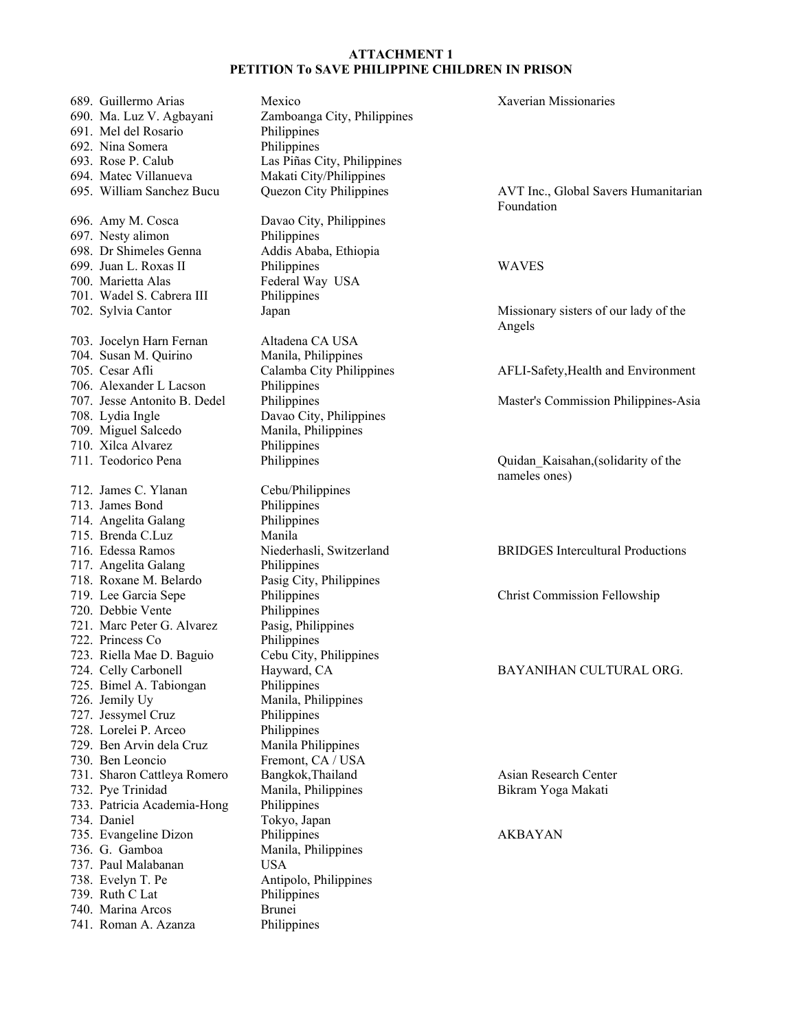**ATTACHMENT 1**
**PETITION To SAVE PHILIPPINE CHILDREN IN PRISON**

| No. | Name | Location | Organization |
|---|---|---|---|
| 689. | Guillermo Arias | Mexico | Xaverian Missionaries |
| 690. | Ma. Luz V. Agbayani | Zamboanga City, Philippines | |
| 691. | Mel del Rosario | Philippines | |
| 692. | Nina Somera | Philippines | |
| 693. | Rose P. Calub | Las Piñas City, Philippines | |
| 694. | Matec Villanueva | Makati City/Philippines | |
| 695. | William Sanchez Bucu | Quezon City Philippines | AVT Inc., Global Savers Humanitarian Foundation |
| 696. | Amy M. Cosca | Davao City, Philippines | |
| 697. | Nesty alimon | Philippines | |
| 698. | Dr Shimeles Genna | Addis Ababa, Ethiopia | |
| 699. | Juan L. Roxas II | Philippines | WAVES |
| 700. | Marietta Alas | Federal Way USA | |
| 701. | Wadel S. Cabrera III | Philippines | |
| 702. | Sylvia Cantor | Japan | Missionary sisters of our lady of the Angels |
| 703. | Jocelyn Harn Fernan | Altadena CA USA | |
| 704. | Susan M. Quirino | Manila, Philippines | |
| 705. | Cesar Afli | Calamba City Philippines | AFLI-Safety,Health and Environment |
| 706. | Alexander L Lacson | Philippines | |
| 707. | Jesse Antonito B. Dedel | Philippines | Master's Commission Philippines-Asia |
| 708. | Lydia Ingle | Davao City, Philippines | |
| 709. | Miguel Salcedo | Manila, Philippines | |
| 710. | Xilca Alvarez | Philippines | |
| 711. | Teodorico Pena | Philippines | Quidan_Kaisahan,(solidarity of the nameles ones) |
| 712. | James C. Ylanan | Cebu/Philippines | |
| 713. | James Bond | Philippines | |
| 714. | Angelita Galang | Philippines | |
| 715. | Brenda C.Luz | Manila | |
| 716. | Edessa Ramos | Niederhasli, Switzerland | BRIDGES Intercultural Productions |
| 717. | Angelita Galang | Philippines | |
| 718. | Roxane M. Belardo | Pasig City, Philippines | |
| 719. | Lee Garcia Sepe | Philippines | Christ Commission Fellowship |
| 720. | Debbie Vente | Philippines | |
| 721. | Marc Peter G. Alvarez | Pasig, Philippines | |
| 722. | Princess Co | Philippines | |
| 723. | Riella Mae D. Baguio | Cebu City, Philippines | |
| 724. | Celly Carbonell | Hayward, CA | BAYANIHAN CULTURAL ORG. |
| 725. | Bimel A. Tabiongan | Philippines | |
| 726. | Jemily Uy | Manila, Philippines | |
| 727. | Jessymel Cruz | Philippines | |
| 728. | Lorelei P. Arceo | Philippines | |
| 729. | Ben Arvin dela Cruz | Manila Philippines | |
| 730. | Ben Leoncio | Fremont, CA / USA | |
| 731. | Sharon Cattleya Romero | Bangkok,Thailand | Asian Research Center |
| 732. | Pye Trinidad | Manila, Philippines | Bikram Yoga Makati |
| 733. | Patricia Academia-Hong | Philippines | |
| 734. | Daniel | Tokyo, Japan | |
| 735. | Evangeline Dizon | Philippines | AKBAYAN |
| 736. | G. Gamboa | Manila, Philippines | |
| 737. | Paul Malabanan | USA | |
| 738. | Evelyn T. Pe | Antipolo, Philippines | |
| 739. | Ruth C Lat | Philippines | |
| 740. | Marina Arcos | Brunei | |
| 741. | Roman A. Azanza | Philippines | |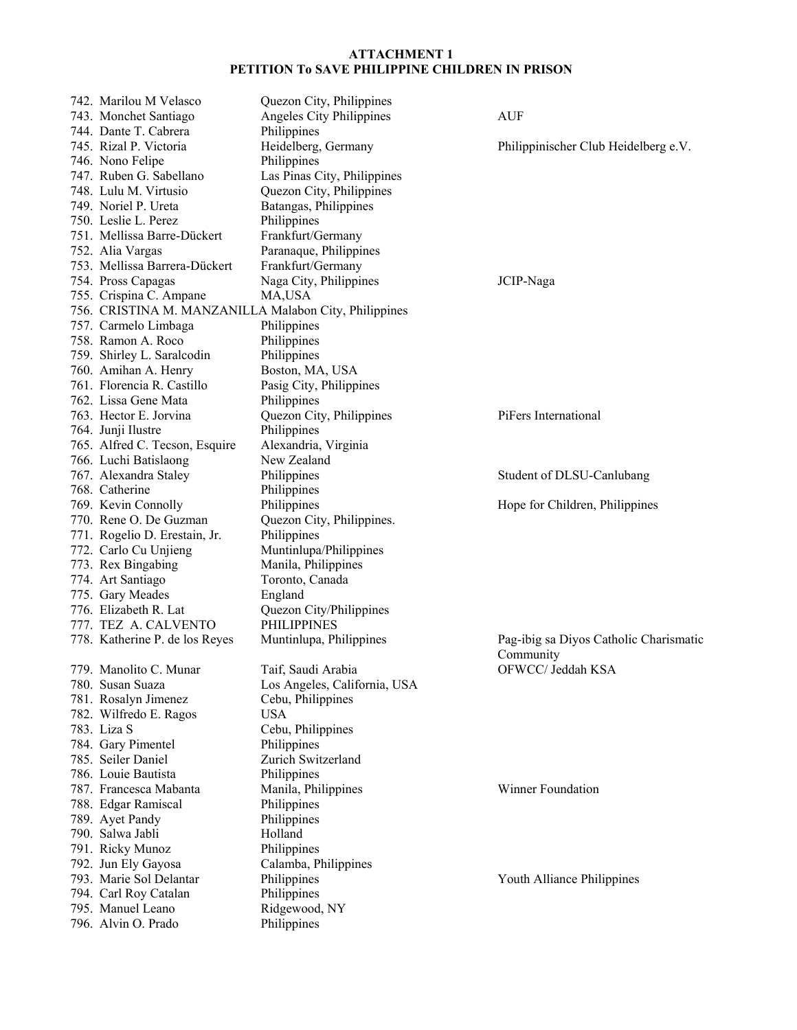**ATTACHMENT 1**
**PETITION To SAVE PHILIPPINE CHILDREN IN PRISON**

| No. | Name | Location | Organization |
|---|---|---|---|
| 742. | Marilou M Velasco | Quezon City, Philippines | |
| 743. | Monchet Santiago | Angeles City Philippines | AUF |
| 744. | Dante T. Cabrera | Philippines | |
| 745. | Rizal P. Victoria | Heidelberg, Germany | Philippinischer Club Heidelberg e.V. |
| 746. | Nono Felipe | Philippines | |
| 747. | Ruben G. Sabellano | Las Pinas City, Philippines | |
| 748. | Lulu M. Virtusio | Quezon City, Philippines | |
| 749. | Noriel P. Ureta | Batangas, Philippines | |
| 750. | Leslie L. Perez | Philippines | |
| 751. | Mellissa Barre-Dückert | Frankfurt/Germany | |
| 752. | Alia Vargas | Paranaque, Philippines | |
| 753. | Mellissa Barrera-Dückert | Frankfurt/Germany | |
| 754. | Pross Capagas | Naga City, Philippines | JCIP-Naga |
| 755. | Crispina C. Ampane | MA,USA | |
| 756. | CRISTINA M. MANZANILLA | Malabon City, Philippines | |
| 757. | Carmelo Limbaga | Philippines | |
| 758. | Ramon A. Roco | Philippines | |
| 759. | Shirley L. Saralcodin | Philippines | |
| 760. | Amihan A. Henry | Boston, MA, USA | |
| 761. | Florencia R. Castillo | Pasig City, Philippines | |
| 762. | Lissa Gene Mata | Philippines | |
| 763. | Hector E. Jorvina | Quezon City, Philippines | PiFers International |
| 764. | Junji Ilustre | Philippines | |
| 765. | Alfred C. Tecson, Esquire | Alexandria, Virginia | |
| 766. | Luchi Batislaong | New Zealand | |
| 767. | Alexandra Staley | Philippines | Student of DLSU-Canlubang |
| 768. | Catherine | Philippines | |
| 769. | Kevin Connolly | Philippines | Hope for Children, Philippines |
| 770. | Rene O. De Guzman | Quezon City, Philippines. | |
| 771. | Rogelio D. Erestain, Jr. | Philippines | |
| 772. | Carlo Cu Unjieng | Muntinlupa/Philippines | |
| 773. | Rex Bingabing | Manila, Philippines | |
| 774. | Art Santiago | Toronto, Canada | |
| 775. | Gary Meades | England | |
| 776. | Elizabeth R. Lat | Quezon City/Philippines | |
| 777. | TEZ A. CALVENTO | PHILIPPINES | |
| 778. | Katherine P. de los Reyes | Muntinlupa, Philippines | Pag-ibig sa Diyos Catholic Charismatic Community |
| 779. | Manolito C. Munar | Taif, Saudi Arabia | OFWCC/ Jeddah KSA |
| 780. | Susan Suaza | Los Angeles, California, USA | |
| 781. | Rosalyn Jimenez | Cebu, Philippines | |
| 782. | Wilfredo E. Ragos | USA | |
| 783. | Liza S | Cebu, Philippines | |
| 784. | Gary Pimentel | Philippines | |
| 785. | Seiler Daniel | Zurich Switzerland | |
| 786. | Louie Bautista | Philippines | |
| 787. | Francesca Mabanta | Manila, Philippines | Winner Foundation |
| 788. | Edgar Ramiscal | Philippines | |
| 789. | Ayet Pandy | Philippines | |
| 790. | Salwa Jabli | Holland | |
| 791. | Ricky Munoz | Philippines | |
| 792. | Jun Ely Gayosa | Calamba, Philippines | |
| 793. | Marie Sol Delantar | Philippines | Youth Alliance Philippines |
| 794. | Carl Roy Catalan | Philippines | |
| 795. | Manuel Leano | Ridgewood, NY | |
| 796. | Alvin O. Prado | Philippines | |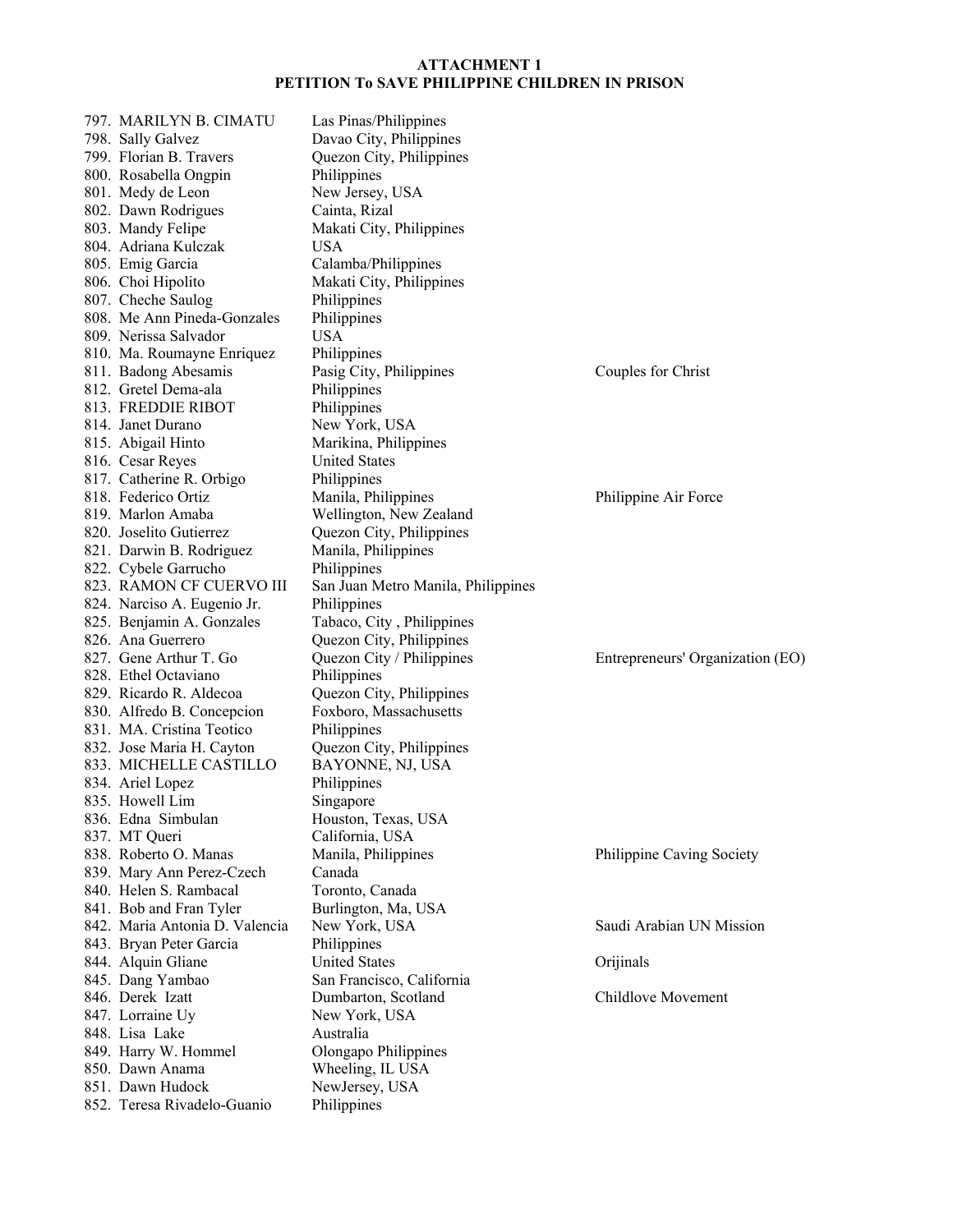**ATTACHMENT 1**
**PETITION To SAVE PHILIPPINE CHILDREN IN PRISON**

| | | |
|---|---|---|
| 797. MARILYN B. CIMATU | Las Pinas/Philippines | |
| 798. Sally Galvez | Davao City, Philippines | |
| 799. Florian B. Travers | Quezon City, Philippines | |
| 800. Rosabella Ongpin | Philippines | |
| 801. Medy de Leon | New Jersey, USA | |
| 802. Dawn Rodrigues | Cainta, Rizal | |
| 803. Mandy Felipe | Makati City, Philippines | |
| 804. Adriana Kulczak | USA | |
| 805. Emig Garcia | Calamba/Philippines | |
| 806. Choi Hipolito | Makati City, Philippines | |
| 807. Cheche Saulog | Philippines | |
| 808. Me Ann Pineda-Gonzales | Philippines | |
| 809. Nerissa Salvador | USA | |
| 810. Ma. Roumayne Enriquez | Philippines | |
| 811. Badong Abesamis | Pasig City, Philippines | Couples for Christ |
| 812. Gretel Dema-ala | Philippines | |
| 813. FREDDIE RIBOT | Philippines | |
| 814. Janet Durano | New York, USA | |
| 815. Abigail Hinto | Marikina, Philippines | |
| 816. Cesar Reyes | United States | |
| 817. Catherine R. Orbigo | Philippines | |
| 818. Federico Ortiz | Manila, Philippines | Philippine Air Force |
| 819. Marlon Amaba | Wellington, New Zealand | |
| 820. Joselito Gutierrez | Quezon City, Philippines | |
| 821. Darwin B. Rodriguez | Manila, Philippines | |
| 822. Cybele Garrucho | Philippines | |
| 823. RAMON CF CUERVO III | San Juan Metro Manila, Philippines | |
| 824. Narciso A. Eugenio Jr. | Philippines | |
| 825. Benjamin A. Gonzales | Tabaco, City , Philippines | |
| 826. Ana Guerrero | Quezon City, Philippines | |
| 827. Gene Arthur T. Go | Quezon City / Philippines | Entrepreneurs' Organization (EO) |
| 828. Ethel Octaviano | Philippines | |
| 829. Ricardo R. Aldecoa | Quezon City, Philippines | |
| 830. Alfredo B. Concepcion | Foxboro, Massachusetts | |
| 831. MA. Cristina Teotico | Philippines | |
| 832. Jose Maria H. Cayton | Quezon City, Philippines | |
| 833. MICHELLE CASTILLO | BAYONNE, NJ, USA | |
| 834. Ariel Lopez | Philippines | |
| 835. Howell Lim | Singapore | |
| 836. Edna Simbulan | Houston, Texas, USA | |
| 837. MT Queri | California, USA | |
| 838. Roberto O. Manas | Manila, Philippines | Philippine Caving Society |
| 839. Mary Ann Perez-Czech | Canada | |
| 840. Helen S. Rambacal | Toronto, Canada | |
| 841. Bob and Fran Tyler | Burlington, Ma, USA | |
| 842. Maria Antonia D. Valencia | New York, USA | Saudi Arabian UN Mission |
| 843. Bryan Peter Garcia | Philippines | |
| 844. Alquin Gliane | United States | Orijinals |
| 845. Dang Yambao | San Francisco, California | |
| 846. Derek Izatt | Dumbarton, Scotland | Childlove Movement |
| 847. Lorraine Uy | New York, USA | |
| 848. Lisa Lake | Australia | |
| 849. Harry W. Hommel | Olongapo Philippines | |
| 850. Dawn Anama | Wheeling, IL USA | |
| 851. Dawn Hudock | NewJersey, USA | |
| 852. Teresa Rivadelo-Guanio | Philippines | |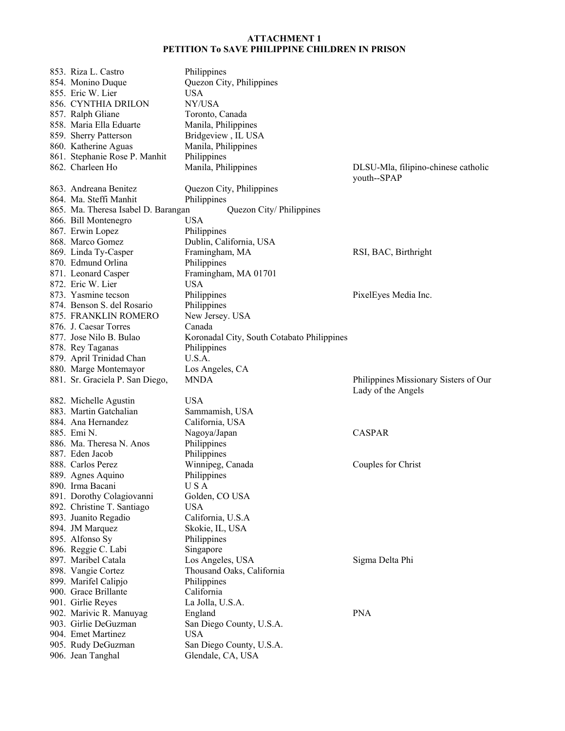**ATTACHMENT 1**
**PETITION To SAVE PHILIPPINE CHILDREN IN PRISON**

| | | |
|---|---|---|
| 853. Riza L. Castro | Philippines | |
| 854. Monino Duque | Quezon City, Philippines | |
| 855. Eric W. Lier | USA | |
| 856. CYNTHIA DRILON | NY/USA | |
| 857. Ralph Gliane | Toronto, Canada | |
| 858. Maria Ella Eduarte | Manila, Philippines | |
| 859. Sherry Patterson | Bridgeview , IL USA | |
| 860. Katherine Aguas | Manila, Philippines | |
| 861. Stephanie Rose P. Manhit | Philippines | |
| 862. Charleen Ho | Manila, Philippines | DLSU-Mla, filipino-chinese catholic youth--SPAP |
| 863. Andreana Benitez | Quezon City, Philippines | |
| 864. Ma. Steffi Manhit | Philippines | |
| 865. Ma. Theresa Isabel D. Barangan | Quezon City/ Philippines | |
| 866. Bill Montenegro | USA | |
| 867. Erwin Lopez | Philippines | |
| 868. Marco Gomez | Dublin, California, USA | |
| 869. Linda Ty-Casper | Framingham, MA | RSI, BAC, Birthright |
| 870. Edmund Orlina | Philippines | |
| 871. Leonard Casper | Framingham, MA 01701 | |
| 872. Eric W. Lier | USA | |
| 873. Yasmine tecson | Philippines | PixelEyes Media Inc. |
| 874. Benson S. del Rosario | Philippines | |
| 875. FRANKLIN ROMERO | New Jersey. USA | |
| 876. J. Caesar Torres | Canada | |
| 877. Jose Nilo B. Bulao | Koronadal City, South Cotabato Philippines | |
| 878. Rey Taganas | Philippines | |
| 879. April Trinidad Chan | U.S.A. | |
| 880. Marge Montemayor | Los Angeles, CA | |
| 881. Sr. Graciela P. San Diego, | MNDA | Philippines Missionary Sisters of Our Lady of the Angels |
| 882. Michelle Agustin | USA | |
| 883. Martin Gatchalian | Sammamish, USA | |
| 884. Ana Hernandez | California, USA | |
| 885. Emi N. | Nagoya/Japan | CASPAR |
| 886. Ma. Theresa N. Anos | Philippines | |
| 887. Eden Jacob | Philippines | |
| 888. Carlos Perez | Winnipeg, Canada | Couples for Christ |
| 889. Agnes Aquino | Philippines | |
| 890. Irma Bacani | U S A | |
| 891. Dorothy Colagiovanni | Golden, CO USA | |
| 892. Christine T. Santiago | USA | |
| 893. Juanito Regadio | California, U.S.A | |
| 894. JM Marquez | Skokie, IL, USA | |
| 895. Alfonso Sy | Philippines | |
| 896. Reggie C. Labi | Singapore | |
| 897. Maribel Catala | Los Angeles, USA | Sigma Delta Phi |
| 898. Vangie Cortez | Thousand Oaks, California | |
| 899. Marifel Calipjo | Philippines | |
| 900. Grace Brillante | California | |
| 901. Girlie Reyes | La Jolla, U.S.A. | |
| 902. Marivic R. Manuyag | England | PNA |
| 903. Girlie DeGuzman | San Diego County, U.S.A. | |
| 904. Emet Martinez | USA | |
| 905. Rudy DeGuzman | San Diego County, U.S.A. | |
| 906. Jean Tanghal | Glendale, CA, USA | |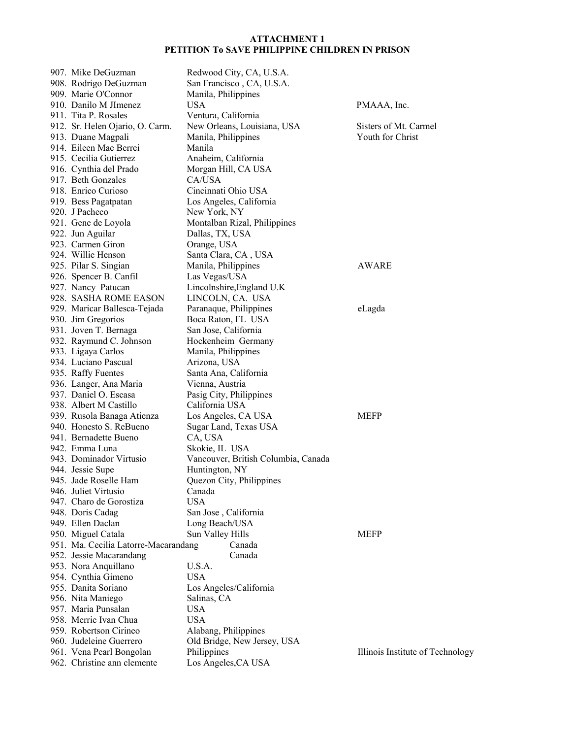**ATTACHMENT 1**
**PETITION To SAVE PHILIPPINE CHILDREN IN PRISON**

| No. | Name | Location | Organization |
|---|---|---|---|
| 907. | Mike DeGuzman | Redwood City, CA, U.S.A. | |
| 908. | Rodrigo DeGuzman | San Francisco , CA, U.S.A. | |
| 909. | Marie O'Connor | Manila, Philippines | |
| 910. | Danilo M JImenez | USA | PMAAA, Inc. |
| 911. | Tita P. Rosales | Ventura, California | |
| 912. | Sr. Helen Ojario, O. Carm. | New Orleans, Louisiana, USA | Sisters of Mt. Carmel |
| 913. | Duane Magpali | Manila, Philippines | Youth for Christ |
| 914. | Eileen Mae Berrei | Manila | |
| 915. | Cecilia Gutierrez | Anaheim, California | |
| 916. | Cynthia del Prado | Morgan Hill, CA USA | |
| 917. | Beth Gonzales | CA/USA | |
| 918. | Enrico Curioso | Cincinnati Ohio USA | |
| 919. | Bess Pagatpatan | Los Angeles, California | |
| 920. | J Pacheco | New York, NY | |
| 921. | Gene de Loyola | Montalban Rizal, Philippines | |
| 922. | Jun Aguilar | Dallas, TX, USA | |
| 923. | Carmen Giron | Orange, USA | |
| 924. | Willie Henson | Santa Clara, CA , USA | |
| 925. | Pilar S. Singian | Manila, Philippines | AWARE |
| 926. | Spencer B. Canfil | Las Vegas/USA | |
| 927. | Nancy Patucan | Lincolnshire,England U.K | |
| 928. | SASHA ROME EASON | LINCOLN, CA. USA | |
| 929. | Maricar Ballesca-Tejada | Paranaque, Philippines | eLagda |
| 930. | Jim Gregorios | Boca Raton, FL USA | |
| 931. | Joven T. Bernaga | San Jose, California | |
| 932. | Raymund C. Johnson | Hockenheim Germany | |
| 933. | Ligaya Carlos | Manila, Philippines | |
| 934. | Luciano Pascual | Arizona, USA | |
| 935. | Raffy Fuentes | Santa Ana, California | |
| 936. | Langer, Ana Maria | Vienna, Austria | |
| 937. | Daniel O. Escasa | Pasig City, Philippines | |
| 938. | Albert M Castillo | California USA | |
| 939. | Rusola Banaga Atienza | Los Angeles, CA USA | MEFP |
| 940. | Honesto S. ReBueno | Sugar Land, Texas USA | |
| 941. | Bernadette Bueno | CA, USA | |
| 942. | Emma Luna | Skokie, IL USA | |
| 943. | Dominador Virtusio | Vancouver, British Columbia, Canada | |
| 944. | Jessie Supe | Huntington, NY | |
| 945. | Jade Roselle Ham | Quezon City, Philippines | |
| 946. | Juliet Virtusio | Canada | |
| 947. | Charo de Gorostiza | USA | |
| 948. | Doris Cadag | San Jose , California | |
| 949. | Ellen Daclan | Long Beach/USA | |
| 950. | Miguel Catala | Sun Valley Hills | MEFP |
| 951. | Ma. Cecilia Latorre-Macarandang | Canada | |
| 952. | Jessie Macarandang | Canada | |
| 953. | Nora Anquillano | U.S.A. | |
| 954. | Cynthia Gimeno | USA | |
| 955. | Danita Soriano | Los Angeles/California | |
| 956. | Nita Maniego | Salinas, CA | |
| 957. | Maria Punsalan | USA | |
| 958. | Merrie Ivan Chua | USA | |
| 959. | Robertson Cirineo | Alabang, Philippines | |
| 960. | Judeleine Guerrero | Old Bridge, New Jersey, USA | |
| 961. | Vena Pearl Bongolan | Philippines | Illinois Institute of Technology |
| 962. | Christine ann clemente | Los Angeles,CA USA | |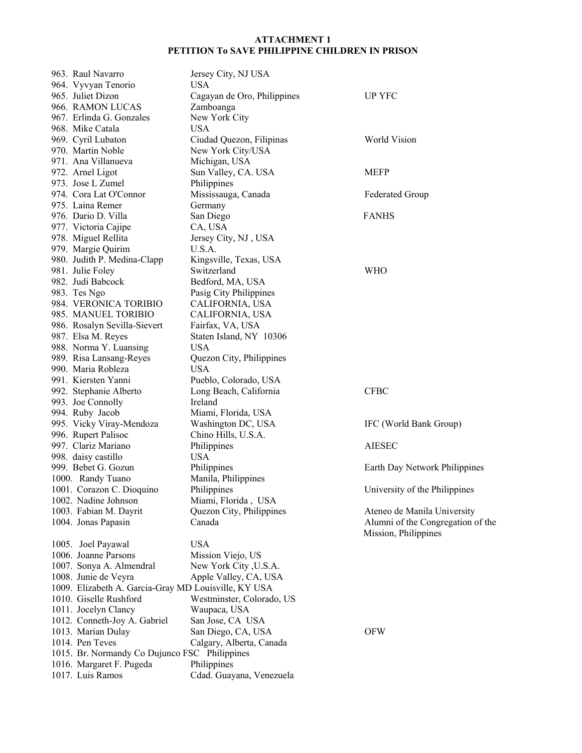**ATTACHMENT 1**
**PETITION To SAVE PHILIPPINE CHILDREN IN PRISON**

| | | |
|---|---|---|
| 963. Raul Navarro | Jersey City, NJ USA | |
| 964. Vyvyan Tenorio | USA | |
| 965. Juliet Dizon | Cagayan de Oro, Philippines | UP YFC |
| 966. RAMON LUCAS | Zamboanga | |
| 967. Erlinda G. Gonzales | New York City | |
| 968. Mike Catala | USA | |
| 969. Cyril Lubaton | Ciudad Quezon, Filipinas | World Vision |
| 970. Martin Noble | New York City/USA | |
| 971. Ana Villanueva | Michigan, USA | |
| 972. Arnel Ligot | Sun Valley, CA. USA | MEFP |
| 973. Jose L Zumel | Philippines | |
| 974. Cora Lat O'Connor | Mississauga, Canada | Federated Group |
| 975. Laina Remer | Germany | |
| 976. Dario D. Villa | San Diego | FANHS |
| 977. Victoria Cajipe | CA, USA | |
| 978. Miguel Rellita | Jersey City, NJ , USA | |
| 979. Margie Quirim | U.S.A. | |
| 980. Judith P. Medina-Clapp | Kingsville, Texas, USA | |
| 981. Julie Foley | Switzerland | WHO |
| 982. Judi Babcock | Bedford, MA, USA | |
| 983. Tes Ngo | Pasig City Philippines | |
| 984. VERONICA TORIBIO | CALIFORNIA, USA | |
| 985. MANUEL TORIBIO | CALIFORNIA, USA | |
| 986. Rosalyn Sevilla-Sievert | Fairfax, VA, USA | |
| 987. Elsa M. Reyes | Staten Island, NY 10306 | |
| 988. Norma Y. Luansing | USA | |
| 989. Risa Lansang-Reyes | Quezon City, Philippines | |
| 990. Maria Robleza | USA | |
| 991. Kiersten Yanni | Pueblo, Colorado, USA | |
| 992. Stephanie Alberto | Long Beach, California | CFBC |
| 993. Joe Connolly | Ireland | |
| 994. Ruby Jacob | Miami, Florida, USA | |
| 995. Vicky Viray-Mendoza | Washington DC, USA | IFC (World Bank Group) |
| 996. Rupert Palisoc | Chino Hills, U.S.A. | |
| 997. Clariz Mariano | Philippines | AIESEC |
| 998. daisy castillo | USA | |
| 999. Bebet G. Gozun | Philippines | Earth Day Network Philippines |
| 1000. Randy Tuano | Manila, Philippines | |
| 1001. Corazon C. Dioquino | Philippines | University of the Philippines |
| 1002. Nadine Johnson | Miami, Florida , USA | |
| 1003. Fabian M. Dayrit | Quezon City, Philippines | Ateneo de Manila University |
| 1004. Jonas Papasin | Canada | Alumni of the Congregation of the Mission, Philippines |
| 1005. Joel Payawal | USA | |
| 1006. Joanne Parsons | Mission Viejo, US | |
| 1007. Sonya A. Almendral | New York City ,U.S.A. | |
| 1008. Junie de Veyra | Apple Valley, CA, USA | |
| 1009. Elizabeth A. Garcia-Gray MD | Louisville, KY USA | |
| 1010. Giselle Rushford | Westminster, Colorado, US | |
| 1011. Jocelyn Clancy | Waupaca, USA | |
| 1012. Conneth-Joy A. Gabriel | San Jose, CA USA | |
| 1013. Marian Dulay | San Diego, CA, USA | OFW |
| 1014. Pen Teves | Calgary, Alberta, Canada | |
| 1015. Br. Normandy Co Dujunco FSC | Philippines | |
| 1016. Margaret F. Pugeda | Philippines | |
| 1017. Luis Ramos | Cdad. Guayana, Venezuela | |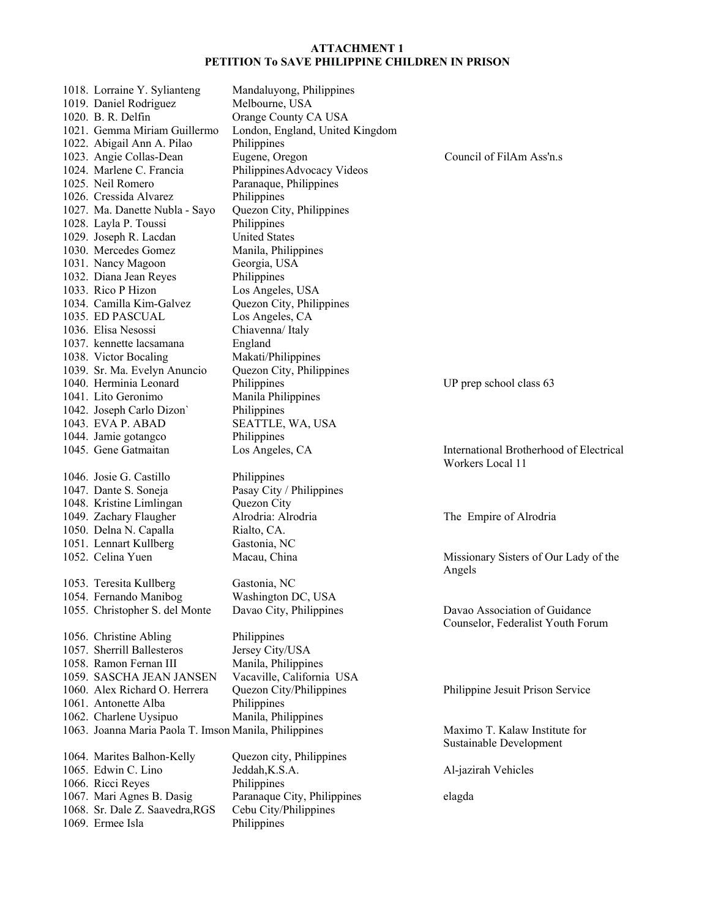**ATTACHMENT 1**
**PETITION To SAVE PHILIPPINE CHILDREN IN PRISON**

| | | |
|---|---|---|
| 1018. Lorraine Y. Sylianteng | Mandaluyong, Philippines | |
| 1019. Daniel Rodriguez | Melbourne, USA | |
| 1020. B. R. Delfin | Orange County CA USA | |
| 1021. Gemma Miriam Guillermo | London, England, United Kingdom | |
| 1022. Abigail Ann A. Pilao | Philippines | |
| 1023. Angie Collas-Dean | Eugene, Oregon | Council of FilAm Ass'n.s |
| 1024. Marlene C. Francia | Philippines Advocacy Videos | |
| 1025. Neil Romero | Paranaque, Philippines | |
| 1026. Cressida Alvarez | Philippines | |
| 1027. Ma. Danette Nubla - Sayo | Quezon City, Philippines | |
| 1028. Layla P. Toussi | Philippines | |
| 1029. Joseph R. Lacdan | United States | |
| 1030. Mercedes Gomez | Manila, Philippines | |
| 1031. Nancy Magoon | Georgia, USA | |
| 1032. Diana Jean Reyes | Philippines | |
| 1033. Rico P Hizon | Los Angeles, USA | |
| 1034. Camilla Kim-Galvez | Quezon City, Philippines | |
| 1035. ED PASCUAL | Los Angeles, CA | |
| 1036. Elisa Nesossi | Chiavenna/ Italy | |
| 1037. kennette lacsamana | England | |
| 1038. Victor Bocaling | Makati/Philippines | |
| 1039. Sr. Ma. Evelyn Anuncio | Quezon City, Philippines | |
| 1040. Herminia Leonard | Philippines | UP prep school class 63 |
| 1041. Lito Geronimo | Manila Philippines | |
| 1042. Joseph Carlo Dizon` | Philippines | |
| 1043. EVA P. ABAD | SEATTLE, WA, USA | |
| 1044. Jamie gotangco | Philippines | |
| 1045. Gene Gatmaitan | Los Angeles, CA | International Brotherhood of Electrical Workers Local 11 |
| 1046. Josie G. Castillo | Philippines | |
| 1047. Dante S. Soneja | Pasay City / Philippines | |
| 1048. Kristine Limlingan | Quezon City | |
| 1049. Zachary Flaugher | Alrodria: Alrodria | The Empire of Alrodria |
| 1050. Delna N. Capalla | Rialto, CA. | |
| 1051. Lennart Kullberg | Gastonia, NC | |
| 1052. Celina Yuen | Macau, China | Missionary Sisters of Our Lady of the Angels |
| 1053. Teresita Kullberg | Gastonia, NC | |
| 1054. Fernando Manibog | Washington DC, USA | |
| 1055. Christopher S. del Monte | Davao City, Philippines | Davao Association of Guidance Counselor, Federalist Youth Forum |
| 1056. Christine Abling | Philippines | |
| 1057. Sherrill Ballesteros | Jersey City/USA | |
| 1058. Ramon Fernan III | Manila, Philippines | |
| 1059. SASCHA JEAN JANSEN | Vacaville, California USA | |
| 1060. Alex Richard O. Herrera | Quezon City/Philippines | Philippine Jesuit Prison Service |
| 1061. Antonette Alba | Philippines | |
| 1062. Charlene Uysipuo | Manila, Philippines | |
| 1063. Joanna Maria Paola T. Imson | Manila, Philippines | Maximo T. Kalaw Institute for Sustainable Development |
| 1064. Marites Balhon-Kelly | Quezon city, Philippines | |
| 1065. Edwin C. Lino | Jeddah,K.S.A. | Al-jazirah Vehicles |
| 1066. Ricci Reyes | Philippines | |
| 1067. Mari Agnes B. Dasig | Paranaque City, Philippines | elagda |
| 1068. Sr. Dale Z. Saavedra,RGS | Cebu City/Philippines | |
| 1069. Ermee Isla | Philippines | |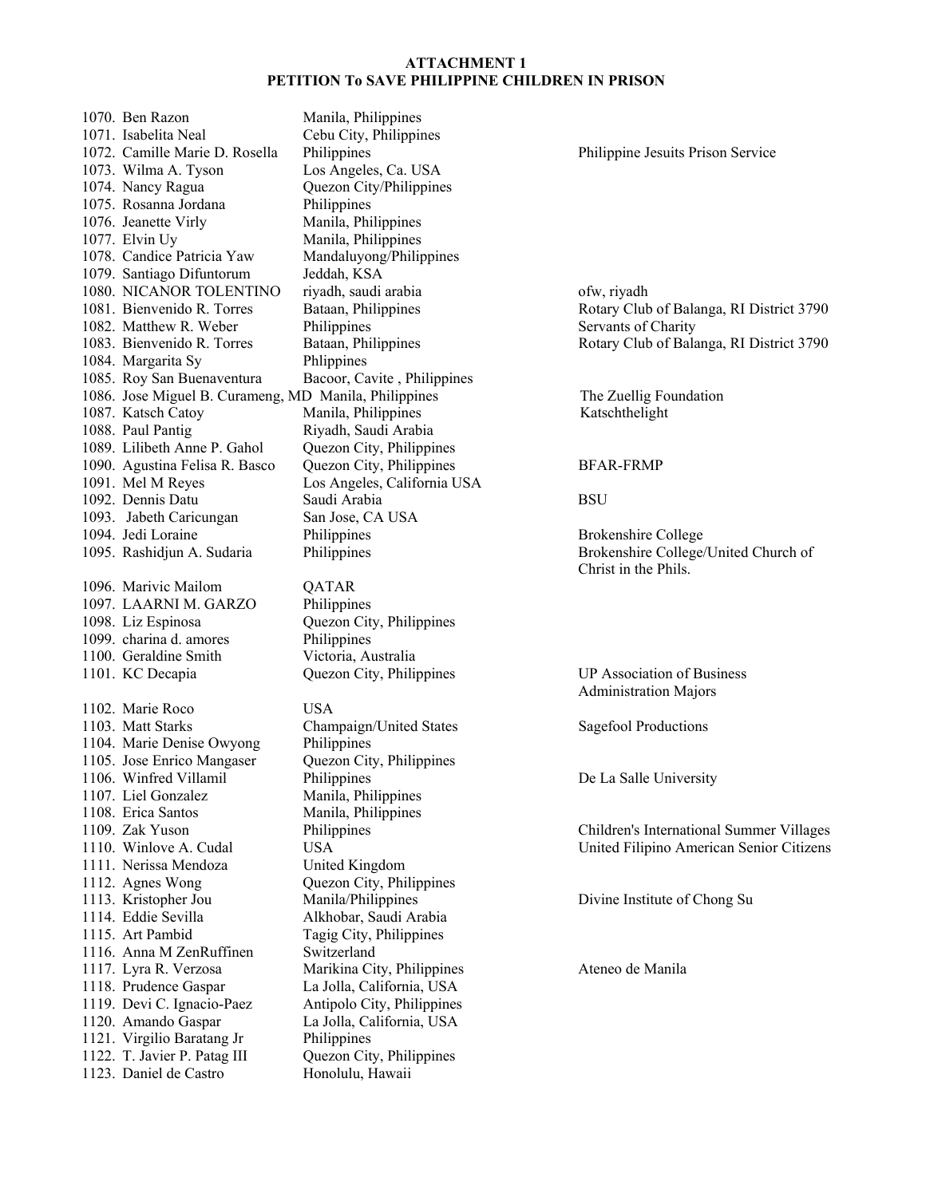**ATTACHMENT 1**
**PETITION To SAVE PHILIPPINE CHILDREN IN PRISON**

| No. | Name | Location | Organization |
|---|---|---|---|
| 1070. | Ben Razon | Manila, Philippines | |
| 1071. | Isabelita Neal | Cebu City, Philippines | |
| 1072. | Camille Marie D. Rosella | Philippines | Philippine Jesuits Prison Service |
| 1073. | Wilma A. Tyson | Los Angeles, Ca. USA | |
| 1074. | Nancy Ragua | Quezon City/Philippines | |
| 1075. | Rosanna Jordana | Philippines | |
| 1076. | Jeanette Virly | Manila, Philippines | |
| 1077. | Elvin Uy | Manila, Philippines | |
| 1078. | Candice Patricia Yaw | Mandaluyong/Philippines | |
| 1079. | Santiago Difuntorum | Jeddah, KSA | |
| 1080. | NICANOR TOLENTINO | riyadh, saudi arabia | ofw, riyadh |
| 1081. | Bienvenido R. Torres | Bataan, Philippines | Rotary Club of Balanga, RI District 3790 |
| 1082. | Matthew R. Weber | Philippines | Servants of Charity |
| 1083. | Bienvenido R. Torres | Bataan, Philippines | Rotary Club of Balanga, RI District 3790 |
| 1084. | Margarita Sy | Phlippines | |
| 1085. | Roy San Buenaventura | Bacoor, Cavite , Philippines | |
| 1086. | Jose Miguel B. Curameng, MD | Manila, Philippines | The Zuellig Foundation |
| 1087. | Katsch Catoy | Manila, Philippines | Katschthelight |
| 1088. | Paul Pantig | Riyadh, Saudi Arabia | |
| 1089. | Lilibeth Anne P. Gahol | Quezon City, Philippines | |
| 1090. | Agustina Felisa R. Basco | Quezon City, Philippines | BFAR-FRMP |
| 1091. | Mel M Reyes | Los Angeles, California USA | |
| 1092. | Dennis Datu | Saudi Arabia | BSU |
| 1093. | Jabeth Caricungan | San Jose, CA USA | |
| 1094. | Jedi Loraine | Philippines | Brokenshire College |
| 1095. | Rashidjun A. Sudaria | Philippines | Brokenshire College/United Church of Christ in the Phils. |
| 1096. | Marivic Mailom | QATAR | |
| 1097. | LAARNI M. GARZO | Philippines | |
| 1098. | Liz Espinosa | Quezon City, Philippines | |
| 1099. | charina d. amores | Philippines | |
| 1100. | Geraldine Smith | Victoria, Australia | |
| 1101. | KC Decapia | Quezon City, Philippines | UP Association of Business Administration Majors |
| 1102. | Marie Roco | USA | |
| 1103. | Matt Starks | Champaign/United States | Sagefool Productions |
| 1104. | Marie Denise Owyong | Philippines | |
| 1105. | Jose Enrico Mangaser | Quezon City, Philippines | |
| 1106. | Winfred Villamil | Philippines | De La Salle University |
| 1107. | Liel Gonzalez | Manila, Philippines | |
| 1108. | Erica Santos | Manila, Philippines | |
| 1109. | Zak Yuson | Philippines | Children's International Summer Villages |
| 1110. | Winlove A. Cudal | USA | United Filipino American Senior Citizens |
| 1111. | Nerissa Mendoza | United Kingdom | |
| 1112. | Agnes Wong | Quezon City, Philippines | |
| 1113. | Kristopher Jou | Manila/Philippines | Divine Institute of Chong Su |
| 1114. | Eddie Sevilla | Alkhobar, Saudi Arabia | |
| 1115. | Art Pambid | Tagig City, Philippines | |
| 1116. | Anna M ZenRuffinen | Switzerland | |
| 1117. | Lyra R. Verzosa | Marikina City, Philippines | Ateneo de Manila |
| 1118. | Prudence Gaspar | La Jolla, California, USA | |
| 1119. | Devi C. Ignacio-Paez | Antipolo City, Philippines | |
| 1120. | Amando Gaspar | La Jolla, California, USA | |
| 1121. | Virgilio Baratang Jr | Philippines | |
| 1122. | T. Javier P. Patag III | Quezon City, Philippines | |
| 1123. | Daniel de Castro | Honolulu, Hawaii | |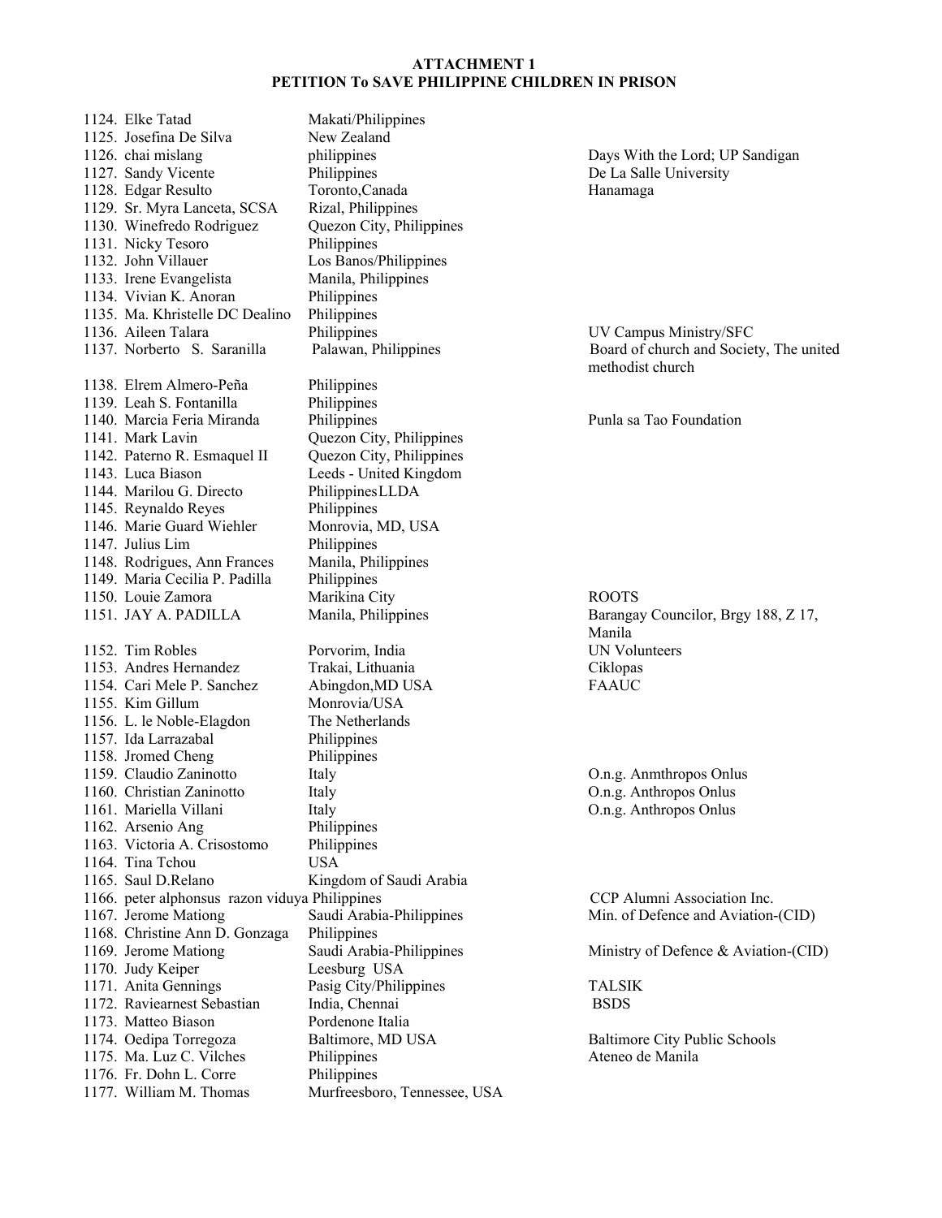**ATTACHMENT 1**
**PETITION To SAVE PHILIPPINE CHILDREN IN PRISON**

| No. | Name | Location | Organization |
|---|---|---|---|
| 1124. | Elke Tatad | Makati/Philippines | |
| 1125. | Josefina De Silva | New Zealand | |
| 1126. | chai mislang | philippines | Days With the Lord; UP Sandigan |
| 1127. | Sandy Vicente | Philippines | De La Salle University |
| 1128. | Edgar Resulto | Toronto,Canada | Hanamaga |
| 1129. | Sr. Myra Lanceta, SCSA | Rizal, Philippines | |
| 1130. | Winefredo Rodriguez | Quezon City, Philippines | |
| 1131. | Nicky Tesoro | Philippines | |
| 1132. | John Villauer | Los Banos/Philippines | |
| 1133. | Irene Evangelista | Manila, Philippines | |
| 1134. | Vivian K. Anoran | Philippines | |
| 1135. | Ma. Khristelle DC Dealino | Philippines | |
| 1136. | Aileen Talara | Philippines | UV Campus Ministry/SFC |
| 1137. | Norberto S. Saranilla | Palawan, Philippines | Board of church and Society, The united methodist church |
| 1138. | Elrem Almero-Peña | Philippines | |
| 1139. | Leah S. Fontanilla | Philippines | |
| 1140. | Marcia Feria Miranda | Philippines | Punla sa Tao Foundation |
| 1141. | Mark Lavin | Quezon City, Philippines | |
| 1142. | Paterno R. Esmaquel II | Quezon City, Philippines | |
| 1143. | Luca Biason | Leeds - United Kingdom | |
| 1144. | Marilou G. Directo | PhilippinesLLDA | |
| 1145. | Reynaldo Reyes | Philippines | |
| 1146. | Marie Guard Wiehler | Monrovia, MD, USA | |
| 1147. | Julius Lim | Philippines | |
| 1148. | Rodrigues, Ann Frances | Manila, Philippines | |
| 1149. | Maria Cecilia P. Padilla | Philippines | |
| 1150. | Louie Zamora | Marikina City | ROOTS |
| 1151. | JAY A. PADILLA | Manila, Philippines | Barangay Councilor, Brgy 188, Z 17, Manila |
| 1152. | Tim Robles | Porvorim, India | UN Volunteers |
| 1153. | Andres Hernandez | Trakai, Lithuania | Ciklopas |
| 1154. | Cari Mele P. Sanchez | Abingdon,MD USA | FAAUC |
| 1155. | Kim Gillum | Monrovia/USA | |
| 1156. | L. le Noble-Elagdon | The Netherlands | |
| 1157. | Ida Larrazabal | Philippines | |
| 1158. | Jromed Cheng | Philippines | |
| 1159. | Claudio Zaninotto | Italy | O.n.g. Anmthropos Onlus |
| 1160. | Christian Zaninotto | Italy | O.n.g. Anthropos Onlus |
| 1161. | Mariella Villani | Italy | O.n.g. Anthropos Onlus |
| 1162. | Arsenio Ang | Philippines | |
| 1163. | Victoria A. Crisostomo | Philippines | |
| 1164. | Tina Tchou | USA | |
| 1165. | Saul D.Relano | Kingdom of Saudi Arabia | |
| 1166. | peter alphonsus razon viduya | Philippines | CCP Alumni Association Inc. |
| 1167. | Jerome Mationg | Saudi Arabia-Philippines | Min. of Defence and Aviation-(CID) |
| 1168. | Christine Ann D. Gonzaga | Philippines | |
| 1169. | Jerome Mationg | Saudi Arabia-Philippines | Ministry of Defence & Aviation-(CID) |
| 1170. | Judy Keiper | Leesburg USA | |
| 1171. | Anita Gennings | Pasig City/Philippines | TALSIK |
| 1172. | Raviearnest Sebastian | India, Chennai | BSDS |
| 1173. | Matteo Biason | Pordenone Italia | |
| 1174. | Oedipa Torregoza | Baltimore, MD USA | Baltimore City Public Schools |
| 1175. | Ma. Luz C. Vilches | Philippines | Ateneo de Manila |
| 1176. | Fr. Dohn L. Corre | Philippines | |
| 1177. | William M. Thomas | Murfreesboro, Tennessee, USA | |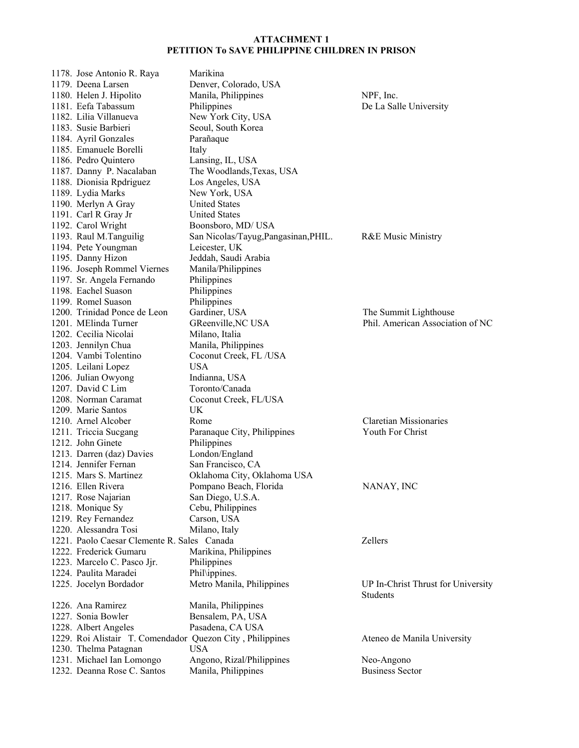**ATTACHMENT 1**
**PETITION To SAVE PHILIPPINE CHILDREN IN PRISON**

| | | |
|---|---|---|
| 1178. Jose Antonio R. Raya | Marikina | |
| 1179. Deena Larsen | Denver, Colorado, USA | |
| 1180. Helen J. Hipolito | Manila, Philippines | NPF, Inc. |
| 1181. Eefa Tabassum | Philippines | De La Salle University |
| 1182. Lilia Villanueva | New York City, USA | |
| 1183. Susie Barbieri | Seoul, South Korea | |
| 1184. Ayril Gonzales | Parañaque | |
| 1185. Emanuele Borelli | Italy | |
| 1186. Pedro Quintero | Lansing, IL, USA | |
| 1187. Danny P. Nacalaban | The Woodlands,Texas, USA | |
| 1188. Dionisia Rpdriguez | Los Angeles, USA | |
| 1189. Lydia Marks | New York, USA | |
| 1190. Merlyn A Gray | United States | |
| 1191. Carl R Gray Jr | United States | |
| 1192. Carol Wright | Boonsboro, MD/ USA | |
| 1193. Raul M.Tanguilig | San Nicolas/Tayug,Pangasinan,PHIL. | R&E Music Ministry |
| 1194. Pete Youngman | Leicester, UK | |
| 1195. Danny Hizon | Jeddah, Saudi Arabia | |
| 1196. Joseph Rommel Viernes | Manila/Philippines | |
| 1197. Sr. Angela Fernando | Philippines | |
| 1198. Eachel Suason | Philippines | |
| 1199. Romel Suason | Philippines | |
| 1200. Trinidad Ponce de Leon | Gardiner, USA | The Summit Lighthouse |
| 1201. MElinda Turner | GReenville,NC USA | Phil. American Association of NC |
| 1202. Cecilia Nicolai | Milano, Italia | |
| 1203. Jennilyn Chua | Manila, Philippines | |
| 1204. Vambi Tolentino | Coconut Creek, FL /USA | |
| 1205. Leilani Lopez | USA | |
| 1206. Julian Owyong | Indianna, USA | |
| 1207. David C Lim | Toronto/Canada | |
| 1208. Norman Caramat | Coconut Creek, FL/USA | |
| 1209. Marie Santos | UK | |
| 1210. Arnel Alcober | Rome | Claretian Missionaries |
| 1211. Triccia Sucgang | Paranaque City, Philippines | Youth For Christ |
| 1212. John Ginete | Philippines | |
| 1213. Darren (daz) Davies | London/England | |
| 1214. Jennifer Fernan | San Francisco, CA | |
| 1215. Mars S. Martinez | Oklahoma City, Oklahoma USA | |
| 1216. Ellen Rivera | Pompano Beach, Florida | NANAY, INC |
| 1217. Rose Najarian | San Diego, U.S.A. | |
| 1218. Monique Sy | Cebu, Philippines | |
| 1219. Rey Fernandez | Carson, USA | |
| 1220. Alessandra Tosi | Milano, Italy | |
| 1221. Paolo Caesar Clemente R. Sales | Canada | Zellers |
| 1222. Frederick Gumaru | Marikina, Philippines | |
| 1223. Marcelo C. Pasco Jjr. | Philippines | |
| 1224. Paulita Maradei | Phil\ippines. | |
| 1225. Jocelyn Bordador | Metro Manila, Philippines | UP In-Christ Thrust for University Students |
| 1226. Ana Ramirez | Manila, Philippines | |
| 1227. Sonia Bowler | Bensalem, PA, USA | |
| 1228. Albert Angeles | Pasadena, CA USA | |
| 1229. Roi Alistair T. Comendador | Quezon City , Philippines | Ateneo de Manila University |
| 1230. Thelma Patagnan | USA | |
| 1231. Michael Ian Lomongo | Angono, Rizal/Philippines | Neo-Angono |
| 1232. Deanna Rose C. Santos | Manila, Philippines | Business Sector |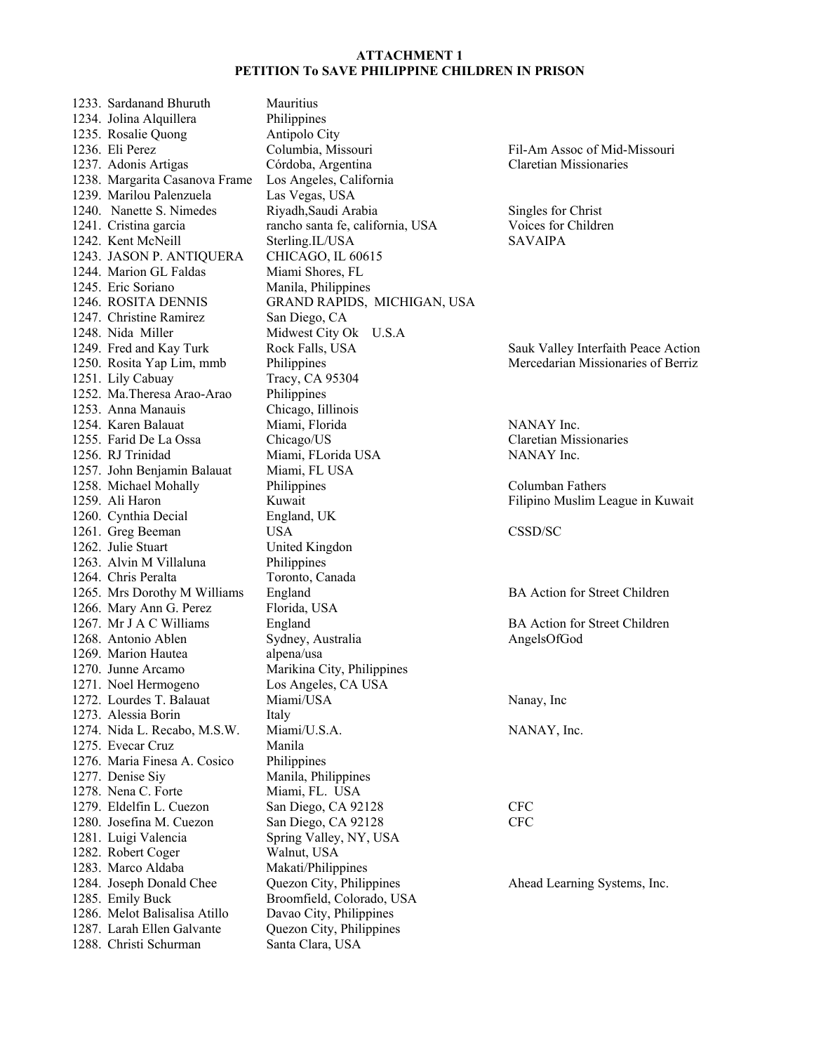**ATTACHMENT 1**
**PETITION To SAVE PHILIPPINE CHILDREN IN PRISON**

| No. | Name | Location | Organization |
|---|---|---|---|
| 1233. | Sardanand Bhuruth | Mauritius | |
| 1234. | Jolina Alquillera | Philippines | |
| 1235. | Rosalie Quong | Antipolo City | |
| 1236. | Eli Perez | Columbia, Missouri | Fil-Am Assoc of Mid-Missouri |
| 1237. | Adonis Artigas | Córdoba, Argentina | Claretian Missionaries |
| 1238. | Margarita Casanova Frame | Los Angeles, California | |
| 1239. | Marilou Palenzuela | Las Vegas, USA | |
| 1240. | Nanette S. Nimedes | Riyadh,Saudi Arabia | Singles for Christ |
| 1241. | Cristina garcia | rancho santa fe, california, USA | Voices for Children |
| 1242. | Kent McNeill | Sterling.IL/USA | SAVAIPA |
| 1243. | JASON P. ANTIQUERA | CHICAGO, IL 60615 | |
| 1244. | Marion GL Faldas | Miami Shores, FL | |
| 1245. | Eric Soriano | Manila, Philippines | |
| 1246. | ROSITA DENNIS | GRAND RAPIDS, MICHIGAN, USA | |
| 1247. | Christine Ramirez | San Diego, CA | |
| 1248. | Nida Miller | Midwest City Ok U.S.A | |
| 1249. | Fred and Kay Turk | Rock Falls, USA | Sauk Valley Interfaith Peace Action |
| 1250. | Rosita Yap Lim, mmb | Philippines | Mercedarian Missionaries of Berriz |
| 1251. | Lily Cabuay | Tracy, CA 95304 | |
| 1252. | Ma.Theresa Arao-Arao | Philippines | |
| 1253. | Anna Manauis | Chicago, Iillinois | |
| 1254. | Karen Balauat | Miami, Florida | NANAY Inc. |
| 1255. | Farid De La Ossa | Chicago/US | Claretian Missionaries |
| 1256. | RJ Trinidad | Miami, FLorida USA | NANAY Inc. |
| 1257. | John Benjamin Balauat | Miami, FL USA | |
| 1258. | Michael Mohally | Philippines | Columban Fathers |
| 1259. | Ali Haron | Kuwait | Filipino Muslim League in Kuwait |
| 1260. | Cynthia Decial | England, UK | |
| 1261. | Greg Beeman | USA | CSSD/SC |
| 1262. | Julie Stuart | United Kingdon | |
| 1263. | Alvin M Villaluna | Philippines | |
| 1264. | Chris Peralta | Toronto, Canada | |
| 1265. | Mrs Dorothy M Williams | England | BA Action for Street Children |
| 1266. | Mary Ann G. Perez | Florida, USA | |
| 1267. | Mr J A C Williams | England | BA Action for Street Children |
| 1268. | Antonio Ablen | Sydney, Australia | AngelsOfGod |
| 1269. | Marion Hautea | alpena/usa | |
| 1270. | Junne Arcamo | Marikina City, Philippines | |
| 1271. | Noel Hermogeno | Los Angeles, CA USA | |
| 1272. | Lourdes T. Balauat | Miami/USA | Nanay, Inc |
| 1273. | Alessia Borin | Italy | |
| 1274. | Nida L. Recabo, M.S.W. | Miami/U.S.A. | NANAY, Inc. |
| 1275. | Evecar Cruz | Manila | |
| 1276. | Maria Finesa A. Cosico | Philippines | |
| 1277. | Denise Siy | Manila, Philippines | |
| 1278. | Nena C. Forte | Miami, FL. USA | |
| 1279. | Eldelfin L. Cuezon | San Diego, CA 92128 | CFC |
| 1280. | Josefina M. Cuezon | San Diego, CA 92128 | CFC |
| 1281. | Luigi Valencia | Spring Valley, NY, USA | |
| 1282. | Robert Coger | Walnut, USA | |
| 1283. | Marco Aldaba | Makati/Philippines | |
| 1284. | Joseph Donald Chee | Quezon City, Philippines | Ahead Learning Systems, Inc. |
| 1285. | Emily Buck | Broomfield, Colorado, USA | |
| 1286. | Melot Balisalisa Atillo | Davao City, Philippines | |
| 1287. | Larah Ellen Galvante | Quezon City, Philippines | |
| 1288. | Christi Schurman | Santa Clara, USA | |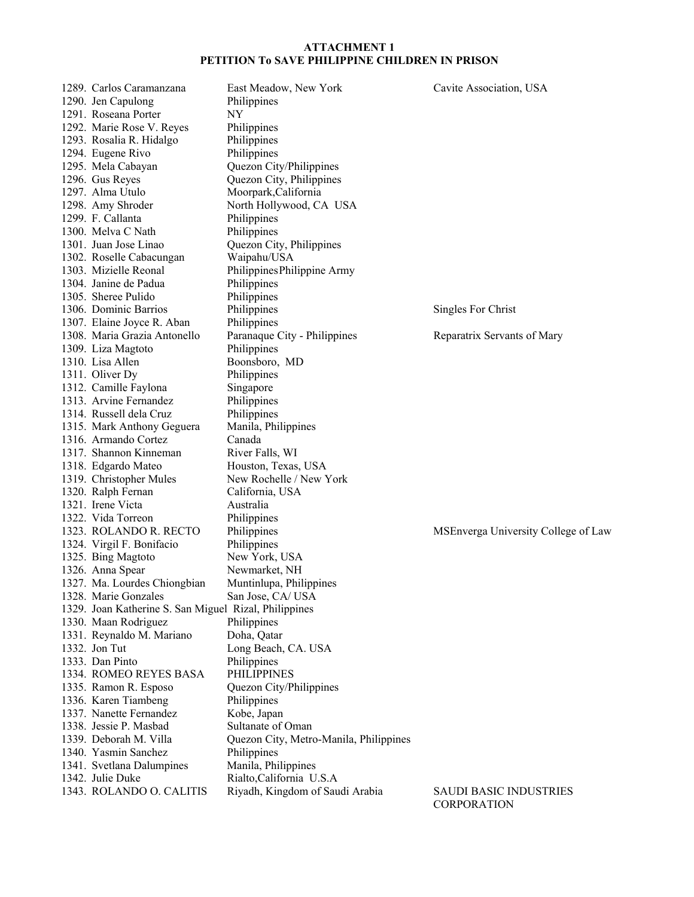**ATTACHMENT 1**
**PETITION To SAVE PHILIPPINE CHILDREN IN PRISON**

| No. | Name | Location | Organization |
|---|---|---|---|
| 1289. | Carlos Caramanzana | East Meadow, New York | Cavite Association, USA |
| 1290. | Jen Capulong | Philippines | |
| 1291. | Roseana Porter | NY | |
| 1292. | Marie Rose V. Reyes | Philippines | |
| 1293. | Rosalia R. Hidalgo | Philippines | |
| 1294. | Eugene Rivo | Philippines | |
| 1295. | Mela Cabayan | Quezon City/Philippines | |
| 1296. | Gus Reyes | Quezon City, Philippines | |
| 1297. | Alma Utulo | Moorpark,California | |
| 1298. | Amy Shroder | North Hollywood, CA USA | |
| 1299. | F. Callanta | Philippines | |
| 1300. | Melva C Nath | Philippines | |
| 1301. | Juan Jose Linao | Quezon City, Philippines | |
| 1302. | Roselle Cabacungan | Waipahu/USA | |
| 1303. | Mizielle Reonal | PhilippinesPhilippine Army | |
| 1304. | Janine de Padua | Philippines | |
| 1305. | Sheree Pulido | Philippines | |
| 1306. | Dominic Barrios | Philippines | Singles For Christ |
| 1307. | Elaine Joyce R. Aban | Philippines | |
| 1308. | Maria Grazia Antonello | Paranaque City - Philippines | Reparatrix Servants of Mary |
| 1309. | Liza Magtoto | Philippines | |
| 1310. | Lisa Allen | Boonsboro, MD | |
| 1311. | Oliver Dy | Philippines | |
| 1312. | Camille Faylona | Singapore | |
| 1313. | Arvine Fernandez | Philippines | |
| 1314. | Russell dela Cruz | Philippines | |
| 1315. | Mark Anthony Geguera | Manila, Philippines | |
| 1316. | Armando Cortez | Canada | |
| 1317. | Shannon Kinneman | River Falls, WI | |
| 1318. | Edgardo Mateo | Houston, Texas, USA | |
| 1319. | Christopher Mules | New Rochelle / New York | |
| 1320. | Ralph Fernan | California, USA | |
| 1321. | Irene Victa | Australia | |
| 1322. | Vida Torreon | Philippines | |
| 1323. | ROLANDO R. RECTO | Philippines | MSEnverga University College of Law |
| 1324. | Virgil F. Bonifacio | Philippines | |
| 1325. | Bing Magtoto | New York, USA | |
| 1326. | Anna Spear | Newmarket, NH | |
| 1327. | Ma. Lourdes Chiongbian | Muntinlupa, Philippines | |
| 1328. | Marie Gonzales | San Jose, CA/ USA | |
| 1329. | Joan Katherine S. San Miguel | Rizal, Philippines | |
| 1330. | Maan Rodriguez | Philippines | |
| 1331. | Reynaldo M. Mariano | Doha, Qatar | |
| 1332. | Jon Tut | Long Beach, CA. USA | |
| 1333. | Dan Pinto | Philippines | |
| 1334. | ROMEO REYES BASA | PHILIPPINES | |
| 1335. | Ramon R. Esposo | Quezon City/Philippines | |
| 1336. | Karen Tiambeng | Philippines | |
| 1337. | Nanette Fernandez | Kobe, Japan | |
| 1338. | Jessie P. Masbad | Sultanate of Oman | |
| 1339. | Deborah M. Villa | Quezon City, Metro-Manila, Philippines | |
| 1340. | Yasmin Sanchez | Philippines | |
| 1341. | Svetlana Dalumpines | Manila, Philippines | |
| 1342. | Julie Duke | Rialto,California U.S.A | |
| 1343. | ROLANDO O. CALITIS | Riyadh, Kingdom of Saudi Arabia | SAUDI BASIC INDUSTRIES CORPORATION |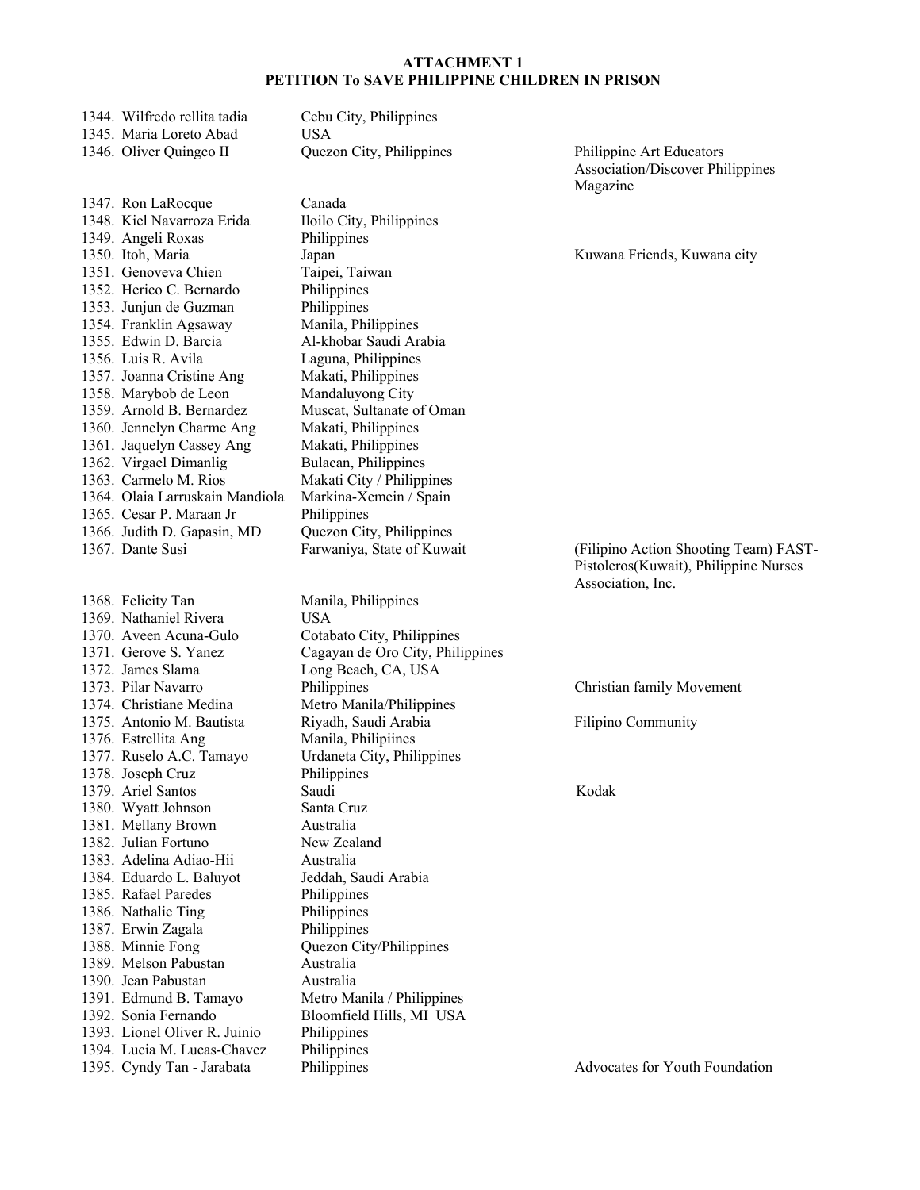**ATTACHMENT 1**
**PETITION To SAVE PHILIPPINE CHILDREN IN PRISON**

| No. | Name | Location | Organization |
|---|---|---|---|
| 1344. | Wilfredo rellita tadia | Cebu City, Philippines | |
| 1345. | Maria Loreto Abad | USA | |
| 1346. | Oliver Quingco II | Quezon City, Philippines | Philippine Art Educators Association/Discover Philippines Magazine |
| 1347. | Ron LaRocque | Canada | |
| 1348. | Kiel Navarroza Erida | Iloilo City, Philippines | |
| 1349. | Angeli Roxas | Philippines | |
| 1350. | Itoh, Maria | Japan | Kuwana Friends, Kuwana city |
| 1351. | Genoveva Chien | Taipei, Taiwan | |
| 1352. | Herico C. Bernardo | Philippines | |
| 1353. | Junjun de Guzman | Philippines | |
| 1354. | Franklin Agsaway | Manila, Philippines | |
| 1355. | Edwin D. Barcia | Al-khobar Saudi Arabia | |
| 1356. | Luis R. Avila | Laguna, Philippines | |
| 1357. | Joanna Cristine Ang | Makati, Philippines | |
| 1358. | Marybob de Leon | Mandaluyong City | |
| 1359. | Arnold B. Bernardez | Muscat, Sultanate of Oman | |
| 1360. | Jennelyn Charme Ang | Makati, Philippines | |
| 1361. | Jaquelyn Cassey Ang | Makati, Philippines | |
| 1362. | Virgael Dimanlig | Bulacan, Philippines | |
| 1363. | Carmelo M. Rios | Makati City / Philippines | |
| 1364. | Olaia Larruskain Mandiola | Markina-Xemein / Spain | |
| 1365. | Cesar P. Maraan Jr | Philippines | |
| 1366. | Judith D. Gapasin, MD | Quezon City, Philippines | |
| 1367. | Dante Susi | Farwaniya, State of Kuwait | (Filipino Action Shooting Team) FAST-Pistoleros(Kuwait), Philippine Nurses Association, Inc. |
| 1368. | Felicity Tan | Manila, Philippines | |
| 1369. | Nathaniel Rivera | USA | |
| 1370. | Aveen Acuna-Gulo | Cotabato City, Philippines | |
| 1371. | Gerove S. Yanez | Cagayan de Oro City, Philippines | |
| 1372. | James Slama | Long Beach, CA, USA | |
| 1373. | Pilar Navarro | Philippines | Christian family Movement |
| 1374. | Christiane Medina | Metro Manila/Philippines | |
| 1375. | Antonio M. Bautista | Riyadh, Saudi Arabia | Filipino Community |
| 1376. | Estrellita Ang | Manila, Philipiines | |
| 1377. | Ruselo A.C. Tamayo | Urdaneta City, Philippines | |
| 1378. | Joseph Cruz | Philippines | |
| 1379. | Ariel Santos | Saudi | Kodak |
| 1380. | Wyatt Johnson | Santa Cruz | |
| 1381. | Mellany Brown | Australia | |
| 1382. | Julian Fortuno | New Zealand | |
| 1383. | Adelina Adiao-Hii | Australia | |
| 1384. | Eduardo L. Baluyot | Jeddah, Saudi Arabia | |
| 1385. | Rafael Paredes | Philippines | |
| 1386. | Nathalie Ting | Philippines | |
| 1387. | Erwin Zagala | Philippines | |
| 1388. | Minnie Fong | Quezon City/Philippines | |
| 1389. | Melson Pabustan | Australia | |
| 1390. | Jean Pabustan | Australia | |
| 1391. | Edmund B. Tamayo | Metro Manila / Philippines | |
| 1392. | Sonia Fernando | Bloomfield Hills, MI USA | |
| 1393. | Lionel Oliver R. Juinio | Philippines | |
| 1394. | Lucia M. Lucas-Chavez | Philippines | |
| 1395. | Cyndy Tan - Jarabata | Philippines | Advocates for Youth Foundation |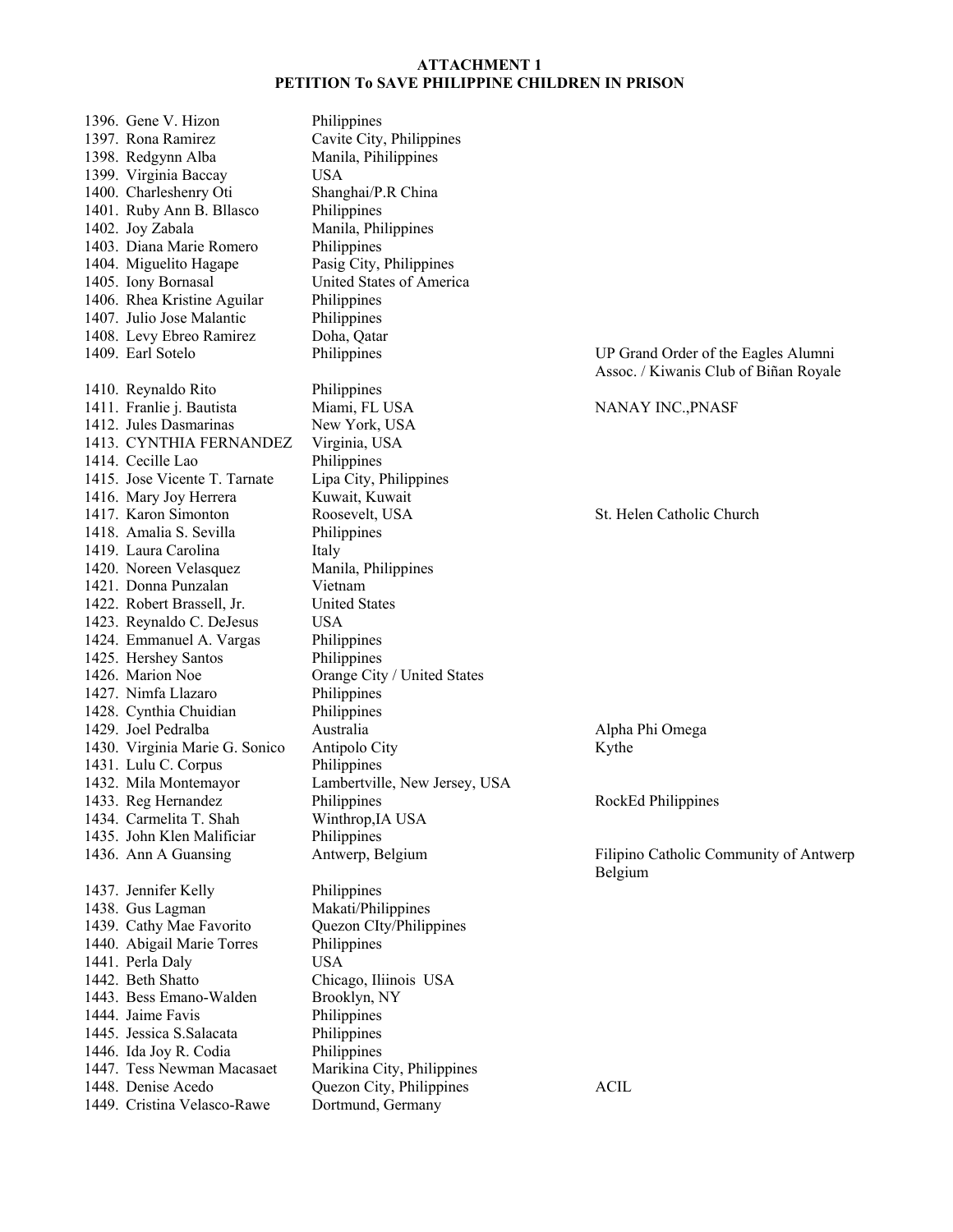**ATTACHMENT 1**
**PETITION To SAVE PHILIPPINE CHILDREN IN PRISON**

| No. | Name | Location | Organization |
|---|---|---|---|
| 1396. | Gene V. Hizon | Philippines | |
| 1397. | Rona Ramirez | Cavite City, Philippines | |
| 1398. | Redgynn Alba | Manila, Pihilippines | |
| 1399. | Virginia Baccay | USA | |
| 1400. | Charleshenry Oti | Shanghai/P.R China | |
| 1401. | Ruby Ann B. Bllasco | Philippines | |
| 1402. | Joy Zabala | Manila, Philippines | |
| 1403. | Diana Marie Romero | Philippines | |
| 1404. | Miguelito Hagape | Pasig City, Philippines | |
| 1405. | Iony Bornasal | United States of America | |
| 1406. | Rhea Kristine Aguilar | Philippines | |
| 1407. | Julio Jose Malantic | Philippines | |
| 1408. | Levy Ebreo Ramirez | Doha, Qatar | |
| 1409. | Earl Sotelo | Philippines | UP Grand Order of the Eagles Alumni Assoc. / Kiwanis Club of Biñan Royale |
| 1410. | Reynaldo Rito | Philippines | |
| 1411. | Franlie j. Bautista | Miami, FL USA | NANAY INC.,PNASF |
| 1412. | Jules Dasmarinas | New York, USA | |
| 1413. | CYNTHIA FERNANDEZ | Virginia, USA | |
| 1414. | Cecille Lao | Philippines | |
| 1415. | Jose Vicente T. Tarnate | Lipa City, Philippines | |
| 1416. | Mary Joy Herrera | Kuwait, Kuwait | |
| 1417. | Karon Simonton | Roosevelt, USA | St. Helen Catholic Church |
| 1418. | Amalia S. Sevilla | Philippines | |
| 1419. | Laura Carolina | Italy | |
| 1420. | Noreen Velasquez | Manila, Philippines | |
| 1421. | Donna Punzalan | Vietnam | |
| 1422. | Robert Brassell, Jr. | United States | |
| 1423. | Reynaldo C. DeJesus | USA | |
| 1424. | Emmanuel A. Vargas | Philippines | |
| 1425. | Hershey Santos | Philippines | |
| 1426. | Marion Noe | Orange City / United States | |
| 1427. | Nimfa Llazaro | Philippines | |
| 1428. | Cynthia Chuidian | Philippines | |
| 1429. | Joel Pedralba | Australia | Alpha Phi Omega |
| 1430. | Virginia Marie G. Sonico | Antipolo City | Kythe |
| 1431. | Lulu C. Corpus | Philippines | |
| 1432. | Mila Montemayor | Lambertville, New Jersey, USA | |
| 1433. | Reg Hernandez | Philippines | RockEd Philippines |
| 1434. | Carmelita T. Shah | Winthrop,IA USA | |
| 1435. | John Klen Malificiar | Philippines | |
| 1436. | Ann A Guansing | Antwerp, Belgium | Filipino Catholic Community of Antwerp Belgium |
| 1437. | Jennifer Kelly | Philippines | |
| 1438. | Gus Lagman | Makati/Philippines | |
| 1439. | Cathy Mae Favorito | Quezon CIty/Philippines | |
| 1440. | Abigail Marie Torres | Philippines | |
| 1441. | Perla Daly | USA | |
| 1442. | Beth Shatto | Chicago, Iliinois USA | |
| 1443. | Bess Emano-Walden | Brooklyn, NY | |
| 1444. | Jaime Favis | Philippines | |
| 1445. | Jessica S.Salacata | Philippines | |
| 1446. | Ida Joy R. Codia | Philippines | |
| 1447. | Tess Newman Macasaet | Marikina City, Philippines | |
| 1448. | Denise Acedo | Quezon City, Philippines | ACIL |
| 1449. | Cristina Velasco-Rawe | Dortmund, Germany | |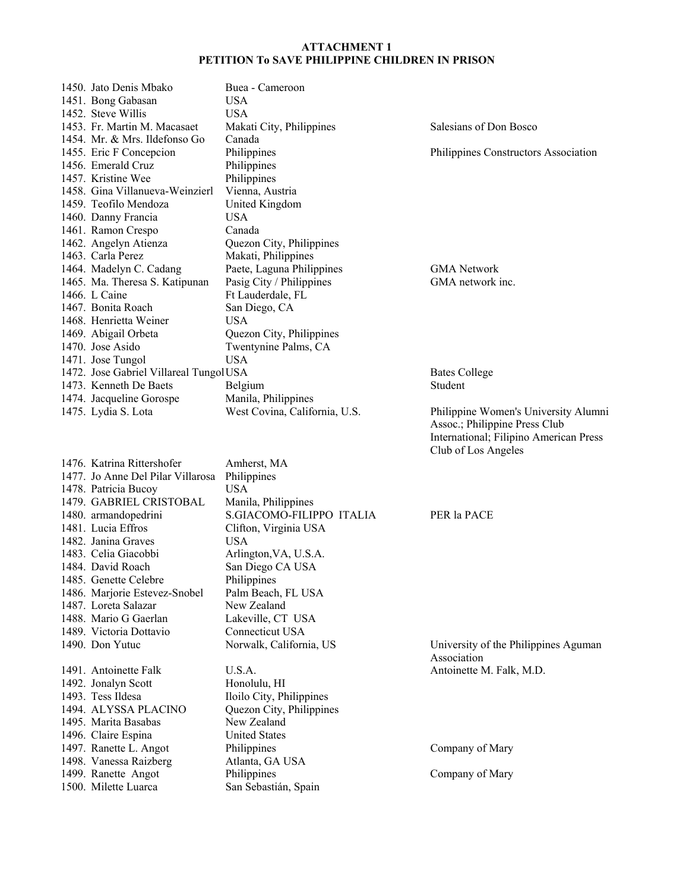**ATTACHMENT 1**
**PETITION To SAVE PHILIPPINE CHILDREN IN PRISON**

| No. | Name | Location | Affiliation |
|---|---|---|---|
| 1450. | Jato Denis Mbako | Buea - Cameroon | |
| 1451. | Bong Gabasan | USA | |
| 1452. | Steve Willis | USA | |
| 1453. | Fr. Martin M. Macasaet | Makati City, Philippines | Salesians of Don Bosco |
| 1454. | Mr. & Mrs. Ildefonso Go | Canada | |
| 1455. | Eric F Concepcion | Philippines | Philippines Constructors Association |
| 1456. | Emerald Cruz | Philippines | |
| 1457. | Kristine Wee | Philippines | |
| 1458. | Gina Villanueva-Weinzierl | Vienna, Austria | |
| 1459. | Teofilo Mendoza | United Kingdom | |
| 1460. | Danny Francia | USA | |
| 1461. | Ramon Crespo | Canada | |
| 1462. | Angelyn Atienza | Quezon City, Philippines | |
| 1463. | Carla Perez | Makati, Philippines | |
| 1464. | Madelyn C. Cadang | Paete, Laguna Philippines | GMA Network |
| 1465. | Ma. Theresa S. Katipunan | Pasig City / Philippines | GMA network inc. |
| 1466. | L Caine | Ft Lauderdale, FL | |
| 1467. | Bonita Roach | San Diego, CA | |
| 1468. | Henrietta Weiner | USA | |
| 1469. | Abigail Orbeta | Quezon City, Philippines | |
| 1470. | Jose Asido | Twentynine Palms, CA | |
| 1471. | Jose Tungol | USA | |
| 1472. | Jose Gabriel Villareal Tungol | USA | Bates College |
| 1473. | Kenneth De Baets | Belgium | Student |
| 1474. | Jacqueline Gorospe | Manila, Philippines | |
| 1475. | Lydia S. Lota | West Covina, California, U.S. | Philippine Women's University Alumni Assoc.; Philippine Press Club International; Filipino American Press Club of Los Angeles |
| 1476. | Katrina Rittershofer | Amherst, MA | |
| 1477. | Jo Anne Del Pilar Villarosa | Philippines | |
| 1478. | Patricia Bucoy | USA | |
| 1479. | GABRIEL CRISTOBAL | Manila, Philippines | |
| 1480. | armandopedrini | S.GIACOMO-FILIPPO ITALIA | PER la PACE |
| 1481. | Lucia Effros | Clifton, Virginia USA | |
| 1482. | Janina Graves | USA | |
| 1483. | Celia Giacobbi | Arlington,VA, U.S.A. | |
| 1484. | David Roach | San Diego CA USA | |
| 1485. | Genette Celebre | Philippines | |
| 1486. | Marjorie Estevez-Snobel | Palm Beach, FL USA | |
| 1487. | Loreta Salazar | New Zealand | |
| 1488. | Mario G Gaerlan | Lakeville, CT USA | |
| 1489. | Victoria Dottavio | Connecticut USA | |
| 1490. | Don Yutuc | Norwalk, California, US | University of the Philippines Aguman Association |
| 1491. | Antoinette Falk | U.S.A. | Antoinette M. Falk, M.D. |
| 1492. | Jonalyn Scott | Honolulu, HI | |
| 1493. | Tess Ildesa | Iloilo City, Philippines | |
| 1494. | ALYSSA PLACINO | Quezon City, Philippines | |
| 1495. | Marita Basabas | New Zealand | |
| 1496. | Claire Espina | United States | |
| 1497. | Ranette L. Angot | Philippines | Company of Mary |
| 1498. | Vanessa Raizberg | Atlanta, GA USA | |
| 1499. | Ranette Angot | Philippines | Company of Mary |
| 1500. | Milette Luarca | San Sebastián, Spain | |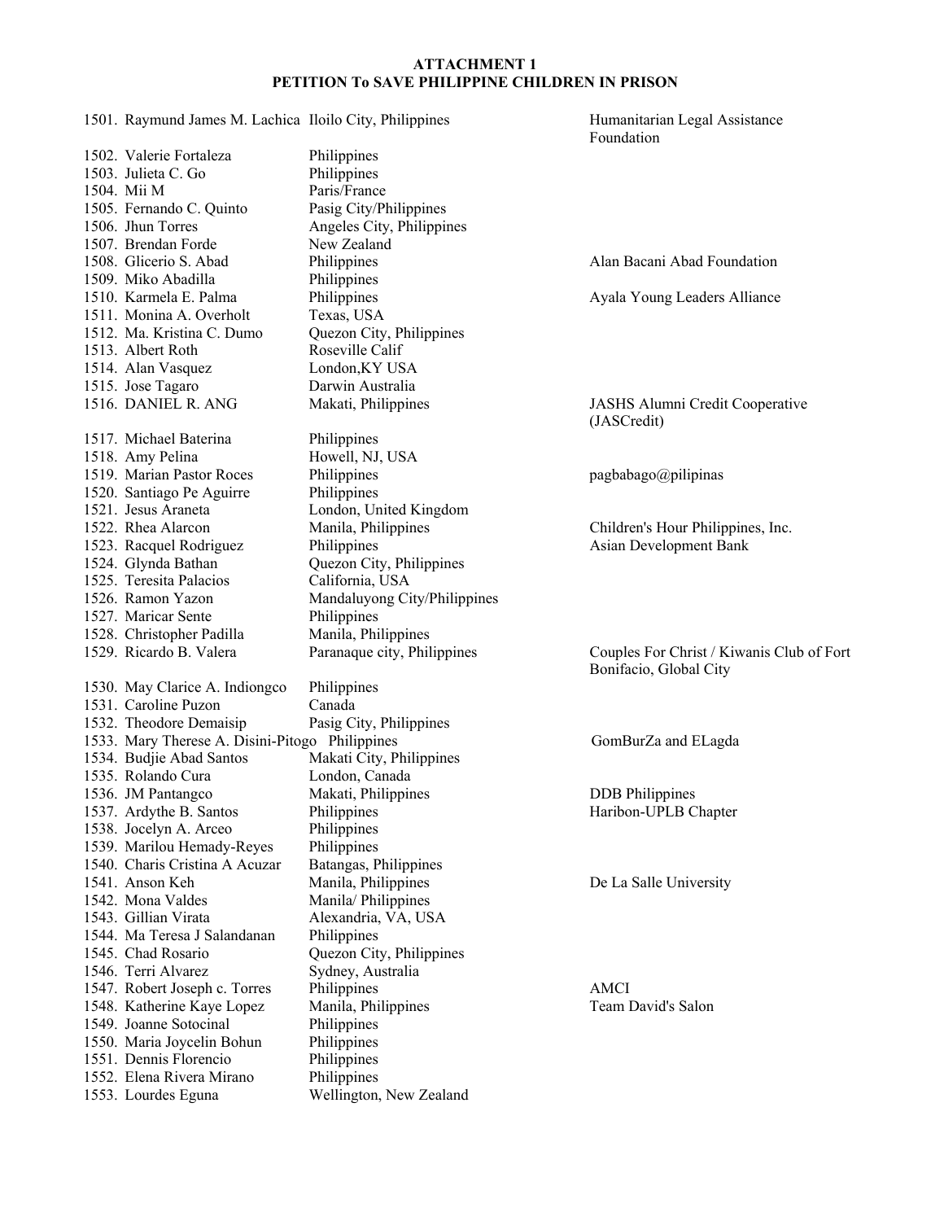**ATTACHMENT 1**
**PETITION To SAVE PHILIPPINE CHILDREN IN PRISON**

| No. | Name | Location | Organization |
|---|---|---|---|
| 1501. | Raymund James M. Lachica | Iloilo City, Philippines | Humanitarian Legal Assistance Foundation |
| 1502. | Valerie Fortaleza | Philippines | |
| 1503. | Julieta C. Go | Philippines | |
| 1504. | Mii M | Paris/France | |
| 1505. | Fernando C. Quinto | Pasig City/Philippines | |
| 1506. | Jhun Torres | Angeles City, Philippines | |
| 1507. | Brendan Forde | New Zealand | |
| 1508. | Glicerio S. Abad | Philippines | Alan Bacani Abad Foundation |
| 1509. | Miko Abadilla | Philippines | |
| 1510. | Karmela E. Palma | Philippines | Ayala Young Leaders Alliance |
| 1511. | Monina A. Overholt | Texas, USA | |
| 1512. | Ma. Kristina C. Dumo | Quezon City, Philippines | |
| 1513. | Albert Roth | Roseville Calif | |
| 1514. | Alan Vasquez | London,KY USA | |
| 1515. | Jose Tagaro | Darwin Australia | |
| 1516. | DANIEL R. ANG | Makati, Philippines | JASHS Alumni Credit Cooperative (JASCredit) |
| 1517. | Michael Baterina | Philippines | |
| 1518. | Amy Pelina | Howell, NJ, USA | |
| 1519. | Marian Pastor Roces | Philippines | pagbabago@pilipinas |
| 1520. | Santiago Pe Aguirre | Philippines | |
| 1521. | Jesus Araneta | London, United Kingdom | |
| 1522. | Rhea Alarcon | Manila, Philippines | Children's Hour Philippines, Inc. |
| 1523. | Racquel Rodriguez | Philippines | Asian Development Bank |
| 1524. | Glynda Bathan | Quezon City, Philippines | |
| 1525. | Teresita Palacios | California, USA | |
| 1526. | Ramon Yazon | Mandaluyong City/Philippines | |
| 1527. | Maricar Sente | Philippines | |
| 1528. | Christopher Padilla | Manila, Philippines | |
| 1529. | Ricardo B. Valera | Paranaque city, Philippines | Couples For Christ / Kiwanis Club of Fort Bonifacio, Global City |
| 1530. | May Clarice A. Indiongco | Philippines | |
| 1531. | Caroline Puzon | Canada | |
| 1532. | Theodore Demaisip | Pasig City, Philippines | |
| 1533. | Mary Therese A. Disini-Pitogo | Philippines | GomBurZa and ELagda |
| 1534. | Budjie Abad Santos | Makati City, Philippines | |
| 1535. | Rolando Cura | London, Canada | |
| 1536. | JM Pantangco | Makati, Philippines | DDB Philippines |
| 1537. | Ardythe B. Santos | Philippines | Haribon-UPLB Chapter |
| 1538. | Jocelyn A. Arceo | Philippines | |
| 1539. | Marilou Hemady-Reyes | Philippines | |
| 1540. | Charis Cristina A Acuzar | Batangas, Philippines | |
| 1541. | Anson Keh | Manila, Philippines | De La Salle University |
| 1542. | Mona Valdes | Manila/ Philippines | |
| 1543. | Gillian Virata | Alexandria, VA, USA | |
| 1544. | Ma Teresa J Salandanan | Philippines | |
| 1545. | Chad Rosario | Quezon City, Philippines | |
| 1546. | Terri Alvarez | Sydney, Australia | |
| 1547. | Robert Joseph c. Torres | Philippines | AMCI |
| 1548. | Katherine Kaye Lopez | Manila, Philippines | Team David's Salon |
| 1549. | Joanne Sotocinal | Philippines | |
| 1550. | Maria Joycelin Bohun | Philippines | |
| 1551. | Dennis Florencio | Philippines | |
| 1552. | Elena Rivera Mirano | Philippines | |
| 1553. | Lourdes Eguna | Wellington, New Zealand | |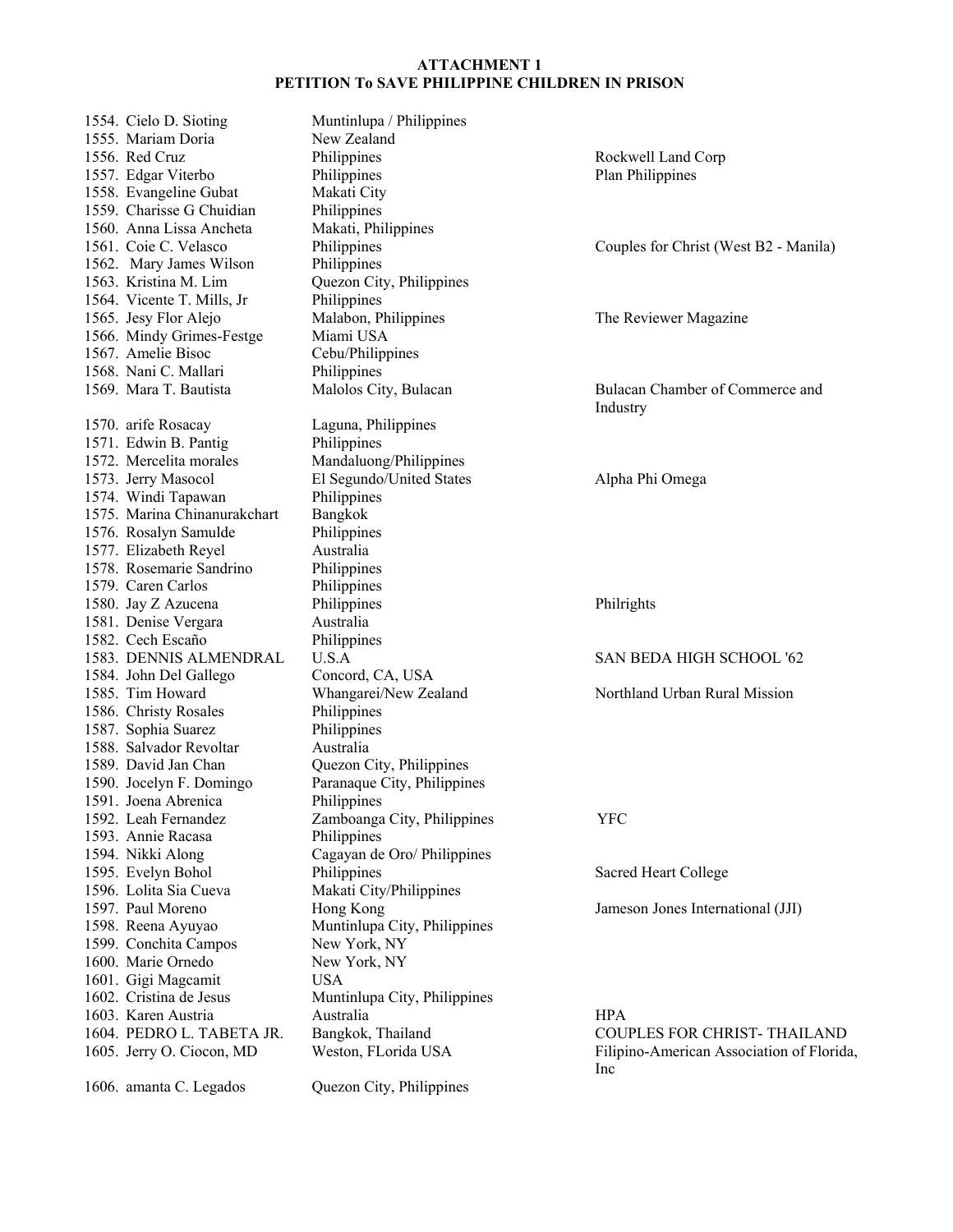**ATTACHMENT 1**
**PETITION To SAVE PHILIPPINE CHILDREN IN PRISON**

| | | |
|---|---|---|
| 1554. Cielo D. Sioting | Muntinlupa / Philippines | |
| 1555. Mariam Doria | New Zealand | |
| 1556. Red Cruz | Philippines | Rockwell Land Corp |
| 1557. Edgar Viterbo | Philippines | Plan Philippines |
| 1558. Evangeline Gubat | Makati City | |
| 1559. Charisse G Chuidian | Philippines | |
| 1560. Anna Lissa Ancheta | Makati, Philippines | |
| 1561. Coie C. Velasco | Philippines | Couples for Christ (West B2 - Manila) |
| 1562. Mary James Wilson | Philippines | |
| 1563. Kristina M. Lim | Quezon City, Philippines | |
| 1564. Vicente T. Mills, Jr | Philippines | |
| 1565. Jesy Flor Alejo | Malabon, Philippines | The Reviewer Magazine |
| 1566. Mindy Grimes-Festge | Miami USA | |
| 1567. Amelie Bisoc | Cebu/Philippines | |
| 1568. Nani C. Mallari | Philippines | |
| 1569. Mara T. Bautista | Malolos City, Bulacan | Bulacan Chamber of Commerce and Industry |
| 1570. arife Rosacay | Laguna, Philippines | |
| 1571. Edwin B. Pantig | Philippines | |
| 1572. Mercelita morales | Mandaluong/Philippines | |
| 1573. Jerry Masocol | El Segundo/United States | Alpha Phi Omega |
| 1574. Windi Tapawan | Philippines | |
| 1575. Marina Chinanurakchart | Bangkok | |
| 1576. Rosalyn Samulde | Philippines | |
| 1577. Elizabeth Reyel | Australia | |
| 1578. Rosemarie Sandrino | Philippines | |
| 1579. Caren Carlos | Philippines | |
| 1580. Jay Z Azucena | Philippines | Philrights |
| 1581. Denise Vergara | Australia | |
| 1582. Cech Escaño | Philippines | |
| 1583. DENNIS ALMENDRAL | U.S.A | SAN BEDA HIGH SCHOOL '62 |
| 1584. John Del Gallego | Concord, CA, USA | |
| 1585. Tim Howard | Whangarei/New Zealand | Northland Urban Rural Mission |
| 1586. Christy Rosales | Philippines | |
| 1587. Sophia Suarez | Philippines | |
| 1588. Salvador Revoltar | Australia | |
| 1589. David Jan Chan | Quezon City, Philippines | |
| 1590. Jocelyn F. Domingo | Paranaque City, Philippines | |
| 1591. Joena Abrenica | Philippines | |
| 1592. Leah Fernandez | Zamboanga City, Philippines | YFC |
| 1593. Annie Racasa | Philippines | |
| 1594. Nikki Along | Cagayan de Oro/ Philippines | |
| 1595. Evelyn Bohol | Philippines | Sacred Heart College |
| 1596. Lolita Sia Cueva | Makati City/Philippines | |
| 1597. Paul Moreno | Hong Kong | Jameson Jones International (JJI) |
| 1598. Reena Ayuyao | Muntinlupa City, Philippines | |
| 1599. Conchita Campos | New York, NY | |
| 1600. Marie Ornedo | New York, NY | |
| 1601. Gigi Magcamit | USA | |
| 1602. Cristina de Jesus | Muntinlupa City, Philippines | |
| 1603. Karen Austria | Australia | HPA |
| 1604. PEDRO L. TABETA JR. | Bangkok, Thailand | COUPLES FOR CHRIST- THAILAND |
| 1605. Jerry O. Ciocon, MD | Weston, FLorida USA | Filipino-American Association of Florida, Inc |
| 1606. amanta C. Legados | Quezon City, Philippines | |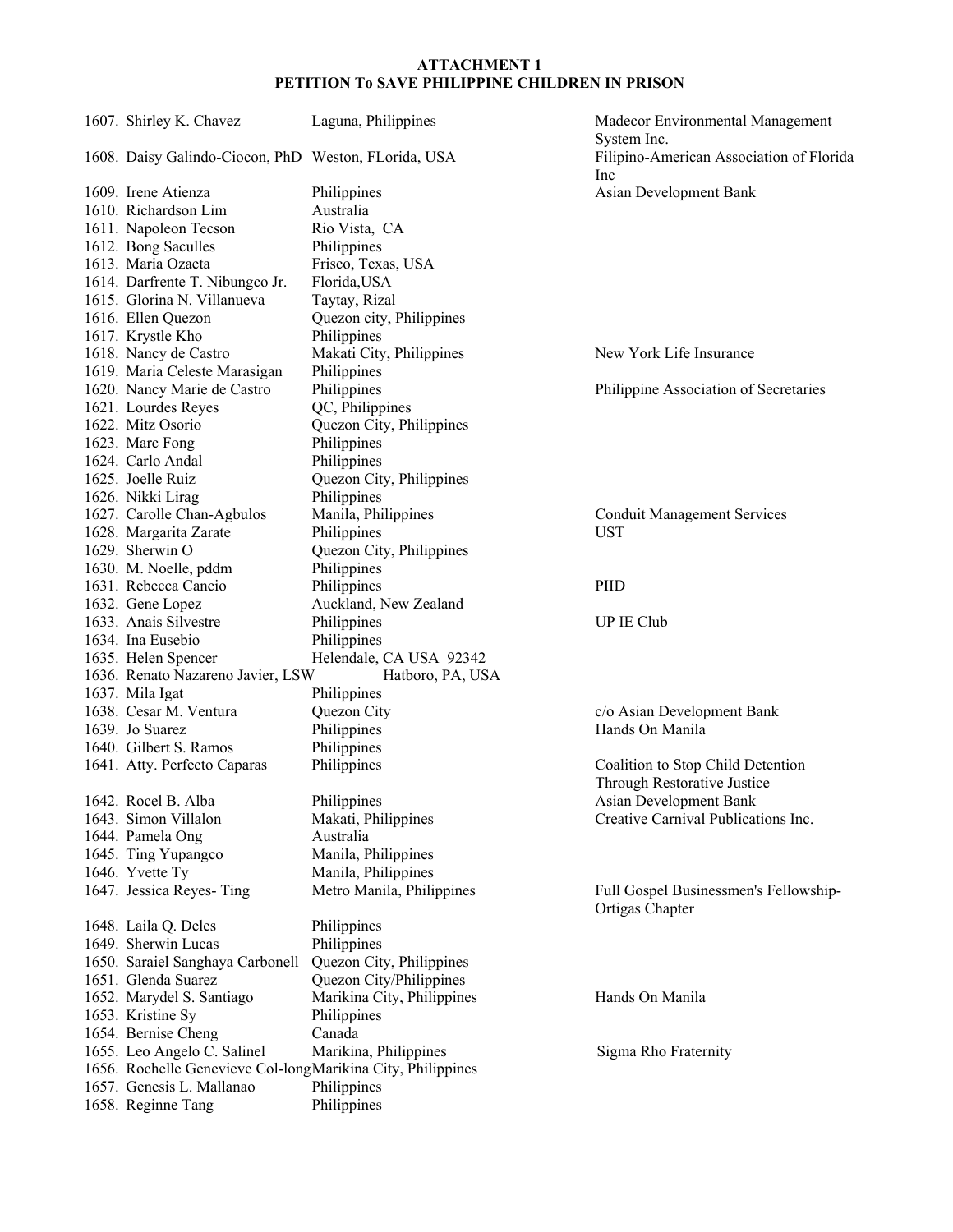**ATTACHMENT 1**
**PETITION To SAVE PHILIPPINE CHILDREN IN PRISON**

| No. | Name | Location | Organization |
|---|---|---|---|
| 1607. | Shirley K. Chavez | Laguna, Philippines | Madecor Environmental Management System Inc. |
| 1608. | Daisy Galindo-Ciocon, PhD | Weston, FLorida, USA | Filipino-American Association of Florida Inc |
| 1609. | Irene Atienza | Philippines | Asian Development Bank |
| 1610. | Richardson Lim | Australia | |
| 1611. | Napoleon Tecson | Rio Vista, CA | |
| 1612. | Bong Saculles | Philippines | |
| 1613. | Maria Ozaeta | Frisco, Texas, USA | |
| 1614. | Darfrente T. Nibungco Jr. | Florida,USA | |
| 1615. | Glorina N. Villanueva | Taytay, Rizal | |
| 1616. | Ellen Quezon | Quezon city, Philippines | |
| 1617. | Krystle Kho | Philippines | |
| 1618. | Nancy de Castro | Makati City, Philippines | New York Life Insurance |
| 1619. | Maria Celeste Marasigan | Philippines | |
| 1620. | Nancy Marie de Castro | Philippines | Philippine Association of Secretaries |
| 1621. | Lourdes Reyes | QC, Philippines | |
| 1622. | Mitz Osorio | Quezon City, Philippines | |
| 1623. | Marc Fong | Philippines | |
| 1624. | Carlo Andal | Philippines | |
| 1625. | Joelle Ruiz | Quezon City, Philippines | |
| 1626. | Nikki Lirag | Philippines | |
| 1627. | Carolle Chan-Agbulos | Manila, Philippines | Conduit Management Services |
| 1628. | Margarita Zarate | Philippines | UST |
| 1629. | Sherwin O | Quezon City, Philippines | |
| 1630. | M. Noelle, pddm | Philippines | |
| 1631. | Rebecca Cancio | Philippines | PIID |
| 1632. | Gene Lopez | Auckland, New Zealand | |
| 1633. | Anais Silvestre | Philippines | UP IE Club |
| 1634. | Ina Eusebio | Philippines | |
| 1635. | Helen Spencer | Helendale, CA USA 92342 | |
| 1636. | Renato Nazareno Javier, LSW | Hatboro, PA, USA | |
| 1637. | Mila Igat | Philippines | |
| 1638. | Cesar M. Ventura | Quezon City | c/o Asian Development Bank |
| 1639. | Jo Suarez | Philippines | Hands On Manila |
| 1640. | Gilbert S. Ramos | Philippines | |
| 1641. | Atty. Perfecto Caparas | Philippines | Coalition to Stop Child Detention Through Restorative Justice |
| 1642. | Rocel B. Alba | Philippines | Asian Development Bank |
| 1643. | Simon Villalon | Makati, Philippines | Creative Carnival Publications Inc. |
| 1644. | Pamela Ong | Australia | |
| 1645. | Ting Yupangco | Manila, Philippines | |
| 1646. | Yvette Ty | Manila, Philippines | |
| 1647. | Jessica Reyes- Ting | Metro Manila, Philippines | Full Gospel Businessmen's Fellowship-Ortigas Chapter |
| 1648. | Laila Q. Deles | Philippines | |
| 1649. | Sherwin Lucas | Philippines | |
| 1650. | Saraiel Sanghaya Carbonell | Quezon City, Philippines | |
| 1651. | Glenda Suarez | Quezon City/Philippines | |
| 1652. | Marydel S. Santiago | Marikina City, Philippines | Hands On Manila |
| 1653. | Kristine Sy | Philippines | |
| 1654. | Bernise Cheng | Canada | |
| 1655. | Leo Angelo C. Salinel | Marikina, Philippines | Sigma Rho Fraternity |
| 1656. | Rochelle Genevieve Col-long | Marikina City, Philippines | |
| 1657. | Genesis L. Mallanao | Philippines | |
| 1658. | Reginne Tang | Philippines | |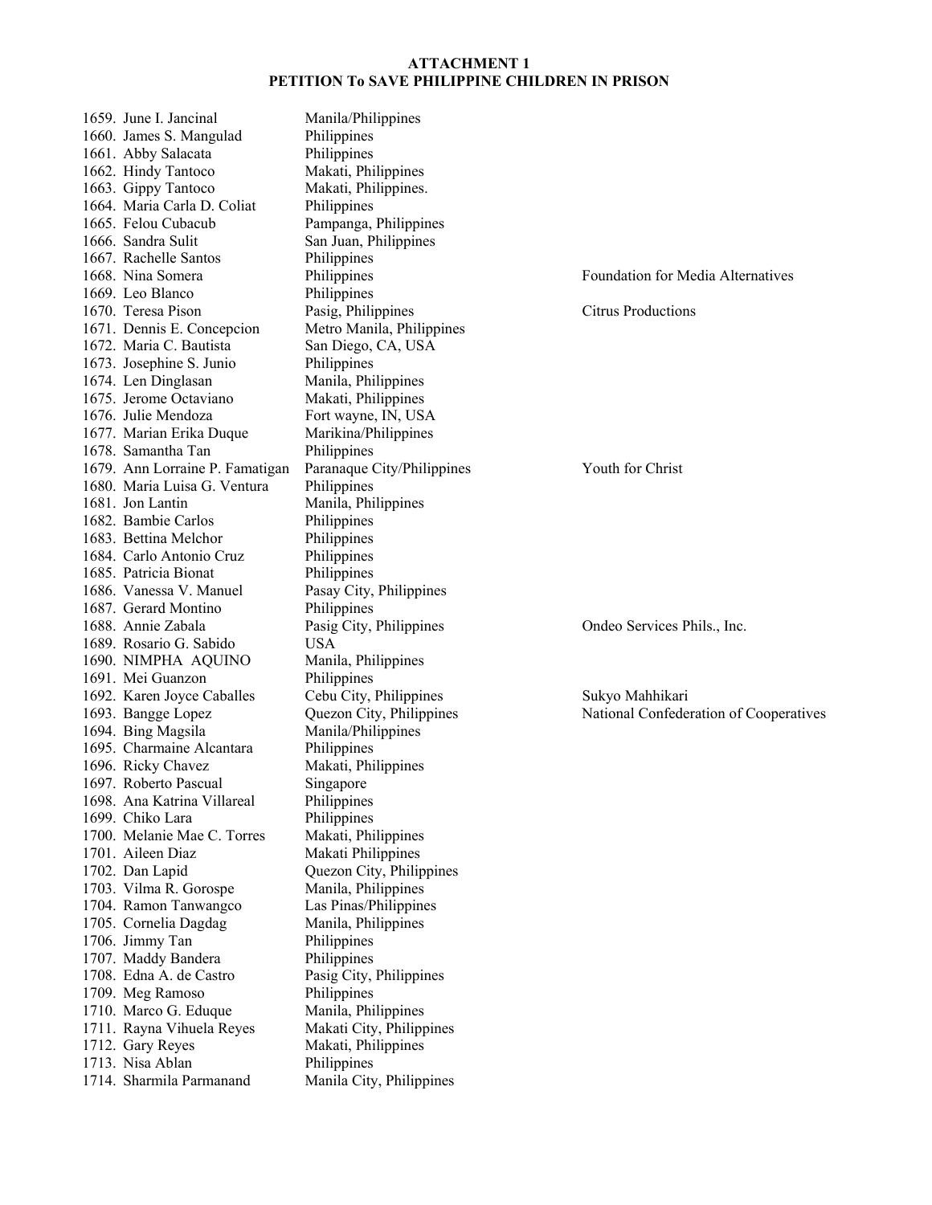**ATTACHMENT 1**
**PETITION To SAVE PHILIPPINE CHILDREN IN PRISON**

| | | |
|---|---|---|
| 1659. June I. Jancinal | Manila/Philippines | |
| 1660. James S. Mangulad | Philippines | |
| 1661. Abby Salacata | Philippines | |
| 1662. Hindy Tantoco | Makati, Philippines | |
| 1663. Gippy Tantoco | Makati, Philippines. | |
| 1664. Maria Carla D. Coliat | Philippines | |
| 1665. Felou Cubacub | Pampanga, Philippines | |
| 1666. Sandra Sulit | San Juan, Philippines | |
| 1667. Rachelle Santos | Philippines | |
| 1668. Nina Somera | Philippines | Foundation for Media Alternatives |
| 1669. Leo Blanco | Philippines | |
| 1670. Teresa Pison | Pasig, Philippines | Citrus Productions |
| 1671. Dennis E. Concepcion | Metro Manila, Philippines | |
| 1672. Maria C. Bautista | San Diego, CA, USA | |
| 1673. Josephine S. Junio | Philippines | |
| 1674. Len Dinglasan | Manila, Philippines | |
| 1675. Jerome Octaviano | Makati, Philippines | |
| 1676. Julie Mendoza | Fort wayne, IN, USA | |
| 1677. Marian Erika Duque | Marikina/Philippines | |
| 1678. Samantha Tan | Philippines | |
| 1679. Ann Lorraine P. Famatigan | Paranaque City/Philippines | Youth for Christ |
| 1680. Maria Luisa G. Ventura | Philippines | |
| 1681. Jon Lantin | Manila, Philippines | |
| 1682. Bambie Carlos | Philippines | |
| 1683. Bettina Melchor | Philippines | |
| 1684. Carlo Antonio Cruz | Philippines | |
| 1685. Patricia Bionat | Philippines | |
| 1686. Vanessa V. Manuel | Pasay City, Philippines | |
| 1687. Gerard Montino | Philippines | |
| 1688. Annie Zabala | Pasig City, Philippines | Ondeo Services Phils., Inc. |
| 1689. Rosario G. Sabido | USA | |
| 1690. NIMPHA AQUINO | Manila, Philippines | |
| 1691. Mei Guanzon | Philippines | |
| 1692. Karen Joyce Caballes | Cebu City, Philippines | Sukyo Mahhikari |
| 1693. Bangge Lopez | Quezon City, Philippines | National Confederation of Cooperatives |
| 1694. Bing Magsila | Manila/Philippines | |
| 1695. Charmaine Alcantara | Philippines | |
| 1696. Ricky Chavez | Makati, Philippines | |
| 1697. Roberto Pascual | Singapore | |
| 1698. Ana Katrina Villareal | Philippines | |
| 1699. Chiko Lara | Philippines | |
| 1700. Melanie Mae C. Torres | Makati, Philippines | |
| 1701. Aileen Diaz | Makati Philippines | |
| 1702. Dan Lapid | Quezon City, Philippines | |
| 1703. Vilma R. Gorospe | Manila, Philippines | |
| 1704. Ramon Tanwangco | Las Pinas/Philippines | |
| 1705. Cornelia Dagdag | Manila, Philippines | |
| 1706. Jimmy Tan | Philippines | |
| 1707. Maddy Bandera | Philippines | |
| 1708. Edna A. de Castro | Pasig City, Philippines | |
| 1709. Meg Ramoso | Philippines | |
| 1710. Marco G. Eduque | Manila, Philippines | |
| 1711. Rayna Vihuela Reyes | Makati City, Philippines | |
| 1712. Gary Reyes | Makati, Philippines | |
| 1713. Nisa Ablan | Philippines | |
| 1714. Sharmila Parmanand | Manila City, Philippines | |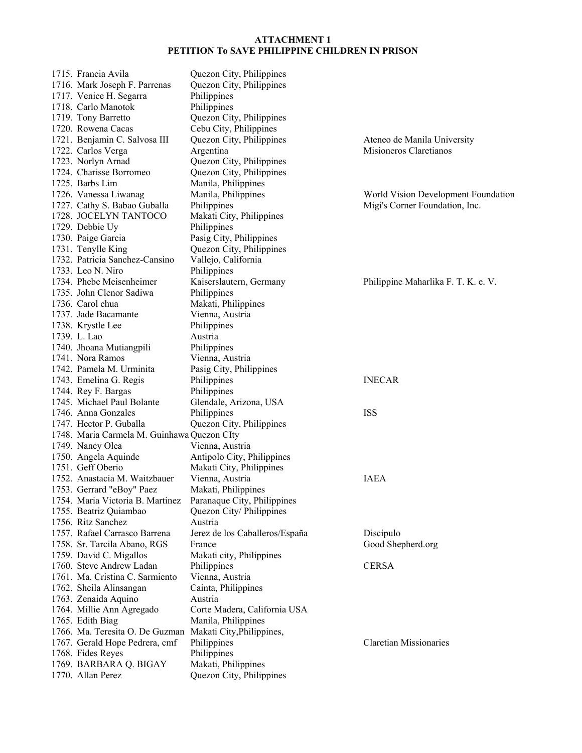**ATTACHMENT 1**
**PETITION To SAVE PHILIPPINE CHILDREN IN PRISON**

| No. | Name | Location | Organization |
|---|---|---|---|
| 1715. | Francia Avila | Quezon City, Philippines | |
| 1716. | Mark Joseph F. Parrenas | Quezon City, Philippines | |
| 1717. | Venice H. Segarra | Philippines | |
| 1718. | Carlo Manotok | Philippines | |
| 1719. | Tony Barretto | Quezon City, Philippines | |
| 1720. | Rowena Cacas | Cebu City, Philippines | |
| 1721. | Benjamin C. Salvosa III | Quezon City, Philippines | Ateneo de Manila University |
| 1722. | Carlos Verga | Argentina | Misioneros Claretianos |
| 1723. | Norlyn Arnad | Quezon City, Philippines | |
| 1724. | Charisse Borromeo | Quezon City, Philippines | |
| 1725. | Barbs Lim | Manila, Philippines | |
| 1726. | Vanessa Liwanag | Manila, Philippines | World Vision Development Foundation |
| 1727. | Cathy S. Babao Guballa | Philippines | Migi's Corner Foundation, Inc. |
| 1728. | JOCELYN TANTOCO | Makati City, Philippines | |
| 1729. | Debbie Uy | Philippines | |
| 1730. | Paige Garcia | Pasig City, Philippines | |
| 1731. | Tenylle King | Quezon City, Philippines | |
| 1732. | Patricia Sanchez-Cansino | Vallejo, California | |
| 1733. | Leo N. Niro | Philippines | |
| 1734. | Phebe Meisenheimer | Kaiserslautern, Germany | Philippine Maharlika F. T. K. e. V. |
| 1735. | John Clenor Sadiwa | Philippines | |
| 1736. | Carol chua | Makati, Philippines | |
| 1737. | Jade Bacamante | Vienna, Austria | |
| 1738. | Krystle Lee | Philippines | |
| 1739. | L. Lao | Austria | |
| 1740. | Jhoana Mutiangpili | Philippines | |
| 1741. | Nora Ramos | Vienna, Austria | |
| 1742. | Pamela M. Urminita | Pasig City, Philippines | |
| 1743. | Emelina G. Regis | Philippines | INECAR |
| 1744. | Rey F. Bargas | Philippines | |
| 1745. | Michael Paul Bolante | Glendale, Arizona, USA | |
| 1746. | Anna Gonzales | Philippines | ISS |
| 1747. | Hector P. Guballa | Quezon City, Philippines | |
| 1748. | Maria Carmela M. Guinhawa | Quezon CIty | |
| 1749. | Nancy Olea | Vienna, Austria | |
| 1750. | Angela Aquinde | Antipolo City, Philippines | |
| 1751. | Geff Oberio | Makati City, Philippines | |
| 1752. | Anastacia M. Waitzbauer | Vienna, Austria | IAEA |
| 1753. | Gerrard "eBoy" Paez | Makati, Philippines | |
| 1754. | Maria Victoria B. Martinez | Paranaque City, Philippines | |
| 1755. | Beatriz Quiambao | Quezon City/ Philippines | |
| 1756. | Ritz Sanchez | Austria | |
| 1757. | Rafael Carrasco Barrena | Jerez de los Caballeros/España | Discípulo |
| 1758. | Sr. Tarcila Abano, RGS | France | Good Shepherd.org |
| 1759. | David C. Migallos | Makati city, Philippines | |
| 1760. | Steve Andrew Ladan | Philippines | CERSA |
| 1761. | Ma. Cristina C. Sarmiento | Vienna, Austria | |
| 1762. | Sheila Alinsangan | Cainta, Philippines | |
| 1763. | Zenaida Aquino | Austria | |
| 1764. | Millie Ann Agregado | Corte Madera, California USA | |
| 1765. | Edith Biag | Manila, Philippines | |
| 1766. | Ma. Teresita O. De Guzman | Makati City,Philippines, | |
| 1767. | Gerald Hope Pedrera, cmf | Philippines | Claretian Missionaries |
| 1768. | Fides Reyes | Philippines | |
| 1769. | BARBARA Q. BIGAY | Makati, Philippines | |
| 1770. | Allan Perez | Quezon City, Philippines | |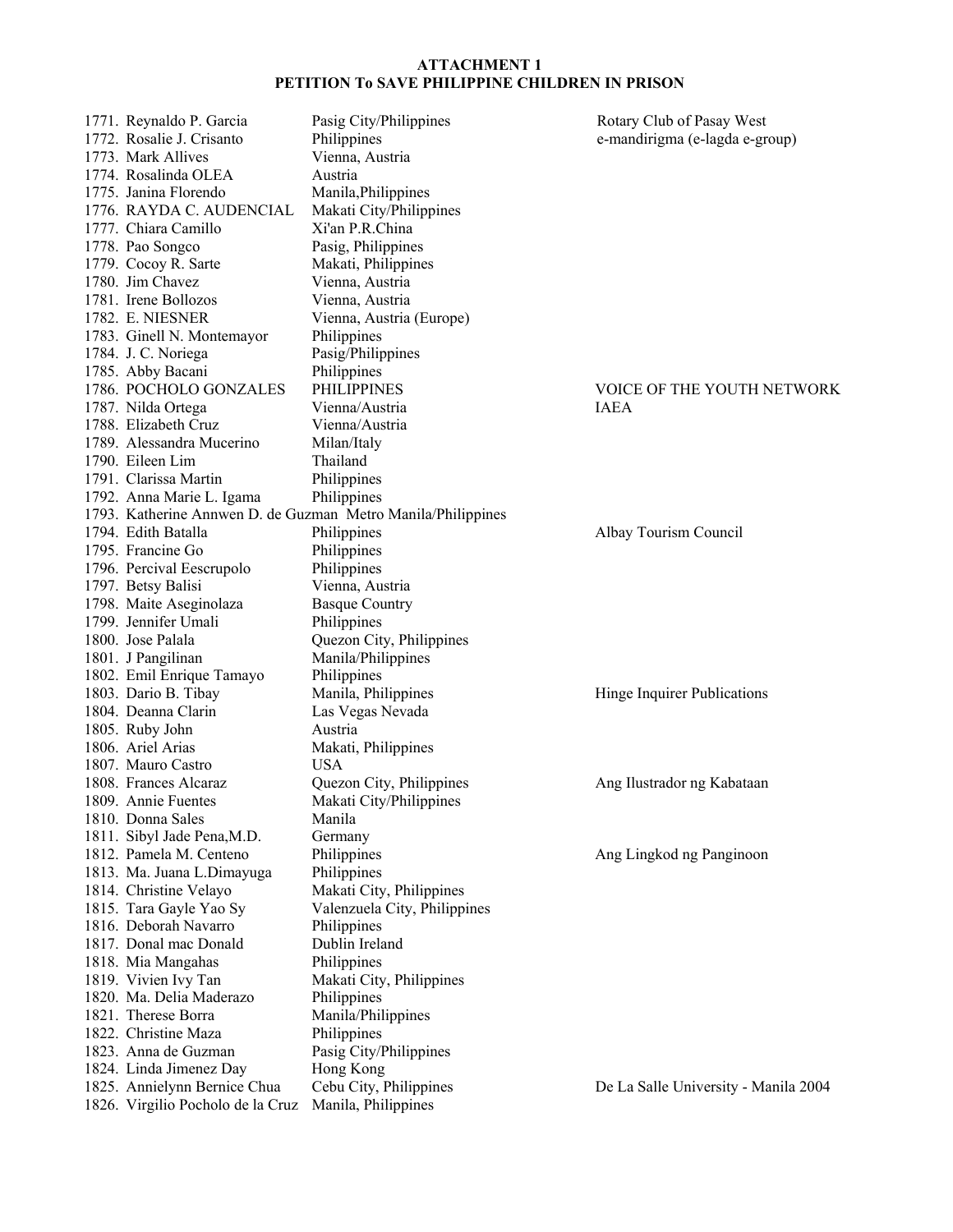**ATTACHMENT 1**
**PETITION To SAVE PHILIPPINE CHILDREN IN PRISON**

| No. | Name | Location | Organization |
|---|---|---|---|
| 1771. | Reynaldo P. Garcia | Pasig City/Philippines | Rotary Club of Pasay West |
| 1772. | Rosalie J. Crisanto | Philippines | e-mandirigma (e-lagda e-group) |
| 1773. | Mark Allives | Vienna, Austria | |
| 1774. | Rosalinda OLEA | Austria | |
| 1775. | Janina Florendo | Manila,Philippines | |
| 1776. | RAYDA C. AUDENCIAL | Makati City/Philippines | |
| 1777. | Chiara Camillo | Xi'an P.R.China | |
| 1778. | Pao Songco | Pasig, Philippines | |
| 1779. | Cocoy R. Sarte | Makati, Philippines | |
| 1780. | Jim Chavez | Vienna, Austria | |
| 1781. | Irene Bollozos | Vienna, Austria | |
| 1782. | E. NIESNER | Vienna, Austria (Europe) | |
| 1783. | Ginell N. Montemayor | Philippines | |
| 1784. | J. C. Noriega | Pasig/Philippines | |
| 1785. | Abby Bacani | Philippines | |
| 1786. | POCHOLO GONZALES | PHILIPPINES | VOICE OF THE YOUTH NETWORK |
| 1787. | Nilda Ortega | Vienna/Austria | IAEA |
| 1788. | Elizabeth Cruz | Vienna/Austria | |
| 1789. | Alessandra Mucerino | Milan/Italy | |
| 1790. | Eileen Lim | Thailand | |
| 1791. | Clarissa Martin | Philippines | |
| 1792. | Anna Marie L. Igama | Philippines | |
| 1793. | Katherine Annwen D. de Guzman | Metro Manila/Philippines | |
| 1794. | Edith Batalla | Philippines | Albay Tourism Council |
| 1795. | Francine Go | Philippines | |
| 1796. | Percival Eescrupolo | Philippines | |
| 1797. | Betsy Balisi | Vienna, Austria | |
| 1798. | Maite Aseginolaza | Basque Country | |
| 1799. | Jennifer Umali | Philippines | |
| 1800. | Jose Palala | Quezon City, Philippines | |
| 1801. | J Pangilinan | Manila/Philippines | |
| 1802. | Emil Enrique Tamayo | Philippines | |
| 1803. | Dario B. Tibay | Manila, Philippines | Hinge Inquirer Publications |
| 1804. | Deanna Clarin | Las Vegas Nevada | |
| 1805. | Ruby John | Austria | |
| 1806. | Ariel Arias | Makati, Philippines | |
| 1807. | Mauro Castro | USA | |
| 1808. | Frances Alcaraz | Quezon City, Philippines | Ang Ilustrador ng Kabataan |
| 1809. | Annie Fuentes | Makati City/Philippines | |
| 1810. | Donna Sales | Manila | |
| 1811. | Sibyl Jade Pena,M.D. | Germany | |
| 1812. | Pamela M. Centeno | Philippines | Ang Lingkod ng Panginoon |
| 1813. | Ma. Juana L.Dimayuga | Philippines | |
| 1814. | Christine Velayo | Makati City, Philippines | |
| 1815. | Tara Gayle Yao Sy | Valenzuela City, Philippines | |
| 1816. | Deborah Navarro | Philippines | |
| 1817. | Donal mac Donald | Dublin Ireland | |
| 1818. | Mia Mangahas | Philippines | |
| 1819. | Vivien Ivy Tan | Makati City, Philippines | |
| 1820. | Ma. Delia Maderazo | Philippines | |
| 1821. | Therese Borra | Manila/Philippines | |
| 1822. | Christine Maza | Philippines | |
| 1823. | Anna de Guzman | Pasig City/Philippines | |
| 1824. | Linda Jimenez Day | Hong Kong | |
| 1825. | Annielynn Bernice Chua | Cebu City, Philippines | De La Salle University - Manila 2004 |
| 1826. | Virgilio Pocholo de la Cruz | Manila, Philippines | |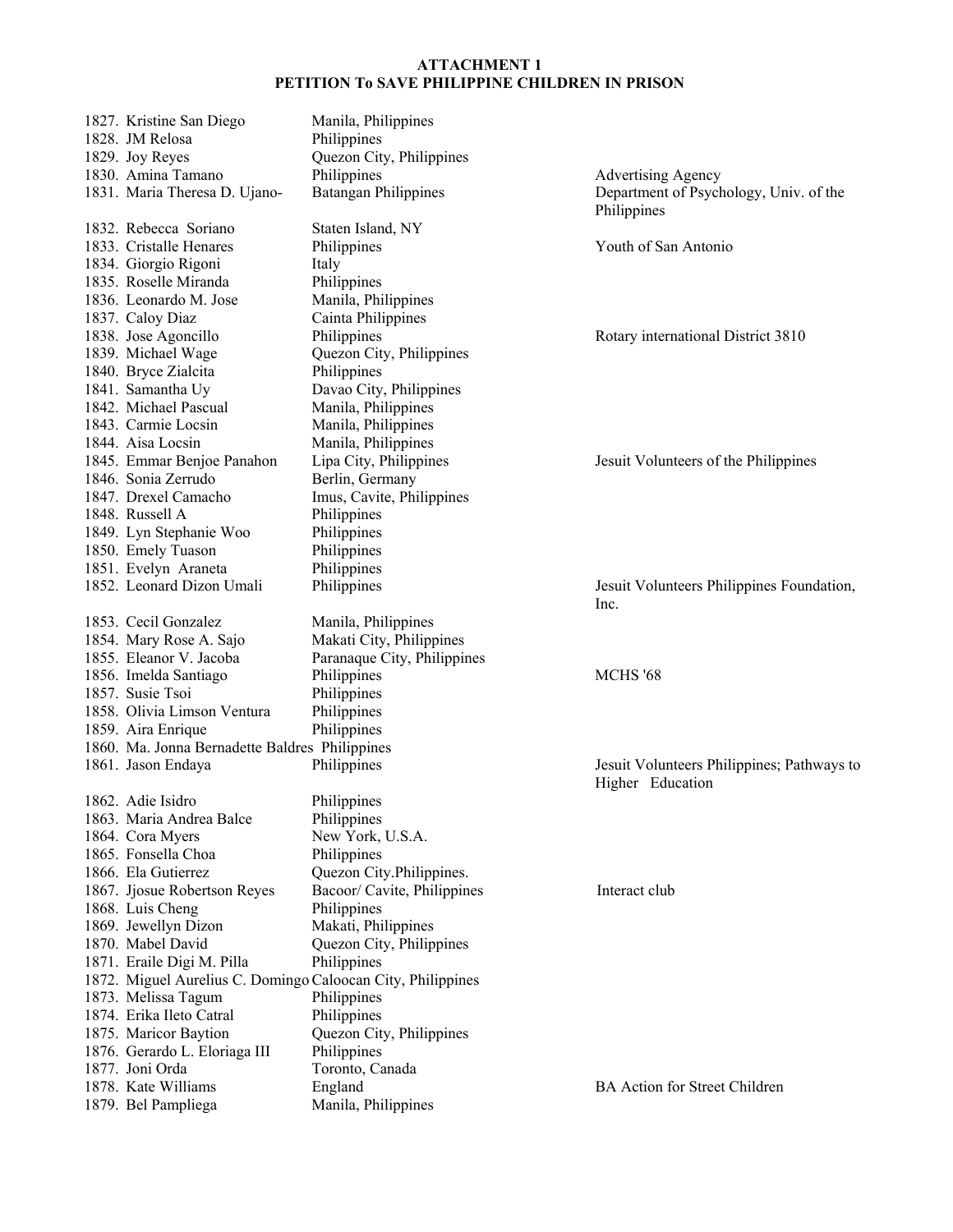**ATTACHMENT 1**
**PETITION To SAVE PHILIPPINE CHILDREN IN PRISON**

| No. | Name | Location | Organization |
|---|---|---|---|
| 1827. | Kristine San Diego | Manila, Philippines | |
| 1828. | JM Relosa | Philippines | |
| 1829. | Joy Reyes | Quezon City, Philippines | |
| 1830. | Amina Tamano | Philippines | Advertising Agency |
| 1831. | Maria Theresa D. Ujano- | Batangan Philippines | Department of Psychology, Univ. of the Philippines |
| 1832. | Rebecca Soriano | Staten Island, NY | |
| 1833. | Cristalle Henares | Philippines | Youth of San Antonio |
| 1834. | Giorgio Rigoni | Italy | |
| 1835. | Roselle Miranda | Philippines | |
| 1836. | Leonardo M. Jose | Manila, Philippines | |
| 1837. | Caloy Diaz | Cainta Philippines | |
| 1838. | Jose Agoncillo | Philippines | Rotary international District 3810 |
| 1839. | Michael Wage | Quezon City, Philippines | |
| 1840. | Bryce Zialcita | Philippines | |
| 1841. | Samantha Uy | Davao City, Philippines | |
| 1842. | Michael Pascual | Manila, Philippines | |
| 1843. | Carmie Locsin | Manila, Philippines | |
| 1844. | Aisa Locsin | Manila, Philippines | |
| 1845. | Emmar Benjoe Panahon | Lipa City, Philippines | Jesuit Volunteers of the Philippines |
| 1846. | Sonia Zerrudo | Berlin, Germany | |
| 1847. | Drexel Camacho | Imus, Cavite, Philippines | |
| 1848. | Russell A | Philippines | |
| 1849. | Lyn Stephanie Woo | Philippines | |
| 1850. | Emely Tuason | Philippines | |
| 1851. | Evelyn Araneta | Philippines | |
| 1852. | Leonard Dizon Umali | Philippines | Jesuit Volunteers Philippines Foundation, Inc. |
| 1853. | Cecil Gonzalez | Manila, Philippines | |
| 1854. | Mary Rose A. Sajo | Makati City, Philippines | |
| 1855. | Eleanor V. Jacoba | Paranaque City, Philippines | |
| 1856. | Imelda Santiago | Philippines | MCHS '68 |
| 1857. | Susie Tsoi | Philippines | |
| 1858. | Olivia Limson Ventura | Philippines | |
| 1859. | Aira Enrique | Philippines | |
| 1860. | Ma. Jonna Bernadette Baldres | Philippines | |
| 1861. | Jason Endaya | Philippines | Jesuit Volunteers Philippines; Pathways to Higher Education |
| 1862. | Adie Isidro | Philippines | |
| 1863. | Maria Andrea Balce | Philippines | |
| 1864. | Cora Myers | New York, U.S.A. | |
| 1865. | Fonsella Choa | Philippines | |
| 1866. | Ela Gutierrez | Quezon City.Philippines. | |
| 1867. | Jjosue Robertson Reyes | Bacoor/ Cavite, Philippines | Interact club |
| 1868. | Luis Cheng | Philippines | |
| 1869. | Jewellyn Dizon | Makati, Philippines | |
| 1870. | Mabel David | Quezon City, Philippines | |
| 1871. | Eraile Digi M. Pilla | Philippines | |
| 1872. | Miguel Aurelius C. Domingo | Caloocan City, Philippines | |
| 1873. | Melissa Tagum | Philippines | |
| 1874. | Erika Ileto Catral | Philippines | |
| 1875. | Maricor Baytion | Quezon City, Philippines | |
| 1876. | Gerardo L. Eloriaga III | Philippines | |
| 1877. | Joni Orda | Toronto, Canada | |
| 1878. | Kate Williams | England | BA Action for Street Children |
| 1879. | Bel Pampliega | Manila, Philippines | |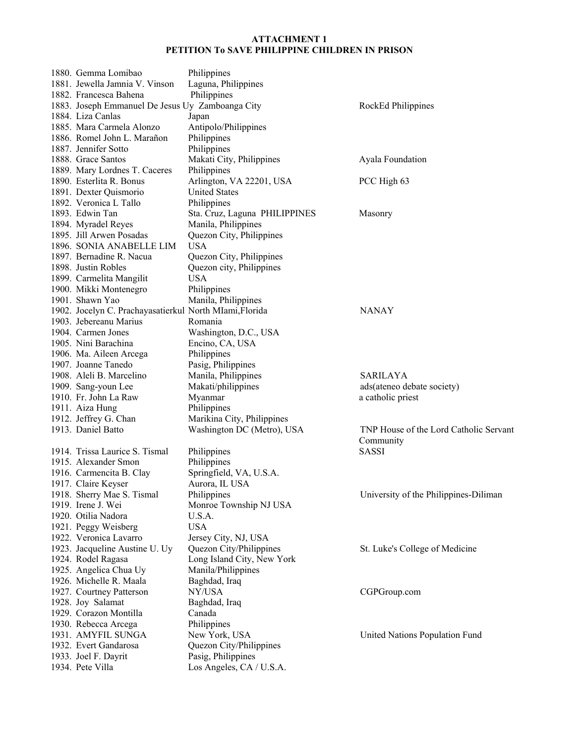**ATTACHMENT 1**
**PETITION To SAVE PHILIPPINE CHILDREN IN PRISON**

| No. | Name | Location | Organization |
|---|---|---|---|
| 1880. | Gemma Lomibao | Philippines | |
| 1881. | Jewella Jamnia V. Vinson | Laguna, Philippines | |
| 1882. | Francesca Bahena | Philippines | |
| 1883. | Joseph Emmanuel De Jesus Uy | Zamboanga City | RockEd Philippines |
| 1884. | Liza Canlas | Japan | |
| 1885. | Mara Carmela Alonzo | Antipolo/Philippines | |
| 1886. | Romel John L. Marañon | Philippines | |
| 1887. | Jennifer Sotto | Philippines | |
| 1888. | Grace Santos | Makati City, Philippines | Ayala Foundation |
| 1889. | Mary Lordnes T. Caceres | Philippines | |
| 1890. | Esterlita R. Bonus | Arlington, VA 22201, USA | PCC High 63 |
| 1891. | Dexter Quismorio | United States | |
| 1892. | Veronica L Tallo | Philippines | |
| 1893. | Edwin Tan | Sta. Cruz, Laguna PHILIPPINES | Masonry |
| 1894. | Myradel Reyes | Manila, Philippines | |
| 1895. | Jill Arwen Posadas | Quezon City, Philippines | |
| 1896. | SONIA ANABELLE LIM | USA | |
| 1897. | Bernadine R. Nacua | Quezon City, Philippines | |
| 1898. | Justin Robles | Quezon city, Philippines | |
| 1899. | Carmelita Mangilit | USA | |
| 1900. | Mikki Montenegro | Philippines | |
| 1901. | Shawn Yao | Manila, Philippines | |
| 1902. | Jocelyn C. Prachayasatierkul | North MIami,Florida | NANAY |
| 1903. | Jebereanu Marius | Romania | |
| 1904. | Carmen Jones | Washington, D.C., USA | |
| 1905. | Nini Barachina | Encino, CA, USA | |
| 1906. | Ma. Aileen Arcega | Philippines | |
| 1907. | Joanne Tanedo | Pasig, Philippines | |
| 1908. | Aleli B. Marcelino | Manila, Philippines | SARILAYA |
| 1909. | Sang-youn Lee | Makati/philippines | ads(ateneo debate society) |
| 1910. | Fr. John La Raw | Myanmar | a catholic priest |
| 1911. | Aiza Hung | Philippines | |
| 1912. | Jeffrey G. Chan | Marikina City, Philippines | |
| 1913. | Daniel Batto | Washington DC (Metro), USA | TNP House of the Lord Catholic Servant Community |
| 1914. | Trissa Laurice S. Tismal | Philippines | SASSI |
| 1915. | Alexander Smon | Philippines | |
| 1916. | Carmencita B. Clay | Springfield, VA, U.S.A. | |
| 1917. | Claire Keyser | Aurora, IL USA | |
| 1918. | Sherry Mae S. Tismal | Philippines | University of the Philippines-Diliman |
| 1919. | Irene J. Wei | Monroe Township NJ USA | |
| 1920. | Otilia Nadora | U.S.A. | |
| 1921. | Peggy Weisberg | USA | |
| 1922. | Veronica Lavarro | Jersey City, NJ, USA | |
| 1923. | Jacqueline Austine U. Uy | Quezon City/Philippines | St. Luke's College of Medicine |
| 1924. | Rodel Ragasa | Long Island City, New York | |
| 1925. | Angelica Chua Uy | Manila/Philippines | |
| 1926. | Michelle R. Maala | Baghdad, Iraq | |
| 1927. | Courtney Patterson | NY/USA | CGPGroup.com |
| 1928. | Joy Salamat | Baghdad, Iraq | |
| 1929. | Corazon Montilla | Canada | |
| 1930. | Rebecca Arcega | Philippines | |
| 1931. | AMYFIL SUNGA | New York, USA | United Nations Population Fund |
| 1932. | Evert Gandarosa | Quezon City/Philippines | |
| 1933. | Joel F. Dayrit | Pasig, Philippines | |
| 1934. | Pete Villa | Los Angeles, CA / U.S.A. | |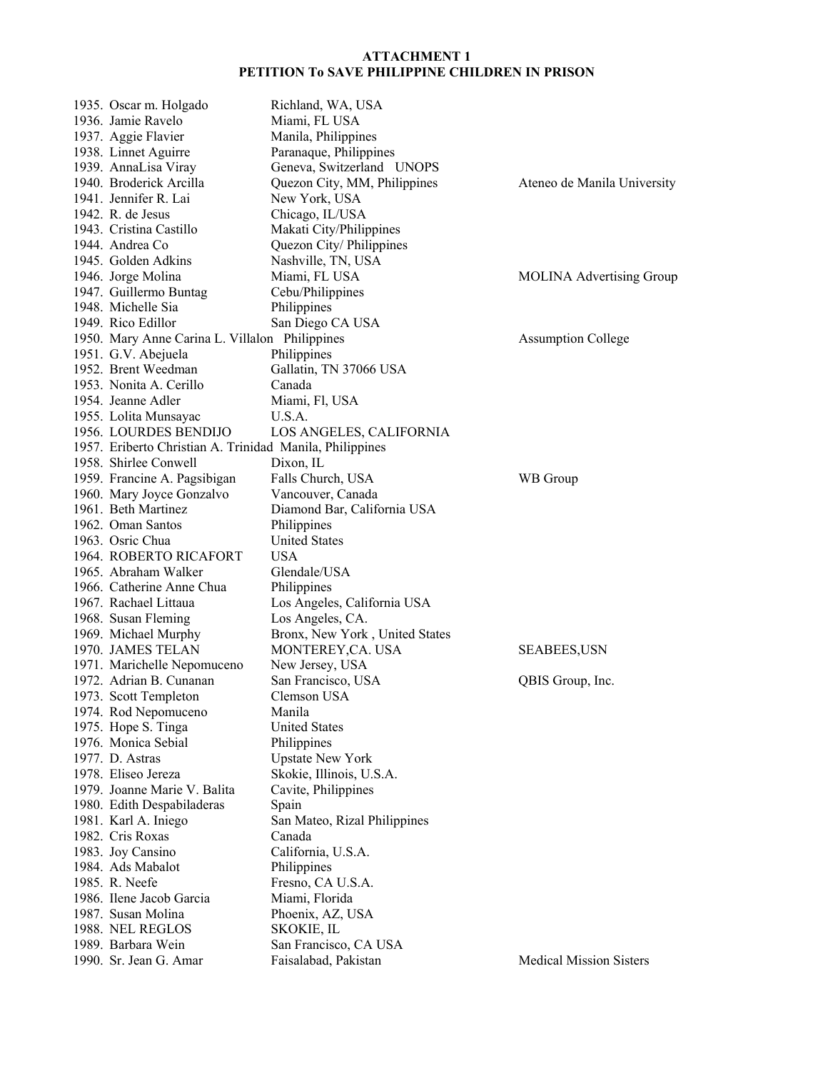**ATTACHMENT 1**
**PETITION To SAVE PHILIPPINE CHILDREN IN PRISON**

| No. | Name | Location | Affiliation |
|---|---|---|---|
| 1935. | Oscar m. Holgado | Richland, WA, USA | |
| 1936. | Jamie Ravelo | Miami, FL USA | |
| 1937. | Aggie Flavier | Manila, Philippines | |
| 1938. | Linnet Aguirre | Paranaque, Philippines | |
| 1939. | AnnaLisa Viray | Geneva, Switzerland UNOPS | |
| 1940. | Broderick Arcilla | Quezon City, MM, Philippines | Ateneo de Manila University |
| 1941. | Jennifer R. Lai | New York, USA | |
| 1942. | R. de Jesus | Chicago, IL/USA | |
| 1943. | Cristina Castillo | Makati City/Philippines | |
| 1944. | Andrea Co | Quezon City/ Philippines | |
| 1945. | Golden Adkins | Nashville, TN, USA | |
| 1946. | Jorge Molina | Miami, FL USA | MOLINA Advertising Group |
| 1947. | Guillermo Buntag | Cebu/Philippines | |
| 1948. | Michelle Sia | Philippines | |
| 1949. | Rico Edillor | San Diego CA USA | |
| 1950. | Mary Anne Carina L. Villalon | Philippines | Assumption College |
| 1951. | G.V. Abejuela | Philippines | |
| 1952. | Brent Weedman | Gallatin, TN 37066 USA | |
| 1953. | Nonita A. Cerillo | Canada | |
| 1954. | Jeanne Adler | Miami, Fl, USA | |
| 1955. | Lolita Munsayac | U.S.A. | |
| 1956. | LOURDES BENDIJO | LOS ANGELES, CALIFORNIA | |
| 1957. | Eriberto Christian A. Trinidad | Manila, Philippines | |
| 1958. | Shirlee Conwell | Dixon, IL | |
| 1959. | Francine A. Pagsibigan | Falls Church, USA | WB Group |
| 1960. | Mary Joyce Gonzalvo | Vancouver, Canada | |
| 1961. | Beth Martinez | Diamond Bar, California USA | |
| 1962. | Oman Santos | Philippines | |
| 1963. | Osric Chua | United States | |
| 1964. | ROBERTO RICAFORT | USA | |
| 1965. | Abraham Walker | Glendale/USA | |
| 1966. | Catherine Anne Chua | Philippines | |
| 1967. | Rachael Littaua | Los Angeles, California USA | |
| 1968. | Susan Fleming | Los Angeles, CA. | |
| 1969. | Michael Murphy | Bronx, New York , United States | |
| 1970. | JAMES TELAN | MONTEREY,CA. USA | SEABEES,USN |
| 1971. | Marichelle Nepomuceno | New Jersey, USA | |
| 1972. | Adrian B. Cunanan | San Francisco, USA | QBIS Group, Inc. |
| 1973. | Scott Templeton | Clemson USA | |
| 1974. | Rod Nepomuceno | Manila | |
| 1975. | Hope S. Tinga | United States | |
| 1976. | Monica Sebial | Philippines | |
| 1977. | D. Astras | Upstate New York | |
| 1978. | Eliseo Jereza | Skokie, Illinois, U.S.A. | |
| 1979. | Joanne Marie V. Balita | Cavite, Philippines | |
| 1980. | Edith Despabiladeras | Spain | |
| 1981. | Karl A. Iniego | San Mateo, Rizal Philippines | |
| 1982. | Cris Roxas | Canada | |
| 1983. | Joy Cansino | California, U.S.A. | |
| 1984. | Ads Mabalot | Philippines | |
| 1985. | R. Neefe | Fresno, CA U.S.A. | |
| 1986. | Ilene Jacob Garcia | Miami, Florida | |
| 1987. | Susan Molina | Phoenix, AZ, USA | |
| 1988. | NEL REGLOS | SKOKIE, IL | |
| 1989. | Barbara Wein | San Francisco, CA USA | |
| 1990. | Sr. Jean G. Amar | Faisalabad, Pakistan | Medical Mission Sisters |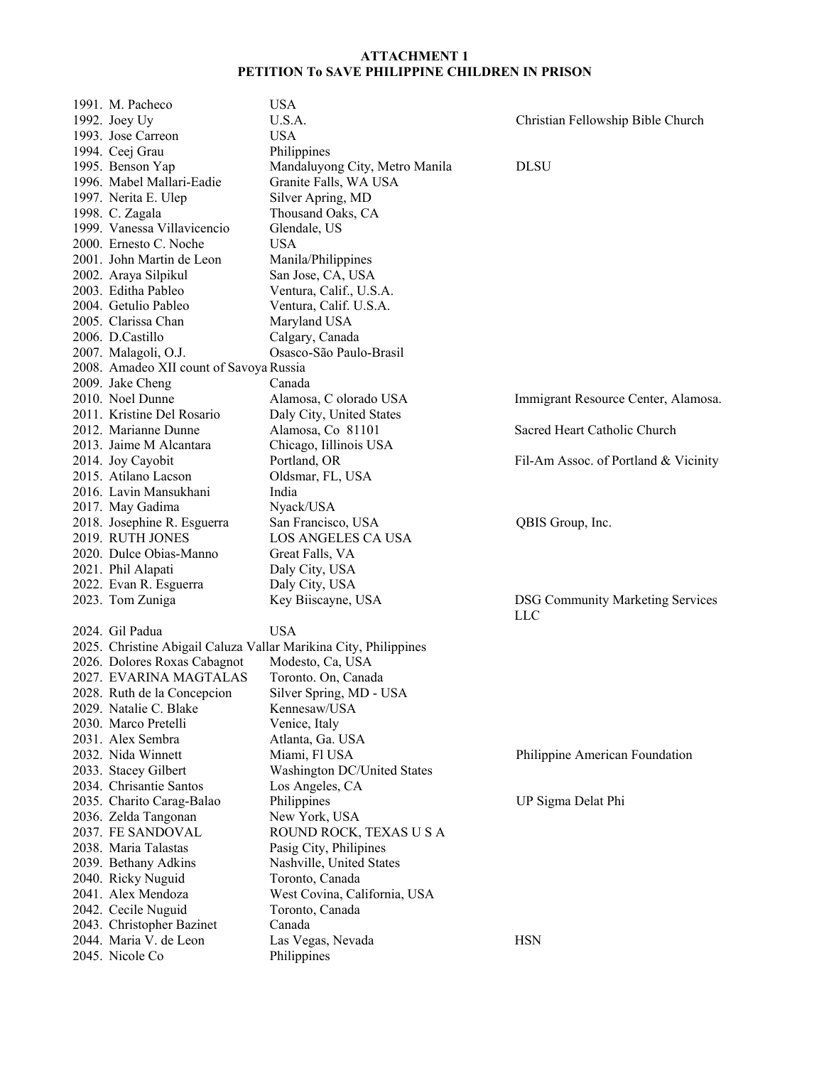**ATTACHMENT 1**
**PETITION To SAVE PHILIPPINE CHILDREN IN PRISON**

| No. | Name | Location | Organization |
|---|---|---|---|
| 1991. | M. Pacheco | USA | |
| 1992. | Joey Uy | U.S.A. | Christian Fellowship Bible Church |
| 1993. | Jose Carreon | USA | |
| 1994. | Ceej Grau | Philippines | |
| 1995. | Benson Yap | Mandaluyong City, Metro Manila | DLSU |
| 1996. | Mabel Mallari-Eadie | Granite Falls, WA USA | |
| 1997. | Nerita E. Ulep | Silver Apring, MD | |
| 1998. | C. Zagala | Thousand Oaks, CA | |
| 1999. | Vanessa Villavicencio | Glendale, US | |
| 2000. | Ernesto C. Noche | USA | |
| 2001. | John Martin de Leon | Manila/Philippines | |
| 2002. | Araya Silpikul | San Jose, CA, USA | |
| 2003. | Editha Pableo | Ventura, Calif., U.S.A. | |
| 2004. | Getulio Pableo | Ventura, Calif. U.S.A. | |
| 2005. | Clarissa Chan | Maryland USA | |
| 2006. | D.Castillo | Calgary, Canada | |
| 2007. | Malagoli, O.J. | Osasco-São Paulo-Brasil | |
| 2008. | Amadeo XII count of Savoya | Russia | |
| 2009. | Jake Cheng | Canada | |
| 2010. | Noel Dunne | Alamosa, C olorado USA | Immigrant Resource Center, Alamosa. |
| 2011. | Kristine Del Rosario | Daly City, United States | |
| 2012. | Marianne Dunne | Alamosa, Co 81101 | Sacred Heart Catholic Church |
| 2013. | Jaime M Alcantara | Chicago, Iillinois USA | |
| 2014. | Joy Cayobit | Portland, OR | Fil-Am Assoc. of Portland & Vicinity |
| 2015. | Atilano Lacson | Oldsmar, FL, USA | |
| 2016. | Lavin Mansukhani | India | |
| 2017. | May Gadima | Nyack/USA | |
| 2018. | Josephine R. Esguerra | San Francisco, USA | QBIS Group, Inc. |
| 2019. | RUTH JONES | LOS ANGELES CA USA | |
| 2020. | Dulce Obias-Manno | Great Falls, VA | |
| 2021. | Phil Alapati | Daly City, USA | |
| 2022. | Evan R. Esguerra | Daly City, USA | |
| 2023. | Tom Zuniga | Key Biiscayne, USA | DSG Community Marketing Services LLC |
| 2024. | Gil Padua | USA | |
| 2025. | Christine Abigail Caluza Vallar | Marikina City, Philippines | |
| 2026. | Dolores Roxas Cabagnot | Modesto, Ca, USA | |
| 2027. | EVARINA MAGTALAS | Toronto. On, Canada | |
| 2028. | Ruth de la Concepcion | Silver Spring, MD - USA | |
| 2029. | Natalie C. Blake | Kennesaw/USA | |
| 2030. | Marco Pretelli | Venice, Italy | |
| 2031. | Alex Sembra | Atlanta, Ga. USA | |
| 2032. | Nida Winnett | Miami, Fl USA | Philippine American Foundation |
| 2033. | Stacey Gilbert | Washington DC/United States | |
| 2034. | Chrisantie Santos | Los Angeles, CA | |
| 2035. | Charito Carag-Balao | Philippines | UP Sigma Delat Phi |
| 2036. | Zelda Tangonan | New York, USA | |
| 2037. | FE SANDOVAL | ROUND ROCK, TEXAS U S A | |
| 2038. | Maria Talastas | Pasig City, Philipines | |
| 2039. | Bethany Adkins | Nashville, United States | |
| 2040. | Ricky Nuguid | Toronto, Canada | |
| 2041. | Alex Mendoza | West Covina, California, USA | |
| 2042. | Cecile Nuguid | Toronto, Canada | |
| 2043. | Christopher Bazinet | Canada | |
| 2044. | Maria V. de Leon | Las Vegas, Nevada | HSN |
| 2045. | Nicole Co | Philippines | |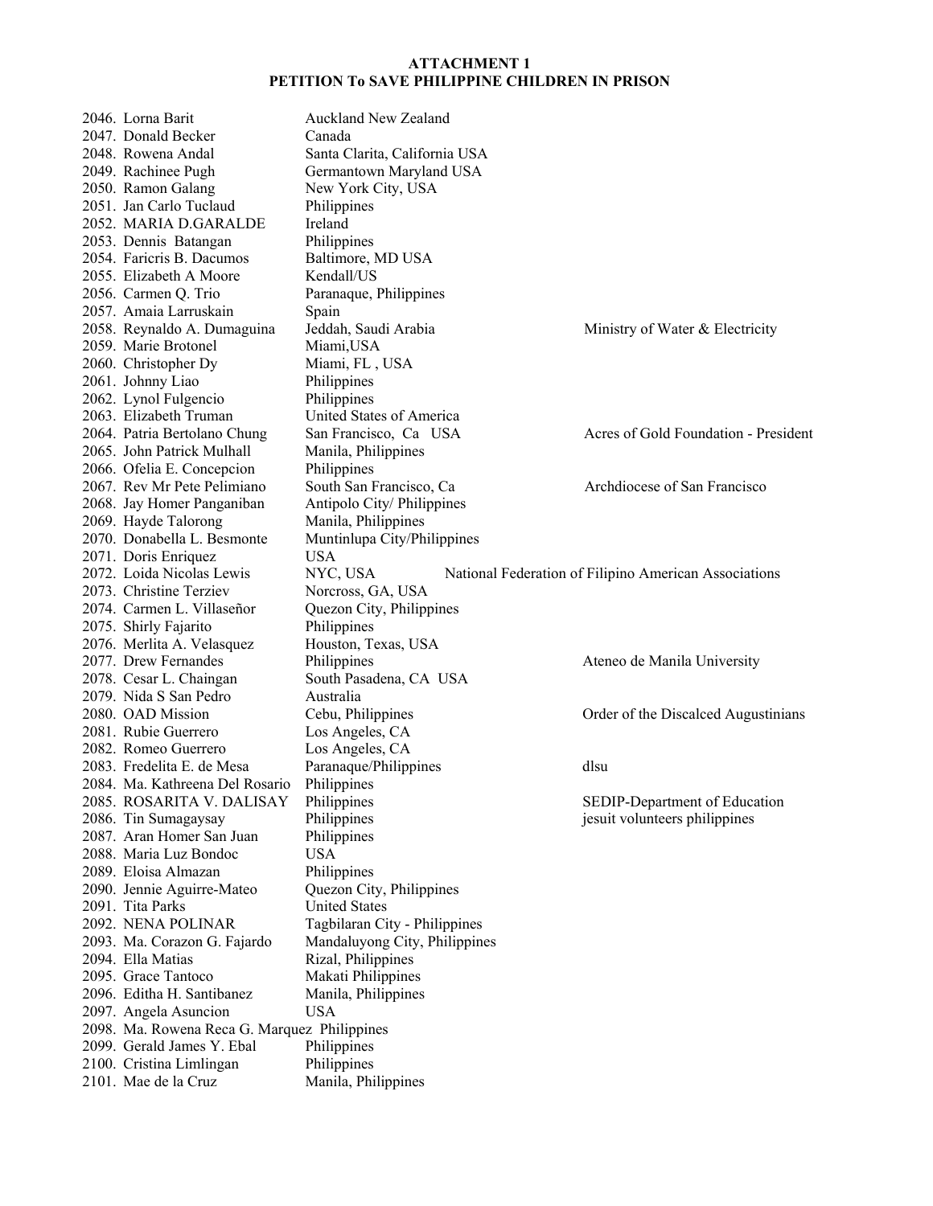**ATTACHMENT 1**
**PETITION To SAVE PHILIPPINE CHILDREN IN PRISON**

| No. | Name | Location | Affiliation |
|---|---|---|---|
| 2046. | Lorna Barit | Auckland New Zealand | |
| 2047. | Donald Becker | Canada | |
| 2048. | Rowena Andal | Santa Clarita, California USA | |
| 2049. | Rachinee Pugh | Germantown Maryland USA | |
| 2050. | Ramon Galang | New York City, USA | |
| 2051. | Jan Carlo Tuclaud | Philippines | |
| 2052. | MARIA D.GARALDE | Ireland | |
| 2053. | Dennis Batangan | Philippines | |
| 2054. | Faricris B. Dacumos | Baltimore, MD USA | |
| 2055. | Elizabeth A Moore | Kendall/US | |
| 2056. | Carmen Q. Trio | Paranaque, Philippines | |
| 2057. | Amaia Larruskain | Spain | |
| 2058. | Reynaldo A. Dumaguina | Jeddah, Saudi Arabia | Ministry of Water & Electricity |
| 2059. | Marie Brotonel | Miami,USA | |
| 2060. | Christopher Dy | Miami, FL , USA | |
| 2061. | Johnny Liao | Philippines | |
| 2062. | Lynol Fulgencio | Philippines | |
| 2063. | Elizabeth Truman | United States of America | |
| 2064. | Patria Bertolano Chung | San Francisco, Ca USA | Acres of Gold Foundation - President |
| 2065. | John Patrick Mulhall | Manila, Philippines | |
| 2066. | Ofelia E. Concepcion | Philippines | |
| 2067. | Rev Mr Pete Pelimiano | South San Francisco, Ca | Archdiocese of San Francisco |
| 2068. | Jay Homer Panganiban | Antipolo City/ Philippines | |
| 2069. | Hayde Talorong | Manila, Philippines | |
| 2070. | Donabella L. Besmonte | Muntinlupa City/Philippines | |
| 2071. | Doris Enriquez | USA | |
| 2072. | Loida Nicolas Lewis | NYC, USA | National Federation of Filipino American Associations |
| 2073. | Christine Terziev | Norcross, GA, USA | |
| 2074. | Carmen L. Villaseñor | Quezon City, Philippines | |
| 2075. | Shirly Fajarito | Philippines | |
| 2076. | Merlita A. Velasquez | Houston, Texas, USA | |
| 2077. | Drew Fernandes | Philippines | Ateneo de Manila University |
| 2078. | Cesar L. Chaingan | South Pasadena, CA USA | |
| 2079. | Nida S San Pedro | Australia | |
| 2080. | OAD Mission | Cebu, Philippines | Order of the Discalced Augustinians |
| 2081. | Rubie Guerrero | Los Angeles, CA | |
| 2082. | Romeo Guerrero | Los Angeles, CA | |
| 2083. | Fredelita E. de Mesa | Paranaque/Philippines | dlsu |
| 2084. | Ma. Kathreena Del Rosario | Philippines | |
| 2085. | ROSARITA V. DALISAY | Philippines | SEDIP-Department of Education |
| 2086. | Tin Sumagaysay | Philippines | jesuit volunteers philippines |
| 2087. | Aran Homer San Juan | Philippines | |
| 2088. | Maria Luz Bondoc | USA | |
| 2089. | Eloisa Almazan | Philippines | |
| 2090. | Jennie Aguirre-Mateo | Quezon City, Philippines | |
| 2091. | Tita Parks | United States | |
| 2092. | NENA POLINAR | Tagbilaran City - Philippines | |
| 2093. | Ma. Corazon G. Fajardo | Mandaluyong City, Philippines | |
| 2094. | Ella Matias | Rizal, Philippines | |
| 2095. | Grace Tantoco | Makati Philippines | |
| 2096. | Editha H. Santibanez | Manila, Philippines | |
| 2097. | Angela Asuncion | USA | |
| 2098. | Ma. Rowena Reca G. Marquez | Philippines | |
| 2099. | Gerald James Y. Ebal | Philippines | |
| 2100. | Cristina Limlingan | Philippines | |
| 2101. | Mae de la Cruz | Manila, Philippines | |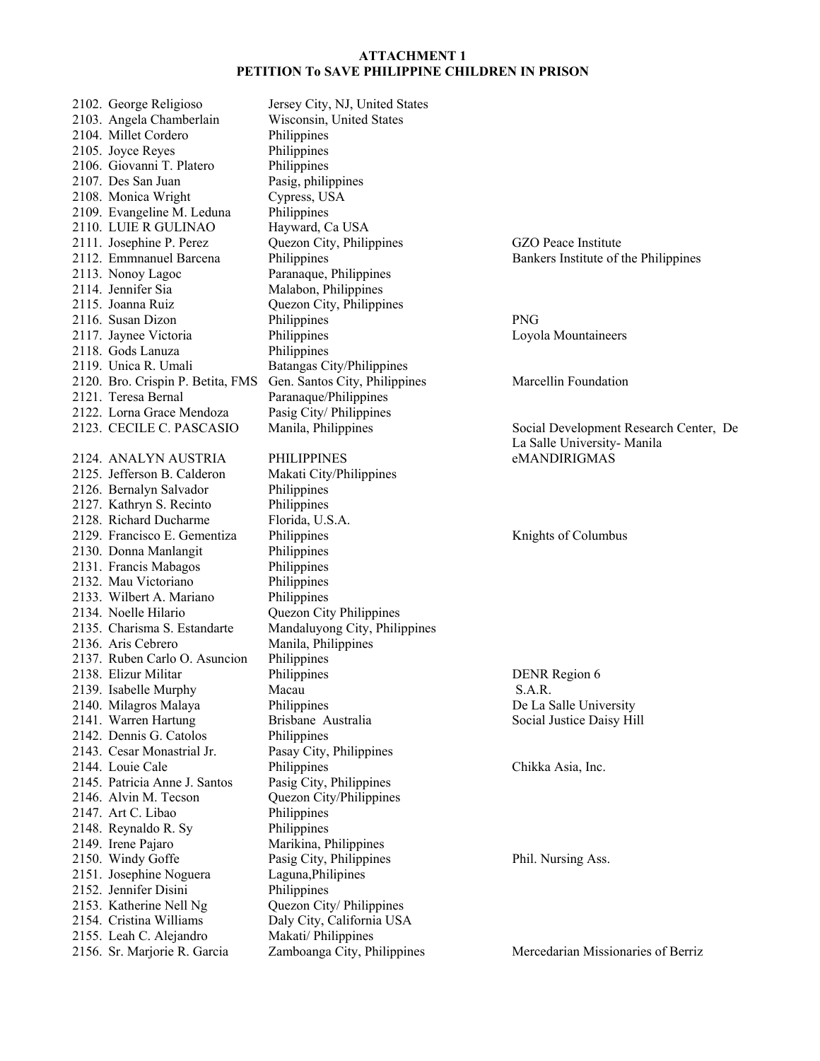**ATTACHMENT 1**
**PETITION To SAVE PHILIPPINE CHILDREN IN PRISON**

| No. | Name | Location | Organization |
|---|---|---|---|
| 2102. | George Religioso | Jersey City, NJ, United States | |
| 2103. | Angela Chamberlain | Wisconsin, United States | |
| 2104. | Millet Cordero | Philippines | |
| 2105. | Joyce Reyes | Philippines | |
| 2106. | Giovanni T. Platero | Philippines | |
| 2107. | Des San Juan | Pasig, philippines | |
| 2108. | Monica Wright | Cypress, USA | |
| 2109. | Evangeline M. Leduna | Philippines | |
| 2110. | LUIE R GULINAO | Hayward, Ca USA | |
| 2111. | Josephine P. Perez | Quezon City, Philippines | GZO Peace Institute |
| 2112. | Emmnanuel Barcena | Philippines | Bankers Institute of the Philippines |
| 2113. | Nonoy Lagoc | Paranaque, Philippines | |
| 2114. | Jennifer Sia | Malabon, Philippines | |
| 2115. | Joanna Ruiz | Quezon City, Philippines | |
| 2116. | Susan Dizon | Philippines | PNG |
| 2117. | Jaynee Victoria | Philippines | Loyola Mountaineers |
| 2118. | Gods Lanuza | Philippines | |
| 2119. | Unica R. Umali | Batangas City/Philippines | |
| 2120. | Bro. Crispin P. Betita, FMS | Gen. Santos City, Philippines | Marcellin Foundation |
| 2121. | Teresa Bernal | Paranaque/Philippines | |
| 2122. | Lorna Grace Mendoza | Pasig City/ Philippines | |
| 2123. | CECILE C. PASCASIO | Manila, Philippines | Social Development Research Center, De La Salle University- Manila |
| 2124. | ANALYN AUSTRIA | PHILIPPINES | eMANDIRIGMAS |
| 2125. | Jefferson B. Calderon | Makati City/Philippines | |
| 2126. | Bernalyn Salvador | Philippines | |
| 2127. | Kathryn S. Recinto | Philippines | |
| 2128. | Richard Ducharme | Florida, U.S.A. | |
| 2129. | Francisco E. Gementiza | Philippines | Knights of Columbus |
| 2130. | Donna Manlangit | Philippines | |
| 2131. | Francis Mabagos | Philippines | |
| 2132. | Mau Victoriano | Philippines | |
| 2133. | Wilbert A. Mariano | Philippines | |
| 2134. | Noelle Hilario | Quezon City Philippines | |
| 2135. | Charisma S. Estandarte | Mandaluyong City, Philippines | |
| 2136. | Aris Cebrero | Manila, Philippines | |
| 2137. | Ruben Carlo O. Asuncion | Philippines | |
| 2138. | Elizur Militar | Philippines | DENR Region 6 |
| 2139. | Isabelle Murphy | Macau | S.A.R. |
| 2140. | Milagros Malaya | Philippines | De La Salle University |
| 2141. | Warren Hartung | Brisbane Australia | Social Justice Daisy Hill |
| 2142. | Dennis G. Catolos | Philippines | |
| 2143. | Cesar Monastrial Jr. | Pasay City, Philippines | |
| 2144. | Louie Cale | Philippines | Chikka Asia, Inc. |
| 2145. | Patricia Anne J. Santos | Pasig City, Philippines | |
| 2146. | Alvin M. Tecson | Quezon City/Philippines | |
| 2147. | Art C. Libao | Philippines | |
| 2148. | Reynaldo R. Sy | Philippines | |
| 2149. | Irene Pajaro | Marikina, Philippines | |
| 2150. | Windy Goffe | Pasig City, Philippines | Phil. Nursing Ass. |
| 2151. | Josephine Noguera | Laguna,Philipines | |
| 2152. | Jennifer Disini | Philippines | |
| 2153. | Katherine Nell Ng | Quezon City/ Philippines | |
| 2154. | Cristina Williams | Daly City, California USA | |
| 2155. | Leah C. Alejandro | Makati/ Philippines | |
| 2156. | Sr. Marjorie R. Garcia | Zamboanga City, Philippines | Mercedarian Missionaries of Berriz |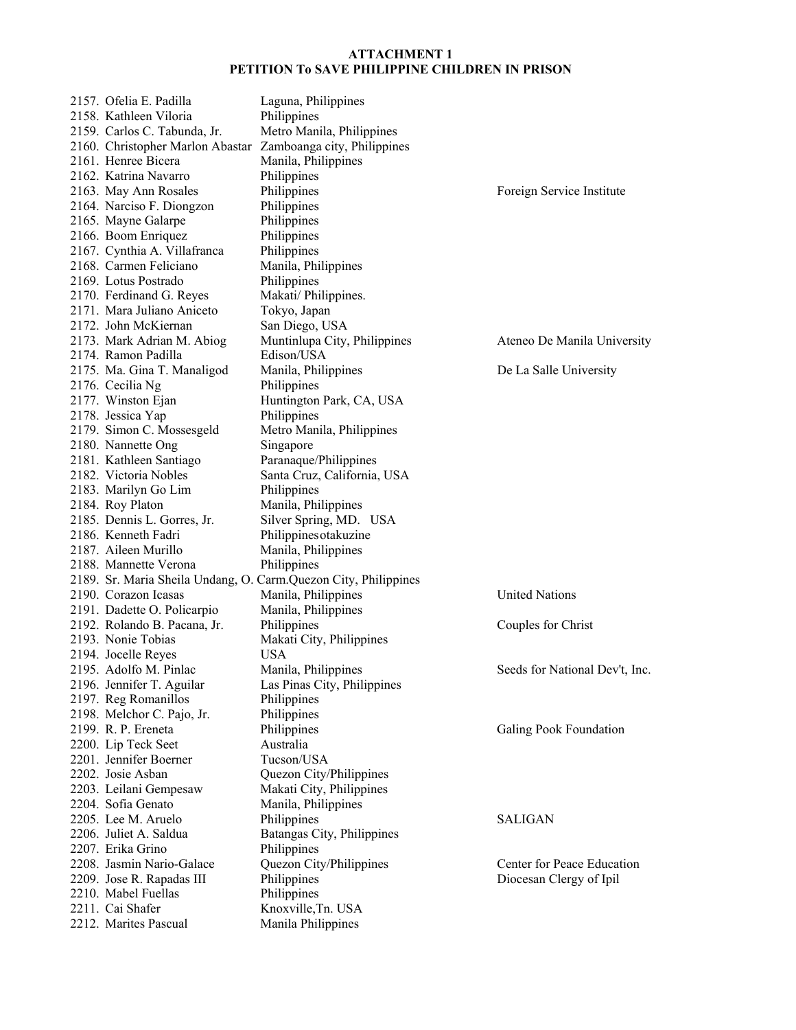**ATTACHMENT 1**
**PETITION To SAVE PHILIPPINE CHILDREN IN PRISON**

| No. | Name | Location | Organization |
|---|---|---|---|
| 2157. | Ofelia E. Padilla | Laguna, Philippines | |
| 2158. | Kathleen Viloria | Philippines | |
| 2159. | Carlos C. Tabunda, Jr. | Metro Manila, Philippines | |
| 2160. | Christopher Marlon Abastar | Zamboanga city, Philippines | |
| 2161. | Henree Bicera | Manila, Philippines | |
| 2162. | Katrina Navarro | Philippines | |
| 2163. | May Ann Rosales | Philippines | Foreign Service Institute |
| 2164. | Narciso F. Diongzon | Philippines | |
| 2165. | Mayne Galarpe | Philippines | |
| 2166. | Boom Enriquez | Philippines | |
| 2167. | Cynthia A. Villafranca | Philippines | |
| 2168. | Carmen Feliciano | Manila, Philippines | |
| 2169. | Lotus Postrado | Philippines | |
| 2170. | Ferdinand G. Reyes | Makati/ Philippines. | |
| 2171. | Mara Juliano Aniceto | Tokyo, Japan | |
| 2172. | John McKiernan | San Diego, USA | |
| 2173. | Mark Adrian M. Abiog | Muntinlupa City, Philippines | Ateneo De Manila University |
| 2174. | Ramon Padilla | Edison/USA | |
| 2175. | Ma. Gina T. Manaligod | Manila, Philippines | De La Salle University |
| 2176. | Cecilia Ng | Philippines | |
| 2177. | Winston Ejan | Huntington Park, CA, USA | |
| 2178. | Jessica Yap | Philippines | |
| 2179. | Simon C. Mossesgeld | Metro Manila, Philippines | |
| 2180. | Nannette Ong | Singapore | |
| 2181. | Kathleen Santiago | Paranaque/Philippines | |
| 2182. | Victoria Nobles | Santa Cruz, California, USA | |
| 2183. | Marilyn Go Lim | Philippines | |
| 2184. | Roy Platon | Manila, Philippines | |
| 2185. | Dennis L. Gorres, Jr. | Silver Spring, MD. USA | |
| 2186. | Kenneth Fadri | Philippinesotakuzine | |
| 2187. | Aileen Murillo | Manila, Philippines | |
| 2188. | Mannette Verona | Philippines | |
| 2189. | Sr. Maria Sheila Undang, O. Carm. | Quezon City, Philippines | |
| 2190. | Corazon Icasas | Manila, Philippines | United Nations |
| 2191. | Dadette O. Policarpio | Manila, Philippines | |
| 2192. | Rolando B. Pacana, Jr. | Philippines | Couples for Christ |
| 2193. | Nonie Tobias | Makati City, Philippines | |
| 2194. | Jocelle Reyes | USA | |
| 2195. | Adolfo M. Pinlac | Manila, Philippines | Seeds for National Dev't, Inc. |
| 2196. | Jennifer T. Aguilar | Las Pinas City, Philippines | |
| 2197. | Reg Romanillos | Philippines | |
| 2198. | Melchor C. Pajo, Jr. | Philippines | |
| 2199. | R. P. Ereneta | Philippines | Galing Pook Foundation |
| 2200. | Lip Teck Seet | Australia | |
| 2201. | Jennifer Boerner | Tucson/USA | |
| 2202. | Josie Asban | Quezon City/Philippines | |
| 2203. | Leilani Gempesaw | Makati City, Philippines | |
| 2204. | Sofia Genato | Manila, Philippines | |
| 2205. | Lee M. Aruelo | Philippines | SALIGAN |
| 2206. | Juliet A. Saldua | Batangas City, Philippines | |
| 2207. | Erika Grino | Philippines | |
| 2208. | Jasmin Nario-Galace | Quezon City/Philippines | Center for Peace Education |
| 2209. | Jose R. Rapadas III | Philippines | Diocesan Clergy of Ipil |
| 2210. | Mabel Fuellas | Philippines | |
| 2211. | Cai Shafer | Knoxville,Tn. USA | |
| 2212. | Marites Pascual | Manila Philippines | |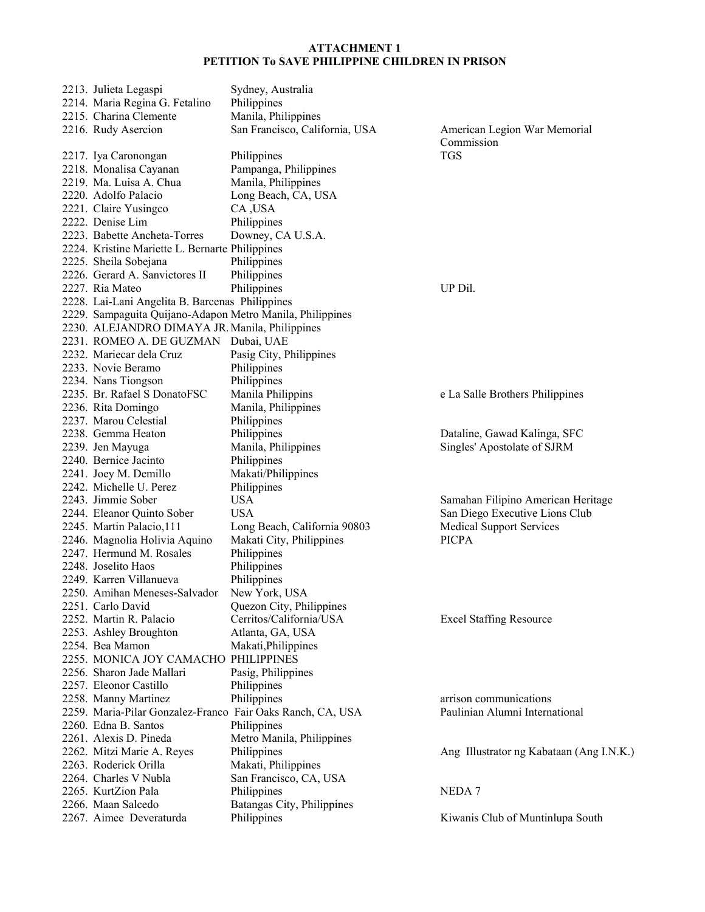**ATTACHMENT 1**
**PETITION To SAVE PHILIPPINE CHILDREN IN PRISON**

| No. | Name | Location | Organization |
|---|---|---|---|
| 2213. | Julieta Legaspi | Sydney, Australia | |
| 2214. | Maria Regina G. Fetalino | Philippines | |
| 2215. | Charina Clemente | Manila, Philippines | |
| 2216. | Rudy Asercion | San Francisco, California, USA | American Legion War Memorial Commission |
| 2217. | Iya Caronongan | Philippines | TGS |
| 2218. | Monalisa Cayanan | Pampanga, Philippines | |
| 2219. | Ma. Luisa A. Chua | Manila, Philippines | |
| 2220. | Adolfo Palacio | Long Beach, CA, USA | |
| 2221. | Claire Yusingco | CA ,USA | |
| 2222. | Denise Lim | Philippines | |
| 2223. | Babette Ancheta-Torres | Downey, CA U.S.A. | |
| 2224. | Kristine Mariette L. Bernarte | Philippines | |
| 2225. | Sheila Sobejana | Philippines | |
| 2226. | Gerard A. Sanvictores II | Philippines | |
| 2227. | Ria Mateo | Philippines | UP Dil. |
| 2228. | Lai-Lani Angelita B. Barcenas | Philippines | |
| 2229. | Sampaguita Quijano-Adapon | Metro Manila, Philippines | |
| 2230. | ALEJANDRO DIMAYA JR. | Manila, Philippines | |
| 2231. | ROMEO A. DE GUZMAN | Dubai, UAE | |
| 2232. | Mariecar dela Cruz | Pasig City, Philippines | |
| 2233. | Novie Beramo | Philippines | |
| 2234. | Nans Tiongson | Philippines | |
| 2235. | Br. Rafael S DonatoFSC | Manila Philippins | e La Salle Brothers Philippines |
| 2236. | Rita Domingo | Manila, Philippines | |
| 2237. | Marou Celestial | Philippines | |
| 2238. | Gemma Heaton | Philippines | Dataline, Gawad Kalinga, SFC |
| 2239. | Jen Mayuga | Manila, Philippines | Singles' Apostolate of SJRM |
| 2240. | Bernice Jacinto | Philippines | |
| 2241. | Joey M. Demillo | Makati/Philippines | |
| 2242. | Michelle U. Perez | Philippines | |
| 2243. | Jimmie Sober | USA | Samahan Filipino American Heritage |
| 2244. | Eleanor Quinto Sober | USA | San Diego Executive Lions Club |
| 2245. | Martin Palacio,111 | Long Beach, California 90803 | Medical Support Services |
| 2246. | Magnolia Holivia Aquino | Makati City, Philippines | PICPA |
| 2247. | Hermund M. Rosales | Philippines | |
| 2248. | Joselito Haos | Philippines | |
| 2249. | Karren Villanueva | Philippines | |
| 2250. | Amihan Meneses-Salvador | New York, USA | |
| 2251. | Carlo David | Quezon City, Philippines | |
| 2252. | Martin R. Palacio | Cerritos/California/USA | Excel Staffing Resource |
| 2253. | Ashley Broughton | Atlanta, GA, USA | |
| 2254. | Bea Mamon | Makati,Philippines | |
| 2255. | MONICA JOY CAMACHO | PHILIPPINES | |
| 2256. | Sharon Jade Mallari | Pasig, Philippines | |
| 2257. | Eleonor Castillo | Philippines | |
| 2258. | Manny Martinez | Philippines | arrison communications |
| 2259. | Maria-Pilar Gonzalez-Franco | Fair Oaks Ranch, CA, USA | Paulinian Alumni International |
| 2260. | Edna B. Santos | Philippines | |
| 2261. | Alexis D. Pineda | Metro Manila, Philippines | |
| 2262. | Mitzi Marie A. Reyes | Philippines | Ang Illustrator ng Kabataan (Ang I.N.K.) |
| 2263. | Roderick Orilla | Makati, Philippines | |
| 2264. | Charles V Nubla | San Francisco, CA, USA | |
| 2265. | KurtZion Pala | Philippines | NEDA 7 |
| 2266. | Maan Salcedo | Batangas City, Philippines | |
| 2267. | Aimee Deveraturda | Philippines | Kiwanis Club of Muntinlupa South |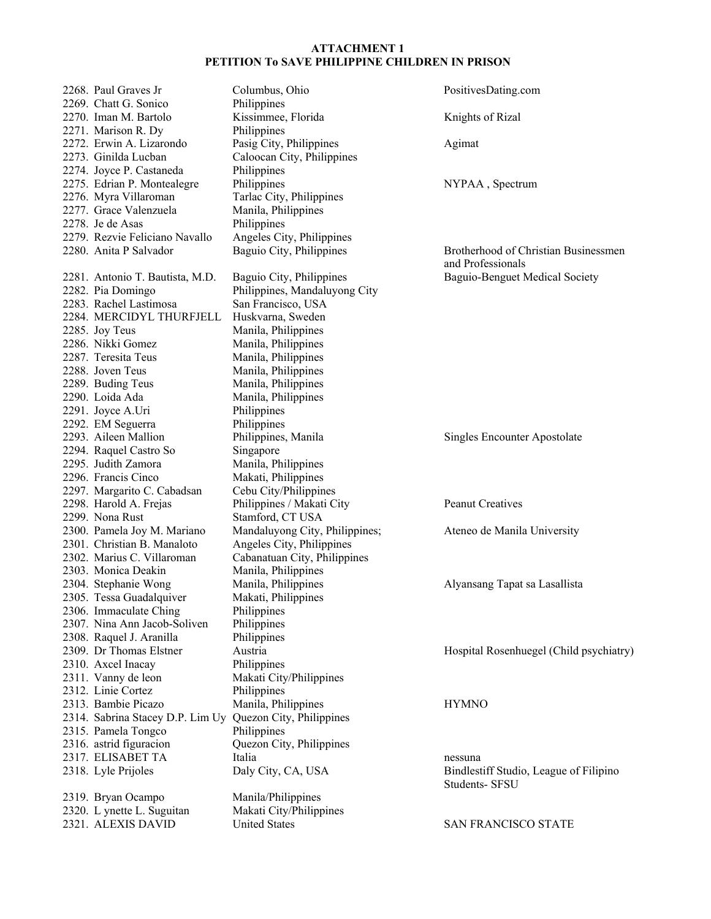**ATTACHMENT 1**
**PETITION To SAVE PHILIPPINE CHILDREN IN PRISON**

| | | |
|---|---|---|
| 2268. Paul Graves Jr | Columbus, Ohio | PositivesDating.com |
| 2269. Chatt G. Sonico | Philippines | |
| 2270. Iman M. Bartolo | Kissimmee, Florida | Knights of Rizal |
| 2271. Marison R. Dy | Philippines | |
| 2272. Erwin A. Lizarondo | Pasig City, Philippines | Agimat |
| 2273. Ginilda Lucban | Caloocan City, Philippines | |
| 2274. Joyce P. Castaneda | Philippines | |
| 2275. Edrian P. Montealegre | Philippines | NYPAA , Spectrum |
| 2276. Myra Villaroman | Tarlac City, Philippines | |
| 2277. Grace Valenzuela | Manila, Philippines | |
| 2278. Je de Asas | Philippines | |
| 2279. Rezvie Feliciano Navallo | Angeles City, Philippines | |
| 2280. Anita P Salvador | Baguio City, Philippines | Brotherhood of Christian Businessmen and Professionals |
| 2281. Antonio T. Bautista, M.D. | Baguio City, Philippines | Baguio-Benguet Medical Society |
| 2282. Pia Domingo | Philippines, Mandaluyong City | |
| 2283. Rachel Lastimosa | San Francisco, USA | |
| 2284. MERCIDYL THURFJELL | Huskvarna, Sweden | |
| 2285. Joy Teus | Manila, Philippines | |
| 2286. Nikki Gomez | Manila, Philippines | |
| 2287. Teresita Teus | Manila, Philippines | |
| 2288. Joven Teus | Manila, Philippines | |
| 2289. Buding Teus | Manila, Philippines | |
| 2290. Loida Ada | Manila, Philippines | |
| 2291. Joyce A.Uri | Philippines | |
| 2292. EM Seguerra | Philippines | |
| 2293. Aileen Mallion | Philippines, Manila | Singles Encounter Apostolate |
| 2294. Raquel Castro So | Singapore | |
| 2295. Judith Zamora | Manila, Philippines | |
| 2296. Francis Cinco | Makati, Philippines | |
| 2297. Margarito C. Cabadsan | Cebu City/Philippines | |
| 2298. Harold A. Frejas | Philippines / Makati City | Peanut Creatives |
| 2299. Nona Rust | Stamford, CT USA | |
| 2300. Pamela Joy M. Mariano | Mandaluyong City, Philippines; | Ateneo de Manila University |
| 2301. Christian B. Manaloto | Angeles City, Philippines | |
| 2302. Marius C. Villaroman | Cabanatuan City, Philippines | |
| 2303. Monica Deakin | Manila, Philippines | |
| 2304. Stephanie Wong | Manila, Philippines | Alyansang Tapat sa Lasallista |
| 2305. Tessa Guadalquiver | Makati, Philippines | |
| 2306. Immaculate Ching | Philippines | |
| 2307. Nina Ann Jacob-Soliven | Philippines | |
| 2308. Raquel J. Aranilla | Philippines | |
| 2309. Dr Thomas Elstner | Austria | Hospital Rosenhuegel (Child psychiatry) |
| 2310. Axcel Inacay | Philippines | |
| 2311. Vanny de leon | Makati City/Philippines | |
| 2312. Linie Cortez | Philippines | |
| 2313. Bambie Picazo | Manila, Philippines | HYMNO |
| 2314. Sabrina Stacey D.P. Lim Uy | Quezon City, Philippines | |
| 2315. Pamela Tongco | Philippines | |
| 2316. astrid figuracion | Quezon City, Philippines | |
| 2317. ELISABET TA | Italia | nessuna |
| 2318. Lyle Prijoles | Daly City, CA, USA | Bindlestiff Studio, League of Filipino Students- SFSU |
| 2319. Bryan Ocampo | Manila/Philippines | |
| 2320. L ynette L. Suguitan | Makati City/Philippines | |
| 2321. ALEXIS DAVID | United States | SAN FRANCISCO STATE |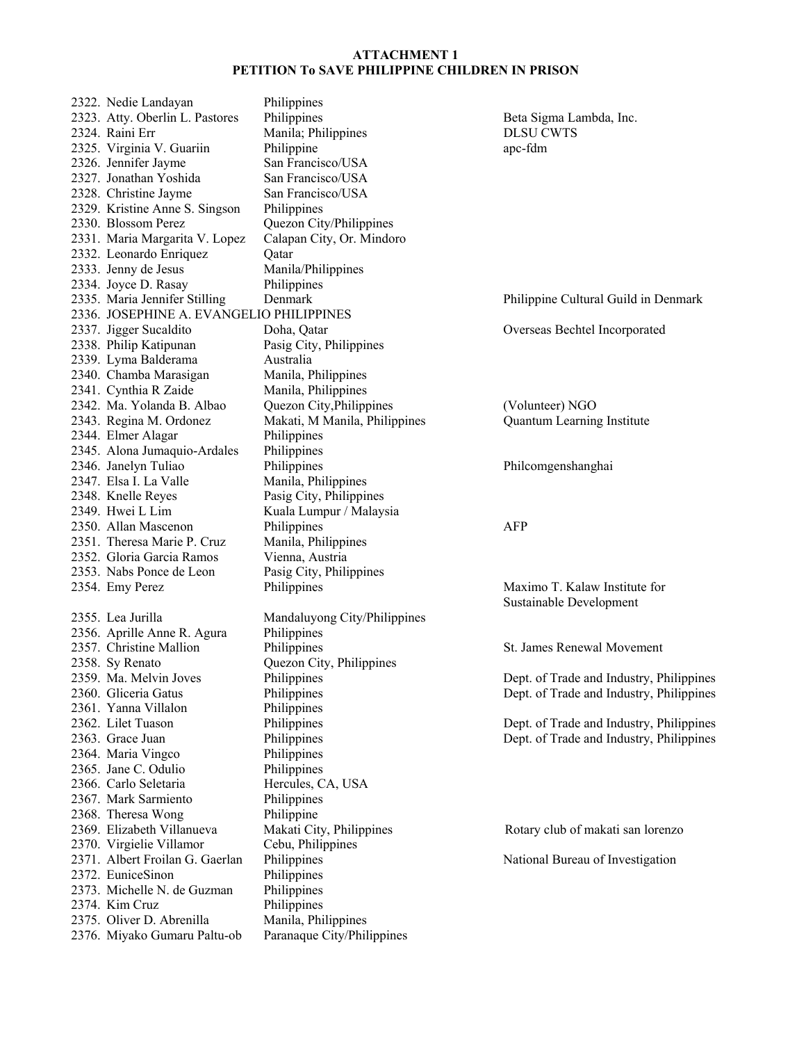**ATTACHMENT 1**
**PETITION To SAVE PHILIPPINE CHILDREN IN PRISON**

| No. | Name | Location | Organization |
|---|---|---|---|
| 2322. | Nedie Landayan | Philippines | |
| 2323. | Atty. Oberlin L. Pastores | Philippines | Beta Sigma Lambda, Inc. |
| 2324. | Raini Err | Manila; Philippines | DLSU CWTS |
| 2325. | Virginia V. Guariin | Philippine | apc-fdm |
| 2326. | Jennifer Jayme | San Francisco/USA | |
| 2327. | Jonathan Yoshida | San Francisco/USA | |
| 2328. | Christine Jayme | San Francisco/USA | |
| 2329. | Kristine Anne S. Singson | Philippines | |
| 2330. | Blossom Perez | Quezon City/Philippines | |
| 2331. | Maria Margarita V. Lopez | Calapan City, Or. Mindoro | |
| 2332. | Leonardo Enriquez | Qatar | |
| 2333. | Jenny de Jesus | Manila/Philippines | |
| 2334. | Joyce D. Rasay | Philippines | |
| 2335. | Maria Jennifer Stilling | Denmark | Philippine Cultural Guild in Denmark |
| 2336. | JOSEPHINE A. EVANGELIO PHILIPPINES | | |
| 2337. | Jigger Sucaldito | Doha, Qatar | Overseas Bechtel Incorporated |
| 2338. | Philip Katipunan | Pasig City, Philippines | |
| 2339. | Lyma Balderama | Australia | |
| 2340. | Chamba Marasigan | Manila, Philippines | |
| 2341. | Cynthia R Zaide | Manila, Philippines | |
| 2342. | Ma. Yolanda B. Albao | Quezon City,Philippines | (Volunteer) NGO |
| 2343. | Regina M. Ordonez | Makati, M Manila, Philippines | Quantum Learning Institute |
| 2344. | Elmer Alagar | Philippines | |
| 2345. | Alona Jumaquio-Ardales | Philippines | |
| 2346. | Janelyn Tuliao | Philippines | Philcomgenshanghai |
| 2347. | Elsa I. La Valle | Manila, Philippines | |
| 2348. | Knelle Reyes | Pasig City, Philippines | |
| 2349. | Hwei L Lim | Kuala Lumpur / Malaysia | |
| 2350. | Allan Mascenon | Philippines | AFP |
| 2351. | Theresa Marie P. Cruz | Manila, Philippines | |
| 2352. | Gloria Garcia Ramos | Vienna, Austria | |
| 2353. | Nabs Ponce de Leon | Pasig City, Philippines | |
| 2354. | Emy Perez | Philippines | Maximo T. Kalaw Institute for Sustainable Development |
| 2355. | Lea Jurilla | Mandaluyong City/Philippines | |
| 2356. | Aprille Anne R. Agura | Philippines | |
| 2357. | Christine Mallion | Philippines | St. James Renewal Movement |
| 2358. | Sy Renato | Quezon City, Philippines | |
| 2359. | Ma. Melvin Joves | Philippines | Dept. of Trade and Industry, Philippines |
| 2360. | Gliceria Gatus | Philippines | Dept. of Trade and Industry, Philippines |
| 2361. | Yanna Villalon | Philippines | |
| 2362. | Lilet Tuason | Philippines | Dept. of Trade and Industry, Philippines |
| 2363. | Grace Juan | Philippines | Dept. of Trade and Industry, Philippines |
| 2364. | Maria Vingco | Philippines | |
| 2365. | Jane C. Odulio | Philippines | |
| 2366. | Carlo Seletaria | Hercules, CA, USA | |
| 2367. | Mark Sarmiento | Philippines | |
| 2368. | Theresa Wong | Philippine | |
| 2369. | Elizabeth Villanueva | Makati City, Philippines | Rotary club of makati san lorenzo |
| 2370. | Virgielie Villamor | Cebu, Philippines | |
| 2371. | Albert Froilan G. Gaerlan | Philippines | National Bureau of Investigation |
| 2372. | EuniceSinon | Philippines | |
| 2373. | Michelle N. de Guzman | Philippines | |
| 2374. | Kim Cruz | Philippines | |
| 2375. | Oliver D. Abrenilla | Manila, Philippines | |
| 2376. | Miyako Gumaru Paltu-ob | Paranaque City/Philippines | |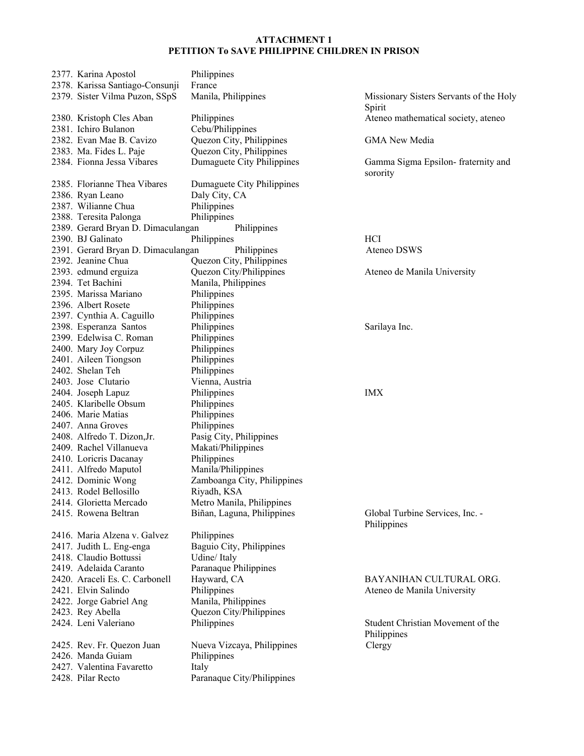**ATTACHMENT 1**
**PETITION To SAVE PHILIPPINE CHILDREN IN PRISON**

| No. | Name | Location | Organization |
|---|---|---|---|
| 2377. | Karina Apostol | Philippines | |
| 2378. | Karissa Santiago-Consunji | France | |
| 2379. | Sister Vilma Puzon, SSpS | Manila, Philippines | Missionary Sisters Servants of the Holy Spirit |
| 2380. | Kristoph Cles Aban | Philippines | Ateneo mathematical society, ateneo |
| 2381. | Ichiro Bulanon | Cebu/Philippines | |
| 2382. | Evan Mae B. Cavizo | Quezon City, Philippines | GMA New Media |
| 2383. | Ma. Fides L. Paje | Quezon City, Philippines | |
| 2384. | Fionna Jessa Vibares | Dumaguete City Philippines | Gamma Sigma Epsilon- fraternity and sorority |
| 2385. | Florianne Thea Vibares | Dumaguete City Philippines | |
| 2386. | Ryan Leano | Daly City, CA | |
| 2387. | Wilianne Chua | Philippines | |
| 2388. | Teresita Palonga | Philippines | |
| 2389. | Gerard Bryan D. Dimaculangan | Philippines | |
| 2390. | BJ Galinato | Philippines | HCI |
| 2391. | Gerard Bryan D. Dimaculangan | Philippines | Ateneo DSWS |
| 2392. | Jeanine Chua | Quezon City, Philippines | |
| 2393. | edmund erguiza | Quezon City/Philippines | Ateneo de Manila University |
| 2394. | Tet Bachini | Manila, Philippines | |
| 2395. | Marissa Mariano | Philippines | |
| 2396. | Albert Rosete | Philippines | |
| 2397. | Cynthia A. Caguillo | Philippines | |
| 2398. | Esperanza Santos | Philippines | Sarilaya Inc. |
| 2399. | Edelwisa C. Roman | Philippines | |
| 2400. | Mary Joy Corpuz | Philippines | |
| 2401. | Aileen Tiongson | Philippines | |
| 2402. | Shelan Teh | Philippines | |
| 2403. | Jose Clutario | Vienna, Austria | |
| 2404. | Joseph Lapuz | Philippines | IMX |
| 2405. | Klaribelle Obsum | Philippines | |
| 2406. | Marie Matias | Philippines | |
| 2407. | Anna Groves | Philippines | |
| 2408. | Alfredo T. Dizon,Jr. | Pasig City, Philippines | |
| 2409. | Rachel Villanueva | Makati/Philippines | |
| 2410. | Loricris Dacanay | Philippines | |
| 2411. | Alfredo Maputol | Manila/Philippines | |
| 2412. | Dominic Wong | Zamboanga City, Philippines | |
| 2413. | Rodel Bellosillo | Riyadh, KSA | |
| 2414. | Glorietta Mercado | Metro Manila, Philippines | |
| 2415. | Rowena Beltran | Biñan, Laguna, Philippines | Global Turbine Services, Inc. - Philippines |
| 2416. | Maria Alzena v. Galvez | Philippines | |
| 2417. | Judith L. Eng-enga | Baguio City, Philippines | |
| 2418. | Claudio Bottussi | Udine/ Italy | |
| 2419. | Adelaida Caranto | Paranaque Philippines | |
| 2420. | Araceli Es. C. Carbonell | Hayward, CA | BAYANIHAN CULTURAL ORG. |
| 2421. | Elvin Salindo | Philippines | Ateneo de Manila University |
| 2422. | Jorge Gabriel Ang | Manila, Philippines | |
| 2423. | Rey Abella | Quezon City/Philippines | |
| 2424. | Leni Valeriano | Philippines | Student Christian Movement of the Philippines |
| 2425. | Rev. Fr. Quezon Juan | Nueva Vizcaya, Philippines | Clergy |
| 2426. | Manda Guiam | Philippines | |
| 2427. | Valentina Favaretto | Italy | |
| 2428. | Pilar Recto | Paranaque City/Philippines | |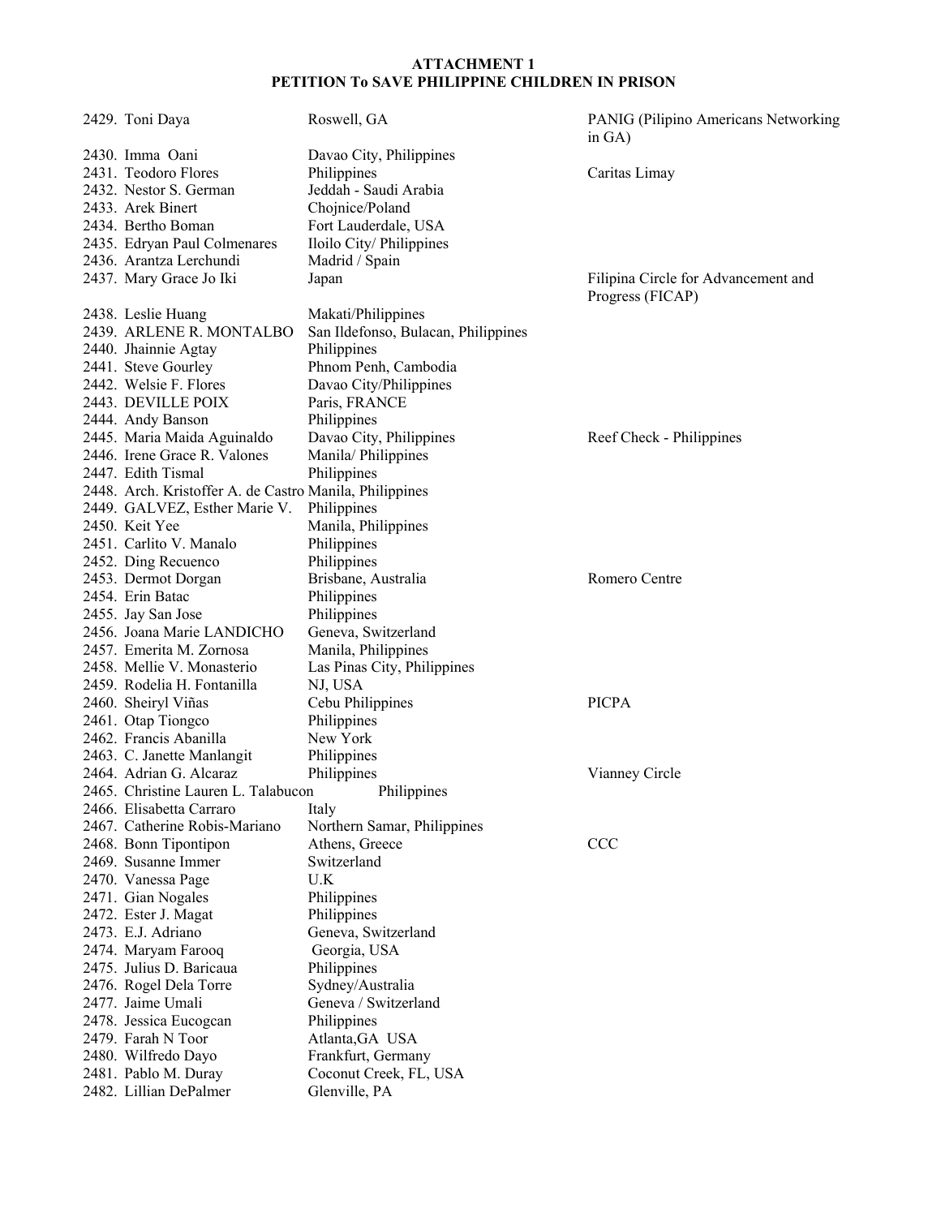**ATTACHMENT 1**
**PETITION To SAVE PHILIPPINE CHILDREN IN PRISON**

| | | |
|---|---|---|
| 2429. Toni Daya | Roswell, GA | PANIG (Pilipino Americans Networking in GA) |
| 2430. Imma Oani | Davao City, Philippines | |
| 2431. Teodoro Flores | Philippines | Caritas Limay |
| 2432. Nestor S. German | Jeddah - Saudi Arabia | |
| 2433. Arek Binert | Chojnice/Poland | |
| 2434. Bertho Boman | Fort Lauderdale, USA | |
| 2435. Edryan Paul Colmenares | Iloilo City/ Philippines | |
| 2436. Arantza Lerchundi | Madrid / Spain | |
| 2437. Mary Grace Jo Iki | Japan | Filipina Circle for Advancement and Progress (FICAP) |
| 2438. Leslie Huang | Makati/Philippines | |
| 2439. ARLENE R. MONTALBO | San Ildefonso, Bulacan, Philippines | |
| 2440. Jhainnie Agtay | Philippines | |
| 2441. Steve Gourley | Phnom Penh, Cambodia | |
| 2442. Welsie F. Flores | Davao City/Philippines | |
| 2443. DEVILLE POIX | Paris, FRANCE | |
| 2444. Andy Banson | Philippines | |
| 2445. Maria Maida Aguinaldo | Davao City, Philippines | Reef Check - Philippines |
| 2446. Irene Grace R. Valones | Manila/ Philippines | |
| 2447. Edith Tismal | Philippines | |
| 2448. Arch. Kristoffer A. de Castro | Manila, Philippines | |
| 2449. GALVEZ, Esther Marie V. | Philippines | |
| 2450. Keit Yee | Manila, Philippines | |
| 2451. Carlito V. Manalo | Philippines | |
| 2452. Ding Recuenco | Philippines | |
| 2453. Dermot Dorgan | Brisbane, Australia | Romero Centre |
| 2454. Erin Batac | Philippines | |
| 2455. Jay San Jose | Philippines | |
| 2456. Joana Marie LANDICHO | Geneva, Switzerland | |
| 2457. Emerita M. Zornosa | Manila, Philippines | |
| 2458. Mellie V. Monasterio | Las Pinas City, Philippines | |
| 2459. Rodelia H. Fontanilla | NJ, USA | |
| 2460. Sheiryl Viñas | Cebu Philippines | PICPA |
| 2461. Otap Tiongco | Philippines | |
| 2462. Francis Abanilla | New York | |
| 2463. C. Janette Manlangit | Philippines | |
| 2464. Adrian G. Alcaraz | Philippines | Vianney Circle |
| 2465. Christine Lauren L. Talabucon | Philippines | |
| 2466. Elisabetta Carraro | Italy | |
| 2467. Catherine Robis-Mariano | Northern Samar, Philippines | |
| 2468. Bonn Tipontipon | Athens, Greece | CCC |
| 2469. Susanne Immer | Switzerland | |
| 2470. Vanessa Page | U.K | |
| 2471. Gian Nogales | Philippines | |
| 2472. Ester J. Magat | Philippines | |
| 2473. E.J. Adriano | Geneva, Switzerland | |
| 2474. Maryam Farooq | Georgia, USA | |
| 2475. Julius D. Baricaua | Philippines | |
| 2476. Rogel Dela Torre | Sydney/Australia | |
| 2477. Jaime Umali | Geneva / Switzerland | |
| 2478. Jessica Eucogcan | Philippines | |
| 2479. Farah N Toor | Atlanta,GA USA | |
| 2480. Wilfredo Dayo | Frankfurt, Germany | |
| 2481. Pablo M. Duray | Coconut Creek, FL, USA | |
| 2482. Lillian DePalmer | Glenville, PA | |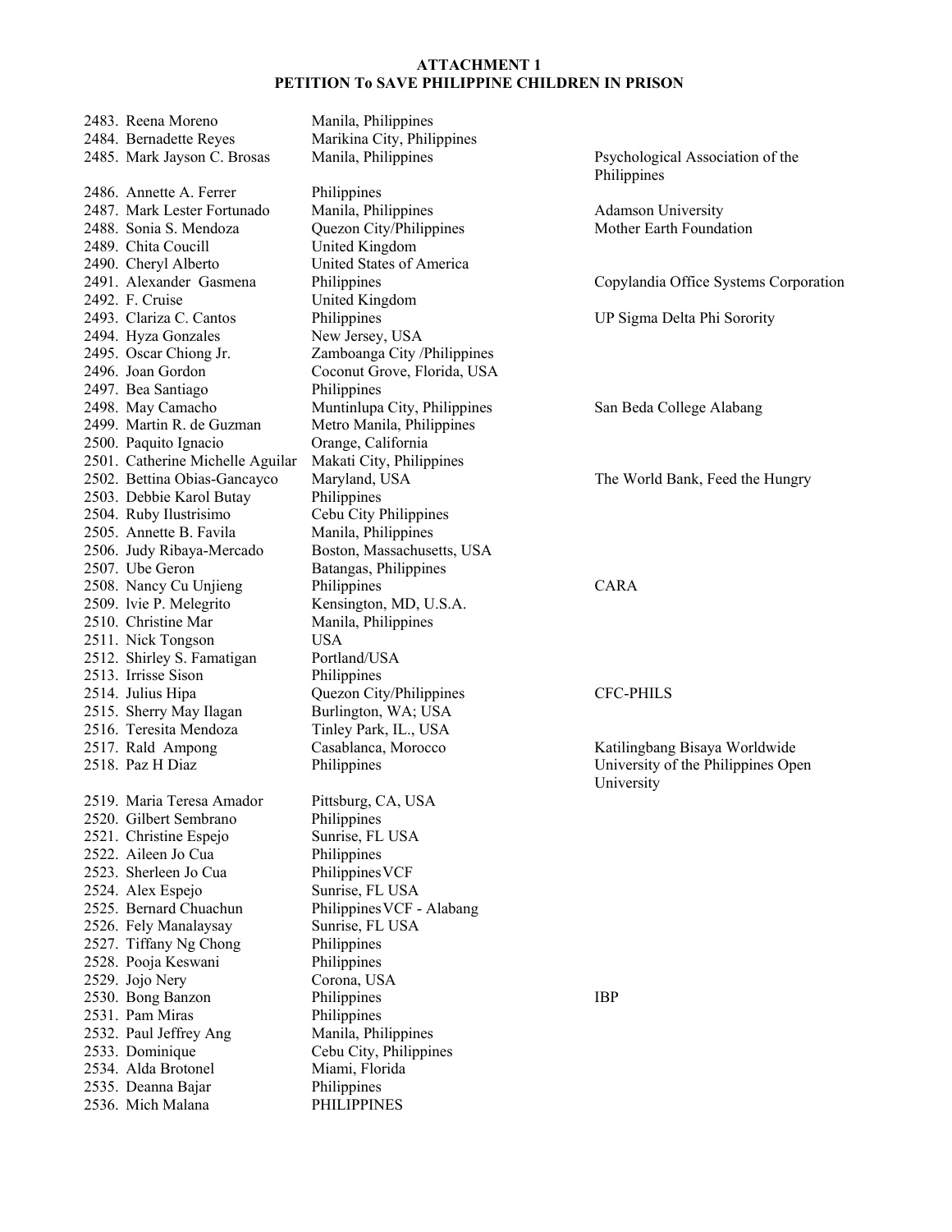**ATTACHMENT 1**
**PETITION To SAVE PHILIPPINE CHILDREN IN PRISON**

| No. | Name | Location | Organization |
|---|---|---|---|
| 2483. | Reena Moreno | Manila, Philippines | |
| 2484. | Bernadette Reyes | Marikina City, Philippines | |
| 2485. | Mark Jayson C. Brosas | Manila, Philippines | Psychological Association of the Philippines |
| 2486. | Annette A. Ferrer | Philippines | |
| 2487. | Mark Lester Fortunado | Manila, Philippines | Adamson University |
| 2488. | Sonia S. Mendoza | Quezon City/Philippines | Mother Earth Foundation |
| 2489. | Chita Coucill | United Kingdom | |
| 2490. | Cheryl Alberto | United States of America | |
| 2491. | Alexander Gasmena | Philippines | Copylandia Office Systems Corporation |
| 2492. | F. Cruise | United Kingdom | |
| 2493. | Clariza C. Cantos | Philippines | UP Sigma Delta Phi Sorority |
| 2494. | Hyza Gonzales | New Jersey, USA | |
| 2495. | Oscar Chiong Jr. | Zamboanga City /Philippines | |
| 2496. | Joan Gordon | Coconut Grove, Florida, USA | |
| 2497. | Bea Santiago | Philippines | |
| 2498. | May Camacho | Muntinlupa City, Philippines | San Beda College Alabang |
| 2499. | Martin R. de Guzman | Metro Manila, Philippines | |
| 2500. | Paquito Ignacio | Orange, California | |
| 2501. | Catherine Michelle Aguilar | Makati City, Philippines | |
| 2502. | Bettina Obias-Gancayco | Maryland, USA | The World Bank, Feed the Hungry |
| 2503. | Debbie Karol Butay | Philippines | |
| 2504. | Ruby Ilustrisimo | Cebu City Philippines | |
| 2505. | Annette B. Favila | Manila, Philippines | |
| 2506. | Judy Ribaya-Mercado | Boston, Massachusetts, USA | |
| 2507. | Ube Geron | Batangas, Philippines | |
| 2508. | Nancy Cu Unjieng | Philippines | CARA |
| 2509. | lvie P. Melegrito | Kensington, MD, U.S.A. | |
| 2510. | Christine Mar | Manila, Philippines | |
| 2511. | Nick Tongson | USA | |
| 2512. | Shirley S. Famatigan | Portland/USA | |
| 2513. | Irrisse Sison | Philippines | |
| 2514. | Julius Hipa | Quezon City/Philippines | CFC-PHILS |
| 2515. | Sherry May Ilagan | Burlington, WA; USA | |
| 2516. | Teresita Mendoza | Tinley Park, IL., USA | |
| 2517. | Rald Ampong | Casablanca, Morocco | Katilingbang Bisaya Worldwide |
| 2518. | Paz H Diaz | Philippines | University of the Philippines Open University |
| 2519. | Maria Teresa Amador | Pittsburg, CA, USA | |
| 2520. | Gilbert Sembrano | Philippines | |
| 2521. | Christine Espejo | Sunrise, FL USA | |
| 2522. | Aileen Jo Cua | Philippines | |
| 2523. | Sherleen Jo Cua | Philippines VCF | |
| 2524. | Alex Espejo | Sunrise, FL USA | |
| 2525. | Bernard Chuachun | Philippines VCF - Alabang | |
| 2526. | Fely Manalaysay | Sunrise, FL USA | |
| 2527. | Tiffany Ng Chong | Philippines | |
| 2528. | Pooja Keswani | Philippines | |
| 2529. | Jojo Nery | Corona, USA | |
| 2530. | Bong Banzon | Philippines | IBP |
| 2531. | Pam Miras | Philippines | |
| 2532. | Paul Jeffrey Ang | Manila, Philippines | |
| 2533. | Dominique | Cebu City, Philippines | |
| 2534. | Alda Brotonel | Miami, Florida | |
| 2535. | Deanna Bajar | Philippines | |
| 2536. | Mich Malana | PHILIPPINES | |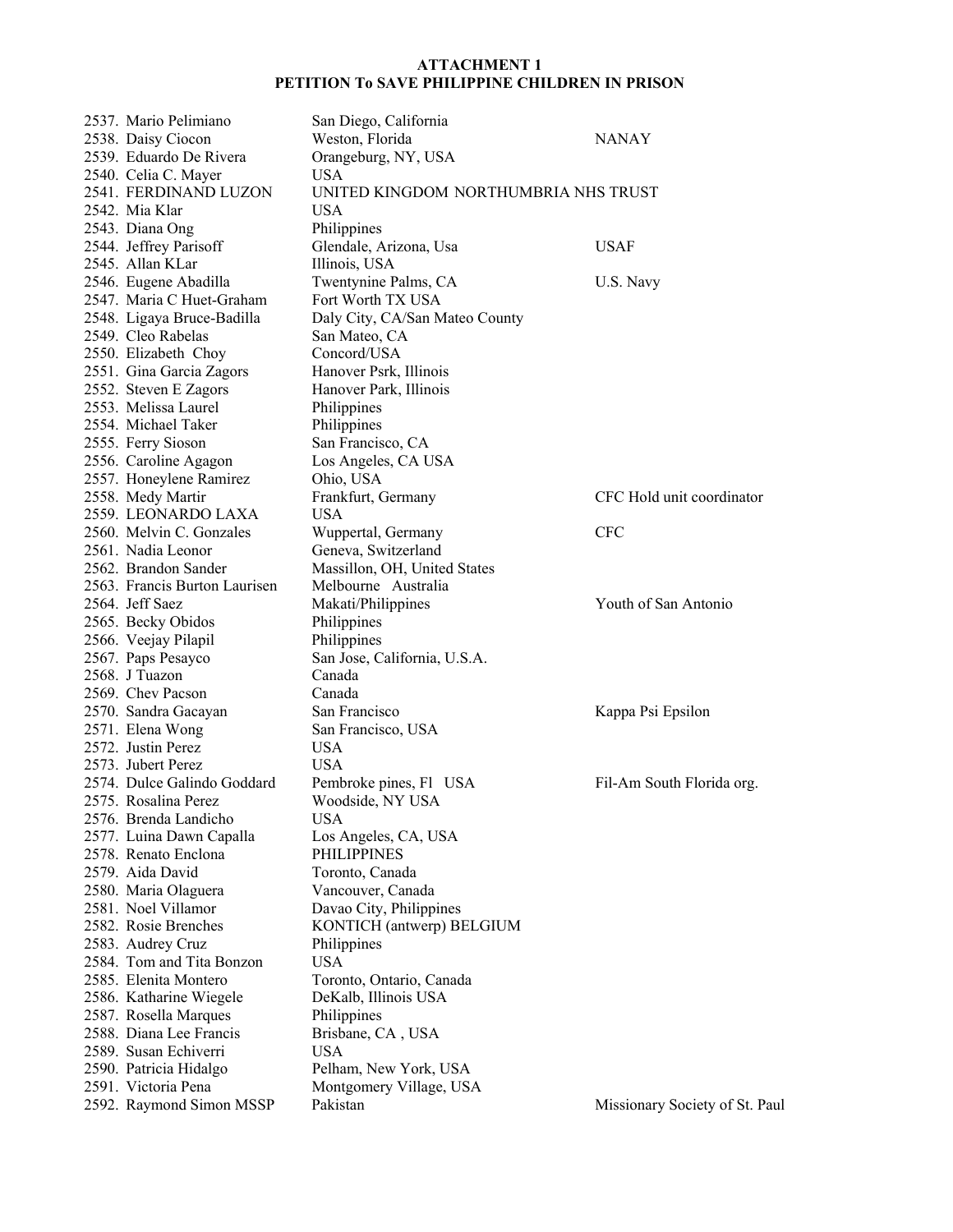**ATTACHMENT 1**
**PETITION To SAVE PHILIPPINE CHILDREN IN PRISON**

| No. | Name | Location | Affiliation |
|---|---|---|---|
| 2537. | Mario Pelimiano | San Diego, California | |
| 2538. | Daisy Ciocon | Weston, Florida | NANAY |
| 2539. | Eduardo De Rivera | Orangeburg, NY, USA | |
| 2540. | Celia C. Mayer | USA | |
| 2541. | FERDINAND LUZON | UNITED KINGDOM NORTHUMBRIA NHS TRUST | |
| 2542. | Mia Klar | USA | |
| 2543. | Diana Ong | Philippines | |
| 2544. | Jeffrey Parisoff | Glendale, Arizona, Usa | USAF |
| 2545. | Allan KLar | Illinois, USA | |
| 2546. | Eugene Abadilla | Twentynine Palms, CA | U.S. Navy |
| 2547. | Maria C Huet-Graham | Fort Worth TX USA | |
| 2548. | Ligaya Bruce-Badilla | Daly City, CA/San Mateo County | |
| 2549. | Cleo Rabelas | San Mateo, CA | |
| 2550. | Elizabeth Choy | Concord/USA | |
| 2551. | Gina Garcia Zagors | Hanover Psrk, Illinois | |
| 2552. | Steven E Zagors | Hanover Park, Illinois | |
| 2553. | Melissa Laurel | Philippines | |
| 2554. | Michael Taker | Philippines | |
| 2555. | Ferry Sioson | San Francisco, CA | |
| 2556. | Caroline Agagon | Los Angeles, CA USA | |
| 2557. | Honeylene Ramirez | Ohio, USA | |
| 2558. | Medy Martir | Frankfurt, Germany | CFC Hold unit coordinator |
| 2559. | LEONARDO LAXA | USA | |
| 2560. | Melvin C. Gonzales | Wuppertal, Germany | CFC |
| 2561. | Nadia Leonor | Geneva, Switzerland | |
| 2562. | Brandon Sander | Massillon, OH, United States | |
| 2563. | Francis Burton Laurisen | Melbourne Australia | |
| 2564. | Jeff Saez | Makati/Philippines | Youth of San Antonio |
| 2565. | Becky Obidos | Philippines | |
| 2566. | Veejay Pilapil | Philippines | |
| 2567. | Paps Pesayco | San Jose, California, U.S.A. | |
| 2568. | J Tuazon | Canada | |
| 2569. | Chev Pacson | Canada | |
| 2570. | Sandra Gacayan | San Francisco | Kappa Psi Epsilon |
| 2571. | Elena Wong | San Francisco, USA | |
| 2572. | Justin Perez | USA | |
| 2573. | Jubert Perez | USA | |
| 2574. | Dulce Galindo Goddard | Pembroke pines, Fl USA | Fil-Am South Florida org. |
| 2575. | Rosalina Perez | Woodside, NY USA | |
| 2576. | Brenda Landicho | USA | |
| 2577. | Luina Dawn Capalla | Los Angeles, CA, USA | |
| 2578. | Renato Enclona | PHILIPPINES | |
| 2579. | Aida David | Toronto, Canada | |
| 2580. | Maria Olaguera | Vancouver, Canada | |
| 2581. | Noel Villamor | Davao City, Philippines | |
| 2582. | Rosie Brenches | KONTICH (antwerp) BELGIUM | |
| 2583. | Audrey Cruz | Philippines | |
| 2584. | Tom and Tita Bonzon | USA | |
| 2585. | Elenita Montero | Toronto, Ontario, Canada | |
| 2586. | Katharine Wiegele | DeKalb, Illinois USA | |
| 2587. | Rosella Marques | Philippines | |
| 2588. | Diana Lee Francis | Brisbane, CA , USA | |
| 2589. | Susan Echiverri | USA | |
| 2590. | Patricia Hidalgo | Pelham, New York, USA | |
| 2591. | Victoria Pena | Montgomery Village, USA | |
| 2592. | Raymond Simon MSSP | Pakistan | Missionary Society of St. Paul |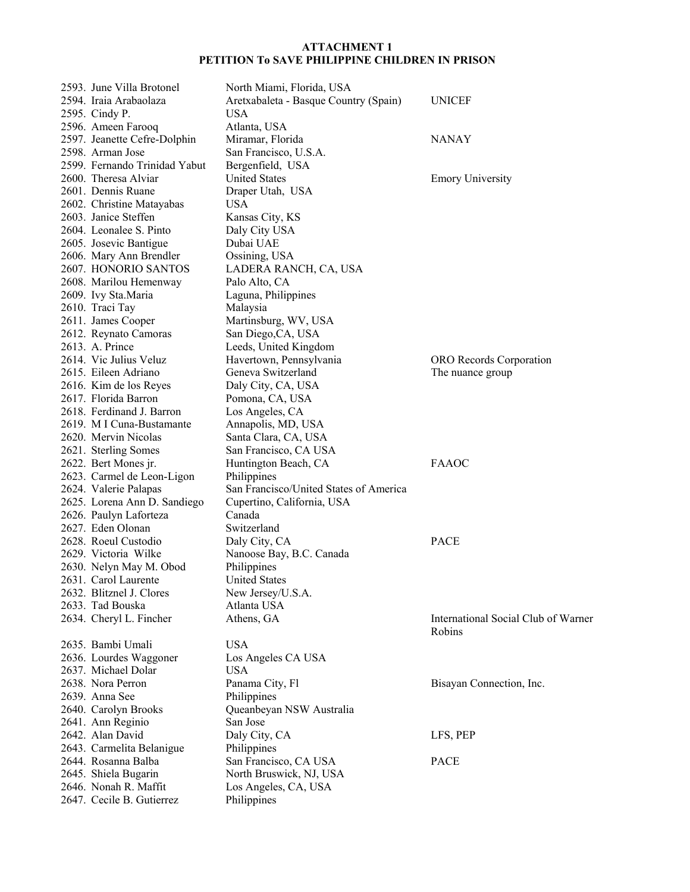**ATTACHMENT 1**
**PETITION To SAVE PHILIPPINE CHILDREN IN PRISON**

| | | |
|---|---|---|
| 2593. June Villa Brotonel | North Miami, Florida, USA | |
| 2594. Iraia Arabaolaza | Aretxabaleta - Basque Country (Spain) | UNICEF |
| 2595. Cindy P. | USA | |
| 2596. Ameen Farooq | Atlanta, USA | |
| 2597. Jeanette Cefre-Dolphin | Miramar, Florida | NANAY |
| 2598. Arman Jose | San Francisco, U.S.A. | |
| 2599. Fernando Trinidad Yabut | Bergenfield, USA | |
| 2600. Theresa Alviar | United States | Emory University |
| 2601. Dennis Ruane | Draper Utah, USA | |
| 2602. Christine Matayabas | USA | |
| 2603. Janice Steffen | Kansas City, KS | |
| 2604. Leonalee S. Pinto | Daly City USA | |
| 2605. Josevic Bantigue | Dubai UAE | |
| 2606. Mary Ann Brendler | Ossining, USA | |
| 2607. HONORIO SANTOS | LADERA RANCH, CA, USA | |
| 2608. Marilou Hemenway | Palo Alto, CA | |
| 2609. Ivy Sta.Maria | Laguna, Philippines | |
| 2610. Traci Tay | Malaysia | |
| 2611. James Cooper | Martinsburg, WV, USA | |
| 2612. Reynato Camoras | San Diego,CA, USA | |
| 2613. A. Prince | Leeds, United Kingdom | |
| 2614. Vic Julius Veluz | Havertown, Pennsylvania | ORO Records Corporation |
| 2615. Eileen Adriano | Geneva Switzerland | The nuance group |
| 2616. Kim de los Reyes | Daly City, CA, USA | |
| 2617. Florida Barron | Pomona, CA, USA | |
| 2618. Ferdinand J. Barron | Los Angeles, CA | |
| 2619. M I Cuna-Bustamante | Annapolis, MD, USA | |
| 2620. Mervin Nicolas | Santa Clara, CA, USA | |
| 2621. Sterling Somes | San Francisco, CA USA | |
| 2622. Bert Mones jr. | Huntington Beach, CA | FAAOC |
| 2623. Carmel de Leon-Ligon | Philippines | |
| 2624. Valerie Palapas | San Francisco/United States of America | |
| 2625. Lorena Ann D. Sandiego | Cupertino, California, USA | |
| 2626. Paulyn Laforteza | Canada | |
| 2627. Eden Olonan | Switzerland | |
| 2628. Roeul Custodio | Daly City, CA | PACE |
| 2629. Victoria Wilke | Nanoose Bay, B.C. Canada | |
| 2630. Nelyn May M. Obod | Philippines | |
| 2631. Carol Laurente | United States | |
| 2632. Blitznel J. Clores | New Jersey/U.S.A. | |
| 2633. Tad Bouska | Atlanta USA | |
| 2634. Cheryl L. Fincher | Athens, GA | International Social Club of Warner Robins |
| 2635. Bambi Umali | USA | |
| 2636. Lourdes Waggoner | Los Angeles CA USA | |
| 2637. Michael Dolar | USA | |
| 2638. Nora Perron | Panama City, Fl | Bisayan Connection, Inc. |
| 2639. Anna See | Philippines | |
| 2640. Carolyn Brooks | Queanbeyan NSW Australia | |
| 2641. Ann Reginio | San Jose | |
| 2642. Alan David | Daly City, CA | LFS, PEP |
| 2643. Carmelita Belanigue | Philippines | |
| 2644. Rosanna Balba | San Francisco, CA USA | PACE |
| 2645. Shiela Bugarin | North Bruswick, NJ, USA | |
| 2646. Nonah R. Maffit | Los Angeles, CA, USA | |
| 2647. Cecile B. Gutierrez | Philippines | |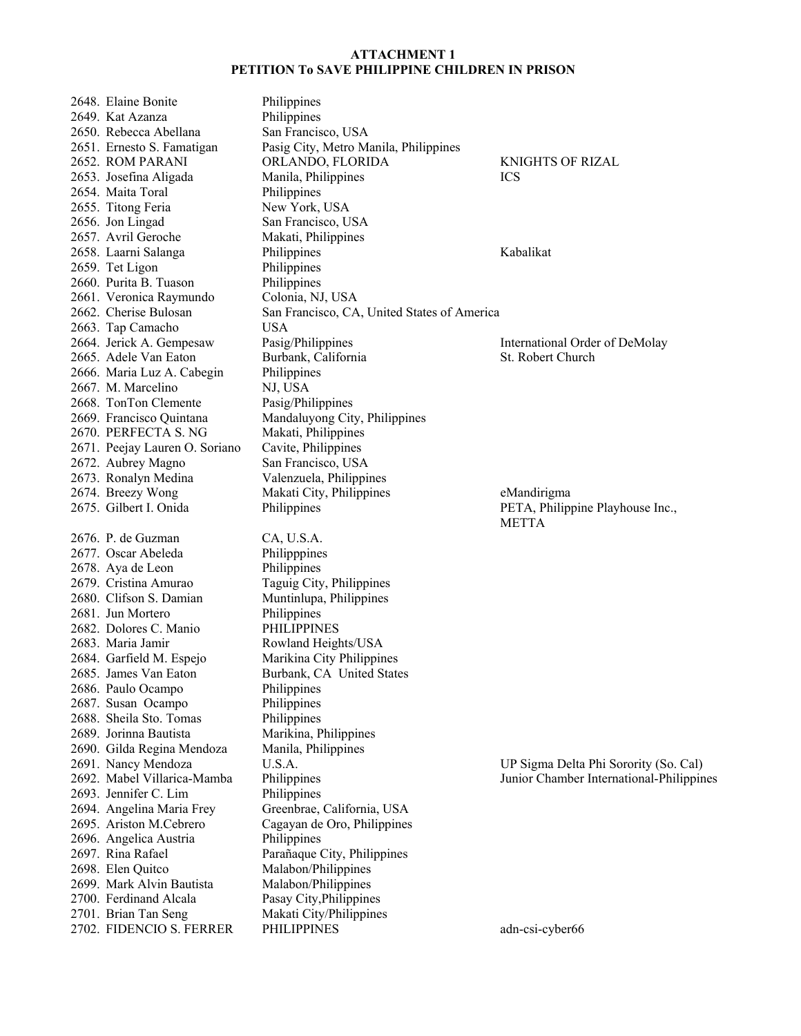**ATTACHMENT 1**
**PETITION To SAVE PHILIPPINE CHILDREN IN PRISON**

| | | |
|---|---|---|
| 2648. Elaine Bonite | Philippines | |
| 2649. Kat Azanza | Philippines | |
| 2650. Rebecca Abellana | San Francisco, USA | |
| 2651. Ernesto S. Famatigan | Pasig City, Metro Manila, Philippines | |
| 2652. ROM PARANI | ORLANDO, FLORIDA | KNIGHTS OF RIZAL |
| 2653. Josefina Aligada | Manila, Philippines | ICS |
| 2654. Maita Toral | Philippines | |
| 2655. Titong Feria | New York, USA | |
| 2656. Jon Lingad | San Francisco, USA | |
| 2657. Avril Geroche | Makati, Philippines | |
| 2658. Laarni Salanga | Philippines | Kabalikat |
| 2659. Tet Ligon | Philippines | |
| 2660. Purita B. Tuason | Philippines | |
| 2661. Veronica Raymundo | Colonia, NJ, USA | |
| 2662. Cherise Bulosan | San Francisco, CA, United States of America | |
| 2663. Tap Camacho | USA | |
| 2664. Jerick A. Gempesaw | Pasig/Philippines | International Order of DeMolay |
| 2665. Adele Van Eaton | Burbank, California | St. Robert Church |
| 2666. Maria Luz A. Cabegin | Philippines | |
| 2667. M. Marcelino | NJ, USA | |
| 2668. TonTon Clemente | Pasig/Philippines | |
| 2669. Francisco Quintana | Mandaluyong City, Philippines | |
| 2670. PERFECTA S. NG | Makati, Philippines | |
| 2671. Peejay Lauren O. Soriano | Cavite, Philippines | |
| 2672. Aubrey Magno | San Francisco, USA | |
| 2673. Ronalyn Medina | Valenzuela, Philippines | |
| 2674. Breezy Wong | Makati City, Philippines | eMandirigma |
| 2675. Gilbert I. Onida | Philippines | PETA, Philippine Playhouse Inc., METTA |
| 2676. P. de Guzman | CA, U.S.A. | |
| 2677. Oscar Abeleda | Philipppines | |
| 2678. Aya de Leon | Philippines | |
| 2679. Cristina Amurao | Taguig City, Philippines | |
| 2680. Clifson S. Damian | Muntinlupa, Philippines | |
| 2681. Jun Mortero | Philippines | |
| 2682. Dolores C. Manio | PHILIPPINES | |
| 2683. Maria Jamir | Rowland Heights/USA | |
| 2684. Garfield M. Espejo | Marikina City Philippines | |
| 2685. James Van Eaton | Burbank, CA United States | |
| 2686. Paulo Ocampo | Philippines | |
| 2687. Susan Ocampo | Philippines | |
| 2688. Sheila Sto. Tomas | Philippines | |
| 2689. Jorinna Bautista | Marikina, Philippines | |
| 2690. Gilda Regina Mendoza | Manila, Philippines | |
| 2691. Nancy Mendoza | U.S.A. | UP Sigma Delta Phi Sorority (So. Cal) |
| 2692. Mabel Villarica-Mamba | Philippines | Junior Chamber International-Philippines |
| 2693. Jennifer C. Lim | Philippines | |
| 2694. Angelina Maria Frey | Greenbrae, California, USA | |
| 2695. Ariston M.Cebrero | Cagayan de Oro, Philippines | |
| 2696. Angelica Austria | Philippines | |
| 2697. Rina Rafael | Parañaque City, Philippines | |
| 2698. Elen Quitco | Malabon/Philippines | |
| 2699. Mark Alvin Bautista | Malabon/Philippines | |
| 2700. Ferdinand Alcala | Pasay City,Philippines | |
| 2701. Brian Tan Seng | Makati City/Philippines | |
| 2702. FIDENCIO S. FERRER | PHILIPPINES | adn-csi-cyber66 |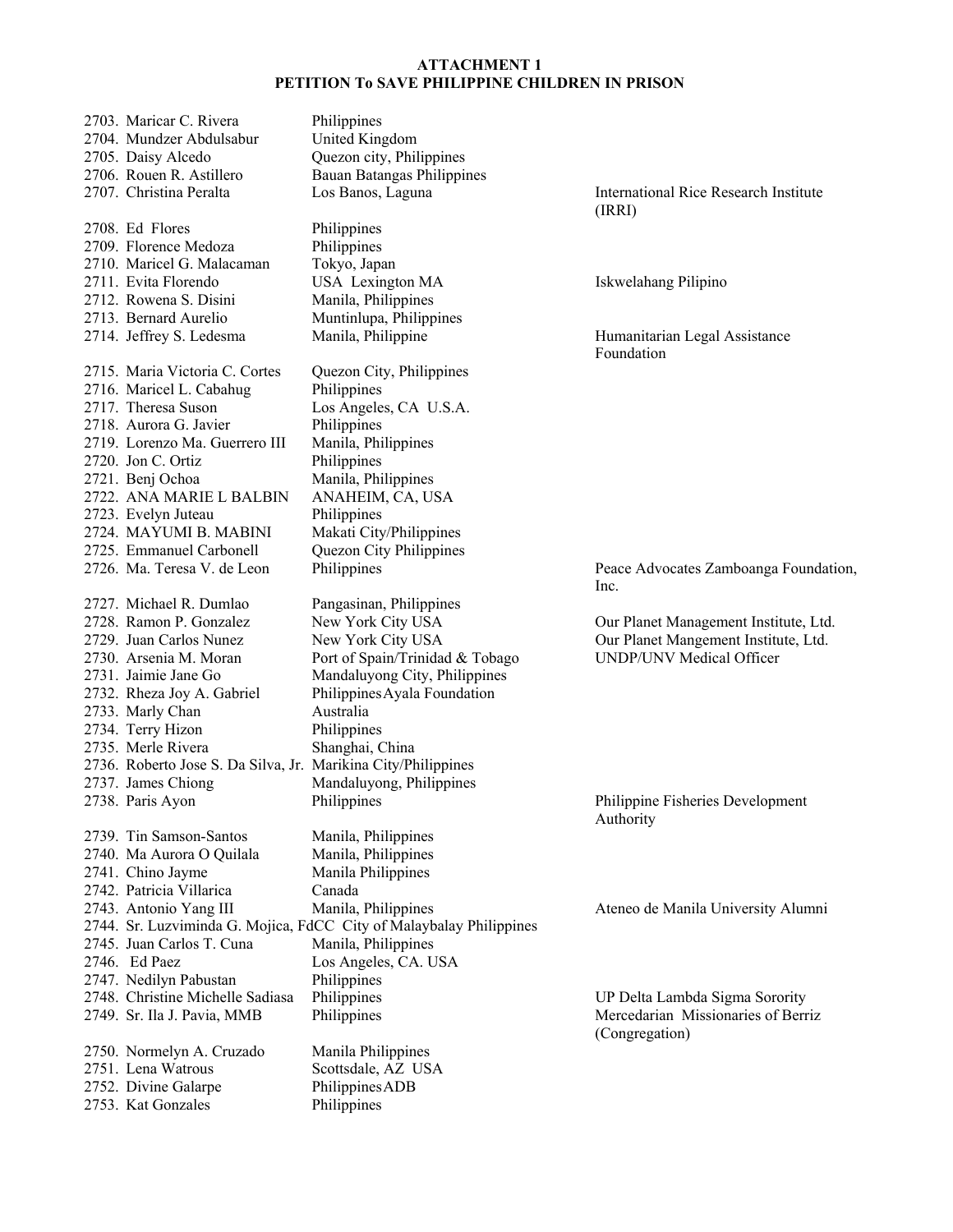**ATTACHMENT 1**
**PETITION To SAVE PHILIPPINE CHILDREN IN PRISON**

| No. | Name | Location | Organization |
|---|---|---|---|
| 2703. | Maricar C. Rivera | Philippines | |
| 2704. | Mundzer Abdulsabur | United Kingdom | |
| 2705. | Daisy Alcedo | Quezon city, Philippines | |
| 2706. | Rouen R. Astillero | Bauan Batangas Philippines | |
| 2707. | Christina Peralta | Los Banos, Laguna | International Rice Research Institute (IRRI) |
| 2708. | Ed Flores | Philippines | |
| 2709. | Florence Medoza | Philippines | |
| 2710. | Maricel G. Malacaman | Tokyo, Japan | |
| 2711. | Evita Florendo | USA Lexington MA | Iskwelahang Pilipino |
| 2712. | Rowena S. Disini | Manila, Philippines | |
| 2713. | Bernard Aurelio | Muntinlupa, Philippines | |
| 2714. | Jeffrey S. Ledesma | Manila, Philippine | Humanitarian Legal Assistance Foundation |
| 2715. | Maria Victoria C. Cortes | Quezon City, Philippines | |
| 2716. | Maricel L. Cabahug | Philippines | |
| 2717. | Theresa Suson | Los Angeles, CA U.S.A. | |
| 2718. | Aurora G. Javier | Philippines | |
| 2719. | Lorenzo Ma. Guerrero III | Manila, Philippines | |
| 2720. | Jon C. Ortiz | Philippines | |
| 2721. | Benj Ochoa | Manila, Philippines | |
| 2722. | ANA MARIE L BALBIN | ANAHEIM, CA, USA | |
| 2723. | Evelyn Juteau | Philippines | |
| 2724. | MAYUMI B. MABINI | Makati City/Philippines | |
| 2725. | Emmanuel Carbonell | Quezon City Philippines | |
| 2726. | Ma. Teresa V. de Leon | Philippines | Peace Advocates Zamboanga Foundation, Inc. |
| 2727. | Michael R. Dumlao | Pangasinan, Philippines | |
| 2728. | Ramon P. Gonzalez | New York City USA | Our Planet Management Institute, Ltd. |
| 2729. | Juan Carlos Nunez | New York City USA | Our Planet Mangement Institute, Ltd. |
| 2730. | Arsenia M. Moran | Port of Spain/Trinidad & Tobago | UNDP/UNV Medical Officer |
| 2731. | Jaimie Jane Go | Mandaluyong City, Philippines | |
| 2732. | Rheza Joy A. Gabriel | Philippines Ayala Foundation | |
| 2733. | Marly Chan | Australia | |
| 2734. | Terry Hizon | Philippines | |
| 2735. | Merle Rivera | Shanghai, China | |
| 2736. | Roberto Jose S. Da Silva, Jr. | Marikina City/Philippines | |
| 2737. | James Chiong | Mandaluyong, Philippines | |
| 2738. | Paris Ayon | Philippines | Philippine Fisheries Development Authority |
| 2739. | Tin Samson-Santos | Manila, Philippines | |
| 2740. | Ma Aurora O Quilala | Manila, Philippines | |
| 2741. | Chino Jayme | Manila Philippines | |
| 2742. | Patricia Villarica | Canada | |
| 2743. | Antonio Yang III | Manila, Philippines | Ateneo de Manila University Alumni |
| 2744. | Sr. Luzviminda G. Mojica, FdCC | City of Malaybalay Philippines | |
| 2745. | Juan Carlos T. Cuna | Manila, Philippines | |
| 2746. | Ed Paez | Los Angeles, CA. USA | |
| 2747. | Nedilyn Pabustan | Philippines | |
| 2748. | Christine Michelle Sadiasa | Philippines | UP Delta Lambda Sigma Sorority |
| 2749. | Sr. Ila J. Pavia, MMB | Philippines | Mercedarian Missionaries of Berriz (Congregation) |
| 2750. | Normelyn A. Cruzado | Manila Philippines | |
| 2751. | Lena Watrous | Scottsdale, AZ USA | |
| 2752. | Divine Galarpe | Philippines ADB | |
| 2753. | Kat Gonzales | Philippines | |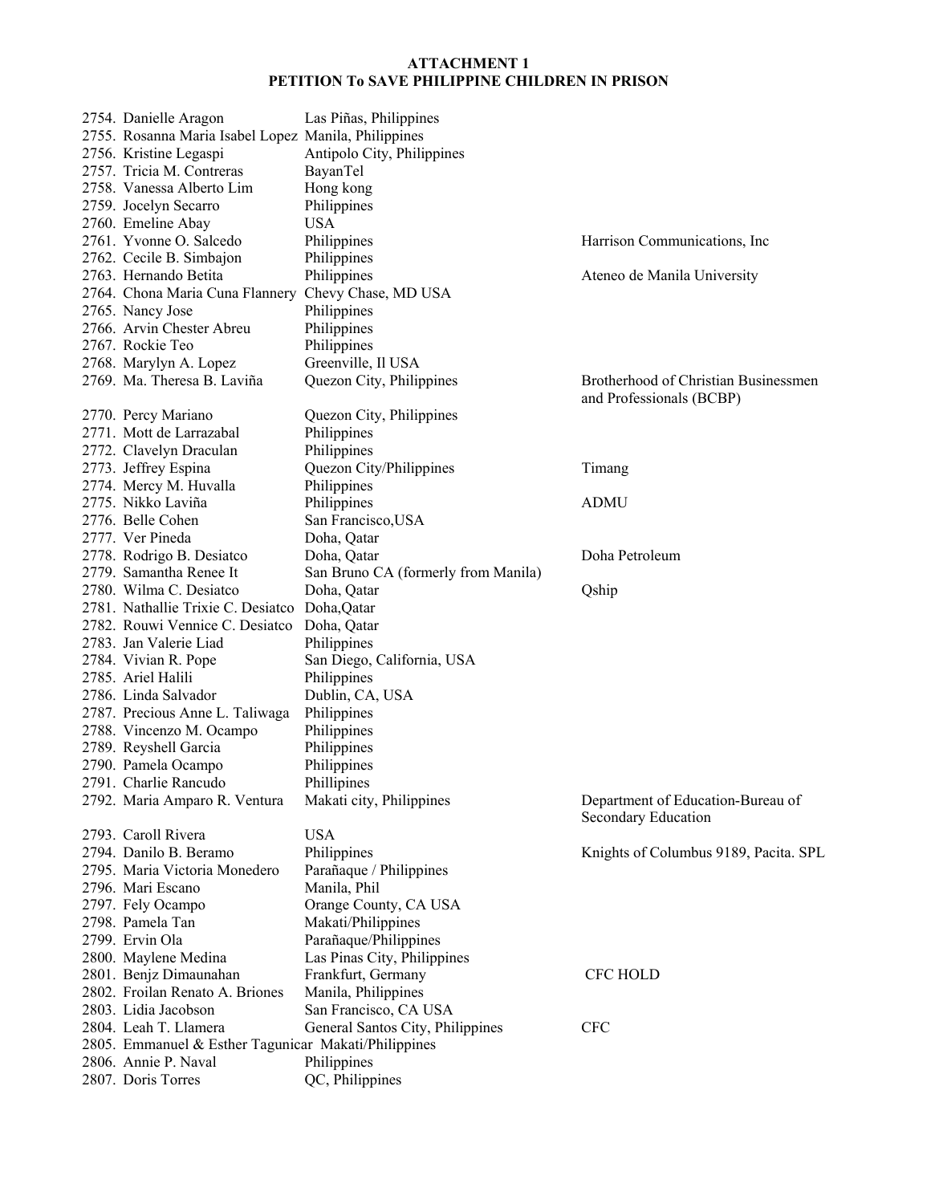**ATTACHMENT 1**
**PETITION To SAVE PHILIPPINE CHILDREN IN PRISON**

| | | |
|---|---|---|
| 2754. Danielle Aragon | Las Piñas, Philippines | |
| 2755. Rosanna Maria Isabel Lopez | Manila, Philippines | |
| 2756. Kristine Legaspi | Antipolo City, Philippines | |
| 2757. Tricia M. Contreras | BayanTel | |
| 2758. Vanessa Alberto Lim | Hong kong | |
| 2759. Jocelyn Secarro | Philippines | |
| 2760. Emeline Abay | USA | |
| 2761. Yvonne O. Salcedo | Philippines | Harrison Communications, Inc |
| 2762. Cecile B. Simbajon | Philippines | |
| 2763. Hernando Betita | Philippines | Ateneo de Manila University |
| 2764. Chona Maria Cuna Flannery | Chevy Chase, MD USA | |
| 2765. Nancy Jose | Philippines | |
| 2766. Arvin Chester Abreu | Philippines | |
| 2767. Rockie Teo | Philippines | |
| 2768. Marylyn A. Lopez | Greenville, Il USA | |
| 2769. Ma. Theresa B. Laviña | Quezon City, Philippines | Brotherhood of Christian Businessmen and Professionals (BCBP) |
| 2770. Percy Mariano | Quezon City, Philippines | |
| 2771. Mott de Larrazabal | Philippines | |
| 2772. Clavelyn Draculan | Philippines | |
| 2773. Jeffrey Espina | Quezon City/Philippines | Timang |
| 2774. Mercy M. Huvalla | Philippines | |
| 2775. Nikko Laviña | Philippines | ADMU |
| 2776. Belle Cohen | San Francisco,USA | |
| 2777. Ver Pineda | Doha, Qatar | |
| 2778. Rodrigo B. Desiatco | Doha, Qatar | Doha Petroleum |
| 2779. Samantha Renee It | San Bruno CA (formerly from Manila) | |
| 2780. Wilma C. Desiatco | Doha, Qatar | Qship |
| 2781. Nathallie Trixie C. Desiatco | Doha,Qatar | |
| 2782. Rouwi Vennice C. Desiatco | Doha, Qatar | |
| 2783. Jan Valerie Liad | Philippines | |
| 2784. Vivian R. Pope | San Diego, California, USA | |
| 2785. Ariel Halili | Philippines | |
| 2786. Linda Salvador | Dublin, CA, USA | |
| 2787. Precious Anne L. Taliwaga | Philippines | |
| 2788. Vincenzo M. Ocampo | Philippines | |
| 2789. Reyshell Garcia | Philippines | |
| 2790. Pamela Ocampo | Philippines | |
| 2791. Charlie Rancudo | Phillipines | |
| 2792. Maria Amparo R. Ventura | Makati city, Philippines | Department of Education-Bureau of Secondary Education |
| 2793. Caroll Rivera | USA | |
| 2794. Danilo B. Beramo | Philippines | Knights of Columbus 9189, Pacita. SPL |
| 2795. Maria Victoria Monedero | Parañaque / Philippines | |
| 2796. Mari Escano | Manila, Phil | |
| 2797. Fely Ocampo | Orange County, CA USA | |
| 2798. Pamela Tan | Makati/Philippines | |
| 2799. Ervin Ola | Parañaque/Philippines | |
| 2800. Maylene Medina | Las Pinas City, Philippines | |
| 2801. Benjz Dimaunahan | Frankfurt, Germany | CFC HOLD |
| 2802. Froilan Renato A. Briones | Manila, Philippines | |
| 2803. Lidia Jacobson | San Francisco, CA USA | |
| 2804. Leah T. Llamera | General Santos City, Philippines | CFC |
| 2805. Emmanuel & Esther Tagunicar | Makati/Philippines | |
| 2806. Annie P. Naval | Philippines | |
| 2807. Doris Torres | QC, Philippines | |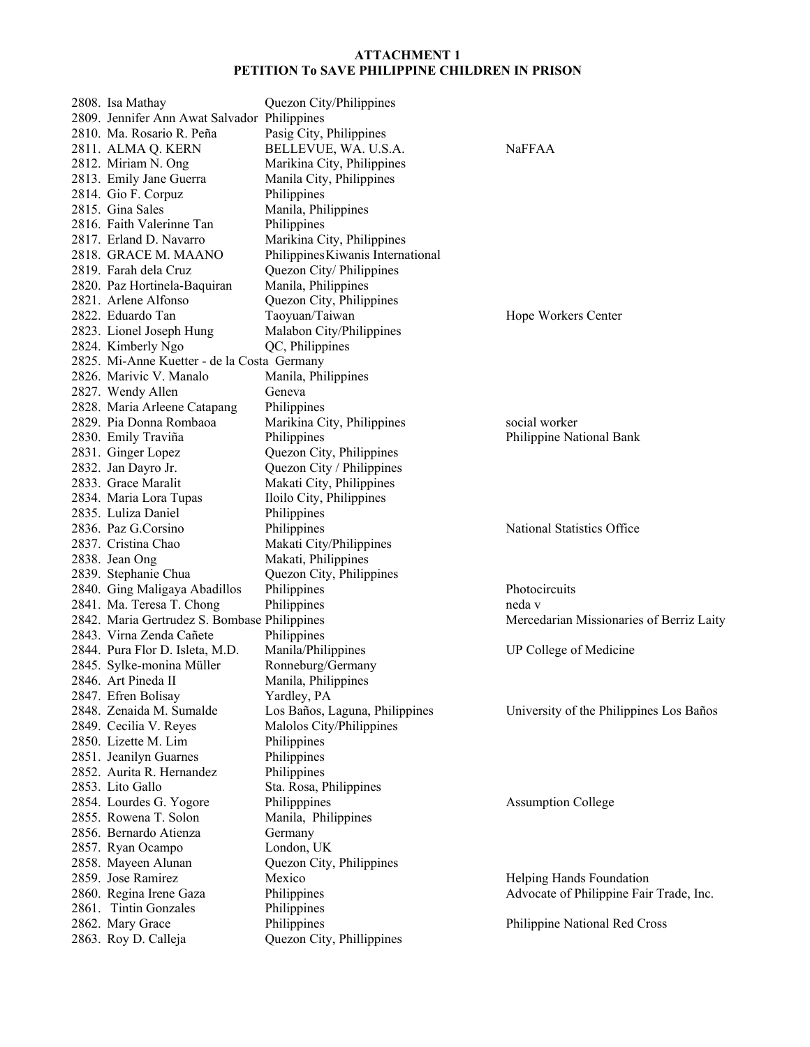**ATTACHMENT 1**
**PETITION To SAVE PHILIPPINE CHILDREN IN PRISON**

| No. | Name | Location | Affiliation |
|---|---|---|---|
| 2808. | Isa Mathay | Quezon City/Philippines | |
| 2809. | Jennifer Ann Awat Salvador | Philippines | |
| 2810. | Ma. Rosario R. Peña | Pasig City, Philippines | |
| 2811. | ALMA Q. KERN | BELLEVUE, WA. U.S.A. | NaFFAA |
| 2812. | Miriam N. Ong | Marikina City, Philippines | |
| 2813. | Emily Jane Guerra | Manila City, Philippines | |
| 2814. | Gio F. Corpuz | Philippines | |
| 2815. | Gina Sales | Manila, Philippines | |
| 2816. | Faith Valerinne Tan | Philippines | |
| 2817. | Erland D. Navarro | Marikina City, Philippines | |
| 2818. | GRACE M. MAANO | PhilippinesKiwanis International | |
| 2819. | Farah dela Cruz | Quezon City/ Philippines | |
| 2820. | Paz Hortinela-Baquiran | Manila, Philippines | |
| 2821. | Arlene Alfonso | Quezon City, Philippines | |
| 2822. | Eduardo Tan | Taoyuan/Taiwan | Hope Workers Center |
| 2823. | Lionel Joseph Hung | Malabon City/Philippines | |
| 2824. | Kimberly Ngo | QC, Philippines | |
| 2825. | Mi-Anne Kuetter - de la Costa | Germany | |
| 2826. | Marivic V. Manalo | Manila, Philippines | |
| 2827. | Wendy Allen | Geneva | |
| 2828. | Maria Arleene Catapang | Philippines | |
| 2829. | Pia Donna Rombaoa | Marikina City, Philippines | social worker |
| 2830. | Emily Traviña | Philippines | Philippine National Bank |
| 2831. | Ginger Lopez | Quezon City, Philippines | |
| 2832. | Jan Dayro Jr. | Quezon City / Philippines | |
| 2833. | Grace Maralit | Makati City, Philippines | |
| 2834. | Maria Lora Tupas | Iloilo City, Philippines | |
| 2835. | Luliza Daniel | Philippines | |
| 2836. | Paz G.Corsino | Philippines | National Statistics Office |
| 2837. | Cristina Chao | Makati City/Philippines | |
| 2838. | Jean Ong | Makati, Philippines | |
| 2839. | Stephanie Chua | Quezon City, Philippines | |
| 2840. | Ging Maligaya Abadillos | Philippines | Photocircuits |
| 2841. | Ma. Teresa T. Chong | Philippines | neda v |
| 2842. | Maria Gertrudez S. Bombase | Philippines | Mercedarian Missionaries of Berriz Laity |
| 2843. | Virna Zenda Cañete | Philippines | |
| 2844. | Pura Flor D. Isleta, M.D. | Manila/Philippines | UP College of Medicine |
| 2845. | Sylke-monina Müller | Ronneburg/Germany | |
| 2846. | Art Pineda II | Manila, Philippines | |
| 2847. | Efren Bolisay | Yardley, PA | |
| 2848. | Zenaida M. Sumalde | Los Baños, Laguna, Philippines | University of the Philippines Los Baños |
| 2849. | Cecilia V. Reyes | Malolos City/Philippines | |
| 2850. | Lizette M. Lim | Philippines | |
| 2851. | Jeanilyn Guarnes | Philippines | |
| 2852. | Aurita R. Hernandez | Philippines | |
| 2853. | Lito Gallo | Sta. Rosa, Philippines | |
| 2854. | Lourdes G. Yogore | Philipppines | Assumption College |
| 2855. | Rowena T. Solon | Manila, Philippines | |
| 2856. | Bernardo Atienza | Germany | |
| 2857. | Ryan Ocampo | London, UK | |
| 2858. | Mayeen Alunan | Quezon City, Philippines | |
| 2859. | Jose Ramirez | Mexico | Helping Hands Foundation |
| 2860. | Regina Irene Gaza | Philippines | Advocate of Philippine Fair Trade, Inc. |
| 2861. | Tintin Gonzales | Philippines | |
| 2862. | Mary Grace | Philippines | Philippine National Red Cross |
| 2863. | Roy D. Calleja | Quezon City, Phillippines | |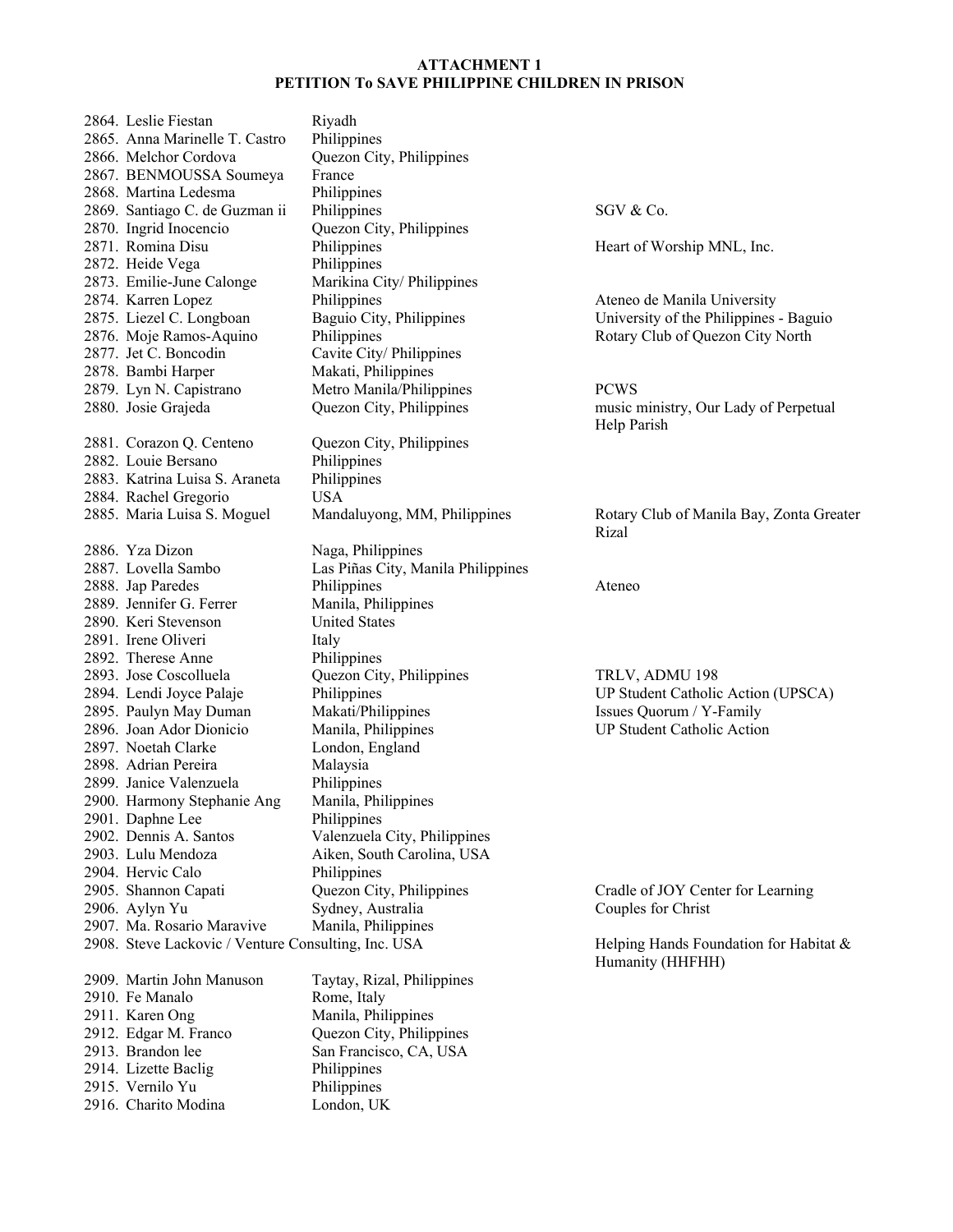**ATTACHMENT 1**
**PETITION To SAVE PHILIPPINE CHILDREN IN PRISON**

| No. | Name | Location | Organization |
|---|---|---|---|
| 2864. | Leslie Fiestan | Riyadh | |
| 2865. | Anna Marinelle T. Castro | Philippines | |
| 2866. | Melchor Cordova | Quezon City, Philippines | |
| 2867. | BENMOUSSA Soumeya | France | |
| 2868. | Martina Ledesma | Philippines | |
| 2869. | Santiago C. de Guzman ii | Philippines | SGV & Co. |
| 2870. | Ingrid Inocencio | Quezon City, Philippines | |
| 2871. | Romina Disu | Philippines | Heart of Worship MNL, Inc. |
| 2872. | Heide Vega | Philippines | |
| 2873. | Emilie-June Calonge | Marikina City/ Philippines | |
| 2874. | Karren Lopez | Philippines | Ateneo de Manila University |
| 2875. | Liezel C. Longboan | Baguio City, Philippines | University of the Philippines - Baguio |
| 2876. | Moje Ramos-Aquino | Philippines | Rotary Club of Quezon City North |
| 2877. | Jet C. Boncodin | Cavite City/ Philippines | |
| 2878. | Bambi Harper | Makati, Philippines | |
| 2879. | Lyn N. Capistrano | Metro Manila/Philippines | PCWS |
| 2880. | Josie Grajeda | Quezon City, Philippines | music ministry, Our Lady of Perpetual Help Parish |
| 2881. | Corazon Q. Centeno | Quezon City, Philippines | |
| 2882. | Louie Bersano | Philippines | |
| 2883. | Katrina Luisa S. Araneta | Philippines | |
| 2884. | Rachel Gregorio | USA | |
| 2885. | Maria Luisa S. Moguel | Mandaluyong, MM, Philippines | Rotary Club of Manila Bay, Zonta Greater Rizal |
| 2886. | Yza Dizon | Naga, Philippines | |
| 2887. | Lovella Sambo | Las Piñas City, Manila Philippines | |
| 2888. | Jap Paredes | Philippines | Ateneo |
| 2889. | Jennifer G. Ferrer | Manila, Philippines | |
| 2890. | Keri Stevenson | United States | |
| 2891. | Irene Oliveri | Italy | |
| 2892. | Therese Anne | Philippines | |
| 2893. | Jose Coscolluela | Quezon City, Philippines | TRLV, ADMU 198 |
| 2894. | Lendi Joyce Palaje | Philippines | UP Student Catholic Action (UPSCA) |
| 2895. | Paulyn May Duman | Makati/Philippines | Issues Quorum / Y-Family |
| 2896. | Joan Ador Dionicio | Manila, Philippines | UP Student Catholic Action |
| 2897. | Noetah Clarke | London, England | |
| 2898. | Adrian Pereira | Malaysia | |
| 2899. | Janice Valenzuela | Philippines | |
| 2900. | Harmony Stephanie Ang | Manila, Philippines | |
| 2901. | Daphne Lee | Philippines | |
| 2902. | Dennis A. Santos | Valenzuela City, Philippines | |
| 2903. | Lulu Mendoza | Aiken, South Carolina, USA | |
| 2904. | Hervic Calo | Philippines | |
| 2905. | Shannon Capati | Quezon City, Philippines | Cradle of JOY Center for Learning |
| 2906. | Aylyn Yu | Sydney, Australia | Couples for Christ |
| 2907. | Ma. Rosario Maravive | Manila, Philippines | |
| 2908. | Steve Lackovic / Venture Consulting, Inc. | USA | Helping Hands Foundation for Habitat & Humanity (HHFHH) |
| 2909. | Martin John Manuson | Taytay, Rizal, Philippines | |
| 2910. | Fe Manalo | Rome, Italy | |
| 2911. | Karen Ong | Manila, Philippines | |
| 2912. | Edgar M. Franco | Quezon City, Philippines | |
| 2913. | Brandon lee | San Francisco, CA, USA | |
| 2914. | Lizette Baclig | Philippines | |
| 2915. | Vernilo Yu | Philippines | |
| 2916. | Charito Modina | London, UK | |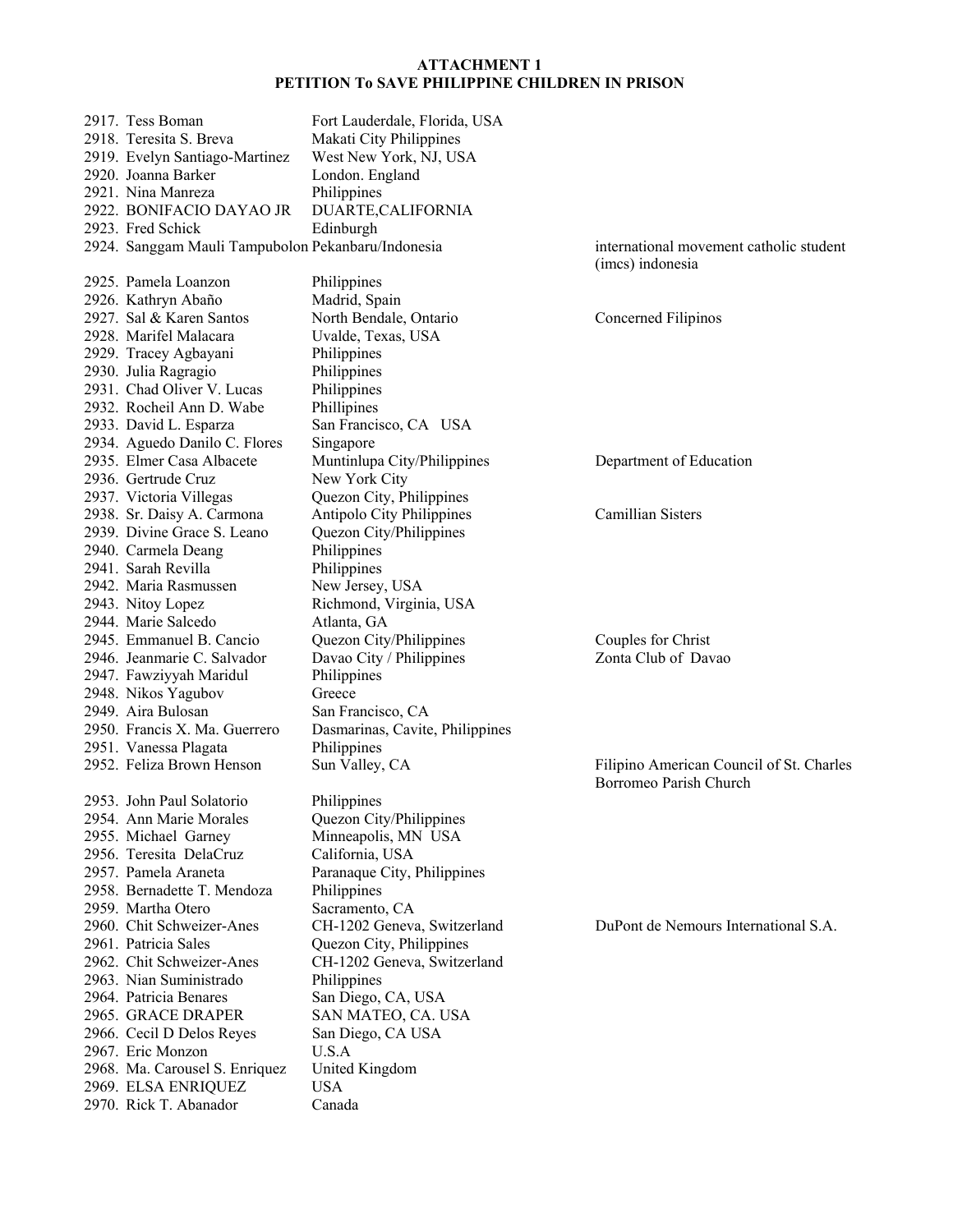**ATTACHMENT 1**
**PETITION To SAVE PHILIPPINE CHILDREN IN PRISON**

| No. | Name | Location | Organization |
|---|---|---|---|
| 2917. | Tess Boman | Fort Lauderdale, Florida, USA | |
| 2918. | Teresita S. Breva | Makati City Philippines | |
| 2919. | Evelyn Santiago-Martinez | West New York, NJ, USA | |
| 2920. | Joanna Barker | London. England | |
| 2921. | Nina Manreza | Philippines | |
| 2922. | BONIFACIO DAYAO JR | DUARTE,CALIFORNIA | |
| 2923. | Fred Schick | Edinburgh | |
| 2924. | Sanggam Mauli Tampubolon | Pekanbaru/Indonesia | international movement catholic student (imcs) indonesia |
| 2925. | Pamela Loanzon | Philippines | |
| 2926. | Kathryn Abaño | Madrid, Spain | |
| 2927. | Sal & Karen Santos | North Bendale, Ontario | Concerned Filipinos |
| 2928. | Marifel Malacara | Uvalde, Texas, USA | |
| 2929. | Tracey Agbayani | Philippines | |
| 2930. | Julia Ragragio | Philippines | |
| 2931. | Chad Oliver V. Lucas | Philippines | |
| 2932. | Rocheil Ann D. Wabe | Phillipines | |
| 2933. | David L. Esparza | San Francisco, CA USA | |
| 2934. | Aguedo Danilo C. Flores | Singapore | |
| 2935. | Elmer Casa Albacete | Muntinlupa City/Philippines | Department of Education |
| 2936. | Gertrude Cruz | New York City | |
| 2937. | Victoria Villegas | Quezon City, Philippines | |
| 2938. | Sr. Daisy A. Carmona | Antipolo City Philippines | Camillian Sisters |
| 2939. | Divine Grace S. Leano | Quezon City/Philippines | |
| 2940. | Carmela Deang | Philippines | |
| 2941. | Sarah Revilla | Philippines | |
| 2942. | Maria Rasmussen | New Jersey, USA | |
| 2943. | Nitoy Lopez | Richmond, Virginia, USA | |
| 2944. | Marie Salcedo | Atlanta, GA | |
| 2945. | Emmanuel B. Cancio | Quezon City/Philippines | Couples for Christ |
| 2946. | Jeanmarie C. Salvador | Davao City / Philippines | Zonta Club of Davao |
| 2947. | Fawziyyah Maridul | Philippines | |
| 2948. | Nikos Yagubov | Greece | |
| 2949. | Aira Bulosan | San Francisco, CA | |
| 2950. | Francis X. Ma. Guerrero | Dasmarinas, Cavite, Philippines | |
| 2951. | Vanessa Plagata | Philippines | |
| 2952. | Feliza Brown Henson | Sun Valley, CA | Filipino American Council of St. Charles Borromeo Parish Church |
| 2953. | John Paul Solatorio | Philippines | |
| 2954. | Ann Marie Morales | Quezon City/Philippines | |
| 2955. | Michael Garney | Minneapolis, MN USA | |
| 2956. | Teresita DelaCruz | California, USA | |
| 2957. | Pamela Araneta | Paranaque City, Philippines | |
| 2958. | Bernadette T. Mendoza | Philippines | |
| 2959. | Martha Otero | Sacramento, CA | |
| 2960. | Chit Schweizer-Anes | CH-1202 Geneva, Switzerland | DuPont de Nemours International S.A. |
| 2961. | Patricia Sales | Quezon City, Philippines | |
| 2962. | Chit Schweizer-Anes | CH-1202 Geneva, Switzerland | |
| 2963. | Nian Suministrado | Philippines | |
| 2964. | Patricia Benares | San Diego, CA, USA | |
| 2965. | GRACE DRAPER | SAN MATEO, CA. USA | |
| 2966. | Cecil D Delos Reyes | San Diego, CA USA | |
| 2967. | Eric Monzon | U.S.A | |
| 2968. | Ma. Carousel S. Enriquez | United Kingdom | |
| 2969. | ELSA ENRIQUEZ | USA | |
| 2970. | Rick T. Abanador | Canada | |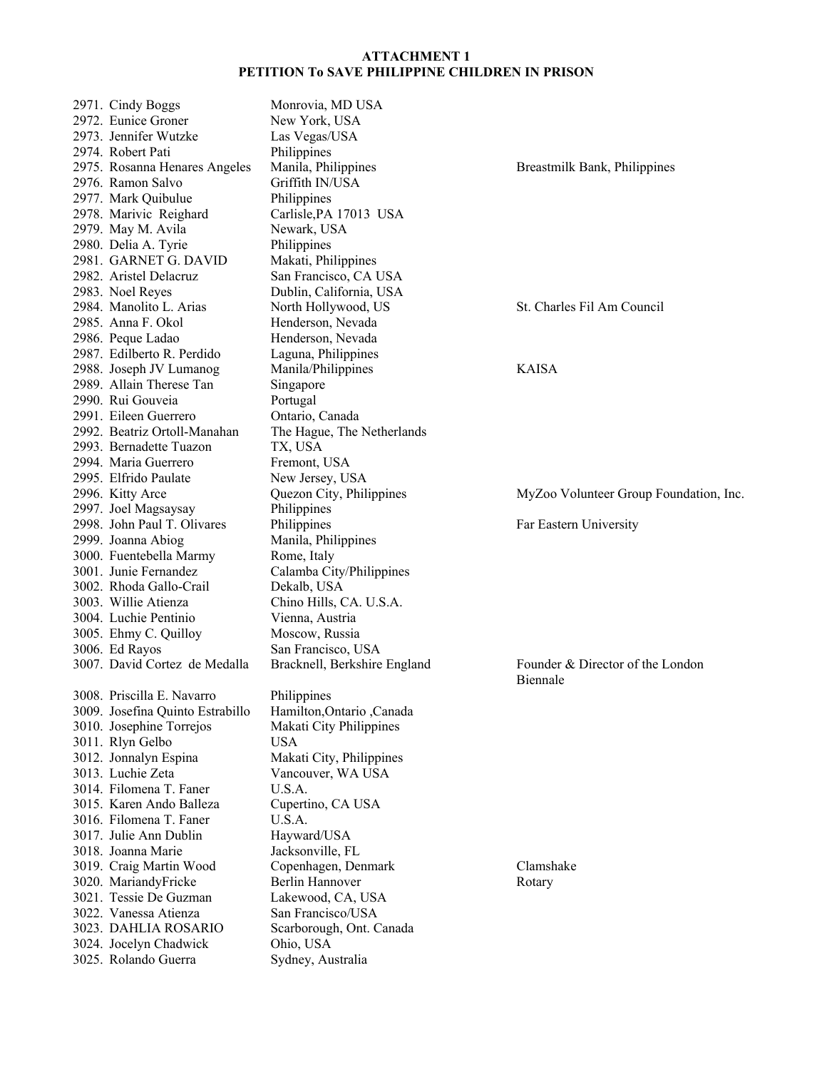**ATTACHMENT 1**
**PETITION To SAVE PHILIPPINE CHILDREN IN PRISON**

| No. | Name | Location | Affiliation |
|---|---|---|---|
| 2971. | Cindy Boggs | Monrovia, MD USA | |
| 2972. | Eunice Groner | New York, USA | |
| 2973. | Jennifer Wutzke | Las Vegas/USA | |
| 2974. | Robert Pati | Philippines | |
| 2975. | Rosanna Henares Angeles | Manila, Philippines | Breastmilk Bank, Philippines |
| 2976. | Ramon Salvo | Griffith IN/USA | |
| 2977. | Mark Quibulue | Philippines | |
| 2978. | Marivic Reighard | Carlisle,PA 17013 USA | |
| 2979. | May M. Avila | Newark, USA | |
| 2980. | Delia A. Tyrie | Philippines | |
| 2981. | GARNET G. DAVID | Makati, Philippines | |
| 2982. | Aristel Delacruz | San Francisco, CA USA | |
| 2983. | Noel Reyes | Dublin, California, USA | |
| 2984. | Manolito L. Arias | North Hollywood, US | St. Charles Fil Am Council |
| 2985. | Anna F. Okol | Henderson, Nevada | |
| 2986. | Peque Ladao | Henderson, Nevada | |
| 2987. | Edilberto R. Perdido | Laguna, Philippines | |
| 2988. | Joseph JV Lumanog | Manila/Philippines | KAISA |
| 2989. | Allain Therese Tan | Singapore | |
| 2990. | Rui Gouveia | Portugal | |
| 2991. | Eileen Guerrero | Ontario, Canada | |
| 2992. | Beatriz Ortoll-Manahan | The Hague, The Netherlands | |
| 2993. | Bernadette Tuazon | TX, USA | |
| 2994. | Maria Guerrero | Fremont, USA | |
| 2995. | Elfrido Paulate | New Jersey, USA | |
| 2996. | Kitty Arce | Quezon City, Philippines | MyZoo Volunteer Group Foundation, Inc. |
| 2997. | Joel Magsaysay | Philippines | |
| 2998. | John Paul T. Olivares | Philippines | Far Eastern University |
| 2999. | Joanna Abiog | Manila, Philippines | |
| 3000. | Fuentebella Marmy | Rome, Italy | |
| 3001. | Junie Fernandez | Calamba City/Philippines | |
| 3002. | Rhoda Gallo-Crail | Dekalb, USA | |
| 3003. | Willie Atienza | Chino Hills, CA. U.S.A. | |
| 3004. | Luchie Pentinio | Vienna, Austria | |
| 3005. | Ehmy C. Quilloy | Moscow, Russia | |
| 3006. | Ed Rayos | San Francisco, USA | |
| 3007. | David Cortez de Medalla | Bracknell, Berkshire England | Founder & Director of the London Biennale |
| 3008. | Priscilla E. Navarro | Philippines | |
| 3009. | Josefina Quinto Estrabillo | Hamilton,Ontario ,Canada | |
| 3010. | Josephine Torrejos | Makati City Philippines | |
| 3011. | Rlyn Gelbo | USA | |
| 3012. | Jonnalyn Espina | Makati City, Philippines | |
| 3013. | Luchie Zeta | Vancouver, WA USA | |
| 3014. | Filomena T. Faner | U.S.A. | |
| 3015. | Karen Ando Balleza | Cupertino, CA USA | |
| 3016. | Filomena T. Faner | U.S.A. | |
| 3017. | Julie Ann Dublin | Hayward/USA | |
| 3018. | Joanna Marie | Jacksonville, FL | |
| 3019. | Craig Martin Wood | Copenhagen, Denmark | Clamshake |
| 3020. | MariandyFricke | Berlin Hannover | Rotary |
| 3021. | Tessie De Guzman | Lakewood, CA, USA | |
| 3022. | Vanessa Atienza | San Francisco/USA | |
| 3023. | DAHLIA ROSARIO | Scarborough, Ont. Canada | |
| 3024. | Jocelyn Chadwick | Ohio, USA | |
| 3025. | Rolando Guerra | Sydney, Australia | |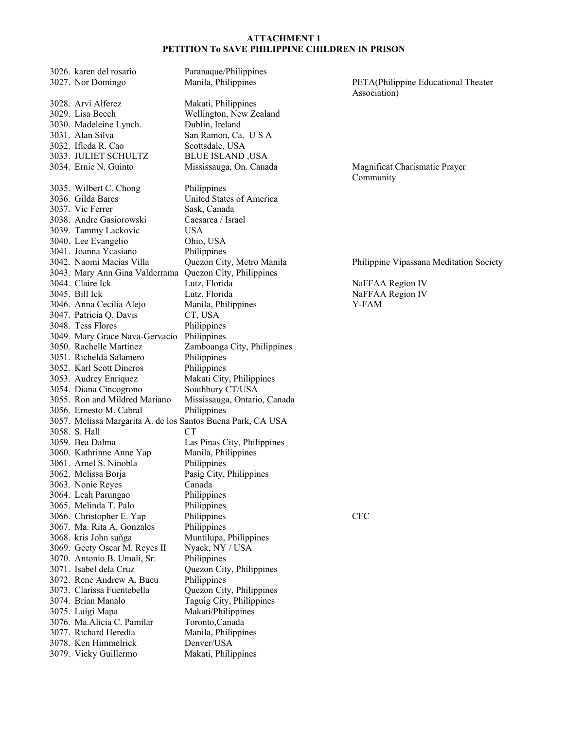**ATTACHMENT 1**
**PETITION To SAVE PHILIPPINE CHILDREN IN PRISON**

| No. | Name | Location | Organization |
|---|---|---|---|
| 3026. | karen del rosario | Paranaque/Philippines | |
| 3027. | Nor Domingo | Manila, Philippines | PETA(Philippine Educational Theater Association) |
| 3028. | Arvi Alferez | Makati, Philippines | |
| 3029. | Lisa Beech | Wellington, New Zealand | |
| 3030. | Madeleine Lynch. | Dublin, Ireland | |
| 3031. | Alan Silva | San Ramon, Ca. U S A | |
| 3032. | Ifleda R. Cao | Scottsdale, USA | |
| 3033. | JULIET SCHULTZ | BLUE ISLAND ,USA | |
| 3034. | Ernie N. Guinto | Mississauga, On. Canada | Magnificat Charismatic Prayer Community |
| 3035. | Wilbert C. Chong | Philippines | |
| 3036. | Gilda Bares | United States of America | |
| 3037. | Vic Ferrer | Sask, Canada | |
| 3038. | Andre Gasiorowski | Caesarea / Israel | |
| 3039. | Tammy Lackovic | USA | |
| 3040. | Lee Evangelio | Ohio, USA | |
| 3041. | Joanna Ycasiano | Philippines | |
| 3042. | Naomi Macias Villa | Quezon City, Metro Manila | Philippine Vipassana Meditation Society |
| 3043. | Mary Ann Gina Valderrama | Quezon City, Philippines | |
| 3044. | Claire Ick | Lutz, Florida | NaFFAA Region IV |
| 3045. | Bill Ick | Lutz, Florida | NaFFAA Region IV |
| 3046. | Anna Cecilia Alejo | Manila, Philippines | Y-FAM |
| 3047. | Patricia Q. Davis | CT, USA | |
| 3048. | Tess Flores | Philippines | |
| 3049. | Mary Grace Nava-Gervacio | Philippines | |
| 3050. | Rachelle Martinez | Zamboanga City, Philippines | |
| 3051. | Richelda Salamero | Philippines | |
| 3052. | Karl Scott Dineros | Philippines | |
| 3053. | Audrey Enriquez | Makati City, Philippines | |
| 3054. | Diana Cincogrono | Southbury CT/USA | |
| 3055. | Ron and Mildred Mariano | Mississauga, Ontario, Canada | |
| 3056. | Ernesto M. Cabral | Philippines | |
| 3057. | Melissa Margarita A. de los Santos | Buena Park, CA USA | |
| 3058. | S. Hall | CT | |
| 3059. | Bea Dalma | Las Pinas City, Philippines | |
| 3060. | Kathrinne Anne Yap | Manila, Philippines | |
| 3061. | Arnel S. Ninobla | Philippines | |
| 3062. | Melissa Borja | Pasig City, Philippines | |
| 3063. | Nonie Reyes | Canada | |
| 3064. | Leah Parungao | Philippines | |
| 3065. | Melinda T. Palo | Philippines | |
| 3066. | Christopher E. Yap | Philippines | CFC |
| 3067. | Ma. Rita A. Gonzales | Philippines | |
| 3068. | kris John suñga | Muntilupa, Philippines | |
| 3069. | Geety Oscar M. Reyes II | Nyack, NY / USA | |
| 3070. | Antonio B. Umali, Sr. | Philippines | |
| 3071. | Isabel dela Cruz | Quezon City, Philippines | |
| 3072. | Rene Andrew A. Bucu | Philippines | |
| 3073. | Clarissa Fuentebella | Quezon City, Philippines | |
| 3074. | Brian Manalo | Taguig City, Philippines | |
| 3075. | Luigi Mapa | Makati/Philippines | |
| 3076. | Ma.Alicia C. Pamilar | Toronto,Canada | |
| 3077. | Richard Heredia | Manila, Philippines | |
| 3078. | Ken Himmelrick | Denver/USA | |
| 3079. | Vicky Guillermo | Makati, Philippines | |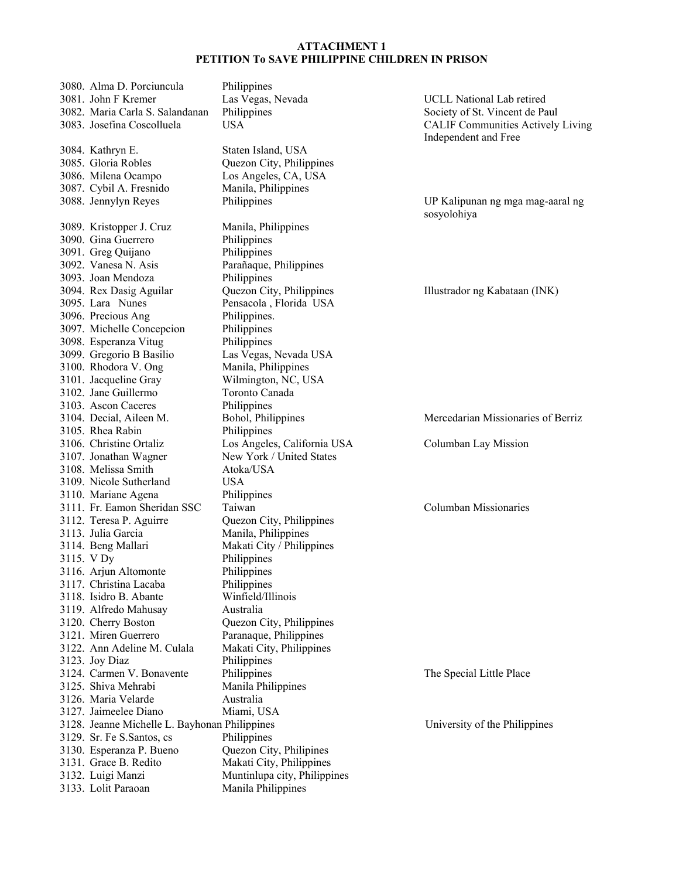**ATTACHMENT 1**
**PETITION To SAVE PHILIPPINE CHILDREN IN PRISON**

| No. | Name | Location | Organization |
|---|---|---|---|
| 3080. | Alma D. Porciuncula | Philippines | |
| 3081. | John F Kremer | Las Vegas, Nevada | UCLL National Lab retired |
| 3082. | Maria Carla S. Salandanan | Philippines | Society of St. Vincent de Paul |
| 3083. | Josefina Coscolluela | USA | CALIF Communities Actively Living Independent and Free |
| 3084. | Kathryn E. | Staten Island, USA | |
| 3085. | Gloria Robles | Quezon City, Philippines | |
| 3086. | Milena Ocampo | Los Angeles, CA, USA | |
| 3087. | Cybil A. Fresnido | Manila, Philippines | |
| 3088. | Jennylyn Reyes | Philippines | UP Kalipunan ng mga mag-aaral ng sosyolohiya |
| 3089. | Kristopper J. Cruz | Manila, Philippines | |
| 3090. | Gina Guerrero | Philippines | |
| 3091. | Greg Quijano | Philippines | |
| 3092. | Vanesa N. Asis | Parañaque, Philippines | |
| 3093. | Joan Mendoza | Philippines | |
| 3094. | Rex Dasig Aguilar | Quezon City, Philippines | Illustrador ng Kabataan (INK) |
| 3095. | Lara Nunes | Pensacola , Florida USA | |
| 3096. | Precious Ang | Philippines. | |
| 3097. | Michelle Concepcion | Philippines | |
| 3098. | Esperanza Vitug | Philippines | |
| 3099. | Gregorio B Basilio | Las Vegas, Nevada USA | |
| 3100. | Rhodora V. Ong | Manila, Philippines | |
| 3101. | Jacqueline Gray | Wilmington, NC, USA | |
| 3102. | Jane Guillermo | Toronto Canada | |
| 3103. | Ascon Caceres | Philippines | |
| 3104. | Decial, Aileen M. | Bohol, Philippines | Mercedarian Missionaries of Berriz |
| 3105. | Rhea Rabin | Philippines | |
| 3106. | Christine Ortaliz | Los Angeles, California USA | Columban Lay Mission |
| 3107. | Jonathan Wagner | New York / United States | |
| 3108. | Melissa Smith | Atoka/USA | |
| 3109. | Nicole Sutherland | USA | |
| 3110. | Mariane Agena | Philippines | |
| 3111. | Fr. Eamon Sheridan SSC | Taiwan | Columban Missionaries |
| 3112. | Teresa P. Aguirre | Quezon City, Philippines | |
| 3113. | Julia Garcia | Manila, Philippines | |
| 3114. | Beng Mallari | Makati City / Philippines | |
| 3115. | V Dy | Philippines | |
| 3116. | Arjun Altomonte | Philippines | |
| 3117. | Christina Lacaba | Philippines | |
| 3118. | Isidro B. Abante | Winfield/Illinois | |
| 3119. | Alfredo Mahusay | Australia | |
| 3120. | Cherry Boston | Quezon City, Philippines | |
| 3121. | Miren Guerrero | Paranaque, Philippines | |
| 3122. | Ann Adeline M. Culala | Makati City, Philippines | |
| 3123. | Joy Diaz | Philippines | |
| 3124. | Carmen V. Bonavente | Philippines | The Special Little Place |
| 3125. | Shiva Mehrabi | Manila Philippines | |
| 3126. | Maria Velarde | Australia | |
| 3127. | Jaimeelee Diano | Miami, USA | |
| 3128. | Jeanne Michelle L. Bayhonan | Philippines | University of the Philippines |
| 3129. | Sr. Fe S.Santos, cs | Philippines | |
| 3130. | Esperanza P. Bueno | Quezon City, Philipines | |
| 3131. | Grace B. Redito | Makati City, Philippines | |
| 3132. | Luigi Manzi | Muntinlupa city, Philippines | |
| 3133. | Lolit Paraoan | Manila Philippines | |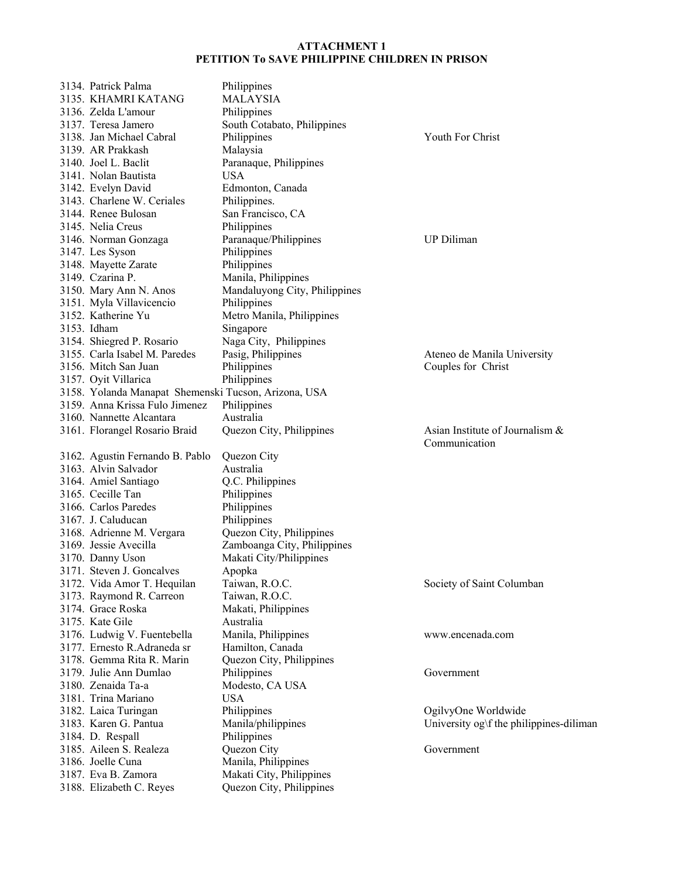**ATTACHMENT 1**
**PETITION To SAVE PHILIPPINE CHILDREN IN PRISON**

| | | |
|---|---|---|
| 3134. Patrick Palma | Philippines | |
| 3135. KHAMRI KATANG | MALAYSIA | |
| 3136. Zelda L'amour | Philippines | |
| 3137. Teresa Jamero | South Cotabato, Philippines | |
| 3138. Jan Michael Cabral | Philippines | Youth For Christ |
| 3139. AR Prakkash | Malaysia | |
| 3140. Joel L. Baclit | Paranaque, Philippines | |
| 3141. Nolan Bautista | USA | |
| 3142. Evelyn David | Edmonton, Canada | |
| 3143. Charlene W. Ceriales | Philippines. | |
| 3144. Renee Bulosan | San Francisco, CA | |
| 3145. Nelia Creus | Philippines | |
| 3146. Norman Gonzaga | Paranaque/Philippines | UP Diliman |
| 3147. Les Syson | Philippines | |
| 3148. Mayette Zarate | Philippines | |
| 3149. Czarina P. | Manila, Philippines | |
| 3150. Mary Ann N. Anos | Mandaluyong City, Philippines | |
| 3151. Myla Villavicencio | Philippines | |
| 3152. Katherine Yu | Metro Manila, Philippines | |
| 3153. Idham | Singapore | |
| 3154. Shiegred P. Rosario | Naga City, Philippines | |
| 3155. Carla Isabel M. Paredes | Pasig, Philippines | Ateneo de Manila University |
| 3156. Mitch San Juan | Philippines | Couples for Christ |
| 3157. Oyit Villarica | Philippines | |
| 3158. Yolanda Manapat Shemenski | Tucson, Arizona, USA | |
| 3159. Anna Krissa Fulo Jimenez | Philippines | |
| 3160. Nannette Alcantara | Australia | |
| 3161. Florangel Rosario Braid | Quezon City, Philippines | Asian Institute of Journalism & Communication |
| 3162. Agustin Fernando B. Pablo | Quezon City | |
| 3163. Alvin Salvador | Australia | |
| 3164. Amiel Santiago | Q.C. Philippines | |
| 3165. Cecille Tan | Philippines | |
| 3166. Carlos Paredes | Philippines | |
| 3167. J. Caluducan | Philippines | |
| 3168. Adrienne M. Vergara | Quezon City, Philippines | |
| 3169. Jessie Avecilla | Zamboanga City, Philippines | |
| 3170. Danny Uson | Makati City/Philippines | |
| 3171. Steven J. Goncalves | Apopka | |
| 3172. Vida Amor T. Hequilan | Taiwan, R.O.C. | Society of Saint Columban |
| 3173. Raymond R. Carreon | Taiwan, R.O.C. | |
| 3174. Grace Roska | Makati, Philippines | |
| 3175. Kate Gile | Australia | |
| 3176. Ludwig V. Fuentebella | Manila, Philippines | www.encenada.com |
| 3177. Ernesto R.Adraneda sr | Hamilton, Canada | |
| 3178. Gemma Rita R. Marin | Quezon City, Philippines | |
| 3179. Julie Ann Dumlao | Philippines | Government |
| 3180. Zenaida Ta-a | Modesto, CA USA | |
| 3181. Trina Mariano | USA | |
| 3182. Laica Turingan | Philippines | OgilvyOne Worldwide |
| 3183. Karen G. Pantua | Manila/philippines | University og\f the philippines-diliman |
| 3184. D. Respall | Philippines | |
| 3185. Aileen S. Realeza | Quezon City | Government |
| 3186. Joelle Cuna | Manila, Philippines | |
| 3187. Eva B. Zamora | Makati City, Philippines | |
| 3188. Elizabeth C. Reyes | Quezon City, Philippines | |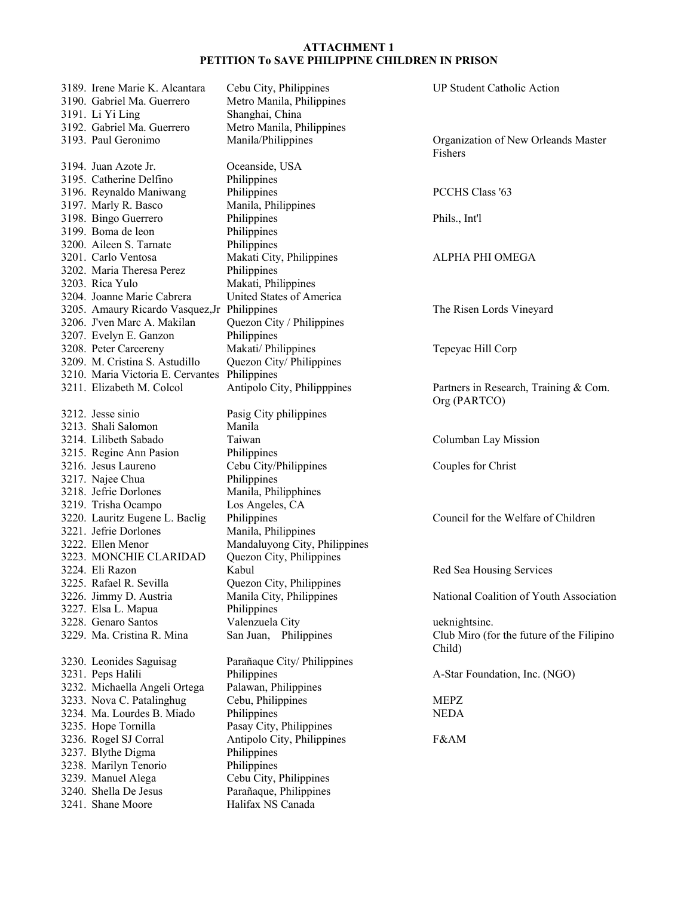**ATTACHMENT 1**
**PETITION To SAVE PHILIPPINE CHILDREN IN PRISON**

| No. | Name | Location | Organization |
|---|---|---|---|
| 3189. | Irene Marie K. Alcantara | Cebu City, Philippines | UP Student Catholic Action |
| 3190. | Gabriel Ma. Guerrero | Metro Manila, Philippines | |
| 3191. | Li Yi Ling | Shanghai, China | |
| 3192. | Gabriel Ma. Guerrero | Metro Manila, Philippines | |
| 3193. | Paul Geronimo | Manila/Philippines | Organization of New Orleands Master Fishers |
| 3194. | Juan Azote Jr. | Oceanside, USA | |
| 3195. | Catherine Delfino | Philippines | |
| 3196. | Reynaldo Maniwang | Philippines | PCCHS Class '63 |
| 3197. | Marly R. Basco | Manila, Philippines | |
| 3198. | Bingo Guerrero | Philippines | Phils., Int'l |
| 3199. | Boma de leon | Philippines | |
| 3200. | Aileen S. Tarnate | Philippines | |
| 3201. | Carlo Ventosa | Makati City, Philippines | ALPHA PHI OMEGA |
| 3202. | Maria Theresa Perez | Philippines | |
| 3203. | Rica Yulo | Makati, Philippines | |
| 3204. | Joanne Marie Cabrera | United States of America | |
| 3205. | Amaury Ricardo Vasquez,Jr | Philippines | The Risen Lords Vineyard |
| 3206. | J'ven Marc A. Makilan | Quezon City / Philippines | |
| 3207. | Evelyn E. Ganzon | Philippines | |
| 3208. | Peter Carcereny | Makati/ Philippines | Tepeyac Hill Corp |
| 3209. | M. Cristina S. Astudillo | Quezon City/ Philippines | |
| 3210. | Maria Victoria E. Cervantes | Philippines | |
| 3211. | Elizabeth M. Colcol | Antipolo City, Philipppines | Partners in Research, Training & Com. Org (PARTCO) |
| 3212. | Jesse sinio | Pasig City philippines | |
| 3213. | Shali Salomon | Manila | |
| 3214. | Lilibeth Sabado | Taiwan | Columban Lay Mission |
| 3215. | Regine Ann Pasion | Philippines | |
| 3216. | Jesus Laureno | Cebu City/Philippines | Couples for Christ |
| 3217. | Najee Chua | Philippines | |
| 3218. | Jefrie Dorlones | Manila, Philipphines | |
| 3219. | Trisha Ocampo | Los Angeles, CA | |
| 3220. | Lauritz Eugene L. Baclig | Philippines | Council for the Welfare of Children |
| 3221. | Jefrie Dorlones | Manila, Philippines | |
| 3222. | Ellen Menor | Mandaluyong City, Philippines | |
| 3223. | MONCHIE CLARIDAD | Quezon City, Philippines | |
| 3224. | Eli Razon | Kabul | Red Sea Housing Services |
| 3225. | Rafael R. Sevilla | Quezon City, Philippines | |
| 3226. | Jimmy D. Austria | Manila City, Philippines | National Coalition of Youth Association |
| 3227. | Elsa L. Mapua | Philippines | |
| 3228. | Genaro Santos | Valenzuela City | ueknightsinc. |
| 3229. | Ma. Cristina R. Mina | San Juan, Philippines | Club Miro (for the future of the Filipino Child) |
| 3230. | Leonides Saguisag | Parañaque City/ Philippines | |
| 3231. | Peps Halili | Philippines | A-Star Foundation, Inc. (NGO) |
| 3232. | Michaella Angeli Ortega | Palawan, Philippines | |
| 3233. | Nova C. Patalinghug | Cebu, Philippines | MEPZ |
| 3234. | Ma. Lourdes B. Miado | Philippines | NEDA |
| 3235. | Hope Tornilla | Pasay City, Philippines | |
| 3236. | Rogel SJ Corral | Antipolo City, Philippines | F&AM |
| 3237. | Blythe Digma | Philippines | |
| 3238. | Marilyn Tenorio | Philippines | |
| 3239. | Manuel Alega | Cebu City, Philippines | |
| 3240. | Shella De Jesus | Parañaque, Philippines | |
| 3241. | Shane Moore | Halifax NS Canada | |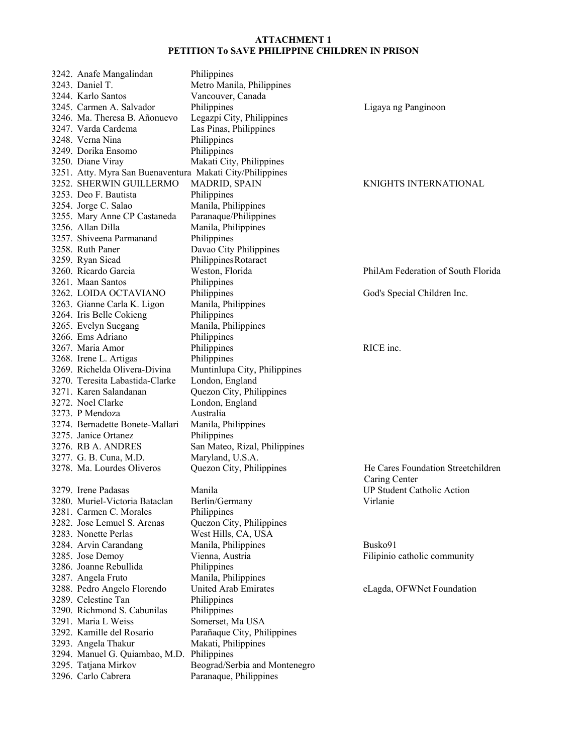**ATTACHMENT 1**
**PETITION To SAVE PHILIPPINE CHILDREN IN PRISON**

| No. | Name | Location | Organization |
|---|---|---|---|
| 3242. | Anafe Mangalindan | Philippines | |
| 3243. | Daniel T. | Metro Manila, Philippines | |
| 3244. | Karlo Santos | Vancouver, Canada | |
| 3245. | Carmen A. Salvador | Philippines | Ligaya ng Panginoon |
| 3246. | Ma. Theresa B. Añonuevo | Legazpi City, Philippines | |
| 3247. | Varda Cardema | Las Pinas, Philippines | |
| 3248. | Verna Nina | Philippines | |
| 3249. | Dorika Ensomo | Philippines | |
| 3250. | Diane Viray | Makati City, Philippines | |
| 3251. | Atty. Myra San Buenaventura | Makati City/Philippines | |
| 3252. | SHERWIN GUILLERMO | MADRID, SPAIN | KNIGHTS INTERNATIONAL |
| 3253. | Deo F. Bautista | Philippines | |
| 3254. | Jorge C. Salao | Manila, Philippines | |
| 3255. | Mary Anne CP Castaneda | Paranaque/Philippines | |
| 3256. | Allan Dilla | Manila, Philippines | |
| 3257. | Shiveena Parmanand | Philippines | |
| 3258. | Ruth Paner | Davao City Philippines | |
| 3259. | Ryan Sicad | PhilippinesRotaract | |
| 3260. | Ricardo Garcia | Weston, Florida | PhilAm Federation of South Florida |
| 3261. | Maan Santos | Philippines | |
| 3262. | LOIDA OCTAVIANO | Philippines | God's Special Children Inc. |
| 3263. | Gianne Carla K. Ligon | Manila, Philippines | |
| 3264. | Iris Belle Cokieng | Philippines | |
| 3265. | Evelyn Sucgang | Manila, Philippines | |
| 3266. | Ems Adriano | Philippines | |
| 3267. | Maria Amor | Philippines | RICE inc. |
| 3268. | Irene L. Artigas | Philippines | |
| 3269. | Richelda Olivera-Divina | Muntinlupa City, Philippines | |
| 3270. | Teresita Labastida-Clarke | London, England | |
| 3271. | Karen Salandanan | Quezon City, Philippines | |
| 3272. | Noel Clarke | London, England | |
| 3273. | P Mendoza | Australia | |
| 3274. | Bernadette Bonete-Mallari | Manila, Philippines | |
| 3275. | Janice Ortanez | Philippines | |
| 3276. | RB A. ANDRES | San Mateo, Rizal, Philippines | |
| 3277. | G. B. Cuna, M.D. | Maryland, U.S.A. | |
| 3278. | Ma. Lourdes Oliveros | Quezon City, Philippines | He Cares Foundation Streetchildren Caring Center |
| 3279. | Irene Padasas | Manila | UP Student Catholic Action |
| 3280. | Muriel-Victoria Bataclan | Berlin/Germany | Virlanie |
| 3281. | Carmen C. Morales | Philippines | |
| 3282. | Jose Lemuel S. Arenas | Quezon City, Philippines | |
| 3283. | Nonette Perlas | West Hills, CA, USA | |
| 3284. | Arvin Carandang | Manila, Philippines | Busko91 |
| 3285. | Jose Demoy | Vienna, Austria | Filipinio catholic community |
| 3286. | Joanne Rebullida | Philippines | |
| 3287. | Angela Fruto | Manila, Philippines | |
| 3288. | Pedro Angelo Florendo | United Arab Emirates | eLagda, OFWNet Foundation |
| 3289. | Celestine Tan | Philippines | |
| 3290. | Richmond S. Cabunilas | Philippines | |
| 3291. | Maria L Weiss | Somerset, Ma USA | |
| 3292. | Kamille del Rosario | Parañaque City, Philippines | |
| 3293. | Angela Thakur | Makati, Philippines | |
| 3294. | Manuel G. Quiambao, M.D. | Philippines | |
| 3295. | Tatjana Mirkov | Beograd/Serbia and Montenegro | |
| 3296. | Carlo Cabrera | Paranaque, Philippines | |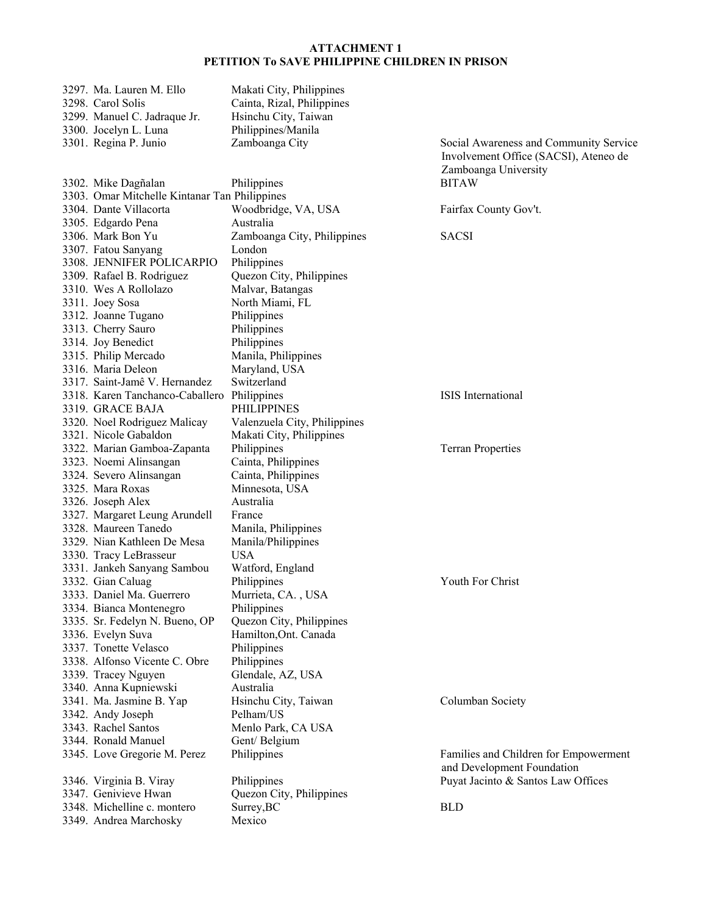**ATTACHMENT 1**
**PETITION To SAVE PHILIPPINE CHILDREN IN PRISON**

| No. | Name | Location | Organization |
|---|---|---|---|
| 3297. | Ma. Lauren M. Ello | Makati City, Philippines | |
| 3298. | Carol Solis | Cainta, Rizal, Philippines | |
| 3299. | Manuel C. Jadraque Jr. | Hsinchu City, Taiwan | |
| 3300. | Jocelyn L. Luna | Philippines/Manila | |
| 3301. | Regina P. Junio | Zamboanga City | Social Awareness and Community Service Involvement Office (SACSI), Ateneo de Zamboanga University |
| 3302. | Mike Dagñalan | Philippines | BITAW |
| 3303. | Omar Mitchelle Kintanar Tan | Philippines | |
| 3304. | Dante Villacorta | Woodbridge, VA, USA | Fairfax County Gov't. |
| 3305. | Edgardo Pena | Australia | |
| 3306. | Mark Bon Yu | Zamboanga City, Philippines | SACSI |
| 3307. | Fatou Sanyang | London | |
| 3308. | JENNIFER POLICARPIO | Philippines | |
| 3309. | Rafael B. Rodriguez | Quezon City, Philippines | |
| 3310. | Wes A Rollolazo | Malvar, Batangas | |
| 3311. | Joey Sosa | North Miami, FL | |
| 3312. | Joanne Tugano | Philippines | |
| 3313. | Cherry Sauro | Philippines | |
| 3314. | Joy Benedict | Philippines | |
| 3315. | Philip Mercado | Manila, Philippines | |
| 3316. | Maria Deleon | Maryland, USA | |
| 3317. | Saint-Jamê V. Hernandez | Switzerland | |
| 3318. | Karen Tanchanco-Caballero | Philippines | ISIS International |
| 3319. | GRACE BAJA | PHILIPPINES | |
| 3320. | Noel Rodriguez Malicay | Valenzuela City, Philippines | |
| 3321. | Nicole Gabaldon | Makati City, Philippines | |
| 3322. | Marian Gamboa-Zapanta | Philippines | Terran Properties |
| 3323. | Noemi Alinsangan | Cainta, Philippines | |
| 3324. | Severo Alinsangan | Cainta, Philippines | |
| 3325. | Mara Roxas | Minnesota, USA | |
| 3326. | Joseph Alex | Australia | |
| 3327. | Margaret Leung Arundell | France | |
| 3328. | Maureen Tanedo | Manila, Philippines | |
| 3329. | Nian Kathleen De Mesa | Manila/Philippines | |
| 3330. | Tracy LeBrasseur | USA | |
| 3331. | Jankeh Sanyang Sambou | Watford, England | |
| 3332. | Gian Caluag | Philippines | Youth For Christ |
| 3333. | Daniel Ma. Guerrero | Murrieta, CA. , USA | |
| 3334. | Bianca Montenegro | Philippines | |
| 3335. | Sr. Fedelyn N. Bueno, OP | Quezon City, Philippines | |
| 3336. | Evelyn Suva | Hamilton,Ont. Canada | |
| 3337. | Tonette Velasco | Philippines | |
| 3338. | Alfonso Vicente C. Obre | Philippines | |
| 3339. | Tracey Nguyen | Glendale, AZ, USA | |
| 3340. | Anna Kupniewski | Australia | |
| 3341. | Ma. Jasmine B. Yap | Hsinchu City, Taiwan | Columban Society |
| 3342. | Andy Joseph | Pelham/US | |
| 3343. | Rachel Santos | Menlo Park, CA USA | |
| 3344. | Ronald Manuel | Gent/ Belgium | |
| 3345. | Love Gregorie M. Perez | Philippines | Families and Children for Empowerment and Development Foundation |
| 3346. | Virginia B. Viray | Philippines | Puyat Jacinto & Santos Law Offices |
| 3347. | Genivieve Hwan | Quezon City, Philippines | |
| 3348. | Michelline c. montero | Surrey,BC | BLD |
| 3349. | Andrea Marchosky | Mexico | |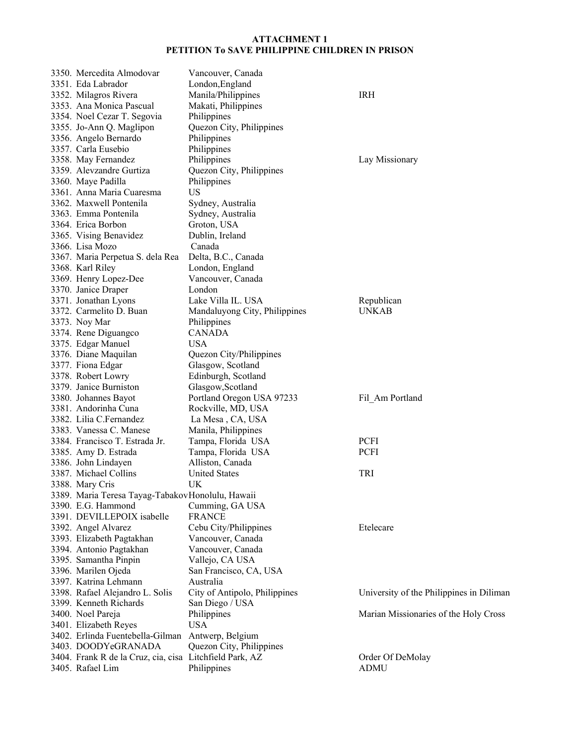**ATTACHMENT 1**
**PETITION To SAVE PHILIPPINE CHILDREN IN PRISON**

| | | |
|---|---|---|
| 3350. Mercedita Almodovar | Vancouver, Canada | |
| 3351. Eda Labrador | London,England | |
| 3352. Milagros Rivera | Manila/Philippines | IRH |
| 3353. Ana Monica Pascual | Makati, Philippines | |
| 3354. Noel Cezar T. Segovia | Philippines | |
| 3355. Jo-Ann Q. Maglipon | Quezon City, Philippines | |
| 3356. Angelo Bernardo | Philippines | |
| 3357. Carla Eusebio | Philippines | |
| 3358. May Fernandez | Philippines | Lay Missionary |
| 3359. Alevzandre Gurtiza | Quezon City, Philippines | |
| 3360. Maye Padilla | Philippines | |
| 3361. Anna Maria Cuaresma | US | |
| 3362. Maxwell Pontenila | Sydney, Australia | |
| 3363. Emma Pontenila | Sydney, Australia | |
| 3364. Erica Borbon | Groton, USA | |
| 3365. Vising Benavidez | Dublin, Ireland | |
| 3366. Lisa Mozo | Canada | |
| 3367. Maria Perpetua S. dela Rea | Delta, B.C., Canada | |
| 3368. Karl Riley | London, England | |
| 3369. Henry Lopez-Dee | Vancouver, Canada | |
| 3370. Janice Draper | London | |
| 3371. Jonathan Lyons | Lake Villa IL. USA | Republican |
| 3372. Carmelito D. Buan | Mandaluyong City, Philippines | UNKAB |
| 3373. Noy Mar | Philippines | |
| 3374. Rene Diguangco | CANADA | |
| 3375. Edgar Manuel | USA | |
| 3376. Diane Maquilan | Quezon City/Philippines | |
| 3377. Fiona Edgar | Glasgow, Scotland | |
| 3378. Robert Lowry | Edinburgh, Scotland | |
| 3379. Janice Burniston | Glasgow,Scotland | |
| 3380. Johannes Bayot | Portland Oregon USA 97233 | Fil_Am Portland |
| 3381. Andorinha Cuna | Rockville, MD, USA | |
| 3382. Lilia C.Fernandez | La Mesa , CA, USA | |
| 3383. Vanessa C. Manese | Manila, Philippines | |
| 3384. Francisco T. Estrada Jr. | Tampa, Florida USA | PCFI |
| 3385. Amy D. Estrada | Tampa, Florida USA | PCFI |
| 3386. John Lindayen | Alliston, Canada | |
| 3387. Michael Collins | United States | TRI |
| 3388. Mary Cris | UK | |
| 3389. Maria Teresa Tayag-Tabakov | Honolulu, Hawaii | |
| 3390. E.G. Hammond | Cumming, GA USA | |
| 3391. DEVILLEPOIX isabelle | FRANCE | |
| 3392. Angel Alvarez | Cebu City/Philippines | Etelecare |
| 3393. Elizabeth Pagtakhan | Vancouver, Canada | |
| 3394. Antonio Pagtakhan | Vancouver, Canada | |
| 3395. Samantha Pinpin | Vallejo, CA USA | |
| 3396. Marilen Ojeda | San Francisco, CA, USA | |
| 3397. Katrina Lehmann | Australia | |
| 3398. Rafael Alejandro L. Solis | City of Antipolo, Philippines | University of the Philippines in Diliman |
| 3399. Kenneth Richards | San Diego / USA | |
| 3400. Noel Pareja | Philippines | Marian Missionaries of the Holy Cross |
| 3401. Elizabeth Reyes | USA | |
| 3402. Erlinda Fuentebella-Gilman | Antwerp, Belgium | |
| 3403. DOODYeGRANADA | Quezon City, Philippines | |
| 3404. Frank R de la Cruz, cia, cisa | Litchfield Park, AZ | Order Of DeMolay |
| 3405. Rafael Lim | Philippines | ADMU |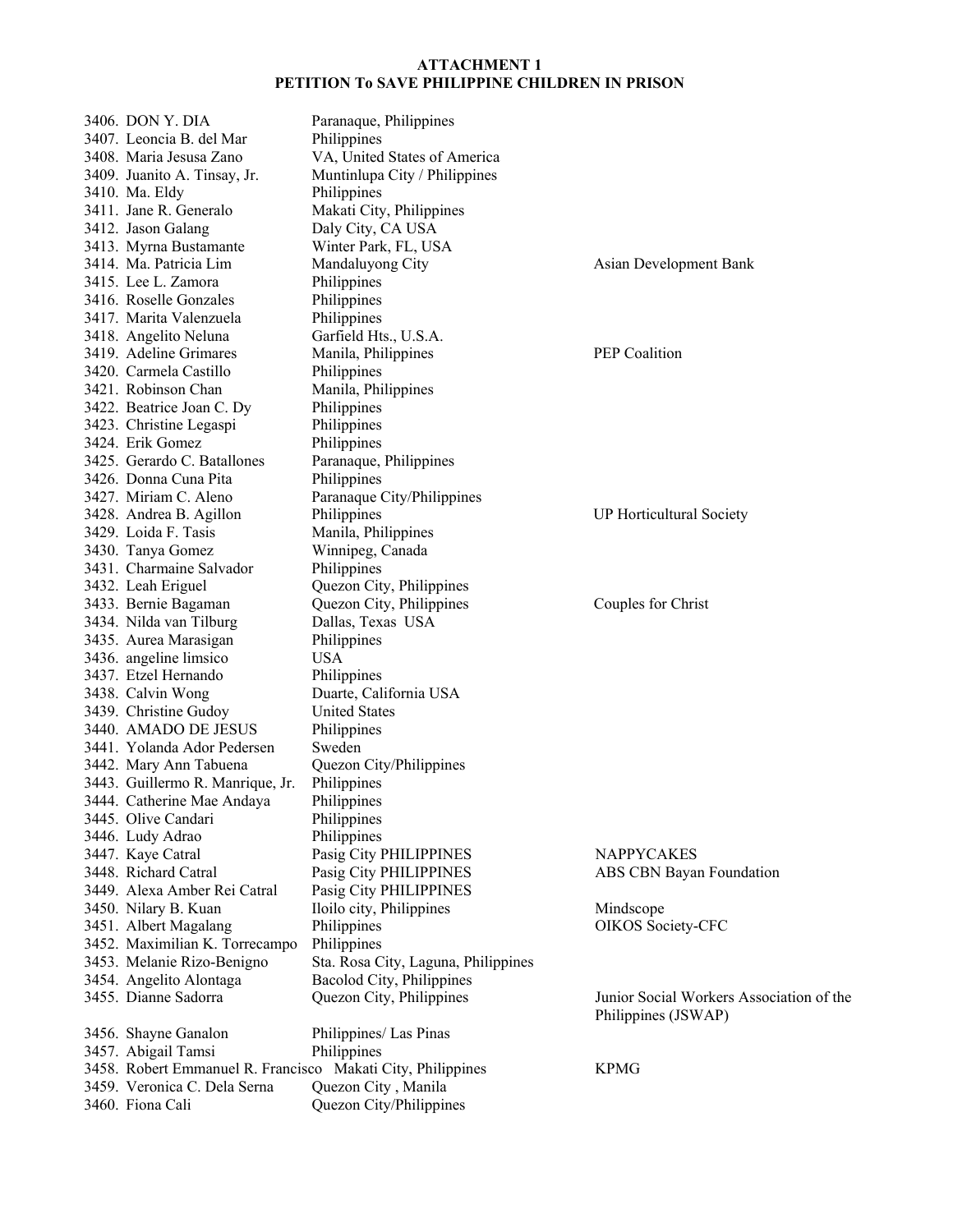**ATTACHMENT 1**
**PETITION To SAVE PHILIPPINE CHILDREN IN PRISON**

| | | |
|---|---|---|
| 3406. DON Y. DIA | Paranaque, Philippines | |
| 3407. Leoncia B. del Mar | Philippines | |
| 3408. Maria Jesusa Zano | VA, United States of America | |
| 3409. Juanito A. Tinsay, Jr. | Muntinlupa City / Philippines | |
| 3410. Ma. Eldy | Philippines | |
| 3411. Jane R. Generalo | Makati City, Philippines | |
| 3412. Jason Galang | Daly City, CA USA | |
| 3413. Myrna Bustamante | Winter Park, FL, USA | |
| 3414. Ma. Patricia Lim | Mandaluyong City | Asian Development Bank |
| 3415. Lee L. Zamora | Philippines | |
| 3416. Roselle Gonzales | Philippines | |
| 3417. Marita Valenzuela | Philippines | |
| 3418. Angelito Neluna | Garfield Hts., U.S.A. | |
| 3419. Adeline Grimares | Manila, Philippines | PEP Coalition |
| 3420. Carmela Castillo | Philippines | |
| 3421. Robinson Chan | Manila, Philippines | |
| 3422. Beatrice Joan C. Dy | Philippines | |
| 3423. Christine Legaspi | Philippines | |
| 3424. Erik Gomez | Philippines | |
| 3425. Gerardo C. Batallones | Paranaque, Philippines | |
| 3426. Donna Cuna Pita | Philippines | |
| 3427. Miriam C. Aleno | Paranaque City/Philippines | |
| 3428. Andrea B. Agillon | Philippines | UP Horticultural Society |
| 3429. Loida F. Tasis | Manila, Philippines | |
| 3430. Tanya Gomez | Winnipeg, Canada | |
| 3431. Charmaine Salvador | Philippines | |
| 3432. Leah Eriguel | Quezon City, Philippines | |
| 3433. Bernie Bagaman | Quezon City, Philippines | Couples for Christ |
| 3434. Nilda van Tilburg | Dallas, Texas USA | |
| 3435. Aurea Marasigan | Philippines | |
| 3436. angeline limsico | USA | |
| 3437. Etzel Hernando | Philippines | |
| 3438. Calvin Wong | Duarte, California USA | |
| 3439. Christine Gudoy | United States | |
| 3440. AMADO DE JESUS | Philippines | |
| 3441. Yolanda Ador Pedersen | Sweden | |
| 3442. Mary Ann Tabuena | Quezon City/Philippines | |
| 3443. Guillermo R. Manrique, Jr. | Philippines | |
| 3444. Catherine Mae Andaya | Philippines | |
| 3445. Olive Candari | Philippines | |
| 3446. Ludy Adrao | Philippines | |
| 3447. Kaye Catral | Pasig City PHILIPPINES | NAPPYCAKES |
| 3448. Richard Catral | Pasig City PHILIPPINES | ABS CBN Bayan Foundation |
| 3449. Alexa Amber Rei Catral | Pasig City PHILIPPINES | |
| 3450. Nilary B. Kuan | Iloilo city, Philippines | Mindscope |
| 3451. Albert Magalang | Philippines | OIKOS Society-CFC |
| 3452. Maximilian K. Torrecampo | Philippines | |
| 3453. Melanie Rizo-Benigno | Sta. Rosa City, Laguna, Philippines | |
| 3454. Angelito Alontaga | Bacolod City, Philippines | |
| 3455. Dianne Sadorra | Quezon City, Philippines | Junior Social Workers Association of the Philippines (JSWAP) |
| 3456. Shayne Ganalon | Philippines/ Las Pinas | |
| 3457. Abigail Tamsi | Philippines | |
| 3458. Robert Emmanuel R. Francisco | Makati City, Philippines | KPMG |
| 3459. Veronica C. Dela Serna | Quezon City , Manila | |
| 3460. Fiona Cali | Quezon City/Philippines | |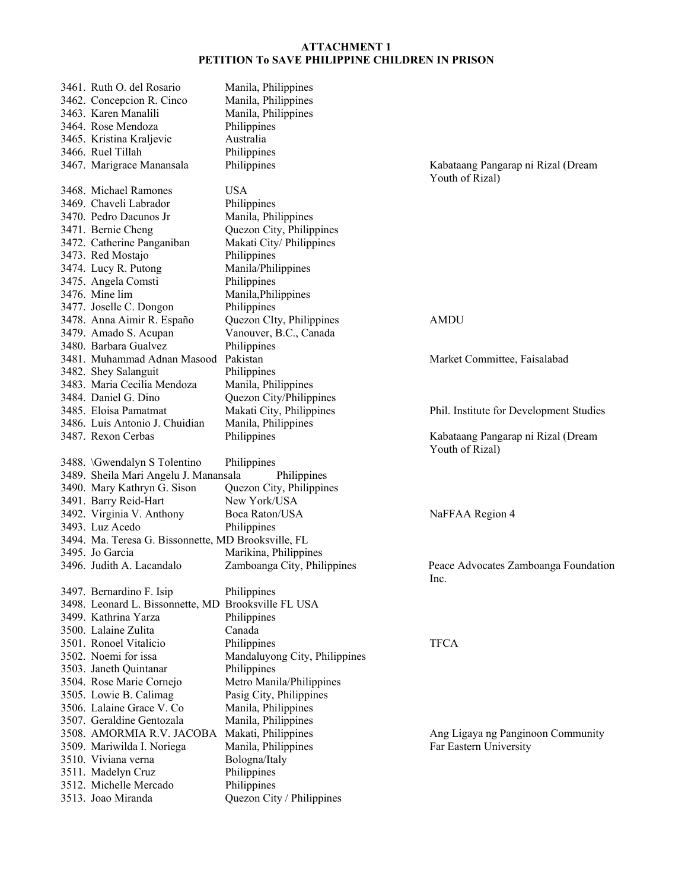**ATTACHMENT 1**
**PETITION To SAVE PHILIPPINE CHILDREN IN PRISON**

| No. | Name | Location | Organization |
|---|---|---|---|
| 3461. | Ruth O. del Rosario | Manila, Philippines | |
| 3462. | Concepcion R. Cinco | Manila, Philippines | |
| 3463. | Karen Manalili | Manila, Philippines | |
| 3464. | Rose Mendoza | Philippines | |
| 3465. | Kristina Kraljevic | Australia | |
| 3466. | Ruel Tillah | Philippines | |
| 3467. | Marigrace Manansala | Philippines | Kabataang Pangarap ni Rizal (Dream Youth of Rizal) |
| 3468. | Michael Ramones | USA | |
| 3469. | Chaveli Labrador | Philippines | |
| 3470. | Pedro Dacunos Jr | Manila, Philippines | |
| 3471. | Bernie Cheng | Quezon City, Philippines | |
| 3472. | Catherine Panganiban | Makati City/ Philippines | |
| 3473. | Red Mostajo | Philippines | |
| 3474. | Lucy R. Putong | Manila/Philippines | |
| 3475. | Angela Comsti | Philippines | |
| 3476. | Mine lim | Manila,Philippines | |
| 3477. | Joselle C. Dongon | Philippines | |
| 3478. | Anna Aimir R. Españo | Quezon CIty, Philippines | AMDU |
| 3479. | Amado S. Acupan | Vanouver, B.C., Canada | |
| 3480. | Barbara Gualvez | Philippines | |
| 3481. | Muhammad Adnan Masood | Pakistan | Market Committee, Faisalabad |
| 3482. | Shey Salanguit | Philippines | |
| 3483. | Maria Cecilia Mendoza | Manila, Philippines | |
| 3484. | Daniel G. Dino | Quezon City/Philippines | |
| 3485. | Eloisa Pamatmat | Makati City, Philippines | Phil. Institute for Development Studies |
| 3486. | Luis Antonio J. Chuidian | Manila, Philippines | |
| 3487. | Rexon Cerbas | Philippines | Kabataang Pangarap ni Rizal (Dream Youth of Rizal) |
| 3488. | \Gwendalyn S Tolentino | Philippines | |
| 3489. | Sheila Mari Angelu J. Manansala | Philippines | |
| 3490. | Mary Kathryn G. Sison | Quezon City, Philippines | |
| 3491. | Barry Reid-Hart | New York/USA | |
| 3492. | Virginia V. Anthony | Boca Raton/USA | NaFFAA Region 4 |
| 3493. | Luz Acedo | Philippines | |
| 3494. | Ma. Teresa G. Bissonnette, MD | Brooksville, FL | |
| 3495. | Jo Garcia | Marikina, Philippines | |
| 3496. | Judith A. Lacandalo | Zamboanga City, Philippines | Peace Advocates Zamboanga Foundation Inc. |
| 3497. | Bernardino F. Isip | Philippines | |
| 3498. | Leonard L. Bissonnette, MD | Brooksville FL USA | |
| 3499. | Kathrina Yarza | Philippines | |
| 3500. | Lalaine Zulita | Canada | |
| 3501. | Ronoel Vitalicio | Philippines | TFCA |
| 3502. | Noemi for issa | Mandaluyong City, Philippines | |
| 3503. | Janeth Quintanar | Philippines | |
| 3504. | Rose Marie Cornejo | Metro Manila/Philippines | |
| 3505. | Lowie B. Calimag | Pasig City, Philippines | |
| 3506. | Lalaine Grace V. Co | Manila, Philippines | |
| 3507. | Geraldine Gentozala | Manila, Philippines | |
| 3508. | AMORMIA R.V. JACOBA | Makati, Philippines | Ang Ligaya ng Panginoon Community |
| 3509. | Mariwilda I. Noriega | Manila, Philippines | Far Eastern University |
| 3510. | Viviana verna | Bologna/Italy | |
| 3511. | Madelyn Cruz | Philippines | |
| 3512. | Michelle Mercado | Philippines | |
| 3513. | Joao Miranda | Quezon City / Philippines | |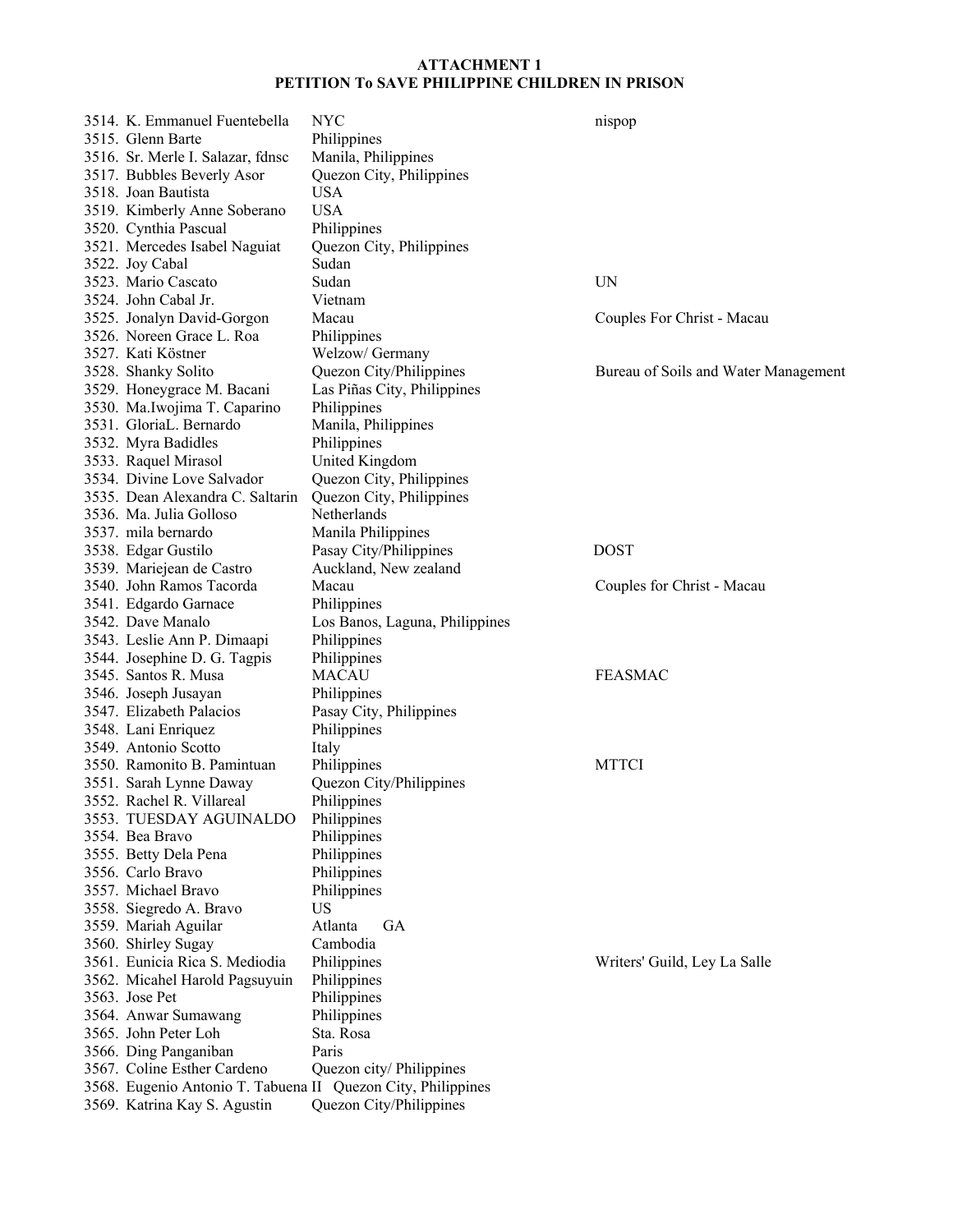**ATTACHMENT 1**
**PETITION To SAVE PHILIPPINE CHILDREN IN PRISON**

| No. | Name | Location | Organization |
|---|---|---|---|
| 3514. | K. Emmanuel Fuentebella | NYC | nispop |
| 3515. | Glenn Barte | Philippines | |
| 3516. | Sr. Merle I. Salazar, fdnsc | Manila, Philippines | |
| 3517. | Bubbles Beverly Asor | Quezon City, Philippines | |
| 3518. | Joan Bautista | USA | |
| 3519. | Kimberly Anne Soberano | USA | |
| 3520. | Cynthia Pascual | Philippines | |
| 3521. | Mercedes Isabel Naguiat | Quezon City, Philippines | |
| 3522. | Joy Cabal | Sudan | |
| 3523. | Mario Cascato | Sudan | UN |
| 3524. | John Cabal Jr. | Vietnam | |
| 3525. | Jonalyn David-Gorgon | Macau | Couples For Christ - Macau |
| 3526. | Noreen Grace L. Roa | Philippines | |
| 3527. | Kati Köstner | Welzow/ Germany | |
| 3528. | Shanky Solito | Quezon City/Philippines | Bureau of Soils and Water Management |
| 3529. | Honeygrace M. Bacani | Las Piñas City, Philippines | |
| 3530. | Ma.Iwojima T. Caparino | Philippines | |
| 3531. | GloriaL. Bernardo | Manila, Philippines | |
| 3532. | Myra Badidles | Philippines | |
| 3533. | Raquel Mirasol | United Kingdom | |
| 3534. | Divine Love Salvador | Quezon City, Philippines | |
| 3535. | Dean Alexandra C. Saltarin | Quezon City, Philippines | |
| 3536. | Ma. Julia Golloso | Netherlands | |
| 3537. | mila bernardo | Manila Philippines | |
| 3538. | Edgar Gustilo | Pasay City/Philippines | DOST |
| 3539. | Mariejean de Castro | Auckland, New zealand | |
| 3540. | John Ramos Tacorda | Macau | Couples for Christ - Macau |
| 3541. | Edgardo Garnace | Philippines | |
| 3542. | Dave Manalo | Los Banos, Laguna, Philippines | |
| 3543. | Leslie Ann P. Dimaapi | Philippines | |
| 3544. | Josephine D. G. Tagpis | Philippines | |
| 3545. | Santos R. Musa | MACAU | FEASMAC |
| 3546. | Joseph Jusayan | Philippines | |
| 3547. | Elizabeth Palacios | Pasay City, Philippines | |
| 3548. | Lani Enriquez | Philippines | |
| 3549. | Antonio Scotto | Italy | |
| 3550. | Ramonito B. Pamintuan | Philippines | MTTCI |
| 3551. | Sarah Lynne Daway | Quezon City/Philippines | |
| 3552. | Rachel R. Villareal | Philippines | |
| 3553. | TUESDAY AGUINALDO | Philippines | |
| 3554. | Bea Bravo | Philippines | |
| 3555. | Betty Dela Pena | Philippines | |
| 3556. | Carlo Bravo | Philippines | |
| 3557. | Michael Bravo | Philippines | |
| 3558. | Siegredo A. Bravo | US | |
| 3559. | Mariah Aguilar | Atlanta GA | |
| 3560. | Shirley Sugay | Cambodia | |
| 3561. | Eunicia Rica S. Mediodia | Philippines | Writers' Guild, Ley La Salle |
| 3562. | Micahel Harold Pagsuyuin | Philippines | |
| 3563. | Jose Pet | Philippines | |
| 3564. | Anwar Sumawang | Philippines | |
| 3565. | John Peter Loh | Sta. Rosa | |
| 3566. | Ding Panganiban | Paris | |
| 3567. | Coline Esther Cardeno | Quezon city/ Philippines | |
| 3568. | Eugenio Antonio T. Tabuena II | Quezon City, Philippines | |
| 3569. | Katrina Kay S. Agustin | Quezon City/Philippines | |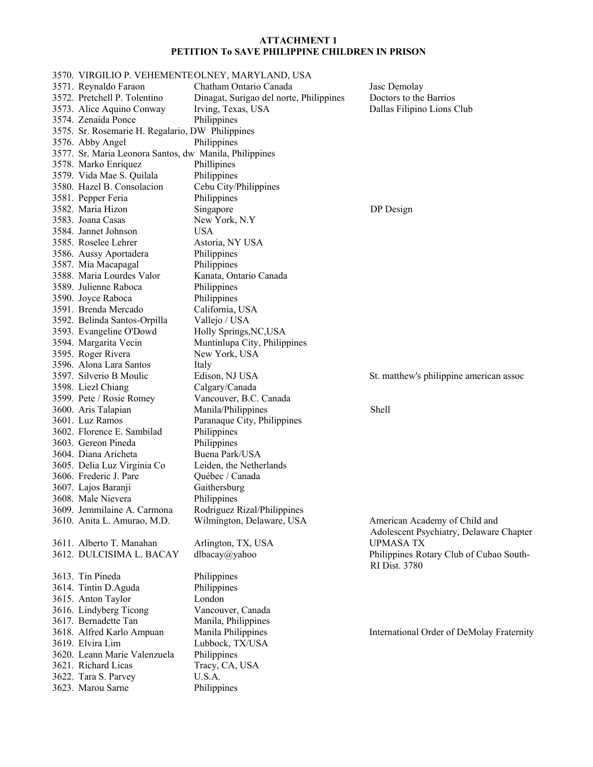**ATTACHMENT 1**
**PETITION To SAVE PHILIPPINE CHILDREN IN PRISON**

| No. | Name | Location | Organization |
|---|---|---|---|
| 3570. | VIRGILIO P. VEHEMENTE | OLNEY, MARYLAND, USA | |
| 3571. | Reynaldo Faraon | Chatham Ontario Canada | Jasc Demolay |
| 3572. | Pretchell P. Tolentino | Dinagat, Surigao del norte, Philippines | Doctors to the Barrios |
| 3573. | Alice Aquino Conway | Irving, Texas, USA | Dallas Filipino Lions Club |
| 3574. | Zenaida Ponce | Philippines | |
| 3575. | Sr. Rosemarie H. Regalario, DW | Philippines | |
| 3576. | Abby Angel | Philippines | |
| 3577. | Sr. Maria Leonora Santos, dw | Manila, Philippines | |
| 3578. | Marko Enriquez | Phillipines | |
| 3579. | Vida Mae S. Quilala | Philippines | |
| 3580. | Hazel B. Consolacion | Cebu City/Philippines | |
| 3581. | Pepper Feria | Philippines | |
| 3582. | Maria Hizon | Singapore | DP Design |
| 3583. | Joana Casas | New York, N.Y | |
| 3584. | Jannet Johnson | USA | |
| 3585. | Roselee Lehrer | Astoria, NY USA | |
| 3586. | Aussy Aportadera | Philippines | |
| 3587. | Mia Macapagal | Philippines | |
| 3588. | Maria Lourdes Valor | Kanata, Ontario Canada | |
| 3589. | Julienne Raboca | Philippines | |
| 3590. | Joyce Raboca | Philippines | |
| 3591. | Brenda Mercado | California, USA | |
| 3592. | Belinda Santos-Orpilla | Vallejo / USA | |
| 3593. | Evangeline O'Dowd | Holly Springs,NC,USA | |
| 3594. | Margarita Vecin | Muntinlupa City, Philippines | |
| 3595. | Roger Rivera | New York, USA | |
| 3596. | Alona Lara Santos | Italy | |
| 3597. | Silverio B Moulic | Edison, NJ USA | St. matthew's philippine american assoc |
| 3598. | Liezl Chiang | Calgary/Canada | |
| 3599. | Pete / Rosie Romey | Vancouver, B.C. Canada | |
| 3600. | Aris Talapian | Manila/Philippines | Shell |
| 3601. | Luz Ramos | Paranaque City, Philippines | |
| 3602. | Florence E. Sambilad | Philippines | |
| 3603. | Gereon Pineda | Philippines | |
| 3604. | Diana Aricheta | Buena Park/USA | |
| 3605. | Delia Luz Virginia Co | Leiden, the Netherlands | |
| 3606. | Frederic J. Pare | Québec / Canada | |
| 3607. | Lajos Baranji | Gaithersburg | |
| 3608. | Male Nievera | Philippines | |
| 3609. | Jemmilaine A. Carmona | Rodriguez Rizal/Philippines | |
| 3610. | Anita L. Amurao, M.D. | Wilmington, Delaware, USA | American Academy of Child and Adolescent Psychiatry, Delaware Chapter |
| 3611. | Alberto T. Manahan | Arlington, TX, USA | UPMASA TX |
| 3612. | DULCISIMA L. BACAY | dlbacay@yahoo | Philippines Rotary Club of Cubao South-RI Dist. 3780 |
| 3613. | Tin Pineda | Philippines | |
| 3614. | Tintin D.Aguda | Philippines | |
| 3615. | Anton Taylor | London | |
| 3616. | Lindyberg Ticong | Vancouver, Canada | |
| 3617. | Bernadette Tan | Manila, Philippines | |
| 3618. | Alfred Karlo Ampuan | Manila Philippines | International Order of DeMolay Fraternity |
| 3619. | Elvira Lim | Lubbock, TX/USA | |
| 3620. | Leann Marie Valenzuela | Philippines | |
| 3621. | Richard Licas | Tracy, CA, USA | |
| 3622. | Tara S. Parvey | U.S.A. | |
| 3623. | Marou Sarne | Philippines | |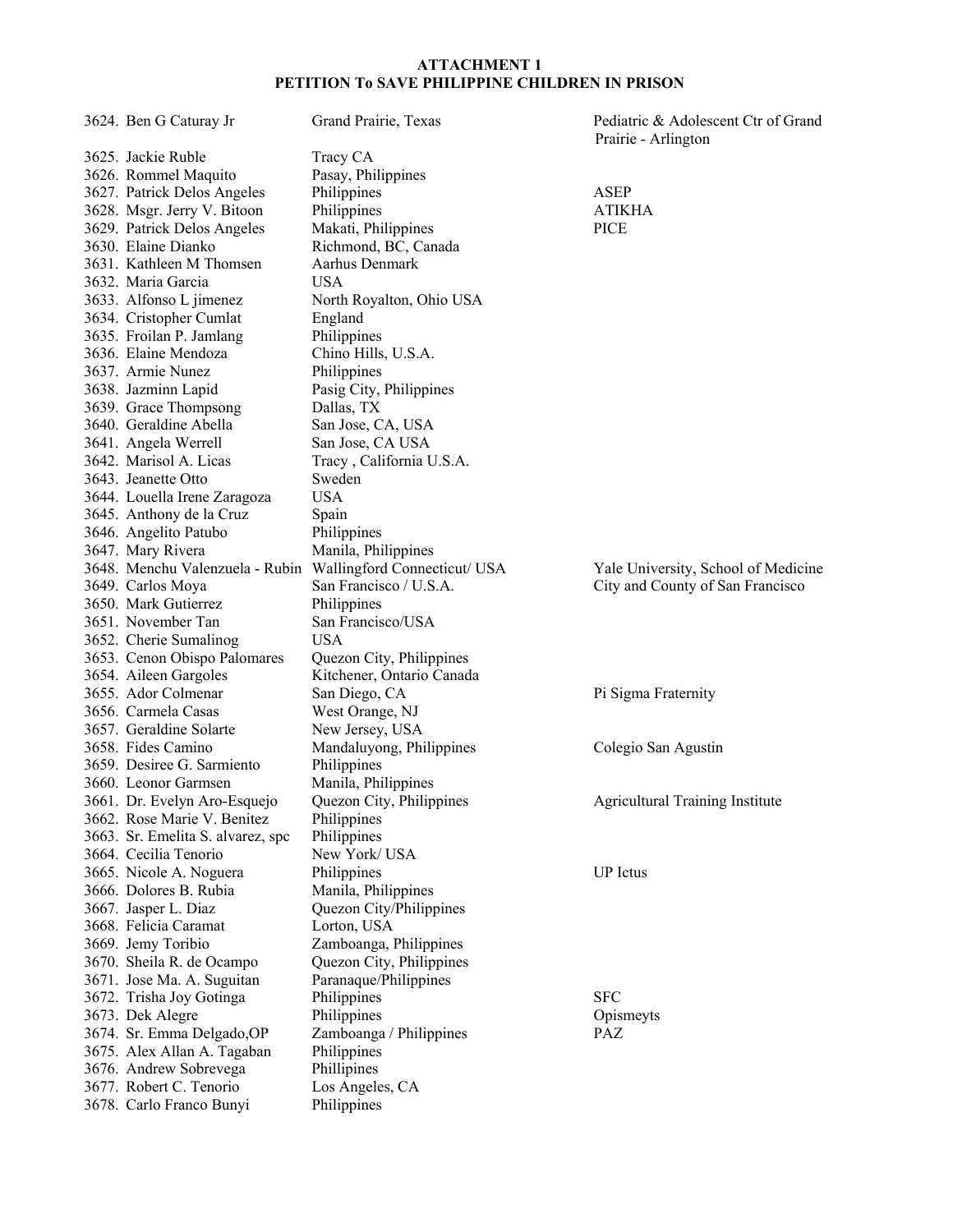**ATTACHMENT 1**
**PETITION To SAVE PHILIPPINE CHILDREN IN PRISON**

| | | |
|---|---|---|
| 3624. Ben G Caturay Jr | Grand Prairie, Texas | Pediatric & Adolescent Ctr of Grand Prairie - Arlington |
| 3625. Jackie Ruble | Tracy CA | |
| 3626. Rommel Maquito | Pasay, Philippines | |
| 3627. Patrick Delos Angeles | Philippines | ASEP |
| 3628. Msgr. Jerry V. Bitoon | Philippines | ATIKHA |
| 3629. Patrick Delos Angeles | Makati, Philippines | PICE |
| 3630. Elaine Dianko | Richmond, BC, Canada | |
| 3631. Kathleen M Thomsen | Aarhus Denmark | |
| 3632. Maria Garcia | USA | |
| 3633. Alfonso L jimenez | North Royalton, Ohio USA | |
| 3634. Cristopher Cumlat | England | |
| 3635. Froilan P. Jamlang | Philippines | |
| 3636. Elaine Mendoza | Chino Hills, U.S.A. | |
| 3637. Armie Nunez | Philippines | |
| 3638. Jazminn Lapid | Pasig City, Philippines | |
| 3639. Grace Thompsong | Dallas, TX | |
| 3640. Geraldine Abella | San Jose, CA, USA | |
| 3641. Angela Werrell | San Jose, CA USA | |
| 3642. Marisol A. Licas | Tracy , California U.S.A. | |
| 3643. Jeanette Otto | Sweden | |
| 3644. Louella Irene Zaragoza | USA | |
| 3645. Anthony de la Cruz | Spain | |
| 3646. Angelito Patubo | Philippines | |
| 3647. Mary Rivera | Manila, Philippines | |
| 3648. Menchu Valenzuela - Rubin | Wallingford Connecticut/ USA | Yale University, School of Medicine |
| 3649. Carlos Moya | San Francisco / U.S.A. | City and County of San Francisco |
| 3650. Mark Gutierrez | Philippines | |
| 3651. November Tan | San Francisco/USA | |
| 3652. Cherie Sumalinog | USA | |
| 3653. Cenon Obispo Palomares | Quezon City, Philippines | |
| 3654. Aileen Gargoles | Kitchener, Ontario Canada | |
| 3655. Ador Colmenar | San Diego, CA | Pi Sigma Fraternity |
| 3656. Carmela Casas | West Orange, NJ | |
| 3657. Geraldine Solarte | New Jersey, USA | |
| 3658. Fides Camino | Mandaluyong, Philippines | Colegio San Agustin |
| 3659. Desiree G. Sarmiento | Philippines | |
| 3660. Leonor Garmsen | Manila, Philippines | |
| 3661. Dr. Evelyn Aro-Esquejo | Quezon City, Philippines | Agricultural Training Institute |
| 3662. Rose Marie V. Benitez | Philippines | |
| 3663. Sr. Emelita S. alvarez, spc | Philippines | |
| 3664. Cecilia Tenorio | New York/ USA | |
| 3665. Nicole A. Noguera | Philippines | UP Ictus |
| 3666. Dolores B. Rubia | Manila, Philippines | |
| 3667. Jasper L. Diaz | Quezon City/Philippines | |
| 3668. Felicia Caramat | Lorton, USA | |
| 3669. Jemy Toribio | Zamboanga, Philippines | |
| 3670. Sheila R. de Ocampo | Quezon City, Philippines | |
| 3671. Jose Ma. A. Suguitan | Paranaque/Philippines | |
| 3672. Trisha Joy Gotinga | Philippines | SFC |
| 3673. Dek Alegre | Philippines | Opismeyts |
| 3674. Sr. Emma Delgado,OP | Zamboanga / Philippines | PAZ |
| 3675. Alex Allan A. Tagaban | Philippines | |
| 3676. Andrew Sobrevega | Phillipines | |
| 3677. Robert C. Tenorio | Los Angeles, CA | |
| 3678. Carlo Franco Bunyi | Philippines | |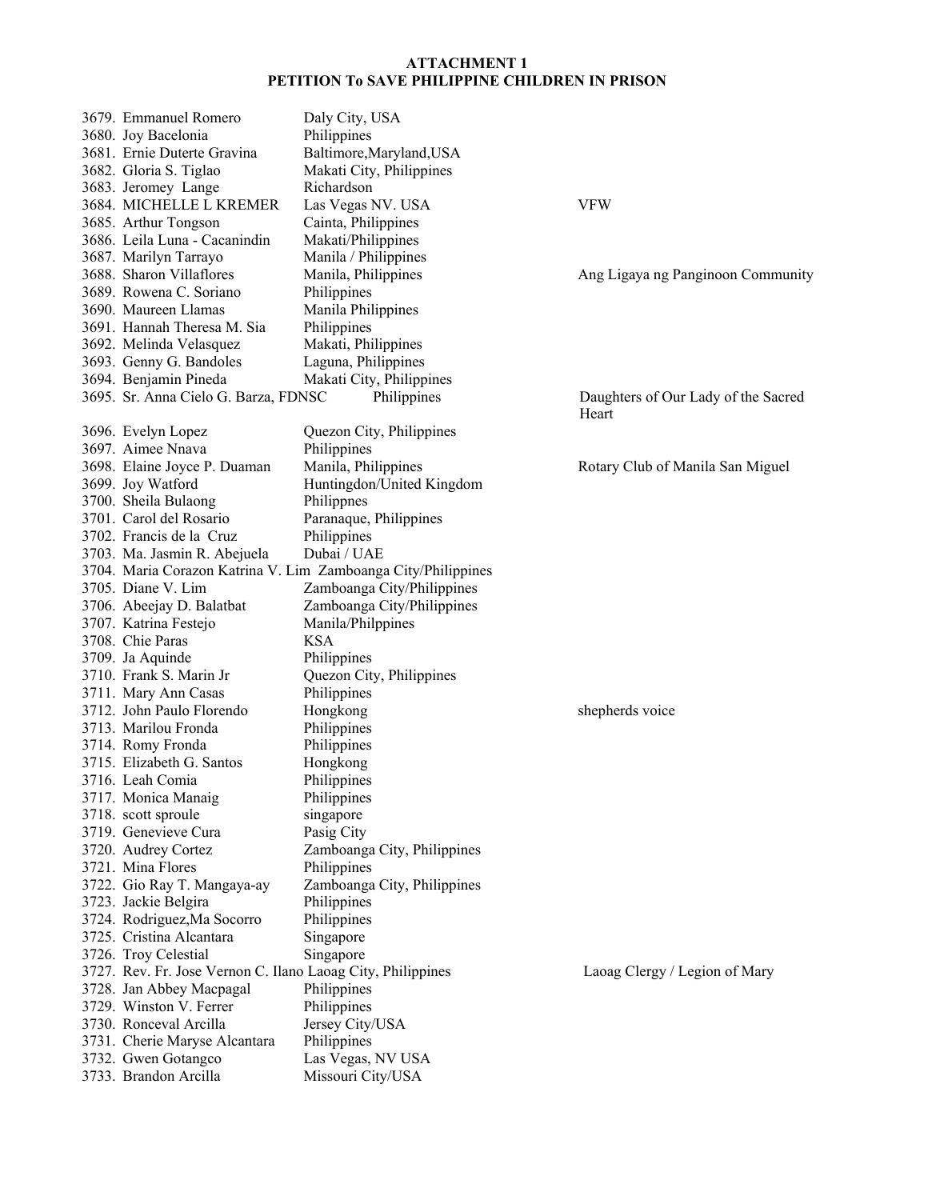**ATTACHMENT 1**
**PETITION To SAVE PHILIPPINE CHILDREN IN PRISON**

| No. | Name | Location | Organization |
|---|---|---|---|
| 3679. | Emmanuel Romero | Daly City, USA | |
| 3680. | Joy Bacelonia | Philippines | |
| 3681. | Ernie Duterte Gravina | Baltimore,Maryland,USA | |
| 3682. | Gloria S. Tiglao | Makati City, Philippines | |
| 3683. | Jeromey Lange | Richardson | |
| 3684. | MICHELLE L KREMER | Las Vegas NV. USA | VFW |
| 3685. | Arthur Tongson | Cainta, Philippines | |
| 3686. | Leila Luna - Cacanindin | Makati/Philippines | |
| 3687. | Marilyn Tarrayo | Manila / Philippines | |
| 3688. | Sharon Villaflores | Manila, Philippines | Ang Ligaya ng Panginoon Community |
| 3689. | Rowena C. Soriano | Philippines | |
| 3690. | Maureen Llamas | Manila Philippines | |
| 3691. | Hannah Theresa M. Sia | Philippines | |
| 3692. | Melinda Velasquez | Makati, Philippines | |
| 3693. | Genny G. Bandoles | Laguna, Philippines | |
| 3694. | Benjamin Pineda | Makati City, Philippines | |
| 3695. | Sr. Anna Cielo G. Barza, FDNSC | Philippines | Daughters of Our Lady of the Sacred Heart |
| 3696. | Evelyn Lopez | Quezon City, Philippines | |
| 3697. | Aimee Nnava | Philippines | |
| 3698. | Elaine Joyce P. Duaman | Manila, Philippines | Rotary Club of Manila San Miguel |
| 3699. | Joy Watford | Huntingdon/United Kingdom | |
| 3700. | Sheila Bulaong | Philippnes | |
| 3701. | Carol del Rosario | Paranaque, Philippines | |
| 3702. | Francis de la Cruz | Philippines | |
| 3703. | Ma. Jasmin R. Abejuela | Dubai / UAE | |
| 3704. | Maria Corazon Katrina V. Lim | Zamboanga City/Philippines | |
| 3705. | Diane V. Lim | Zamboanga City/Philippines | |
| 3706. | Abeejay D. Balatbat | Zamboanga City/Philippines | |
| 3707. | Katrina Festejo | Manila/Philpppines | |
| 3708. | Chie Paras | KSA | |
| 3709. | Ja Aquinde | Philippines | |
| 3710. | Frank S. Marin Jr | Quezon City, Philippines | |
| 3711. | Mary Ann Casas | Philippines | |
| 3712. | John Paulo Florendo | Hongkong | shepherds voice |
| 3713. | Marilou Fronda | Philippines | |
| 3714. | Romy Fronda | Philippines | |
| 3715. | Elizabeth G. Santos | Hongkong | |
| 3716. | Leah Comia | Philippines | |
| 3717. | Monica Manaig | Philippines | |
| 3718. | scott sproule | singapore | |
| 3719. | Genevieve Cura | Pasig City | |
| 3720. | Audrey Cortez | Zamboanga City, Philippines | |
| 3721. | Mina Flores | Philippines | |
| 3722. | Gio Ray T. Mangaya-ay | Zamboanga City, Philippines | |
| 3723. | Jackie Belgira | Philippines | |
| 3724. | Rodriguez,Ma Socorro | Philippines | |
| 3725. | Cristina Alcantara | Singapore | |
| 3726. | Troy Celestial | Singapore | |
| 3727. | Rev. Fr. Jose Vernon C. Ilano | Laoag City, Philippines | Laoag Clergy / Legion of Mary |
| 3728. | Jan Abbey Macpagal | Philippines | |
| 3729. | Winston V. Ferrer | Philippines | |
| 3730. | Ronceval Arcilla | Jersey City/USA | |
| 3731. | Cherie Maryse Alcantara | Philippines | |
| 3732. | Gwen Gotangco | Las Vegas, NV USA | |
| 3733. | Brandon Arcilla | Missouri City/USA | |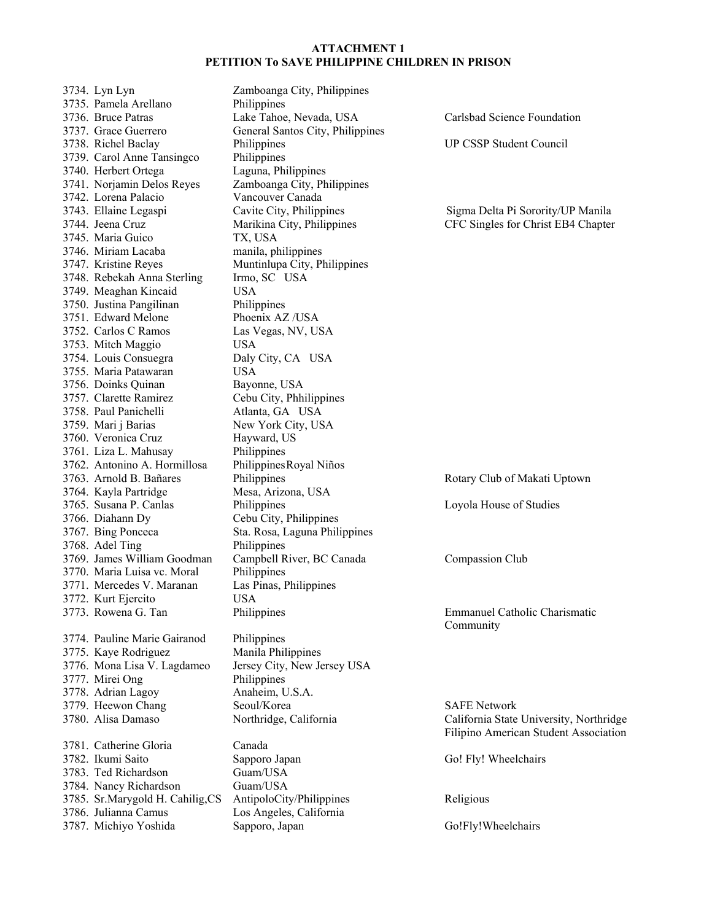**ATTACHMENT 1**
**PETITION To SAVE PHILIPPINE CHILDREN IN PRISON**

| No. | Name | Location | Organization |
|---|---|---|---|
| 3734. | Lyn Lyn | Zamboanga City, Philippines | |
| 3735. | Pamela Arellano | Philippines | |
| 3736. | Bruce Patras | Lake Tahoe, Nevada, USA | Carlsbad Science Foundation |
| 3737. | Grace Guerrero | General Santos City, Philippines | |
| 3738. | Richel Baclay | Philippines | UP CSSP Student Council |
| 3739. | Carol Anne Tansingco | Philippines | |
| 3740. | Herbert Ortega | Laguna, Philippines | |
| 3741. | Norjamin Delos Reyes | Zamboanga City, Philippines | |
| 3742. | Lorena Palacio | Vancouver Canada | |
| 3743. | Ellaine Legaspi | Cavite City, Philippines | Sigma Delta Pi Sorority/UP Manila |
| 3744. | Jeena Cruz | Marikina City, Philippines | CFC Singles for Christ EB4 Chapter |
| 3745. | Maria Guico | TX, USA | |
| 3746. | Miriam Lacaba | manila, philippines | |
| 3747. | Kristine Reyes | Muntinlupa City, Philippines | |
| 3748. | Rebekah Anna Sterling | Irmo, SC USA | |
| 3749. | Meaghan Kincaid | USA | |
| 3750. | Justina Pangilinan | Philippines | |
| 3751. | Edward Melone | Phoenix AZ /USA | |
| 3752. | Carlos C Ramos | Las Vegas, NV, USA | |
| 3753. | Mitch Maggio | USA | |
| 3754. | Louis Consuegra | Daly City, CA USA | |
| 3755. | Maria Patawaran | USA | |
| 3756. | Doinks Quinan | Bayonne, USA | |
| 3757. | Clarette Ramirez | Cebu City, Phhilippines | |
| 3758. | Paul Panichelli | Atlanta, GA USA | |
| 3759. | Mari j Barias | New York City, USA | |
| 3760. | Veronica Cruz | Hayward, US | |
| 3761. | Liza L. Mahusay | Philippines | |
| 3762. | Antonino A. Hormillosa | PhilippinesRoyal Niños | |
| 3763. | Arnold B. Bañares | Philippines | Rotary Club of Makati Uptown |
| 3764. | Kayla Partridge | Mesa, Arizona, USA | |
| 3765. | Susana P. Canlas | Philippines | Loyola House of Studies |
| 3766. | Diahann Dy | Cebu City, Philippines | |
| 3767. | Bing Ponceca | Sta. Rosa, Laguna Philippines | |
| 3768. | Adel Ting | Philippines | |
| 3769. | James William Goodman | Campbell River, BC Canada | Compassion Club |
| 3770. | Maria Luisa vc. Moral | Philippines | |
| 3771. | Mercedes V. Maranan | Las Pinas, Philippines | |
| 3772. | Kurt Ejercito | USA | |
| 3773. | Rowena G. Tan | Philippines | Emmanuel Catholic Charismatic Community |
| 3774. | Pauline Marie Gairanod | Philippines | |
| 3775. | Kaye Rodriguez | Manila Philippines | |
| 3776. | Mona Lisa V. Lagdameo | Jersey City, New Jersey USA | |
| 3777. | Mirei Ong | Philippines | |
| 3778. | Adrian Lagoy | Anaheim, U.S.A. | |
| 3779. | Heewon Chang | Seoul/Korea | SAFE Network |
| 3780. | Alisa Damaso | Northridge, California | California State University, Northridge Filipino American Student Association |
| 3781. | Catherine Gloria | Canada | |
| 3782. | Ikumi Saito | Sapporo Japan | Go! Fly! Wheelchairs |
| 3783. | Ted Richardson | Guam/USA | |
| 3784. | Nancy Richardson | Guam/USA | |
| 3785. | Sr.Marygold H. Cahilig,CS | AntipoloCity/Philippines | Religious |
| 3786. | Julianna Camus | Los Angeles, California | |
| 3787. | Michiyo Yoshida | Sapporo, Japan | Go!Fly!Wheelchairs |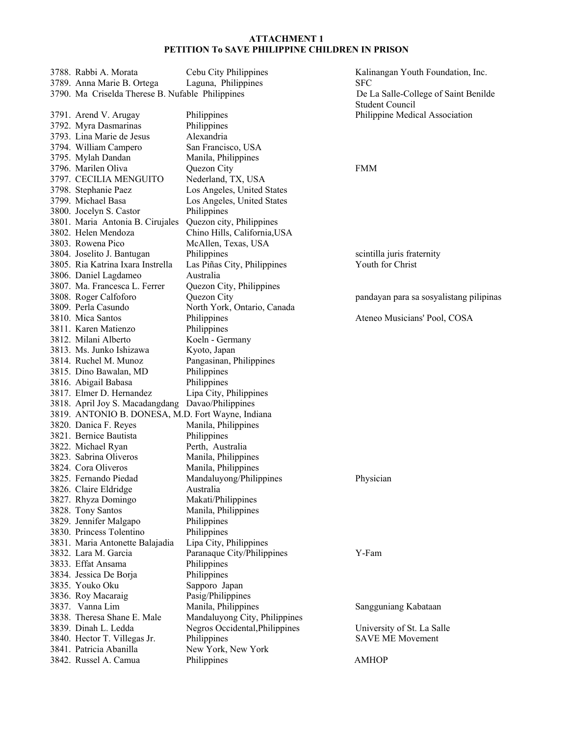**ATTACHMENT 1**
**PETITION To SAVE PHILIPPINE CHILDREN IN PRISON**

| No. | Name | Location | Organization |
|---|---|---|---|
| 3788. | Rabbi A. Morata | Cebu City Philippines | Kalinangan Youth Foundation, Inc. |
| 3789. | Anna Marie B. Ortega | Laguna, Philippines | SFC |
| 3790. | Ma Criselda Therese B. Nufable | Philippines | De La Salle-College of Saint Benilde Student Council |
| 3791. | Arend V. Arugay | Philippines | Philippine Medical Association |
| 3792. | Myra Dasmarinas | Philippines | |
| 3793. | Lina Marie de Jesus | Alexandria | |
| 3794. | William Campero | San Francisco, USA | |
| 3795. | Mylah Dandan | Manila, Philippines | |
| 3796. | Marilen Oliva | Quezon City | FMM |
| 3797. | CECILIA MENGUITO | Nederland, TX, USA | |
| 3798. | Stephanie Paez | Los Angeles, United States | |
| 3799. | Michael Basa | Los Angeles, United States | |
| 3800. | Jocelyn S. Castor | Philippines | |
| 3801. | Maria Antonia B. Cirujales | Quezon city, Philippines | |
| 3802. | Helen Mendoza | Chino Hills, California,USA | |
| 3803. | Rowena Pico | McAllen, Texas, USA | |
| 3804. | Joselito J. Bantugan | Philippines | scintilla juris fraternity |
| 3805. | Ria Katrina Ixara Instrella | Las Piñas City, Philippines | Youth for Christ |
| 3806. | Daniel Lagdameo | Australia | |
| 3807. | Ma. Francesca L. Ferrer | Quezon City, Philippines | |
| 3808. | Roger Calfoforo | Quezon City | pandayan para sa sosyalistang pilipinas |
| 3809. | Perla Casundo | North York, Ontario, Canada | |
| 3810. | Mica Santos | Philippines | Ateneo Musicians' Pool, COSA |
| 3811. | Karen Matienzo | Philippines | |
| 3812. | Milani Alberto | Koeln - Germany | |
| 3813. | Ms. Junko Ishizawa | Kyoto, Japan | |
| 3814. | Ruchel M. Munoz | Pangasinan, Philippines | |
| 3815. | Dino Bawalan, MD | Philippines | |
| 3816. | Abigail Babasa | Philippines | |
| 3817. | Elmer D. Hernandez | Lipa City, Philippines | |
| 3818. | April Joy S. Macadangdang | Davao/Philippines | |
| 3819. | ANTONIO B. DONESA, M.D. | Fort Wayne, Indiana | |
| 3820. | Danica F. Reyes | Manila, Philippines | |
| 3821. | Bernice Bautista | Philippines | |
| 3822. | Michael Ryan | Perth, Australia | |
| 3823. | Sabrina Oliveros | Manila, Philippines | |
| 3824. | Cora Oliveros | Manila, Philippines | |
| 3825. | Fernando Piedad | Mandaluyong/Philippines | Physician |
| 3826. | Claire Eldridge | Australia | |
| 3827. | Rhyza Domingo | Makati/Philippines | |
| 3828. | Tony Santos | Manila, Philippines | |
| 3829. | Jennifer Malgapo | Philippines | |
| 3830. | Princess Tolentino | Philippines | |
| 3831. | Maria Antonette Balajadia | Lipa City, Philippines | |
| 3832. | Lara M. Garcia | Paranaque City/Philippines | Y-Fam |
| 3833. | Effat Ansama | Philippines | |
| 3834. | Jessica De Borja | Philippines | |
| 3835. | Youko Oku | Sapporo Japan | |
| 3836. | Roy Macaraig | Pasig/Philippines | |
| 3837. | Vanna Lim | Manila, Philippines | Sangguniang Kabataan |
| 3838. | Theresa Shane E. Male | Mandaluyong City, Philippines | |
| 3839. | Dinah L. Ledda | Negros Occidental,Philippines | University of St. La Salle |
| 3840. | Hector T. Villegas Jr. | Philippines | SAVE ME Movement |
| 3841. | Patricia Abanilla | New York, New York | |
| 3842. | Russel A. Camua | Philippines | AMHOP |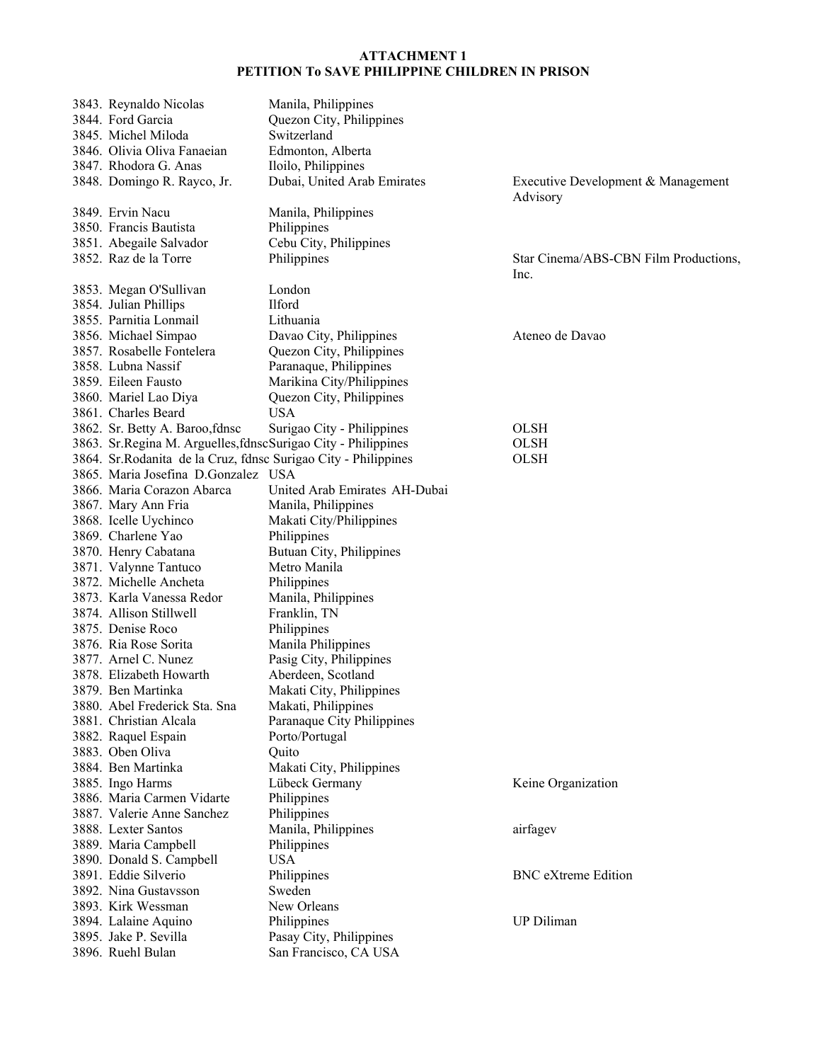**ATTACHMENT 1**
**PETITION To SAVE PHILIPPINE CHILDREN IN PRISON**

| | | |
|---|---|---|
| 3843. Reynaldo Nicolas | Manila, Philippines | |
| 3844. Ford Garcia | Quezon City, Philippines | |
| 3845. Michel Miloda | Switzerland | |
| 3846. Olivia Oliva Fanaeian | Edmonton, Alberta | |
| 3847. Rhodora G. Anas | Iloilo, Philippines | |
| 3848. Domingo R. Rayco, Jr. | Dubai, United Arab Emirates | Executive Development & Management Advisory |
| 3849. Ervin Nacu | Manila, Philippines | |
| 3850. Francis Bautista | Philippines | |
| 3851. Abegaile Salvador | Cebu City, Philippines | |
| 3852. Raz de la Torre | Philippines | Star Cinema/ABS-CBN Film Productions, Inc. |
| 3853. Megan O'Sullivan | London | |
| 3854. Julian Phillips | Ilford | |
| 3855. Parnitia Lonmail | Lithuania | |
| 3856. Michael Simpao | Davao City, Philippines | Ateneo de Davao |
| 3857. Rosabelle Fontelera | Quezon City, Philippines | |
| 3858. Lubna Nassif | Paranaque, Philippines | |
| 3859. Eileen Fausto | Marikina City/Philippines | |
| 3860. Mariel Lao Diya | Quezon City, Philippines | |
| 3861. Charles Beard | USA | |
| 3862. Sr. Betty A. Baroo,fdnsc | Surigao City - Philippines | OLSH |
| 3863. Sr.Regina M. Arguelles,fdnsc | Surigao City - Philippines | OLSH |
| 3864. Sr.Rodanita de la Cruz, fdnsc | Surigao City - Philippines | OLSH |
| 3865. Maria Josefina D.Gonzalez | USA | |
| 3866. Maria Corazon Abarca | United Arab Emirates AH-Dubai | |
| 3867. Mary Ann Fria | Manila, Philippines | |
| 3868. Icelle Uychinco | Makati City/Philippines | |
| 3869. Charlene Yao | Philippines | |
| 3870. Henry Cabatana | Butuan City, Philippines | |
| 3871. Valynne Tantuco | Metro Manila | |
| 3872. Michelle Ancheta | Philippines | |
| 3873. Karla Vanessa Redor | Manila, Philippines | |
| 3874. Allison Stillwell | Franklin, TN | |
| 3875. Denise Roco | Philippines | |
| 3876. Ria Rose Sorita | Manila Philippines | |
| 3877. Arnel C. Nunez | Pasig City, Philippines | |
| 3878. Elizabeth Howarth | Aberdeen, Scotland | |
| 3879. Ben Martinka | Makati City, Philippines | |
| 3880. Abel Frederick Sta. Sna | Makati, Philippines | |
| 3881. Christian Alcala | Paranaque City Philippines | |
| 3882. Raquel Espain | Porto/Portugal | |
| 3883. Oben Oliva | Quito | |
| 3884. Ben Martinka | Makati City, Philippines | |
| 3885. Ingo Harms | Lübeck Germany | Keine Organization |
| 3886. Maria Carmen Vidarte | Philippines | |
| 3887. Valerie Anne Sanchez | Philippines | |
| 3888. Lexter Santos | Manila, Philippines | airfagev |
| 3889. Maria Campbell | Philippines | |
| 3890. Donald S. Campbell | USA | |
| 3891. Eddie Silverio | Philippines | BNC eXtreme Edition |
| 3892. Nina Gustavsson | Sweden | |
| 3893. Kirk Wessman | New Orleans | |
| 3894. Lalaine Aquino | Philippines | UP Diliman |
| 3895. Jake P. Sevilla | Pasay City, Philippines | |
| 3896. Ruehl Bulan | San Francisco, CA USA | |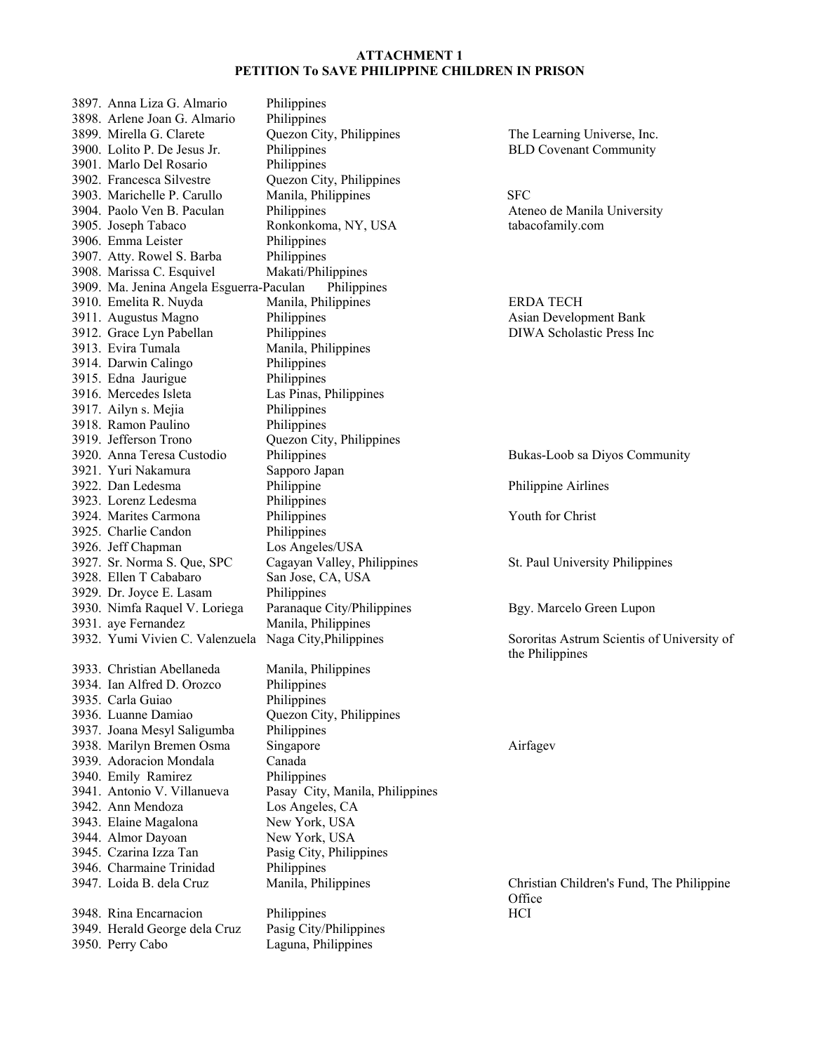**ATTACHMENT 1**
**PETITION To SAVE PHILIPPINE CHILDREN IN PRISON**

| No. | Name | Location | Organization |
|---|---|---|---|
| 3897. | Anna Liza G. Almario | Philippines | |
| 3898. | Arlene Joan G. Almario | Philippines | |
| 3899. | Mirella G. Clarete | Quezon City, Philippines | The Learning Universe, Inc. |
| 3900. | Lolito P. De Jesus Jr. | Philippines | BLD Covenant Community |
| 3901. | Marlo Del Rosario | Philippines | |
| 3902. | Francesca Silvestre | Quezon City, Philippines | |
| 3903. | Marichelle P. Carullo | Manila, Philippines | SFC |
| 3904. | Paolo Ven B. Paculan | Philippines | Ateneo de Manila University |
| 3905. | Joseph Tabaco | Ronkonkoma, NY, USA | tabacofamily.com |
| 3906. | Emma Leister | Philippines | |
| 3907. | Atty. Rowel S. Barba | Philippines | |
| 3908. | Marissa C. Esquivel | Makati/Philippines | |
| 3909. | Ma. Jenina Angela Esguerra-Paculan | Philippines | |
| 3910. | Emelita R. Nuyda | Manila, Philippines | ERDA TECH |
| 3911. | Augustus Magno | Philippines | Asian Development Bank |
| 3912. | Grace Lyn Pabellan | Philippines | DIWA Scholastic Press Inc |
| 3913. | Evira Tumala | Manila, Philippines | |
| 3914. | Darwin Calingo | Philippines | |
| 3915. | Edna Jaurigue | Philippines | |
| 3916. | Mercedes Isleta | Las Pinas, Philippines | |
| 3917. | Ailyn s. Mejia | Philippines | |
| 3918. | Ramon Paulino | Philippines | |
| 3919. | Jefferson Trono | Quezon City, Philippines | |
| 3920. | Anna Teresa Custodio | Philippines | Bukas-Loob sa Diyos Community |
| 3921. | Yuri Nakamura | Sapporo Japan | |
| 3922. | Dan Ledesma | Philippine | Philippine Airlines |
| 3923. | Lorenz Ledesma | Philippines | |
| 3924. | Marites Carmona | Philippines | Youth for Christ |
| 3925. | Charlie Candon | Philippines | |
| 3926. | Jeff Chapman | Los Angeles/USA | |
| 3927. | Sr. Norma S. Que, SPC | Cagayan Valley, Philippines | St. Paul University Philippines |
| 3928. | Ellen T Cababaro | San Jose, CA, USA | |
| 3929. | Dr. Joyce E. Lasam | Philippines | |
| 3930. | Nimfa Raquel V. Loriega | Paranaque City/Philippines | Bgy. Marcelo Green Lupon |
| 3931. | aye Fernandez | Manila, Philippines | |
| 3932. | Yumi Vivien C. Valenzuela | Naga City,Philippines | Sororitas Astrum Scientis of University of the Philippines |
| 3933. | Christian Abellaneda | Manila, Philippines | |
| 3934. | Ian Alfred D. Orozco | Philippines | |
| 3935. | Carla Guiao | Philippines | |
| 3936. | Luanne Damiao | Quezon City, Philippines | |
| 3937. | Joana Mesyl Saligumba | Philippines | |
| 3938. | Marilyn Bremen Osma | Singapore | Airfagev |
| 3939. | Adoracion Mondala | Canada | |
| 3940. | Emily Ramirez | Philippines | |
| 3941. | Antonio V. Villanueva | Pasay City, Manila, Philippines | |
| 3942. | Ann Mendoza | Los Angeles, CA | |
| 3943. | Elaine Magalona | New York, USA | |
| 3944. | Almor Dayoan | New York, USA | |
| 3945. | Czarina Izza Tan | Pasig City, Philippines | |
| 3946. | Charmaine Trinidad | Philippines | |
| 3947. | Loida B. dela Cruz | Manila, Philippines | Christian Children's Fund, The Philippine Office |
| 3948. | Rina Encarnacion | Philippines | HCI |
| 3949. | Herald George dela Cruz | Pasig City/Philippines | |
| 3950. | Perry Cabo | Laguna, Philippines | |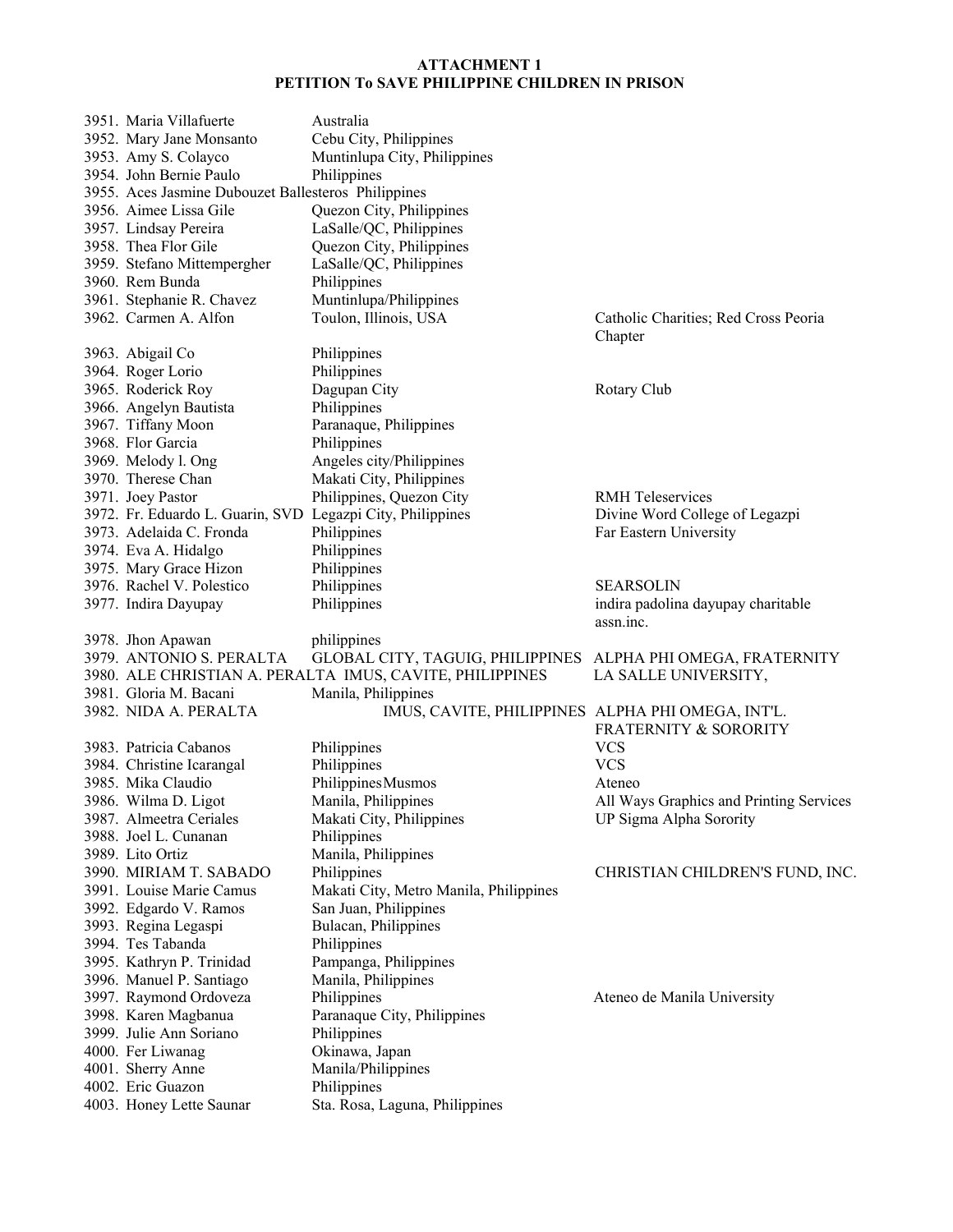**ATTACHMENT 1**
**PETITION To SAVE PHILIPPINE CHILDREN IN PRISON**

| No. | Name | Location | Organization |
|---|---|---|---|
| 3951. | Maria Villafuerte | Australia | |
| 3952. | Mary Jane Monsanto | Cebu City, Philippines | |
| 3953. | Amy S. Colayco | Muntinlupa City, Philippines | |
| 3954. | John Bernie Paulo | Philippines | |
| 3955. | Aces Jasmine Dubouzet Ballesteros | Philippines | |
| 3956. | Aimee Lissa Gile | Quezon City, Philippines | |
| 3957. | Lindsay Pereira | LaSalle/QC, Philippines | |
| 3958. | Thea Flor Gile | Quezon City, Philippines | |
| 3959. | Stefano Mittempergher | LaSalle/QC, Philippines | |
| 3960. | Rem Bunda | Philippines | |
| 3961. | Stephanie R. Chavez | Muntinlupa/Philippines | |
| 3962. | Carmen A. Alfon | Toulon, Illinois, USA | Catholic Charities; Red Cross Peoria Chapter |
| 3963. | Abigail Co | Philippines | |
| 3964. | Roger Lorio | Philippines | |
| 3965. | Roderick Roy | Dagupan City | Rotary Club |
| 3966. | Angelyn Bautista | Philippines | |
| 3967. | Tiffany Moon | Paranaque, Philippines | |
| 3968. | Flor Garcia | Philippines | |
| 3969. | Melody l. Ong | Angeles city/Philippines | |
| 3970. | Therese Chan | Makati City, Philippines | |
| 3971. | Joey Pastor | Philippines, Quezon City | RMH Teleservices |
| 3972. | Fr. Eduardo L. Guarin, SVD | Legazpi City, Philippines | Divine Word College of Legazpi |
| 3973. | Adelaida C. Fronda | Philippines | Far Eastern University |
| 3974. | Eva A. Hidalgo | Philippines | |
| 3975. | Mary Grace Hizon | Philippines | |
| 3976. | Rachel V. Polestico | Philippines | SEARSOLIN |
| 3977. | Indira Dayupay | Philippines | indira padolina dayupay charitable assn.inc. |
| 3978. | Jhon Apawan | philippines | |
| 3979. | ANTONIO S. PERALTA | GLOBAL CITY, TAGUIG, PHILIPPINES | ALPHA PHI OMEGA, FRATERNITY |
| 3980. | ALE CHRISTIAN A. PERALTA | IMUS, CAVITE, PHILIPPINES | LA SALLE UNIVERSITY, |
| 3981. | Gloria M. Bacani | Manila, Philippines | |
| 3982. | NIDA A. PERALTA | IMUS, CAVITE, PHILIPPINES | ALPHA PHI OMEGA, INT'L. FRATERNITY & SORORITY |
| 3983. | Patricia Cabanos | Philippines | VCS |
| 3984. | Christine Icarangal | Philippines | VCS |
| 3985. | Mika Claudio | PhilippinesMusmos | Ateneo |
| 3986. | Wilma D. Ligot | Manila, Philippines | All Ways Graphics and Printing Services |
| 3987. | Almeetra Ceriales | Makati City, Philippines | UP Sigma Alpha Sorority |
| 3988. | Joel L. Cunanan | Philippines | |
| 3989. | Lito Ortiz | Manila, Philippines | |
| 3990. | MIRIAM T. SABADO | Philippines | CHRISTIAN CHILDREN'S FUND, INC. |
| 3991. | Louise Marie Camus | Makati City, Metro Manila, Philippines | |
| 3992. | Edgardo V. Ramos | San Juan, Philippines | |
| 3993. | Regina Legaspi | Bulacan, Philippines | |
| 3994. | Tes Tabanda | Philippines | |
| 3995. | Kathryn P. Trinidad | Pampanga, Philippines | |
| 3996. | Manuel P. Santiago | Manila, Philippines | |
| 3997. | Raymond Ordoveza | Philippines | Ateneo de Manila University |
| 3998. | Karen Magbanua | Paranaque City, Philippines | |
| 3999. | Julie Ann Soriano | Philippines | |
| 4000. | Fer Liwanag | Okinawa, Japan | |
| 4001. | Sherry Anne | Manila/Philippines | |
| 4002. | Eric Guazon | Philippines | |
| 4003. | Honey Lette Saunar | Sta. Rosa, Laguna, Philippines | |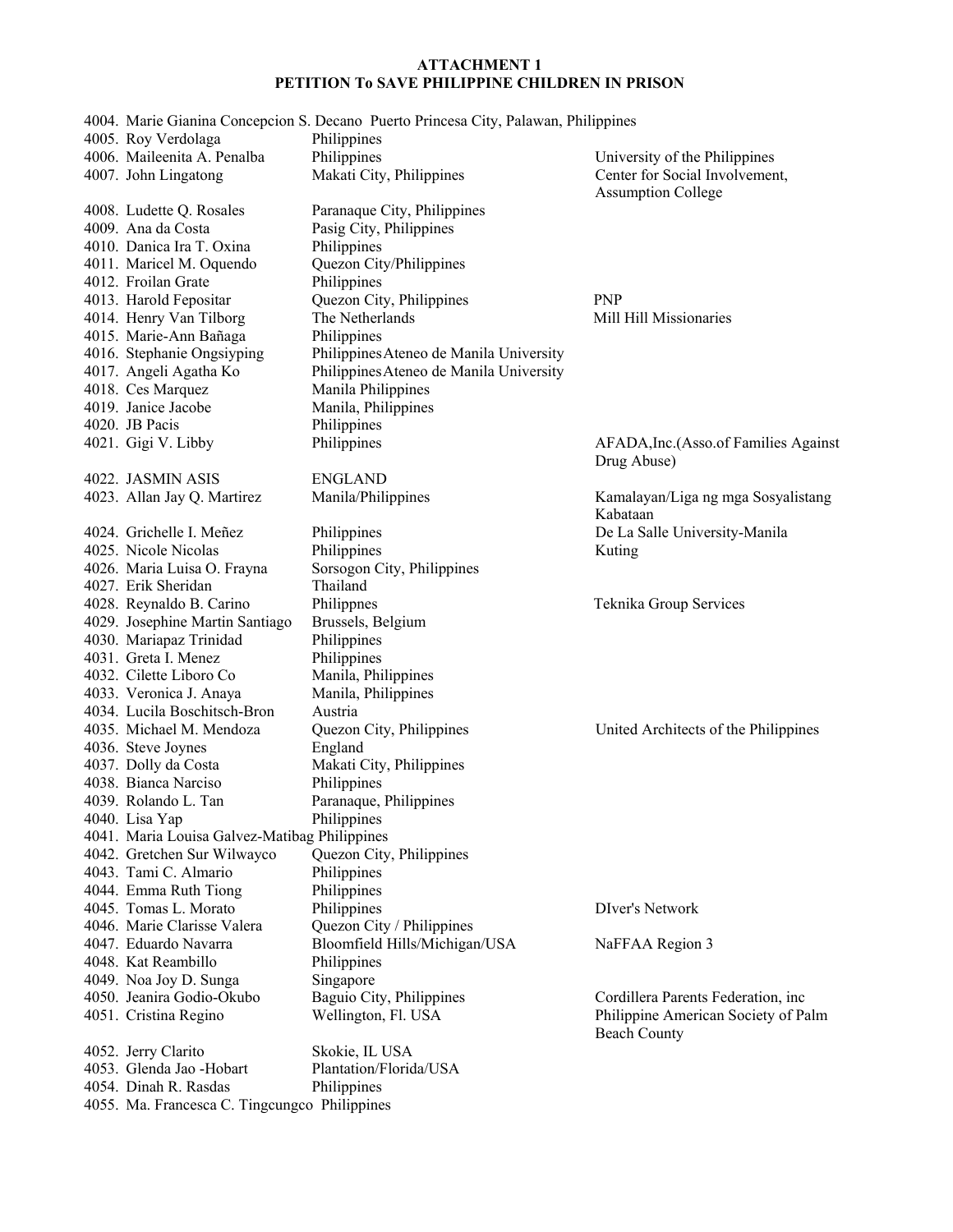**ATTACHMENT 1**
**PETITION To SAVE PHILIPPINE CHILDREN IN PRISON**

| No. | Name | Location | Organization |
|---|---|---|---|
| 4004. | Marie Gianina Concepcion S. Decano | Puerto Princesa City, Palawan, Philippines | |
| 4005. | Roy Verdolaga | Philippines | |
| 4006. | Maileenita A. Penalba | Philippines | University of the Philippines |
| 4007. | John Lingatong | Makati City, Philippines | Center for Social Involvement, Assumption College |
| 4008. | Ludette Q. Rosales | Paranaque City, Philippines | |
| 4009. | Ana da Costa | Pasig City, Philippines | |
| 4010. | Danica Ira T. Oxina | Philippines | |
| 4011. | Maricel M. Oquendo | Quezon City/Philippines | |
| 4012. | Froilan Grate | Philippines | |
| 4013. | Harold Fepositar | Quezon City, Philippines | PNP |
| 4014. | Henry Van Tilborg | The Netherlands | Mill Hill Missionaries |
| 4015. | Marie-Ann Bañaga | Philippines | |
| 4016. | Stephanie Ongsiyping | Philippines Ateneo de Manila University | |
| 4017. | Angeli Agatha Ko | Philippines Ateneo de Manila University | |
| 4018. | Ces Marquez | Manila Philippines | |
| 4019. | Janice Jacobe | Manila, Philippines | |
| 4020. | JB Pacis | Philippines | |
| 4021. | Gigi V. Libby | Philippines | AFADA,Inc.(Asso.of Families Against Drug Abuse) |
| 4022. | JASMIN ASIS | ENGLAND | |
| 4023. | Allan Jay Q. Martirez | Manila/Philippines | Kamalayan/Liga ng mga Sosyalistang Kabataan |
| 4024. | Grichelle I. Meñez | Philippines | De La Salle University-Manila |
| 4025. | Nicole Nicolas | Philippines | Kuting |
| 4026. | Maria Luisa O. Frayna | Sorsogon City, Philippines | |
| 4027. | Erik Sheridan | Thailand | |
| 4028. | Reynaldo B. Carino | Philippnes | Teknika Group Services |
| 4029. | Josephine Martin Santiago | Brussels, Belgium | |
| 4030. | Mariapaz Trinidad | Philippines | |
| 4031. | Greta I. Menez | Philippines | |
| 4032. | Cilette Liboro Co | Manila, Philippines | |
| 4033. | Veronica J. Anaya | Manila, Philippines | |
| 4034. | Lucila Boschitsch-Bron | Austria | |
| 4035. | Michael M. Mendoza | Quezon City, Philippines | United Architects of the Philippines |
| 4036. | Steve Joynes | England | |
| 4037. | Dolly da Costa | Makati City, Philippines | |
| 4038. | Bianca Narciso | Philippines | |
| 4039. | Rolando L. Tan | Paranaque, Philippines | |
| 4040. | Lisa Yap | Philippines | |
| 4041. | Maria Louisa Galvez-Matibag | Philippines | |
| 4042. | Gretchen Sur Wilwayco | Quezon City, Philippines | |
| 4043. | Tami C. Almario | Philippines | |
| 4044. | Emma Ruth Tiong | Philippines | |
| 4045. | Tomas L. Morato | Philippines | DIver's Network |
| 4046. | Marie Clarisse Valera | Quezon City / Philippines | |
| 4047. | Eduardo Navarra | Bloomfield Hills/Michigan/USA | NaFFAA Region 3 |
| 4048. | Kat Reambillo | Philippines | |
| 4049. | Noa Joy D. Sunga | Singapore | |
| 4050. | Jeanira Godio-Okubo | Baguio City, Philippines | Cordillera Parents Federation, inc |
| 4051. | Cristina Regino | Wellington, Fl. USA | Philippine American Society of Palm Beach County |
| 4052. | Jerry Clarito | Skokie, IL USA | |
| 4053. | Glenda Jao -Hobart | Plantation/Florida/USA | |
| 4054. | Dinah R. Rasdas | Philippines | |
| 4055. | Ma. Francesca C. Tingcungco | Philippines | |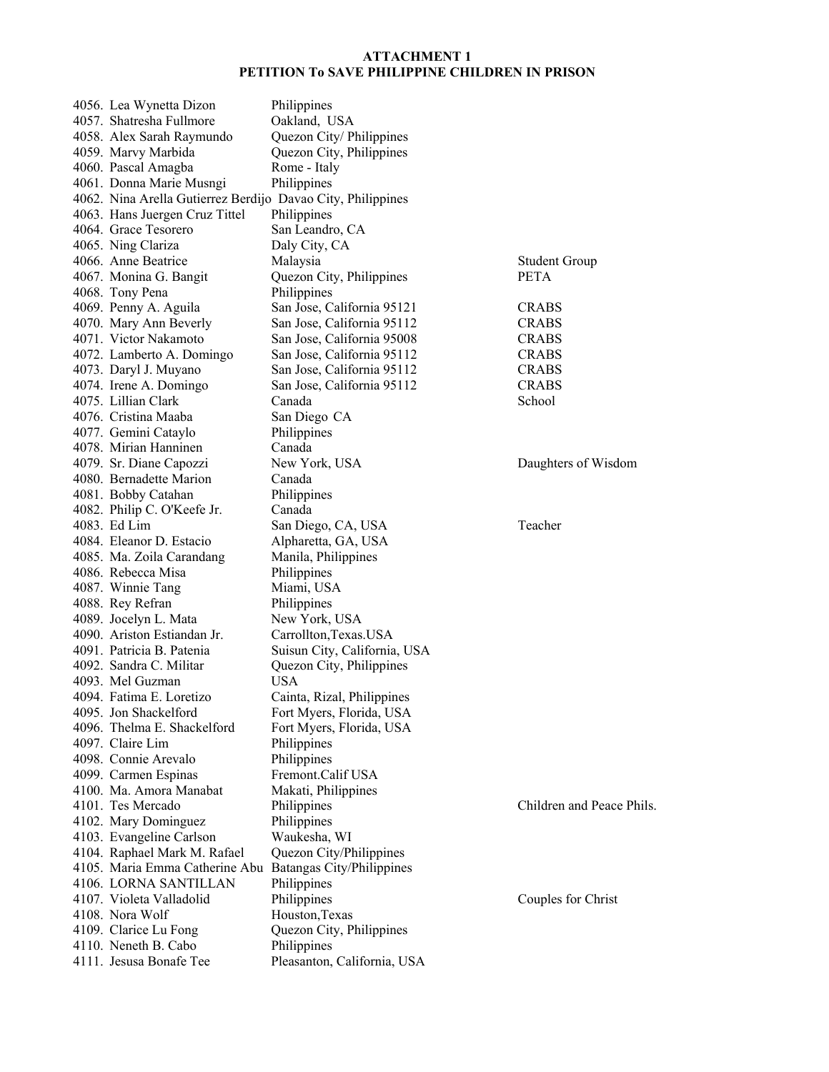**ATTACHMENT 1**
**PETITION To SAVE PHILIPPINE CHILDREN IN PRISON**

| No. | Name | Location | Organization |
|---|---|---|---|
| 4056. | Lea Wynetta Dizon | Philippines | |
| 4057. | Shatresha Fullmore | Oakland, USA | |
| 4058. | Alex Sarah Raymundo | Quezon City/ Philippines | |
| 4059. | Marvy Marbida | Quezon City, Philippines | |
| 4060. | Pascal Amagba | Rome - Italy | |
| 4061. | Donna Marie Musngi | Philippines | |
| 4062. | Nina Arella Gutierrez Berdijo | Davao City, Philippines | |
| 4063. | Hans Juergen Cruz Tittel | Philippines | |
| 4064. | Grace Tesorero | San Leandro, CA | |
| 4065. | Ning Clariza | Daly City, CA | |
| 4066. | Anne Beatrice | Malaysia | Student Group |
| 4067. | Monina G. Bangit | Quezon City, Philippines | PETA |
| 4068. | Tony Pena | Philippines | |
| 4069. | Penny A. Aguila | San Jose, California 95121 | CRABS |
| 4070. | Mary Ann Beverly | San Jose, California 95112 | CRABS |
| 4071. | Victor Nakamoto | San Jose, California 95008 | CRABS |
| 4072. | Lamberto A. Domingo | San Jose, California 95112 | CRABS |
| 4073. | Daryl J. Muyano | San Jose, California 95112 | CRABS |
| 4074. | Irene A. Domingo | San Jose, California 95112 | CRABS |
| 4075. | Lillian Clark | Canada | School |
| 4076. | Cristina Maaba | San Diego CA | |
| 4077. | Gemini Cataylo | Philippines | |
| 4078. | Mirian Hanninen | Canada | |
| 4079. | Sr. Diane Capozzi | New York, USA | Daughters of Wisdom |
| 4080. | Bernadette Marion | Canada | |
| 4081. | Bobby Catahan | Philippines | |
| 4082. | Philip C. O'Keefe Jr. | Canada | |
| 4083. | Ed Lim | San Diego, CA, USA | Teacher |
| 4084. | Eleanor D. Estacio | Alpharetta, GA, USA | |
| 4085. | Ma. Zoila Carandang | Manila, Philippines | |
| 4086. | Rebecca Misa | Philippines | |
| 4087. | Winnie Tang | Miami, USA | |
| 4088. | Rey Refran | Philippines | |
| 4089. | Jocelyn L. Mata | New York, USA | |
| 4090. | Ariston Estiandan Jr. | Carrollton,Texas.USA | |
| 4091. | Patricia B. Patenia | Suisun City, California, USA | |
| 4092. | Sandra C. Militar | Quezon City, Philippines | |
| 4093. | Mel Guzman | USA | |
| 4094. | Fatima E. Loretizo | Cainta, Rizal, Philippines | |
| 4095. | Jon Shackelford | Fort Myers, Florida, USA | |
| 4096. | Thelma E. Shackelford | Fort Myers, Florida, USA | |
| 4097. | Claire Lim | Philippines | |
| 4098. | Connie Arevalo | Philippines | |
| 4099. | Carmen Espinas | Fremont.Calif USA | |
| 4100. | Ma. Amora Manabat | Makati, Philippines | |
| 4101. | Tes Mercado | Philippines | Children and Peace Phils. |
| 4102. | Mary Dominguez | Philippines | |
| 4103. | Evangeline Carlson | Waukesha, WI | |
| 4104. | Raphael Mark M. Rafael | Quezon City/Philippines | |
| 4105. | Maria Emma Catherine Abu | Batangas City/Philippines | |
| 4106. | LORNA SANTILLAN | Philippines | |
| 4107. | Violeta Valladolid | Philippines | Couples for Christ |
| 4108. | Nora Wolf | Houston,Texas | |
| 4109. | Clarice Lu Fong | Quezon City, Philippines | |
| 4110. | Neneth B. Cabo | Philippines | |
| 4111. | Jesusa Bonafe Tee | Pleasanton, California, USA | |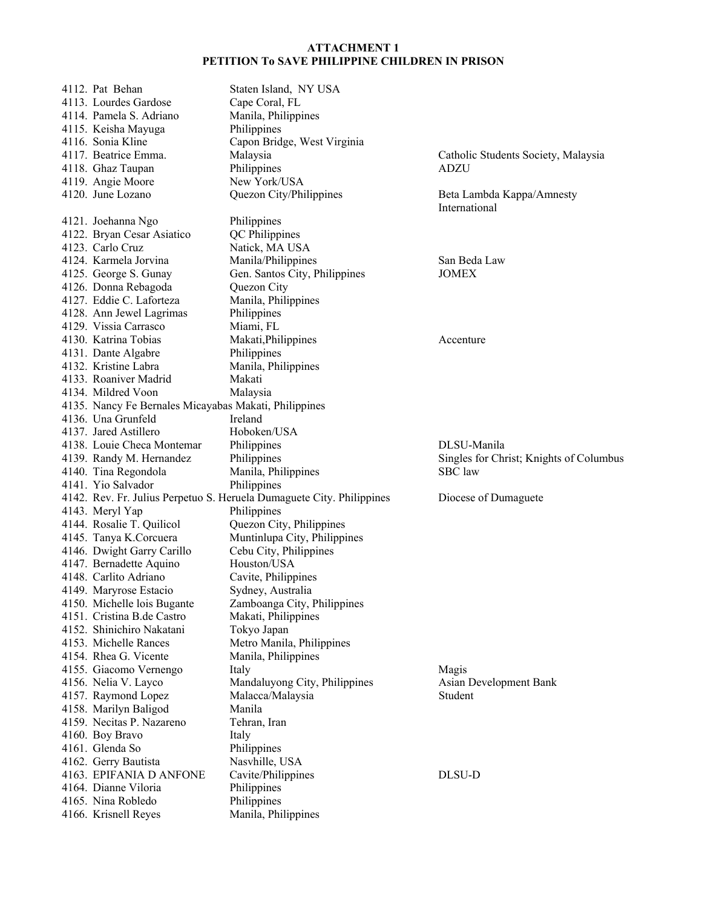**ATTACHMENT 1**
**PETITION To SAVE PHILIPPINE CHILDREN IN PRISON**

| No. | Name | Location | Affiliation |
|---|---|---|---|
| 4112. | Pat Behan | Staten Island, NY USA | |
| 4113. | Lourdes Gardose | Cape Coral, FL | |
| 4114. | Pamela S. Adriano | Manila, Philippines | |
| 4115. | Keisha Mayuga | Philippines | |
| 4116. | Sonia Kline | Capon Bridge, West Virginia | |
| 4117. | Beatrice Emma. | Malaysia | Catholic Students Society, Malaysia |
| 4118. | Ghaz Taupan | Philippines | ADZU |
| 4119. | Angie Moore | New York/USA | |
| 4120. | June Lozano | Quezon City/Philippines | Beta Lambda Kappa/Amnesty International |
| 4121. | Joehanna Ngo | Philippines | |
| 4122. | Bryan Cesar Asiatico | QC Philippines | |
| 4123. | Carlo Cruz | Natick, MA USA | |
| 4124. | Karmela Jorvina | Manila/Philippines | San Beda Law |
| 4125. | George S. Gunay | Gen. Santos City, Philippines | JOMEX |
| 4126. | Donna Rebagoda | Quezon City | |
| 4127. | Eddie C. Laforteza | Manila, Philippines | |
| 4128. | Ann Jewel Lagrimas | Philippines | |
| 4129. | Vissia Carrasco | Miami, FL | |
| 4130. | Katrina Tobias | Makati,Philippines | Accenture |
| 4131. | Dante Algabre | Philippines | |
| 4132. | Kristine Labra | Manila, Philippines | |
| 4133. | Roaniver Madrid | Makati | |
| 4134. | Mildred Voon | Malaysia | |
| 4135. | Nancy Fe Bernales Micayabas | Makati, Philippines | |
| 4136. | Una Grunfeld | Ireland | |
| 4137. | Jared Astillero | Hoboken/USA | |
| 4138. | Louie Checa Montemar | Philippines | DLSU-Manila |
| 4139. | Randy M. Hernandez | Philippines | Singles for Christ; Knights of Columbus |
| 4140. | Tina Regondola | Manila, Philippines | SBC law |
| 4141. | Yio Salvador | Philippines | |
| 4142. | Rev. Fr. Julius Perpetuo S. Heruela | Dumaguete City. Philippines | Diocese of Dumaguete |
| 4143. | Meryl Yap | Philippines | |
| 4144. | Rosalie T. Quilicol | Quezon City, Philippines | |
| 4145. | Tanya K.Corcuera | Muntinlupa City, Philippines | |
| 4146. | Dwight Garry Carillo | Cebu City, Philippines | |
| 4147. | Bernadette Aquino | Houston/USA | |
| 4148. | Carlito Adriano | Cavite, Philippines | |
| 4149. | Maryrose Estacio | Sydney, Australia | |
| 4150. | Michelle lois Bugante | Zamboanga City, Philippines | |
| 4151. | Cristina B.de Castro | Makati, Philippines | |
| 4152. | Shinichiro Nakatani | Tokyo Japan | |
| 4153. | Michelle Rances | Metro Manila, Philippines | |
| 4154. | Rhea G. Vicente | Manila, Philippines | |
| 4155. | Giacomo Vernengo | Italy | Magis |
| 4156. | Nelia V. Layco | Mandaluyong City, Philippines | Asian Development Bank |
| 4157. | Raymond Lopez | Malacca/Malaysia | Student |
| 4158. | Marilyn Baligod | Manila | |
| 4159. | Necitas P. Nazareno | Tehran, Iran | |
| 4160. | Boy Bravo | Italy | |
| 4161. | Glenda So | Philippines | |
| 4162. | Gerry Bautista | Nasvhille, USA | |
| 4163. | EPIFANIA D ANFONE | Cavite/Philippines | DLSU-D |
| 4164. | Dianne Viloria | Philippines | |
| 4165. | Nina Robledo | Philippines | |
| 4166. | Krisnell Reyes | Manila, Philippines | |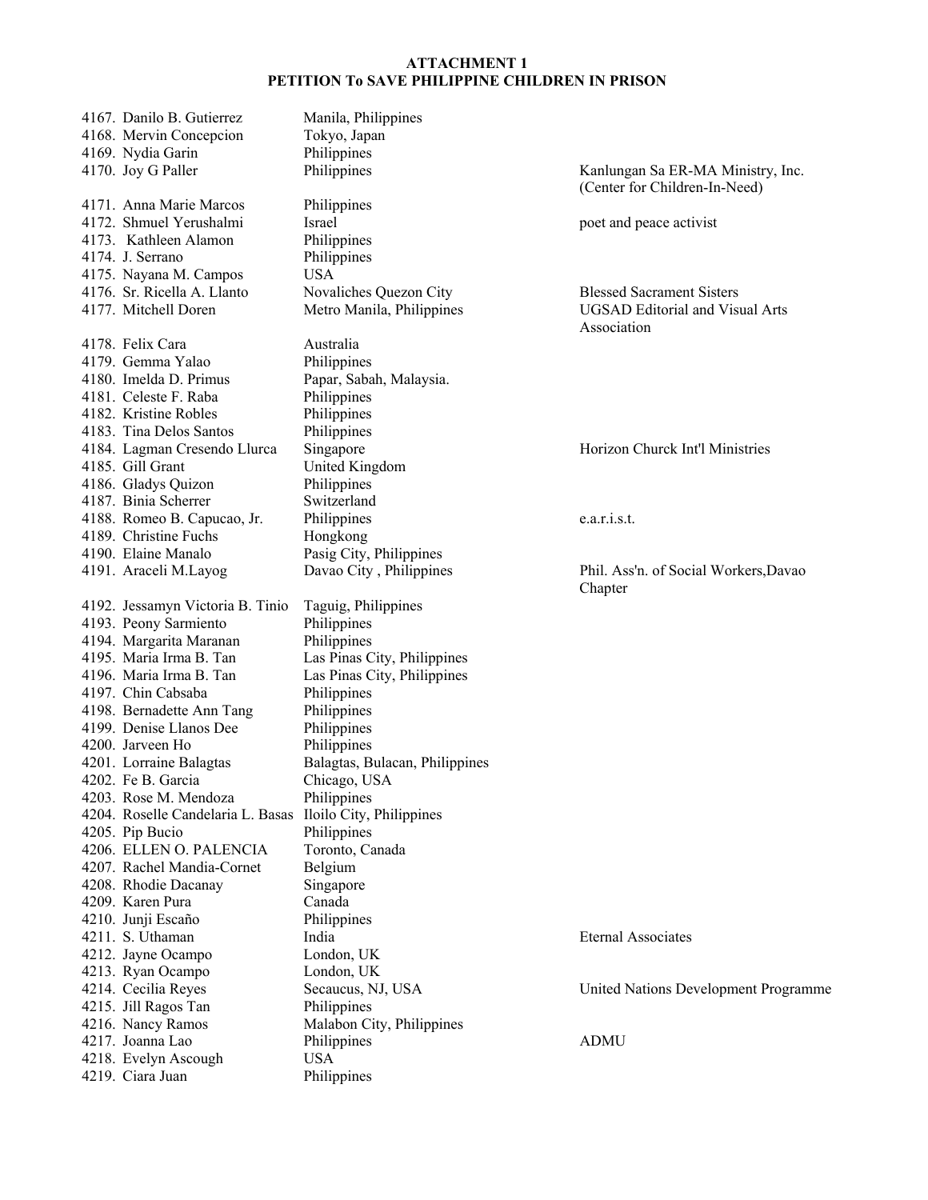**ATTACHMENT 1**
**PETITION To SAVE PHILIPPINE CHILDREN IN PRISON**

| No. | Name | Location | Affiliation |
|---|---|---|---|
| 4167. | Danilo B. Gutierrez | Manila, Philippines | |
| 4168. | Mervin Concepcion | Tokyo, Japan | |
| 4169. | Nydia Garin | Philippines | |
| 4170. | Joy G Paller | Philippines | Kanlungan Sa ER-MA Ministry, Inc. (Center for Children-In-Need) |
| 4171. | Anna Marie Marcos | Philippines | |
| 4172. | Shmuel Yerushalmi | Israel | poet and peace activist |
| 4173. | Kathleen Alamon | Philippines | |
| 4174. | J. Serrano | Philippines | |
| 4175. | Nayana M. Campos | USA | |
| 4176. | Sr. Ricella A. Llanto | Novaliches Quezon City | Blessed Sacrament Sisters |
| 4177. | Mitchell Doren | Metro Manila, Philippines | UGSAD Editorial and Visual Arts Association |
| 4178. | Felix Cara | Australia | |
| 4179. | Gemma Yalao | Philippines | |
| 4180. | Imelda D. Primus | Papar, Sabah, Malaysia. | |
| 4181. | Celeste F. Raba | Philippines | |
| 4182. | Kristine Robles | Philippines | |
| 4183. | Tina Delos Santos | Philippines | |
| 4184. | Lagman Cresendo Llurca | Singapore | Horizon Churck Int'l Ministries |
| 4185. | Gill Grant | United Kingdom | |
| 4186. | Gladys Quizon | Philippines | |
| 4187. | Binia Scherrer | Switzerland | |
| 4188. | Romeo B. Capucao, Jr. | Philippines | e.a.r.i.s.t. |
| 4189. | Christine Fuchs | Hongkong | |
| 4190. | Elaine Manalo | Pasig City, Philippines | |
| 4191. | Araceli M.Layog | Davao City , Philippines | Phil. Ass'n. of Social Workers,Davao Chapter |
| 4192. | Jessamyn Victoria B. Tinio | Taguig, Philippines | |
| 4193. | Peony Sarmiento | Philippines | |
| 4194. | Margarita Maranan | Philippines | |
| 4195. | Maria Irma B. Tan | Las Pinas City, Philippines | |
| 4196. | Maria Irma B. Tan | Las Pinas City, Philippines | |
| 4197. | Chin Cabsaba | Philippines | |
| 4198. | Bernadette Ann Tang | Philippines | |
| 4199. | Denise Llanos Dee | Philippines | |
| 4200. | Jarveen Ho | Philippines | |
| 4201. | Lorraine Balagtas | Balagtas, Bulacan, Philippines | |
| 4202. | Fe B. Garcia | Chicago, USA | |
| 4203. | Rose M. Mendoza | Philippines | |
| 4204. | Roselle Candelaria L. Basas | Iloilo City, Philippines | |
| 4205. | Pip Bucio | Philippines | |
| 4206. | ELLEN O. PALENCIA | Toronto, Canada | |
| 4207. | Rachel Mandia-Cornet | Belgium | |
| 4208. | Rhodie Dacanay | Singapore | |
| 4209. | Karen Pura | Canada | |
| 4210. | Junji Escaño | Philippines | |
| 4211. | S. Uthaman | India | Eternal Associates |
| 4212. | Jayne Ocampo | London, UK | |
| 4213. | Ryan Ocampo | London, UK | |
| 4214. | Cecilia Reyes | Secaucus, NJ, USA | United Nations Development Programme |
| 4215. | Jill Ragos Tan | Philippines | |
| 4216. | Nancy Ramos | Malabon City, Philippines | |
| 4217. | Joanna Lao | Philippines | ADMU |
| 4218. | Evelyn Ascough | USA | |
| 4219. | Ciara Juan | Philippines | |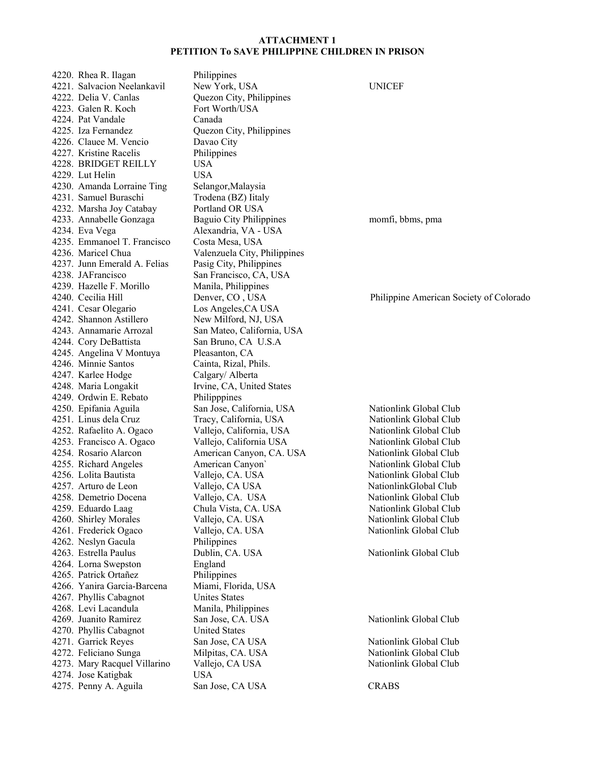**ATTACHMENT 1**
**PETITION To SAVE PHILIPPINE CHILDREN IN PRISON**

| No. | Name | Location | Organization |
|---|---|---|---|
| 4220. | Rhea R. Ilagan | Philippines | |
| 4221. | Salvacion Neelankavil | New York, USA | UNICEF |
| 4222. | Delia V. Canlas | Quezon City, Philippines | |
| 4223. | Galen R. Koch | Fort Worth/USA | |
| 4224. | Pat Vandale | Canada | |
| 4225. | Iza Fernandez | Quezon City, Philippines | |
| 4226. | Clauee M. Vencio | Davao City | |
| 4227. | Kristine Racelis | Philippines | |
| 4228. | BRIDGET REILLY | USA | |
| 4229. | Lut Helin | USA | |
| 4230. | Amanda Lorraine Ting | Selangor,Malaysia | |
| 4231. | Samuel Buraschi | Trodena (BZ) Iitaly | |
| 4232. | Marsha Joy Catabay | Portland OR USA | |
| 4233. | Annabelle Gonzaga | Baguio City Philippines | momfi, bbms, pma |
| 4234. | Eva Vega | Alexandria, VA - USA | |
| 4235. | Emmanoel T. Francisco | Costa Mesa, USA | |
| 4236. | Maricel Chua | Valenzuela City, Philippines | |
| 4237. | Junn Emerald A. Felias | Pasig City, Philippines | |
| 4238. | JAFrancisco | San Francisco, CA, USA | |
| 4239. | Hazelle F. Morillo | Manila, Philippines | |
| 4240. | Cecilia Hill | Denver, CO , USA | Philippine American Society of Colorado |
| 4241. | Cesar Olegario | Los Angeles,CA USA | |
| 4242. | Shannon Astillero | New Milford, NJ, USA | |
| 4243. | Annamarie Arrozal | San Mateo, California, USA | |
| 4244. | Cory DeBattista | San Bruno, CA U.S.A | |
| 4245. | Angelina V Montuya | Pleasanton, CA | |
| 4246. | Minnie Santos | Cainta, Rizal, Phils. | |
| 4247. | Karlee Hodge | Calgary/ Alberta | |
| 4248. | Maria Longakit | Irvine, CA, United States | |
| 4249. | Ordwin E. Rebato | Philipppines | |
| 4250. | Epifania Aguila | San Jose, California, USA | Nationlink Global Club |
| 4251. | Linus dela Cruz | Tracy, California, USA | Nationlink Global Club |
| 4252. | Rafaelito A. Ogaco | Vallejo, California, USA | Nationlink Global Club |
| 4253. | Francisco A. Ogaco | Vallejo, California USA | Nationlink Global Club |
| 4254. | Rosario Alarcon | American Canyon, CA. USA | Nationlink Global Club |
| 4255. | Richard Angeles | American Canyon` | Nationlink Global Club |
| 4256. | Lolita Bautista | Vallejo, CA. USA | Nationlink Global Club |
| 4257. | Arturo de Leon | Vallejo, CA USA | NationlinkGlobal Club |
| 4258. | Demetrio Docena | Vallejo, CA. USA | Nationlink Global Club |
| 4259. | Eduardo Laag | Chula Vista, CA. USA | Nationlink Global Club |
| 4260. | Shirley Morales | Vallejo, CA. USA | Nationlink Global Club |
| 4261. | Frederick Ogaco | Vallejo, CA. USA | Nationlink Global Club |
| 4262. | Neslyn Gacula | Philippines | |
| 4263. | Estrella Paulus | Dublin, CA. USA | Nationlink Global Club |
| 4264. | Lorna Swepston | England | |
| 4265. | Patrick Ortañez | Philippines | |
| 4266. | Yanira Garcia-Barcena | Miami, Florida, USA | |
| 4267. | Phyllis Cabagnot | Unites States | |
| 4268. | Levi Lacandula | Manila, Philippines | |
| 4269. | Juanito Ramirez | San Jose, CA. USA | Nationlink Global Club |
| 4270. | Phyllis Cabagnot | United States | |
| 4271. | Garrick Reyes | San Jose, CA USA | Nationlink Global Club |
| 4272. | Feliciano Sunga | Milpitas, CA. USA | Nationlink Global Club |
| 4273. | Mary Racquel Villarino | Vallejo, CA USA | Nationlink Global Club |
| 4274. | Jose Katigbak | USA | |
| 4275. | Penny A. Aguila | San Jose, CA USA | CRABS |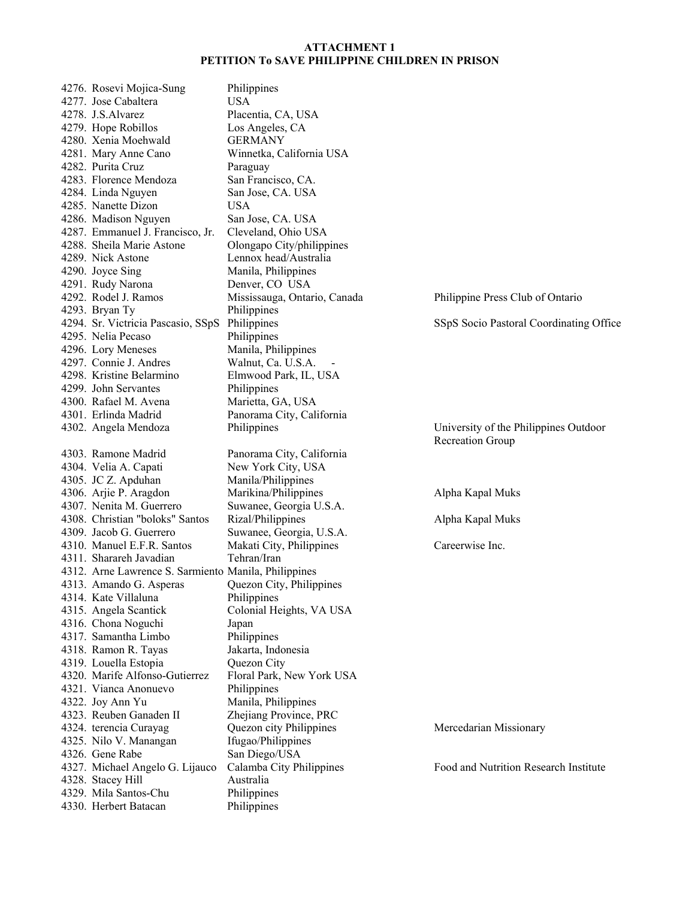**ATTACHMENT 1**
**PETITION To SAVE PHILIPPINE CHILDREN IN PRISON**

| No. | Name | Location | Organization |
|---|---|---|---|
| 4276. | Rosevi Mojica-Sung | Philippines | |
| 4277. | Jose Cabaltera | USA | |
| 4278. | J.S.Alvarez | Placentia, CA, USA | |
| 4279. | Hope Robillos | Los Angeles, CA | |
| 4280. | Xenia Moehwald | GERMANY | |
| 4281. | Mary Anne Cano | Winnetka, California USA | |
| 4282. | Purita Cruz | Paraguay | |
| 4283. | Florence Mendoza | San Francisco, CA. | |
| 4284. | Linda Nguyen | San Jose, CA. USA | |
| 4285. | Nanette Dizon | USA | |
| 4286. | Madison Nguyen | San Jose, CA. USA | |
| 4287. | Emmanuel J. Francisco, Jr. | Cleveland, Ohio USA | |
| 4288. | Sheila Marie Astone | Olongapo City/philippines | |
| 4289. | Nick Astone | Lennox head/Australia | |
| 4290. | Joyce Sing | Manila, Philippines | |
| 4291. | Rudy Narona | Denver, CO USA | |
| 4292. | Rodel J. Ramos | Mississauga, Ontario, Canada | Philippine Press Club of Ontario |
| 4293. | Bryan Ty | Philippines | |
| 4294. | Sr. Victricia Pascasio, SSpS | Philippines | SSpS Socio Pastoral Coordinating Office |
| 4295. | Nelia Pecaso | Philippines | |
| 4296. | Lory Meneses | Manila, Philippines | |
| 4297. | Connie J. Andres | Walnut, Ca. U.S.A. - | |
| 4298. | Kristine Belarmino | Elmwood Park, IL, USA | |
| 4299. | John Servantes | Philippines | |
| 4300. | Rafael M. Avena | Marietta, GA, USA | |
| 4301. | Erlinda Madrid | Panorama City, California | |
| 4302. | Angela Mendoza | Philippines | University of the Philippines Outdoor Recreation Group |
| 4303. | Ramone Madrid | Panorama City, California | |
| 4304. | Velia A. Capati | New York City, USA | |
| 4305. | JC Z. Apduhan | Manila/Philippines | |
| 4306. | Arjie P. Aragdon | Marikina/Philippines | Alpha Kapal Muks |
| 4307. | Nenita M. Guerrero | Suwanee, Georgia U.S.A. | |
| 4308. | Christian "boloks" Santos | Rizal/Philippines | Alpha Kapal Muks |
| 4309. | Jacob G. Guerrero | Suwanee, Georgia, U.S.A. | |
| 4310. | Manuel E.F.R. Santos | Makati City, Philippines | Careerwise Inc. |
| 4311. | Sharareh Javadian | Tehran/Iran | |
| 4312. | Arne Lawrence S. Sarmiento | Manila, Philippines | |
| 4313. | Amando G. Asperas | Quezon City, Philippines | |
| 4314. | Kate Villaluna | Philippines | |
| 4315. | Angela Scantick | Colonial Heights, VA USA | |
| 4316. | Chona Noguchi | Japan | |
| 4317. | Samantha Limbo | Philippines | |
| 4318. | Ramon R. Tayas | Jakarta, Indonesia | |
| 4319. | Louella Estopia | Quezon City | |
| 4320. | Marife Alfonso-Gutierrez | Floral Park, New York USA | |
| 4321. | Vianca Anonuevo | Philippines | |
| 4322. | Joy Ann Yu | Manila, Philippines | |
| 4323. | Reuben Ganaden II | Zhejiang Province, PRC | |
| 4324. | terencia Curayag | Quezon city Philippines | Mercedarian Missionary |
| 4325. | Nilo V. Manangan | Ifugao/Philippines | |
| 4326. | Gene Rabe | San Diego/USA | |
| 4327. | Michael Angelo G. Lijauco | Calamba City Philippines | Food and Nutrition Research Institute |
| 4328. | Stacey Hill | Australia | |
| 4329. | Mila Santos-Chu | Philippines | |
| 4330. | Herbert Batacan | Philippines | |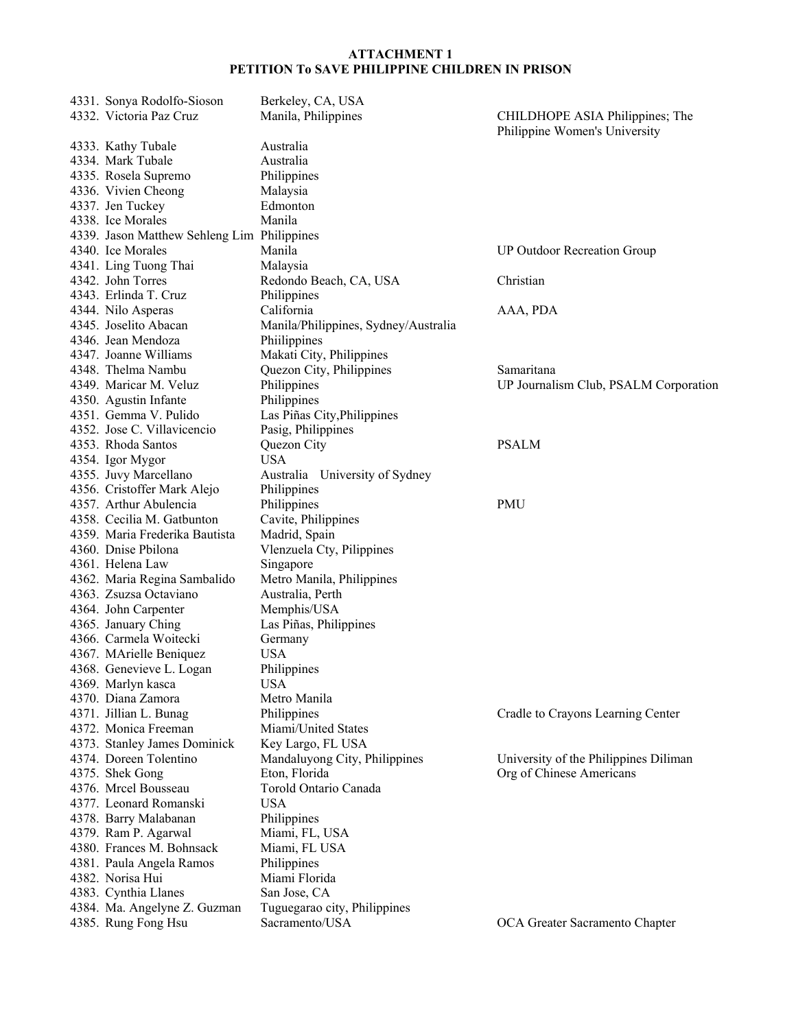**ATTACHMENT 1**
**PETITION To SAVE PHILIPPINE CHILDREN IN PRISON**

| No. | Name | Location | Organization |
|---|---|---|---|
| 4331. | Sonya Rodolfo-Sioson | Berkeley, CA, USA | |
| 4332. | Victoria Paz Cruz | Manila, Philippines | CHILDHOPE ASIA Philippines; The Philippine Women's University |
| 4333. | Kathy Tubale | Australia | |
| 4334. | Mark Tubale | Australia | |
| 4335. | Rosela Supremo | Philippines | |
| 4336. | Vivien Cheong | Malaysia | |
| 4337. | Jen Tuckey | Edmonton | |
| 4338. | Ice Morales | Manila | |
| 4339. | Jason Matthew Sehleng Lim | Philippines | |
| 4340. | Ice Morales | Manila | UP Outdoor Recreation Group |
| 4341. | Ling Tuong Thai | Malaysia | |
| 4342. | John Torres | Redondo Beach, CA, USA | Christian |
| 4343. | Erlinda T. Cruz | Philippines | |
| 4344. | Nilo Asperas | California | AAA, PDA |
| 4345. | Joselito Abacan | Manila/Philippines, Sydney/Australia | |
| 4346. | Jean Mendoza | Phiilippines | |
| 4347. | Joanne Williams | Makati City, Philippines | |
| 4348. | Thelma Nambu | Quezon City, Philippines | Samaritana |
| 4349. | Maricar M. Veluz | Philippines | UP Journalism Club, PSALM Corporation |
| 4350. | Agustin Infante | Philippines | |
| 4351. | Gemma V. Pulido | Las Piñas City,Philippines | |
| 4352. | Jose C. Villavicencio | Pasig, Philippines | |
| 4353. | Rhoda Santos | Quezon City | PSALM |
| 4354. | Igor Mygor | USA | |
| 4355. | Juvy Marcellano | Australia University of Sydney | |
| 4356. | Cristoffer Mark Alejo | Philippines | |
| 4357. | Arthur Abulencia | Philippines | PMU |
| 4358. | Cecilia M. Gatbunton | Cavite, Philippines | |
| 4359. | Maria Frederika Bautista | Madrid, Spain | |
| 4360. | Dnise Pbilona | Vlenzuela Cty, Pilippines | |
| 4361. | Helena Law | Singapore | |
| 4362. | Maria Regina Sambalido | Metro Manila, Philippines | |
| 4363. | Zsuzsa Octaviano | Australia, Perth | |
| 4364. | John Carpenter | Memphis/USA | |
| 4365. | January Ching | Las Piñas, Philippines | |
| 4366. | Carmela Woitecki | Germany | |
| 4367. | MArielle Beniquez | USA | |
| 4368. | Genevieve L. Logan | Philippines | |
| 4369. | Marlyn kasca | USA | |
| 4370. | Diana Zamora | Metro Manila | |
| 4371. | Jillian L. Bunag | Philippines | Cradle to Crayons Learning Center |
| 4372. | Monica Freeman | Miami/United States | |
| 4373. | Stanley James Dominick | Key Largo, FL USA | |
| 4374. | Doreen Tolentino | Mandaluyong City, Philippines | University of the Philippines Diliman |
| 4375. | Shek Gong | Eton, Florida | Org of Chinese Americans |
| 4376. | Mrcel Bousseau | Torold Ontario Canada | |
| 4377. | Leonard Romanski | USA | |
| 4378. | Barry Malabanan | Philippines | |
| 4379. | Ram P. Agarwal | Miami, FL, USA | |
| 4380. | Frances M. Bohnsack | Miami, FL USA | |
| 4381. | Paula Angela Ramos | Philippines | |
| 4382. | Norisa Hui | Miami Florida | |
| 4383. | Cynthia Llanes | San Jose, CA | |
| 4384. | Ma. Angelyne Z. Guzman | Tuguegarao city, Philippines | |
| 4385. | Rung Fong Hsu | Sacramento/USA | OCA Greater Sacramento Chapter |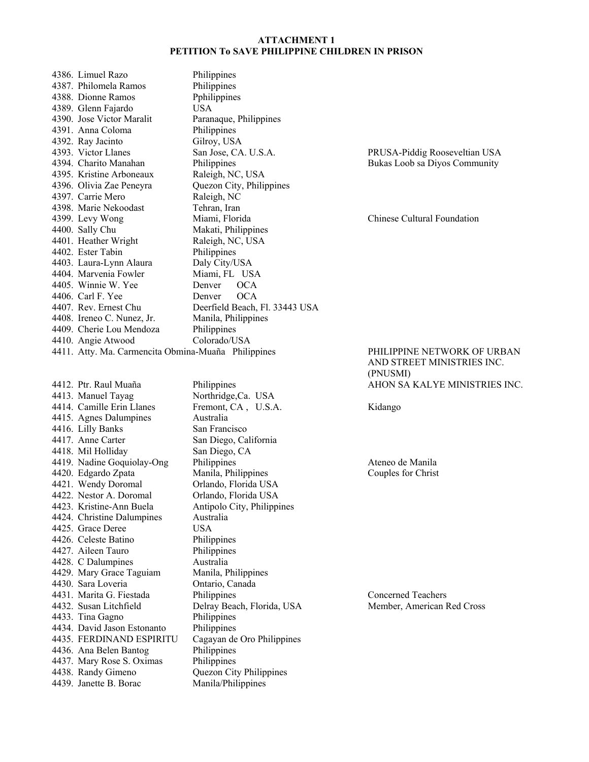**ATTACHMENT 1**
**PETITION To SAVE PHILIPPINE CHILDREN IN PRISON**

| No. | Name | Location | Organization |
|---|---|---|---|
| 4386. | Limuel Razo | Philippines | |
| 4387. | Philomela Ramos | Philippines | |
| 4388. | Dionne Ramos | Pphilippines | |
| 4389. | Glenn Fajardo | USA | |
| 4390. | Jose Victor Maralit | Paranaque, Philippines | |
| 4391. | Anna Coloma | Philippines | |
| 4392. | Ray Jacinto | Gilroy, USA | |
| 4393. | Victor Llanes | San Jose, CA. U.S.A. | PRUSA-Piddig Rooseveltian USA |
| 4394. | Charito Manahan | Philippines | Bukas Loob sa Diyos Community |
| 4395. | Kristine Arboneaux | Raleigh, NC, USA | |
| 4396. | Olivia Zae Peneyra | Quezon City, Philippines | |
| 4397. | Carrie Mero | Raleigh, NC | |
| 4398. | Marie Nekoodast | Tehran, Iran | |
| 4399. | Levy Wong | Miami, Florida | Chinese Cultural Foundation |
| 4400. | Sally Chu | Makati, Philippines | |
| 4401. | Heather Wright | Raleigh, NC, USA | |
| 4402. | Ester Tabin | Philippines | |
| 4403. | Laura-Lynn Alaura | Daly City/USA | |
| 4404. | Marvenia Fowler | Miami, FL USA | |
| 4405. | Winnie W. Yee | Denver OCA | |
| 4406. | Carl F. Yee | Denver OCA | |
| 4407. | Rev. Ernest Chu | Deerfield Beach, Fl. 33443 USA | |
| 4408. | Ireneo C. Nunez, Jr. | Manila, Philippines | |
| 4409. | Cherie Lou Mendoza | Philippines | |
| 4410. | Angie Atwood | Colorado/USA | |
| 4411. | Atty. Ma. Carmencita Obmina-Muaña | Philippines | PHILIPPINE NETWORK OF URBAN AND STREET MINISTRIES INC. (PNUSMI) |
| 4412. | Ptr. Raul Muaña | Philippines | AHON SA KALYE MINISTRIES INC. |
| 4413. | Manuel Tayag | Northridge,Ca. USA | |
| 4414. | Camille Erin Llanes | Fremont, CA , U.S.A. | Kidango |
| 4415. | Agnes Dalumpines | Australia | |
| 4416. | Lilly Banks | San Francisco | |
| 4417. | Anne Carter | San Diego, California | |
| 4418. | Mil Holliday | San Diego, CA | |
| 4419. | Nadine Goquiolay-Ong | Philippines | Ateneo de Manila |
| 4420. | Edgardo Zpata | Manila, Philippines | Couples for Christ |
| 4421. | Wendy Doromal | Orlando, Florida USA | |
| 4422. | Nestor A. Doromal | Orlando, Florida USA | |
| 4423. | Kristine-Ann Buela | Antipolo City, Philippines | |
| 4424. | Christine Dalumpines | Australia | |
| 4425. | Grace Deree | USA | |
| 4426. | Celeste Batino | Philippines | |
| 4427. | Aileen Tauro | Philippines | |
| 4428. | C Dalumpines | Australia | |
| 4429. | Mary Grace Taguiam | Manila, Philippines | |
| 4430. | Sara Loveria | Ontario, Canada | |
| 4431. | Marita G. Fiestada | Philippines | Concerned Teachers |
| 4432. | Susan Litchfield | Delray Beach, Florida, USA | Member, American Red Cross |
| 4433. | Tina Gagno | Philippines | |
| 4434. | David Jason Estonanto | Philippines | |
| 4435. | FERDINAND ESPIRITU | Cagayan de Oro Philippines | |
| 4436. | Ana Belen Bantog | Philippines | |
| 4437. | Mary Rose S. Oximas | Philippines | |
| 4438. | Randy Gimeno | Quezon City Philippines | |
| 4439. | Janette B. Borac | Manila/Philippines | |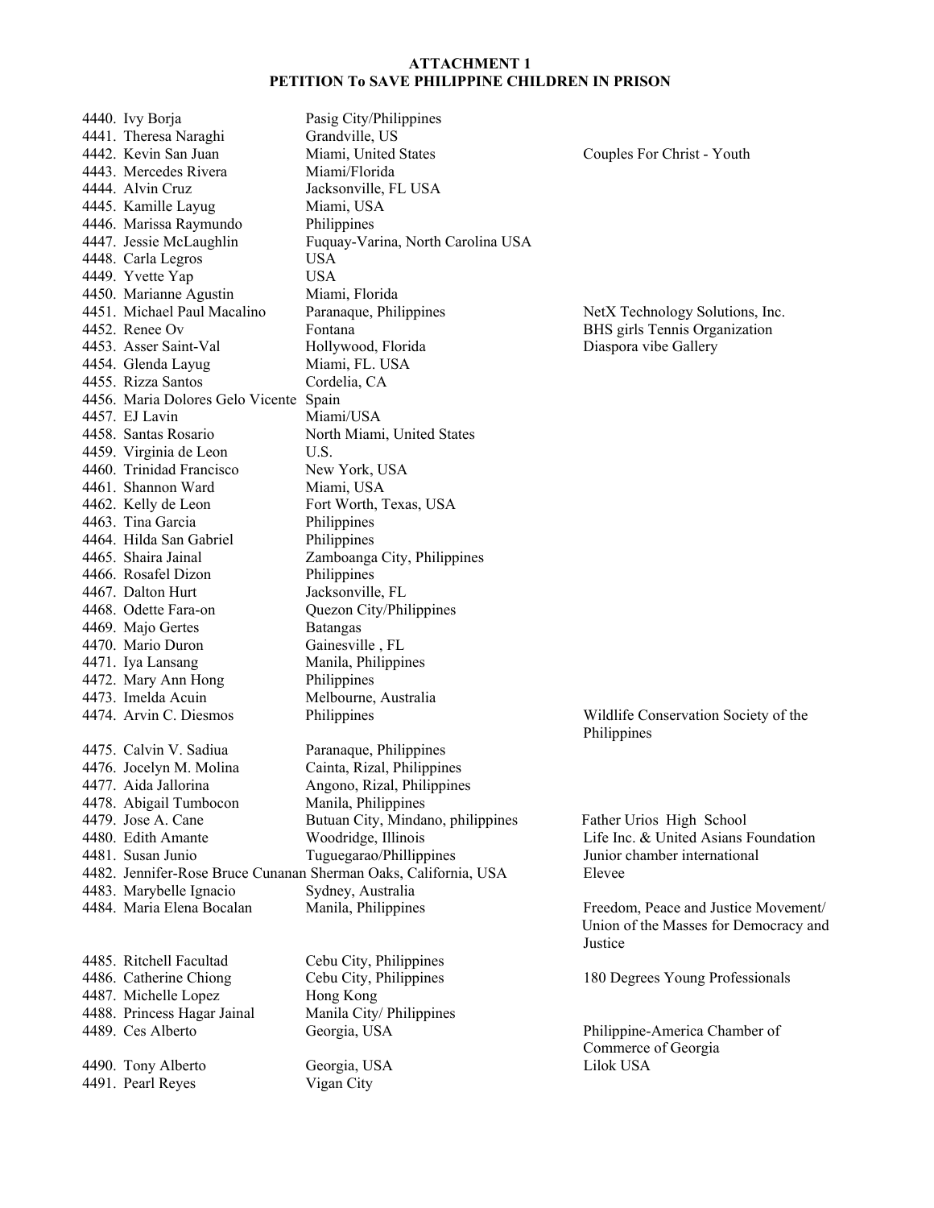**ATTACHMENT 1**
**PETITION To SAVE PHILIPPINE CHILDREN IN PRISON**

| No. | Name | Location | Organization |
|---|---|---|---|
| 4440. | Ivy Borja | Pasig City/Philippines | |
| 4441. | Theresa Naraghi | Grandville, US | |
| 4442. | Kevin San Juan | Miami, United States | Couples For Christ - Youth |
| 4443. | Mercedes Rivera | Miami/Florida | |
| 4444. | Alvin Cruz | Jacksonville, FL USA | |
| 4445. | Kamille Layug | Miami, USA | |
| 4446. | Marissa Raymundo | Philippines | |
| 4447. | Jessie McLaughlin | Fuquay-Varina, North Carolina USA | |
| 4448. | Carla Legros | USA | |
| 4449. | Yvette Yap | USA | |
| 4450. | Marianne Agustin | Miami, Florida | |
| 4451. | Michael Paul Macalino | Paranaque, Philippines | NetX Technology Solutions, Inc. |
| 4452. | Renee Ov | Fontana | BHS girls Tennis Organization |
| 4453. | Asser Saint-Val | Hollywood, Florida | Diaspora vibe Gallery |
| 4454. | Glenda Layug | Miami, FL. USA | |
| 4455. | Rizza Santos | Cordelia, CA | |
| 4456. | Maria Dolores Gelo Vicente | Spain | |
| 4457. | EJ Lavin | Miami/USA | |
| 4458. | Santas Rosario | North Miami, United States | |
| 4459. | Virginia de Leon | U.S. | |
| 4460. | Trinidad Francisco | New York, USA | |
| 4461. | Shannon Ward | Miami, USA | |
| 4462. | Kelly de Leon | Fort Worth, Texas, USA | |
| 4463. | Tina Garcia | Philippines | |
| 4464. | Hilda San Gabriel | Philippines | |
| 4465. | Shaira Jainal | Zamboanga City, Philippines | |
| 4466. | Rosafel Dizon | Philippines | |
| 4467. | Dalton Hurt | Jacksonville, FL | |
| 4468. | Odette Fara-on | Quezon City/Philippines | |
| 4469. | Majo Gertes | Batangas | |
| 4470. | Mario Duron | Gainesville , FL | |
| 4471. | Iya Lansang | Manila, Philippines | |
| 4472. | Mary Ann Hong | Philippines | |
| 4473. | Imelda Acuin | Melbourne, Australia | |
| 4474. | Arvin C. Diesmos | Philippines | Wildlife Conservation Society of the Philippines |
| 4475. | Calvin V. Sadiua | Paranaque, Philippines | |
| 4476. | Jocelyn M. Molina | Cainta, Rizal, Philippines | |
| 4477. | Aida Jallorina | Angono, Rizal, Philippines | |
| 4478. | Abigail Tumbocon | Manila, Philippines | |
| 4479. | Jose A. Cane | Butuan City, Mindano, philippines | Father Urios High School |
| 4480. | Edith Amante | Woodridge, Illinois | Life Inc. & United Asians Foundation |
| 4481. | Susan Junio | Tuguegarao/Phillippines | Junior chamber international |
| 4482. | Jennifer-Rose Bruce Cunanan | Sherman Oaks, California, USA | Elevee |
| 4483. | Marybelle Ignacio | Sydney, Australia | |
| 4484. | Maria Elena Bocalan | Manila, Philippines | Freedom, Peace and Justice Movement/ Union of the Masses for Democracy and Justice |
| 4485. | Ritchell Facultad | Cebu City, Philippines | |
| 4486. | Catherine Chiong | Cebu City, Philippines | 180 Degrees Young Professionals |
| 4487. | Michelle Lopez | Hong Kong | |
| 4488. | Princess Hagar Jainal | Manila City/ Philippines | |
| 4489. | Ces Alberto | Georgia, USA | Philippine-America Chamber of Commerce of Georgia |
| 4490. | Tony Alberto | Georgia, USA | Lilok USA |
| 4491. | Pearl Reyes | Vigan City | |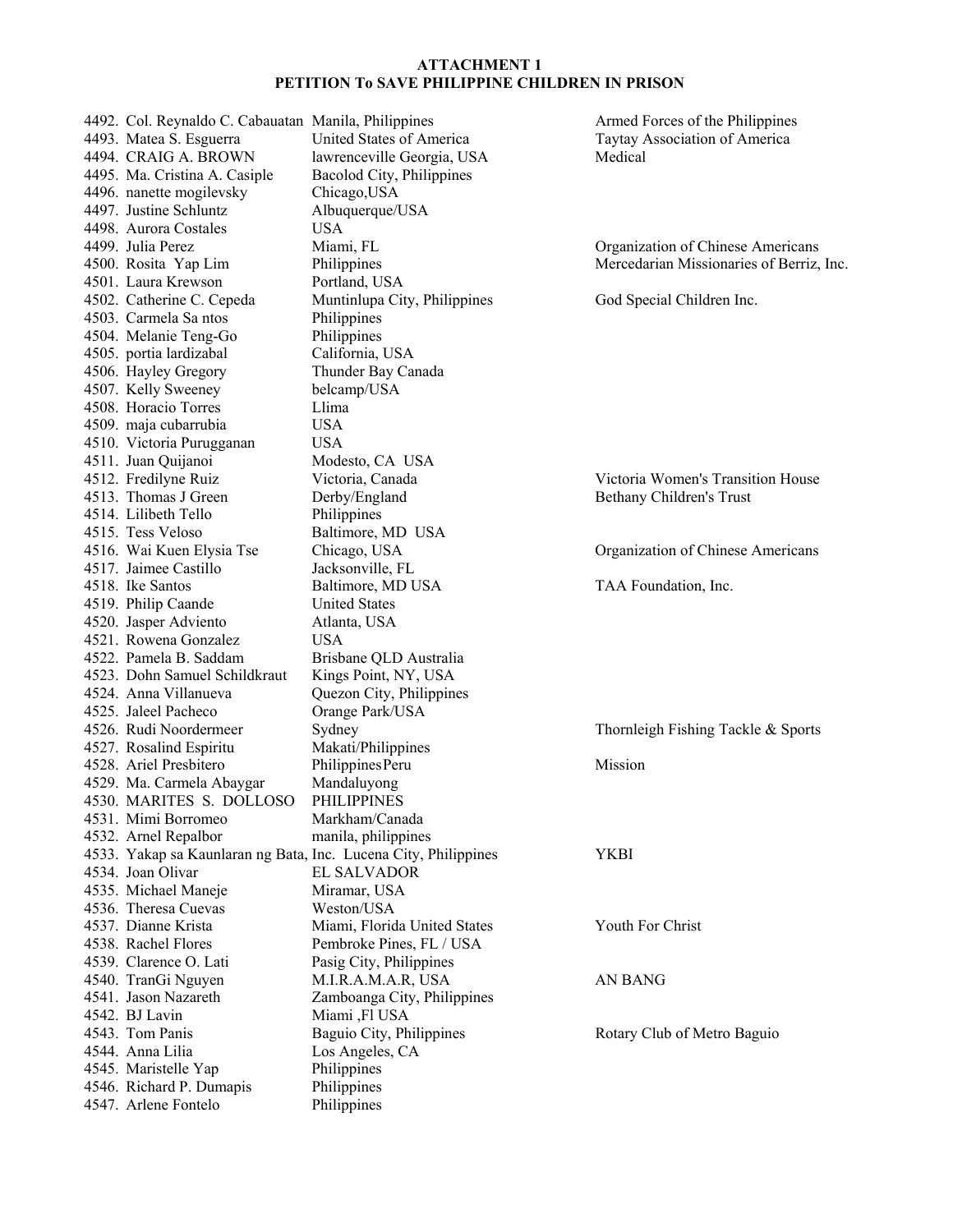**ATTACHMENT 1**
**PETITION To SAVE PHILIPPINE CHILDREN IN PRISON**

| No. | Name | Location | Organization |
|---|---|---|---|
| 4492. | Col. Reynaldo C. Cabauatan | Manila, Philippines | Armed Forces of the Philippines |
| 4493. | Matea S. Esguerra | United States of America | Taytay Association of America |
| 4494. | CRAIG A. BROWN | lawrenceville Georgia, USA | Medical |
| 4495. | Ma. Cristina A. Casiple | Bacolod City, Philippines | |
| 4496. | nanette mogilevsky | Chicago,USA | |
| 4497. | Justine Schluntz | Albuquerque/USA | |
| 4498. | Aurora Costales | USA | |
| 4499. | Julia Perez | Miami, FL | Organization of Chinese Americans |
| 4500. | Rosita Yap Lim | Philippines | Mercedarian Missionaries of Berriz, Inc. |
| 4501. | Laura Krewson | Portland, USA | |
| 4502. | Catherine C. Cepeda | Muntinlupa City, Philippines | God Special Children Inc. |
| 4503. | Carmela Sa ntos | Philippines | |
| 4504. | Melanie Teng-Go | Philippines | |
| 4505. | portia lardizabal | California, USA | |
| 4506. | Hayley Gregory | Thunder Bay Canada | |
| 4507. | Kelly Sweeney | belcamp/USA | |
| 4508. | Horacio Torres | Llima | |
| 4509. | maja cubarrubia | USA | |
| 4510. | Victoria Purugganan | USA | |
| 4511. | Juan Quijanoi | Modesto, CA USA | |
| 4512. | Fredilyne Ruiz | Victoria, Canada | Victoria Women's Transition House |
| 4513. | Thomas J Green | Derby/England | Bethany Children's Trust |
| 4514. | Lilibeth Tello | Philippines | |
| 4515. | Tess Veloso | Baltimore, MD USA | |
| 4516. | Wai Kuen Elysia Tse | Chicago, USA | Organization of Chinese Americans |
| 4517. | Jaimee Castillo | Jacksonville, FL | |
| 4518. | Ike Santos | Baltimore, MD USA | TAA Foundation, Inc. |
| 4519. | Philip Caande | United States | |
| 4520. | Jasper Adviento | Atlanta, USA | |
| 4521. | Rowena Gonzalez | USA | |
| 4522. | Pamela B. Saddam | Brisbane QLD Australia | |
| 4523. | Dohn Samuel Schildkraut | Kings Point, NY, USA | |
| 4524. | Anna Villanueva | Quezon City, Philippines | |
| 4525. | Jaleel Pacheco | Orange Park/USA | |
| 4526. | Rudi Noordermeer | Sydney | Thornleigh Fishing Tackle & Sports |
| 4527. | Rosalind Espiritu | Makati/Philippines | |
| 4528. | Ariel Presbitero | Philippines Peru | Mission |
| 4529. | Ma. Carmela Abaygar | Mandaluyong | |
| 4530. | MARITES S. DOLLOSO | PHILIPPINES | |
| 4531. | Mimi Borromeo | Markham/Canada | |
| 4532. | Arnel Repalbor | manila, philippines | |
| 4533. | Yakap sa Kaunlaran ng Bata, Inc. | Lucena City, Philippines | YKBI |
| 4534. | Joan Olivar | EL SALVADOR | |
| 4535. | Michael Maneje | Miramar, USA | |
| 4536. | Theresa Cuevas | Weston/USA | |
| 4537. | Dianne Krista | Miami, Florida United States | Youth For Christ |
| 4538. | Rachel Flores | Pembroke Pines, FL / USA | |
| 4539. | Clarence O. Lati | Pasig City, Philippines | |
| 4540. | TranGi Nguyen | M.I.R.A.M.A.R, USA | AN BANG |
| 4541. | Jason Nazareth | Zamboanga City, Philippines | |
| 4542. | BJ Lavin | Miami ,Fl USA | |
| 4543. | Tom Panis | Baguio City, Philippines | Rotary Club of Metro Baguio |
| 4544. | Anna Lilia | Los Angeles, CA | |
| 4545. | Maristelle Yap | Philippines | |
| 4546. | Richard P. Dumapis | Philippines | |
| 4547. | Arlene Fontelo | Philippines | |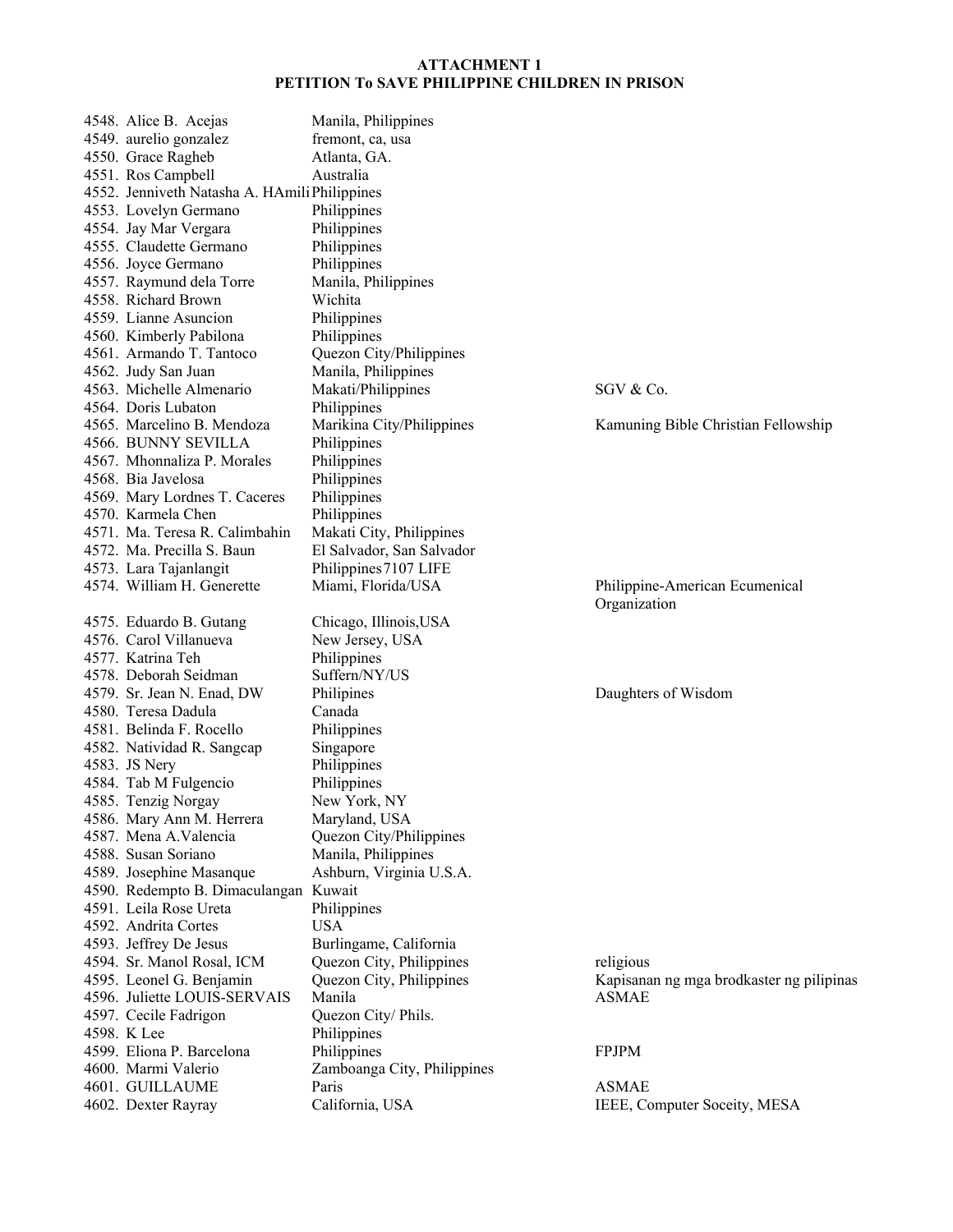**ATTACHMENT 1**
**PETITION To SAVE PHILIPPINE CHILDREN IN PRISON**

| No. | Name | Location | Organization |
|---|---|---|---|
| 4548. | Alice B. Acejas | Manila, Philippines | |
| 4549. | aurelio gonzalez | fremont, ca, usa | |
| 4550. | Grace Ragheb | Atlanta, GA. | |
| 4551. | Ros Campbell | Australia | |
| 4552. | Jenniveth Natasha A. HAmili | Philippines | |
| 4553. | Lovelyn Germano | Philippines | |
| 4554. | Jay Mar Vergara | Philippines | |
| 4555. | Claudette Germano | Philippines | |
| 4556. | Joyce Germano | Philippines | |
| 4557. | Raymund dela Torre | Manila, Philippines | |
| 4558. | Richard Brown | Wichita | |
| 4559. | Lianne Asuncion | Philippines | |
| 4560. | Kimberly Pabilona | Philippines | |
| 4561. | Armando T. Tantoco | Quezon City/Philippines | |
| 4562. | Judy San Juan | Manila, Philippines | |
| 4563. | Michelle Almenario | Makati/Philippines | SGV & Co. |
| 4564. | Doris Lubaton | Philippines | |
| 4565. | Marcelino B. Mendoza | Marikina City/Philippines | Kamuning Bible Christian Fellowship |
| 4566. | BUNNY SEVILLA | Philippines | |
| 4567. | Mhonnaliza P. Morales | Philippines | |
| 4568. | Bia Javelosa | Philippines | |
| 4569. | Mary Lordnes T. Caceres | Philippines | |
| 4570. | Karmela Chen | Philippines | |
| 4571. | Ma. Teresa R. Calimbahin | Makati City, Philippines | |
| 4572. | Ma. Precilla S. Baun | El Salvador, San Salvador | |
| 4573. | Lara Tajanlangit | Philippines7107 LIFE | |
| 4574. | William H. Generette | Miami, Florida/USA | Philippine-American Ecumenical Organization |
| 4575. | Eduardo B. Gutang | Chicago, Illinois,USA | |
| 4576. | Carol Villanueva | New Jersey, USA | |
| 4577. | Katrina Teh | Philippines | |
| 4578. | Deborah Seidman | Suffern/NY/US | |
| 4579. | Sr. Jean N. Enad, DW | Philipines | Daughters of Wisdom |
| 4580. | Teresa Dadula | Canada | |
| 4581. | Belinda F. Rocello | Philippines | |
| 4582. | Natividad R. Sangcap | Singapore | |
| 4583. | JS Nery | Philippines | |
| 4584. | Tab M Fulgencio | Philippines | |
| 4585. | Tenzig Norgay | New York, NY | |
| 4586. | Mary Ann M. Herrera | Maryland, USA | |
| 4587. | Mena A.Valencia | Quezon City/Philippines | |
| 4588. | Susan Soriano | Manila, Philippines | |
| 4589. | Josephine Masanque | Ashburn, Virginia U.S.A. | |
| 4590. | Redempto B. Dimaculangan | Kuwait | |
| 4591. | Leila Rose Ureta | Philippines | |
| 4592. | Andrita Cortes | USA | |
| 4593. | Jeffrey De Jesus | Burlingame, California | |
| 4594. | Sr. Manol Rosal, ICM | Quezon City, Philippines | religious |
| 4595. | Leonel G. Benjamin | Quezon City, Philippines | Kapisanan ng mga brodkaster ng pilipinas |
| 4596. | Juliette LOUIS-SERVAIS | Manila | ASMAE |
| 4597. | Cecile Fadrigon | Quezon City/ Phils. | |
| 4598. | K Lee | Philippines | |
| 4599. | Eliona P. Barcelona | Philippines | FPJPM |
| 4600. | Marmi Valerio | Zamboanga City, Philippines | |
| 4601. | GUILLAUME | Paris | ASMAE |
| 4602. | Dexter Rayray | California, USA | IEEE, Computer Soceity, MESA |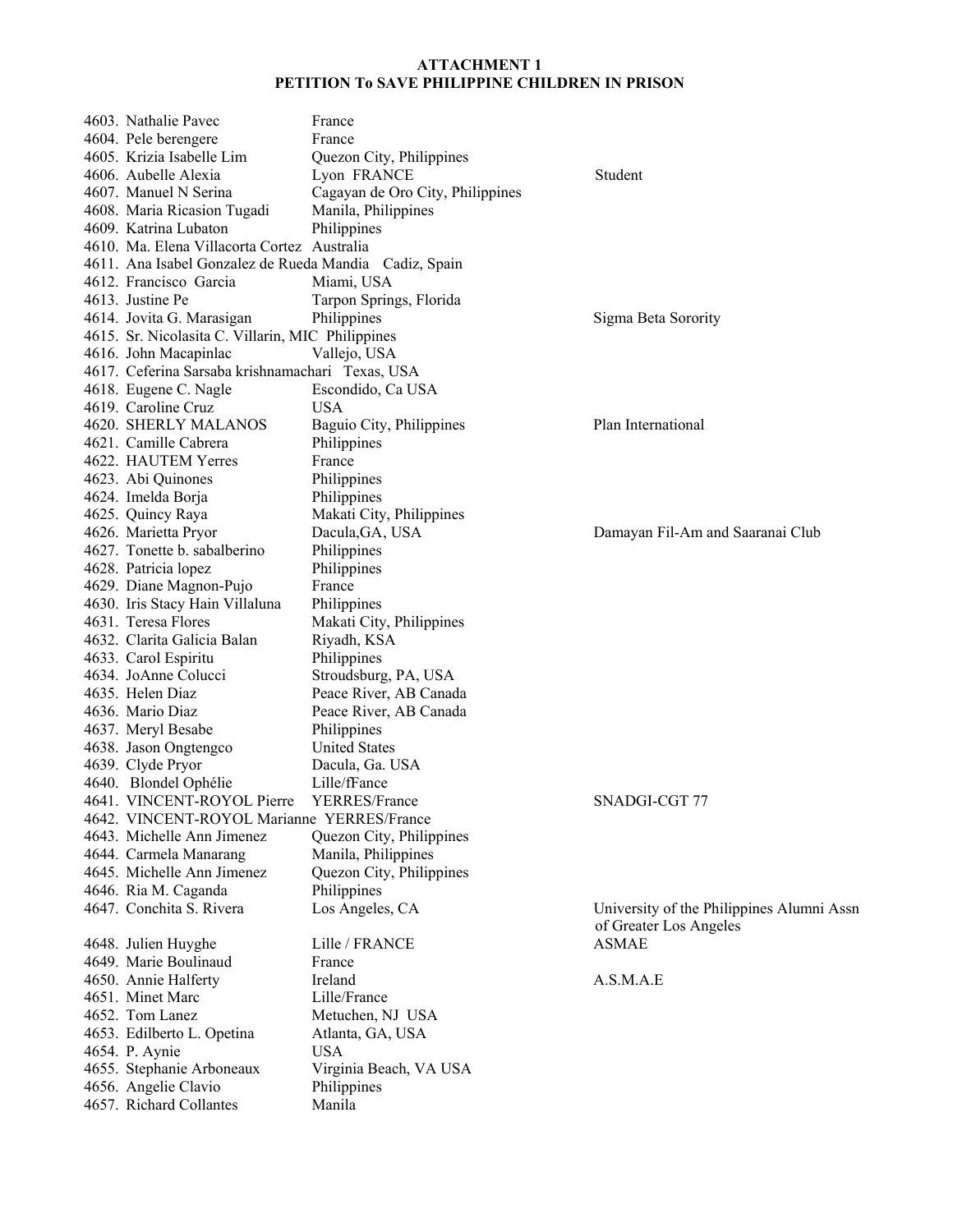**ATTACHMENT 1**
**PETITION To SAVE PHILIPPINE CHILDREN IN PRISON**

| | | |
|---|---|---|
| 4603. Nathalie Pavec | France | |
| 4604. Pele berengere | France | |
| 4605. Krizia Isabelle Lim | Quezon City, Philippines | |
| 4606. Aubelle Alexia | Lyon FRANCE | Student |
| 4607. Manuel N Serina | Cagayan de Oro City, Philippines | |
| 4608. Maria Ricasion Tugadi | Manila, Philippines | |
| 4609. Katrina Lubaton | Philippines | |
| 4610. Ma. Elena Villacorta Cortez | Australia | |
| 4611. Ana Isabel Gonzalez de Rueda Mandia | Cadiz, Spain | |
| 4612. Francisco Garcia | Miami, USA | |
| 4613. Justine Pe | Tarpon Springs, Florida | |
| 4614. Jovita G. Marasigan | Philippines | Sigma Beta Sorority |
| 4615. Sr. Nicolasita C. Villarin, MIC | Philippines | |
| 4616. John Macapinlac | Vallejo, USA | |
| 4617. Ceferina Sarsaba krishnamachari | Texas, USA | |
| 4618. Eugene C. Nagle | Escondido, Ca USA | |
| 4619. Caroline Cruz | USA | |
| 4620. SHERLY MALANOS | Baguio City, Philippines | Plan International |
| 4621. Camille Cabrera | Philippines | |
| 4622. HAUTEM Yerres | France | |
| 4623. Abi Quinones | Philippines | |
| 4624. Imelda Borja | Philippines | |
| 4625. Quincy Raya | Makati City, Philippines | |
| 4626. Marietta Pryor | Dacula,GA, USA | Damayan Fil-Am and Saaranai Club |
| 4627. Tonette b. sabalberino | Philippines | |
| 4628. Patricia lopez | Philippines | |
| 4629. Diane Magnon-Pujo | France | |
| 4630. Iris Stacy Hain Villaluna | Philippines | |
| 4631. Teresa Flores | Makati City, Philippines | |
| 4632. Clarita Galicia Balan | Riyadh, KSA | |
| 4633. Carol Espiritu | Philippines | |
| 4634. JoAnne Colucci | Stroudsburg, PA, USA | |
| 4635. Helen Diaz | Peace River, AB Canada | |
| 4636. Mario Diaz | Peace River, AB Canada | |
| 4637. Meryl Besabe | Philippines | |
| 4638. Jason Ongtengco | United States | |
| 4639. Clyde Pryor | Dacula, Ga. USA | |
| 4640. Blondel Ophélie | Lille/fFance | |
| 4641. VINCENT-ROYOL Pierre | YERRES/France | SNADGI-CGT 77 |
| 4642. VINCENT-ROYOL Marianne | YERRES/France | |
| 4643. Michelle Ann Jimenez | Quezon City, Philippines | |
| 4644. Carmela Manarang | Manila, Philippines | |
| 4645. Michelle Ann Jimenez | Quezon City, Philippines | |
| 4646. Ria M. Caganda | Philippines | |
| 4647. Conchita S. Rivera | Los Angeles, CA | University of the Philippines Alumni Assn of Greater Los Angeles |
| 4648. Julien Huyghe | Lille / FRANCE | ASMAE |
| 4649. Marie Boulinaud | France | |
| 4650. Annie Halferty | Ireland | A.S.M.A.E |
| 4651. Minet Marc | Lille/France | |
| 4652. Tom Lanez | Metuchen, NJ USA | |
| 4653. Edilberto L. Opetina | Atlanta, GA, USA | |
| 4654. P. Aynie | USA | |
| 4655. Stephanie Arboneaux | Virginia Beach, VA USA | |
| 4656. Angelie Clavio | Philippines | |
| 4657. Richard Collantes | Manila | |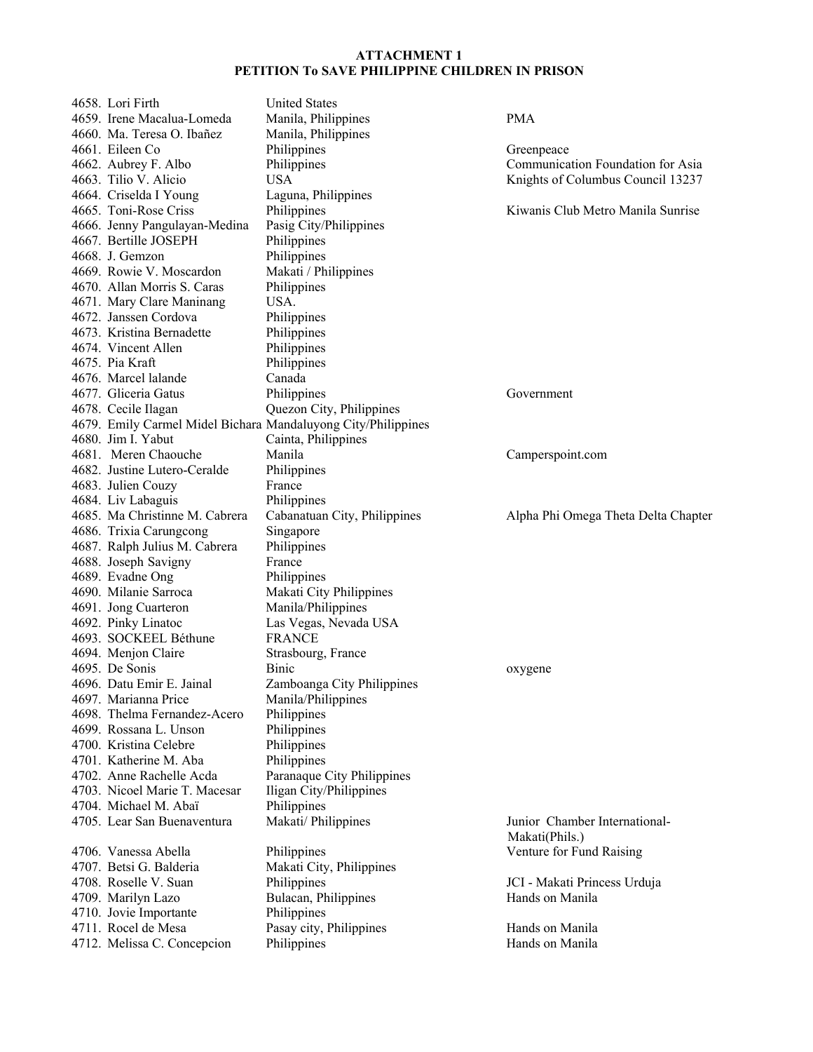**ATTACHMENT 1**
**PETITION To SAVE PHILIPPINE CHILDREN IN PRISON**

| No. | Name | Location | Organization |
|---|---|---|---|
| 4658. | Lori Firth | United States | |
| 4659. | Irene Macalua-Lomeda | Manila, Philippines | PMA |
| 4660. | Ma. Teresa O. Ibañez | Manila, Philippines | |
| 4661. | Eileen Co | Philippines | Greenpeace |
| 4662. | Aubrey F. Albo | Philippines | Communication Foundation for Asia |
| 4663. | Tilio V. Alicio | USA | Knights of Columbus Council 13237 |
| 4664. | Criselda I Young | Laguna, Philippines | |
| 4665. | Toni-Rose Criss | Philippines | Kiwanis Club Metro Manila Sunrise |
| 4666. | Jenny Pangulayan-Medina | Pasig City/Philippines | |
| 4667. | Bertille JOSEPH | Philippines | |
| 4668. | J. Gemzon | Philippines | |
| 4669. | Rowie V. Moscardon | Makati / Philippines | |
| 4670. | Allan Morris S. Caras | Philippines | |
| 4671. | Mary Clare Maninang | USA. | |
| 4672. | Janssen Cordova | Philippines | |
| 4673. | Kristina Bernadette | Philippines | |
| 4674. | Vincent Allen | Philippines | |
| 4675. | Pia Kraft | Philippines | |
| 4676. | Marcel lalande | Canada | |
| 4677. | Gliceria Gatus | Philippines | Government |
| 4678. | Cecile Ilagan | Quezon City, Philippines | |
| 4679. | Emily Carmel Midel Bichara | Mandaluyong City/Philippines | |
| 4680. | Jim I. Yabut | Cainta, Philippines | |
| 4681. | Meren Chaouche | Manila | Camperspoint.com |
| 4682. | Justine Lutero-Ceralde | Philippines | |
| 4683. | Julien Couzy | France | |
| 4684. | Liv Labaguis | Philippines | |
| 4685. | Ma Christinne M. Cabrera | Cabanatuan City, Philippines | Alpha Phi Omega Theta Delta Chapter |
| 4686. | Trixia Carungcong | Singapore | |
| 4687. | Ralph Julius M. Cabrera | Philippines | |
| 4688. | Joseph Savigny | France | |
| 4689. | Evadne Ong | Philippines | |
| 4690. | Milanie Sarroca | Makati City Philippines | |
| 4691. | Jong Cuarteron | Manila/Philippines | |
| 4692. | Pinky Linatoc | Las Vegas, Nevada USA | |
| 4693. | SOCKEEL Béthune | FRANCE | |
| 4694. | Menjon Claire | Strasbourg, France | |
| 4695. | De Sonis | Binic | oxygene |
| 4696. | Datu Emir E. Jainal | Zamboanga City Philippines | |
| 4697. | Marianna Price | Manila/Philippines | |
| 4698. | Thelma Fernandez-Acero | Philippines | |
| 4699. | Rossana L. Unson | Philippines | |
| 4700. | Kristina Celebre | Philippines | |
| 4701. | Katherine M. Aba | Philippines | |
| 4702. | Anne Rachelle Acda | Paranaque City Philippines | |
| 4703. | Nicoel Marie T. Macesar | Iligan City/Philippines | |
| 4704. | Michael M. Abaï | Philippines | |
| 4705. | Lear San Buenaventura | Makati/ Philippines | Junior Chamber International-Makati(Phils.) |
| 4706. | Vanessa Abella | Philippines | Venture for Fund Raising |
| 4707. | Betsi G. Balderia | Makati City, Philippines | |
| 4708. | Roselle V. Suan | Philippines | JCI - Makati Princess Urduja |
| 4709. | Marilyn Lazo | Bulacan, Philippines | Hands on Manila |
| 4710. | Jovie Importante | Philippines | |
| 4711. | Rocel de Mesa | Pasay city, Philippines | Hands on Manila |
| 4712. | Melissa C. Concepcion | Philippines | Hands on Manila |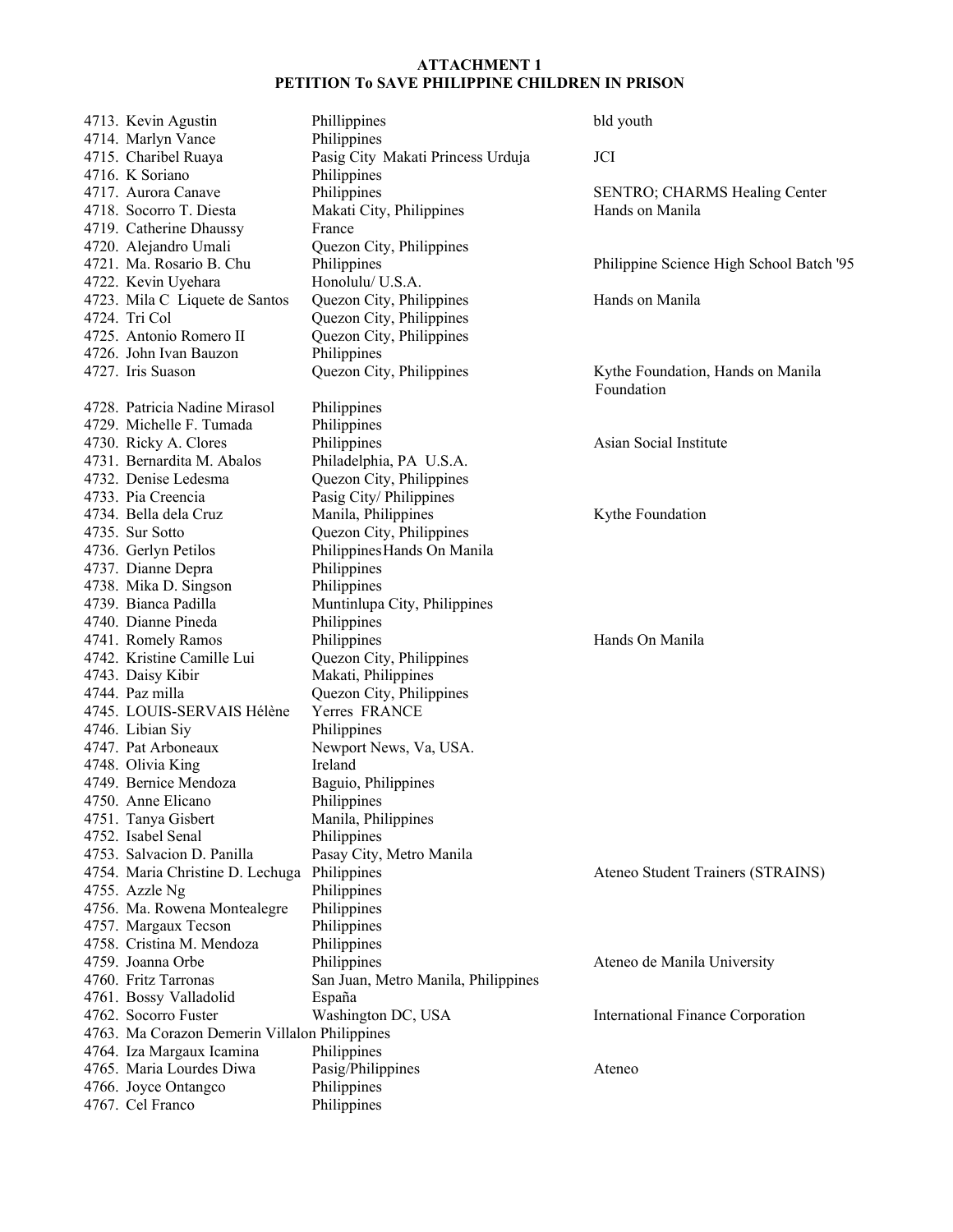**ATTACHMENT 1**
**PETITION To SAVE PHILIPPINE CHILDREN IN PRISON**

| | | |
|---|---|---|
| 4713. Kevin Agustin | Phillippines | bld youth |
| 4714. Marlyn Vance | Philippines | |
| 4715. Charibel Ruaya | Pasig City Makati Princess Urduja | JCI |
| 4716. K Soriano | Philippines | |
| 4717. Aurora Canave | Philippines | SENTRO; CHARMS Healing Center |
| 4718. Socorro T. Diesta | Makati City, Philippines | Hands on Manila |
| 4719. Catherine Dhaussy | France | |
| 4720. Alejandro Umali | Quezon City, Philippines | |
| 4721. Ma. Rosario B. Chu | Philippines | Philippine Science High School Batch '95 |
| 4722. Kevin Uyehara | Honolulu/ U.S.A. | |
| 4723. Mila C Liquete de Santos | Quezon City, Philippines | Hands on Manila |
| 4724. Tri Col | Quezon City, Philippines | |
| 4725. Antonio Romero II | Quezon City, Philippines | |
| 4726. John Ivan Bauzon | Philippines | |
| 4727. Iris Suason | Quezon City, Philippines | Kythe Foundation, Hands on Manila Foundation |
| 4728. Patricia Nadine Mirasol | Philippines | |
| 4729. Michelle F. Tumada | Philippines | |
| 4730. Ricky A. Clores | Philippines | Asian Social Institute |
| 4731. Bernardita M. Abalos | Philadelphia, PA U.S.A. | |
| 4732. Denise Ledesma | Quezon City, Philippines | |
| 4733. Pia Creencia | Pasig City/ Philippines | |
| 4734. Bella dela Cruz | Manila, Philippines | Kythe Foundation |
| 4735. Sur Sotto | Quezon City, Philippines | |
| 4736. Gerlyn Petilos | PhilippinesHands On Manila | |
| 4737. Dianne Depra | Philippines | |
| 4738. Mika D. Singson | Philippines | |
| 4739. Bianca Padilla | Muntinlupa City, Philippines | |
| 4740. Dianne Pineda | Philippines | |
| 4741. Romely Ramos | Philippines | Hands On Manila |
| 4742. Kristine Camille Lui | Quezon City, Philippines | |
| 4743. Daisy Kibir | Makati, Philippines | |
| 4744. Paz milla | Quezon City, Philippines | |
| 4745. LOUIS-SERVAIS Hélène | Yerres FRANCE | |
| 4746. Libian Siy | Philippines | |
| 4747. Pat Arboneaux | Newport News, Va, USA. | |
| 4748. Olivia King | Ireland | |
| 4749. Bernice Mendoza | Baguio, Philippines | |
| 4750. Anne Elicano | Philippines | |
| 4751. Tanya Gisbert | Manila, Philippines | |
| 4752. Isabel Senal | Philippines | |
| 4753. Salvacion D. Panilla | Pasay City, Metro Manila | |
| 4754. Maria Christine D. Lechuga | Philippines | Ateneo Student Trainers (STRAINS) |
| 4755. Azzle Ng | Philippines | |
| 4756. Ma. Rowena Montealegre | Philippines | |
| 4757. Margaux Tecson | Philippines | |
| 4758. Cristina M. Mendoza | Philippines | |
| 4759. Joanna Orbe | Philippines | Ateneo de Manila University |
| 4760. Fritz Tarronas | San Juan, Metro Manila, Philippines | |
| 4761. Bossy Valladolid | España | |
| 4762. Socorro Fuster | Washington DC, USA | International Finance Corporation |
| 4763. Ma Corazon Demerin Villalon | Philippines | |
| 4764. Iza Margaux Icamina | Philippines | |
| 4765. Maria Lourdes Diwa | Pasig/Philippines | Ateneo |
| 4766. Joyce Ontangco | Philippines | |
| 4767. Cel Franco | Philippines | |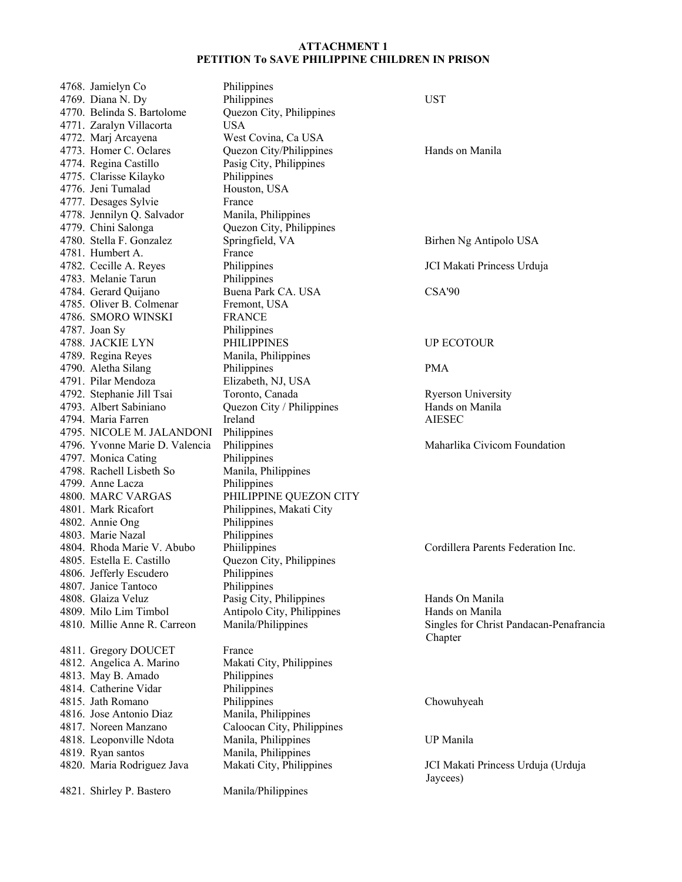**ATTACHMENT 1**
**PETITION To SAVE PHILIPPINE CHILDREN IN PRISON**

| | | |
|---|---|---|
| 4768. Jamielyn Co | Philippines | |
| 4769. Diana N. Dy | Philippines | UST |
| 4770. Belinda S. Bartolome | Quezon City, Philippines | |
| 4771. Zaralyn Villacorta | USA | |
| 4772. Marj Arcayena | West Covina, Ca USA | |
| 4773. Homer C. Oclares | Quezon City/Philippines | Hands on Manila |
| 4774. Regina Castillo | Pasig City, Philippines | |
| 4775. Clarisse Kilayko | Philippines | |
| 4776. Jeni Tumalad | Houston, USA | |
| 4777. Desages Sylvie | France | |
| 4778. Jennilyn Q. Salvador | Manila, Philippines | |
| 4779. Chini Salonga | Quezon City, Philippines | |
| 4780. Stella F. Gonzalez | Springfield, VA | Birhen Ng Antipolo USA |
| 4781. Humbert A. | France | |
| 4782. Cecille A. Reyes | Philippines | JCI Makati Princess Urduja |
| 4783. Melanie Tarun | Philippines | |
| 4784. Gerard Quijano | Buena Park CA. USA | CSA'90 |
| 4785. Oliver B. Colmenar | Fremont, USA | |
| 4786. SMORO WINSKI | FRANCE | |
| 4787. Joan Sy | Philippines | |
| 4788. JACKIE LYN | PHILIPPINES | UP ECOTOUR |
| 4789. Regina Reyes | Manila, Philippines | |
| 4790. Aletha Silang | Philippines | PMA |
| 4791. Pilar Mendoza | Elizabeth, NJ, USA | |
| 4792. Stephanie Jill Tsai | Toronto, Canada | Ryerson University |
| 4793. Albert Sabiniano | Quezon City / Philippines | Hands on Manila |
| 4794. Maria Farren | Ireland | AIESEC |
| 4795. NICOLE M. JALANDONI | Philippines | |
| 4796. Yvonne Marie D. Valencia | Philippines | Maharlika Civicom Foundation |
| 4797. Monica Cating | Philippines | |
| 4798. Rachell Lisbeth So | Manila, Philippines | |
| 4799. Anne Lacza | Philippines | |
| 4800. MARC VARGAS | PHILIPPINE QUEZON CITY | |
| 4801. Mark Ricafort | Philippines, Makati City | |
| 4802. Annie Ong | Philippines | |
| 4803. Marie Nazal | Philippines | |
| 4804. Rhoda Marie V. Abubo | Phiilippines | Cordillera Parents Federation Inc. |
| 4805. Estella E. Castillo | Quezon City, Philippines | |
| 4806. Jefferly Escudero | Philippines | |
| 4807. Janice Tantoco | Philippines | |
| 4808. Glaiza Veluz | Pasig City, Philippines | Hands On Manila |
| 4809. Milo Lim Timbol | Antipolo City, Philippines | Hands on Manila |
| 4810. Millie Anne R. Carreon | Manila/Philippines | Singles for Christ Pandacan-Penafrancia Chapter |
| 4811. Gregory DOUCET | France | |
| 4812. Angelica A. Marino | Makati City, Philippines | |
| 4813. May B. Amado | Philippines | |
| 4814. Catherine Vidar | Philippines | |
| 4815. Jath Romano | Philippines | Chowuhyeah |
| 4816. Jose Antonio Diaz | Manila, Philippines | |
| 4817. Noreen Manzano | Caloocan City, Philippines | |
| 4818. Leoponville Ndota | Manila, Philippines | UP Manila |
| 4819. Ryan santos | Manila, Philippines | |
| 4820. Maria Rodriguez Java | Makati City, Philippines | JCI Makati Princess Urduja (Urduja Jaycees) |
| 4821. Shirley P. Bastero | Manila/Philippines | |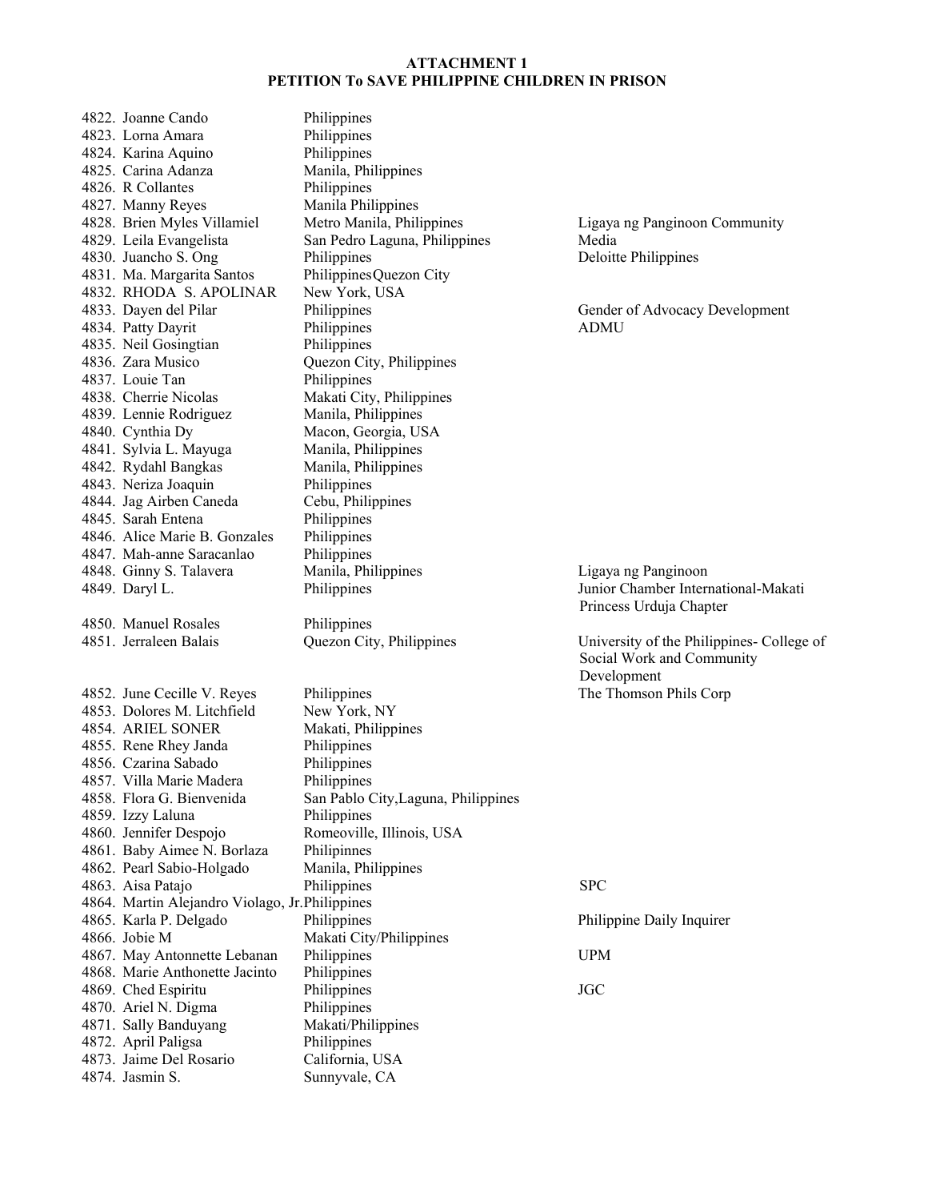**ATTACHMENT 1**
**PETITION To SAVE PHILIPPINE CHILDREN IN PRISON**

| No. | Name | Location | Organization |
|---|---|---|---|
| 4822. | Joanne Cando | Philippines | |
| 4823. | Lorna Amara | Philippines | |
| 4824. | Karina Aquino | Philippines | |
| 4825. | Carina Adanza | Manila, Philippines | |
| 4826. | R Collantes | Philippines | |
| 4827. | Manny Reyes | Manila Philippines | |
| 4828. | Brien Myles Villamiel | Metro Manila, Philippines | Ligaya ng Panginoon Community |
| 4829. | Leila Evangelista | San Pedro Laguna, Philippines | Media |
| 4830. | Juancho S. Ong | Philippines | Deloitte Philippines |
| 4831. | Ma. Margarita Santos | PhilippinesQuezon City | |
| 4832. | RHODA S. APOLINAR | New York, USA | |
| 4833. | Dayen del Pilar | Philippines | Gender of Advocacy Development |
| 4834. | Patty Dayrit | Philippines | ADMU |
| 4835. | Neil Gosingtian | Philippines | |
| 4836. | Zara Musico | Quezon City, Philippines | |
| 4837. | Louie Tan | Philippines | |
| 4838. | Cherrie Nicolas | Makati City, Philippines | |
| 4839. | Lennie Rodriguez | Manila, Philippines | |
| 4840. | Cynthia Dy | Macon, Georgia, USA | |
| 4841. | Sylvia L. Mayuga | Manila, Philippines | |
| 4842. | Rydahl Bangkas | Manila, Philippines | |
| 4843. | Neriza Joaquin | Philippines | |
| 4844. | Jag Airben Caneda | Cebu, Philippines | |
| 4845. | Sarah Entena | Philippines | |
| 4846. | Alice Marie B. Gonzales | Philippines | |
| 4847. | Mah-anne Saracanlao | Philippines | |
| 4848. | Ginny S. Talavera | Manila, Philippines | Ligaya ng Panginoon |
| 4849. | Daryl L. | Philippines | Junior Chamber International-Makati Princess Urduja Chapter |
| 4850. | Manuel Rosales | Philippines | |
| 4851. | Jerraleen Balais | Quezon City, Philippines | University of the Philippines- College of Social Work and Community Development |
| 4852. | June Cecille V. Reyes | Philippines | The Thomson Phils Corp |
| 4853. | Dolores M. Litchfield | New York, NY | |
| 4854. | ARIEL SONER | Makati, Philippines | |
| 4855. | Rene Rhey Janda | Philippines | |
| 4856. | Czarina Sabado | Philippines | |
| 4857. | Villa Marie Madera | Philippines | |
| 4858. | Flora G. Bienvenida | San Pablo City,Laguna, Philippines | |
| 4859. | Izzy Laluna | Philippines | |
| 4860. | Jennifer Despojo | Romeoville, Illinois, USA | |
| 4861. | Baby Aimee N. Borlaza | Philipinnes | |
| 4862. | Pearl Sabio-Holgado | Manila, Philippines | |
| 4863. | Aisa Patajo | Philippines | SPC |
| 4864. | Martin Alejandro Violago, Jr. | Philippines | |
| 4865. | Karla P. Delgado | Philippines | Philippine Daily Inquirer |
| 4866. | Jobie M | Makati City/Philippines | |
| 4867. | May Antonnette Lebanan | Philippines | UPM |
| 4868. | Marie Anthonette Jacinto | Philippines | |
| 4869. | Ched Espiritu | Philippines | JGC |
| 4870. | Ariel N. Digma | Philippines | |
| 4871. | Sally Banduyang | Makati/Philippines | |
| 4872. | April Paligsa | Philippines | |
| 4873. | Jaime Del Rosario | California, USA | |
| 4874. | Jasmin S. | Sunnyvale, CA | |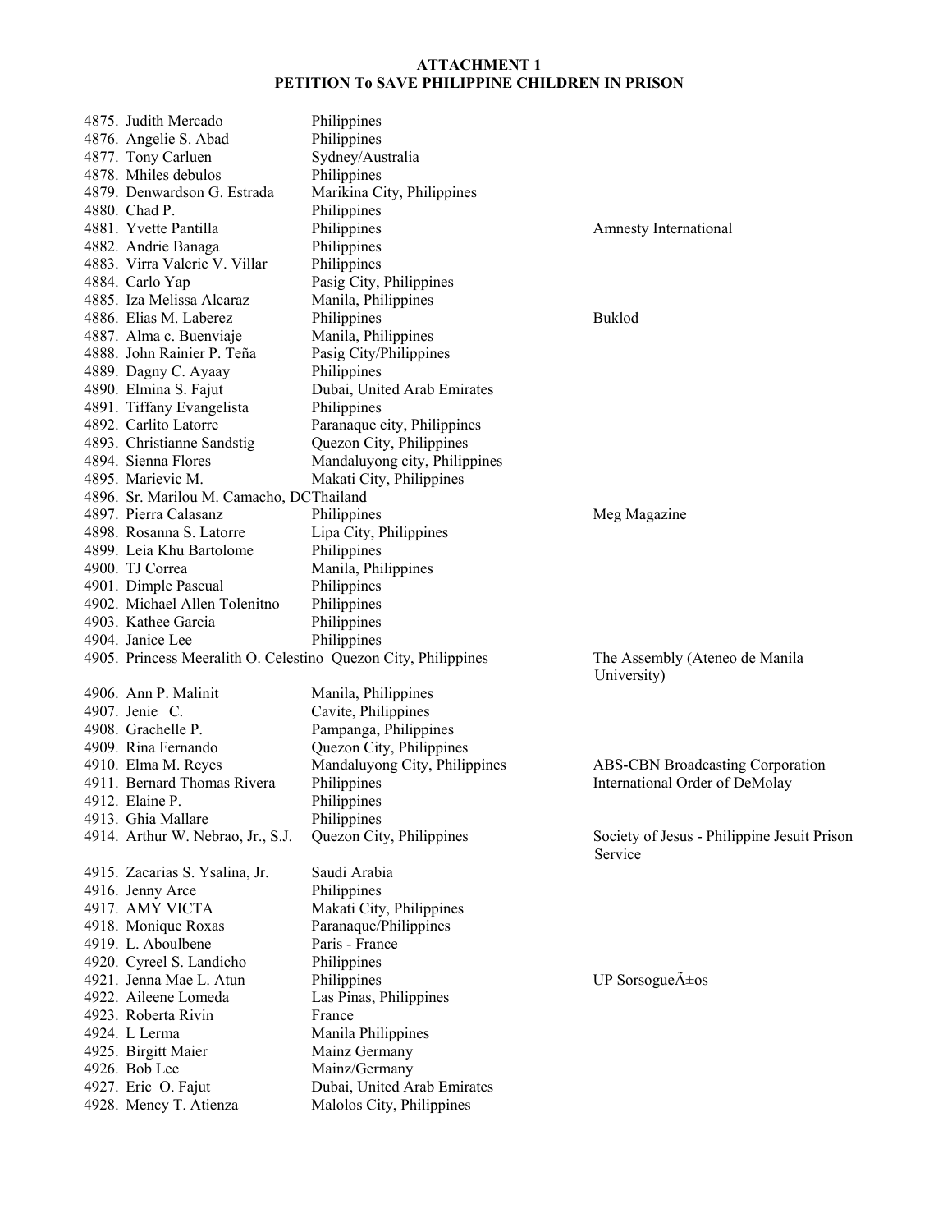**ATTACHMENT 1**
**PETITION To SAVE PHILIPPINE CHILDREN IN PRISON**

| | | |
|---|---|---|
| 4875. Judith Mercado | Philippines | |
| 4876. Angelie S. Abad | Philippines | |
| 4877. Tony Carluen | Sydney/Australia | |
| 4878. Mhiles debulos | Philippines | |
| 4879. Denwardson G. Estrada | Marikina City, Philippines | |
| 4880. Chad P. | Philippines | |
| 4881. Yvette Pantilla | Philippines | Amnesty International |
| 4882. Andrie Banaga | Philippines | |
| 4883. Virra Valerie V. Villar | Philippines | |
| 4884. Carlo Yap | Pasig City, Philippines | |
| 4885. Iza Melissa Alcaraz | Manila, Philippines | |
| 4886. Elias M. Laberez | Philippines | Buklod |
| 4887. Alma c. Buenviaje | Manila, Philippines | |
| 4888. John Rainier P. Teña | Pasig City/Philippines | |
| 4889. Dagny C. Ayaay | Philippines | |
| 4890. Elmina S. Fajut | Dubai, United Arab Emirates | |
| 4891. Tiffany Evangelista | Philippines | |
| 4892. Carlito Latorre | Paranaque city, Philippines | |
| 4893. Christianne Sandstig | Quezon City, Philippines | |
| 4894. Sienna Flores | Mandaluyong city, Philippines | |
| 4895. Marievic M. | Makati City, Philippines | |
| 4896. Sr. Marilou M. Camacho, DC | Thailand | |
| 4897. Pierra Calasanz | Philippines | Meg Magazine |
| 4898. Rosanna S. Latorre | Lipa City, Philippines | |
| 4899. Leia Khu Bartolome | Philippines | |
| 4900. TJ Correa | Manila, Philippines | |
| 4901. Dimple Pascual | Philippines | |
| 4902. Michael Allen Tolenitno | Philippines | |
| 4903. Kathee Garcia | Philippines | |
| 4904. Janice Lee | Philippines | |
| 4905. Princess Meeralith O. Celestino | Quezon City, Philippines | The Assembly (Ateneo de Manila University) |
| 4906. Ann P. Malinit | Manila, Philippines | |
| 4907. Jenie C. | Cavite, Philippines | |
| 4908. Grachelle P. | Pampanga, Philippines | |
| 4909. Rina Fernando | Quezon City, Philippines | |
| 4910. Elma M. Reyes | Mandaluyong City, Philippines | ABS-CBN Broadcasting Corporation |
| 4911. Bernard Thomas Rivera | Philippines | International Order of DeMolay |
| 4912. Elaine P. | Philippines | |
| 4913. Ghia Mallare | Philippines | |
| 4914. Arthur W. Nebrao, Jr., S.J. | Quezon City, Philippines | Society of Jesus - Philippine Jesuit Prison Service |
| 4915. Zacarias S. Ysalina, Jr. | Saudi Arabia | |
| 4916. Jenny Arce | Philippines | |
| 4917. AMY VICTA | Makati City, Philippines | |
| 4918. Monique Roxas | Paranaque/Philippines | |
| 4919. L. Aboulbene | Paris - France | |
| 4920. Cyreel S. Landicho | Philippines | |
| 4921. Jenna Mae L. Atun | Philippines | UP SorsogueÃ±os |
| 4922. Aileene Lomeda | Las Pinas, Philippines | |
| 4923. Roberta Rivin | France | |
| 4924. L Lerma | Manila Philippines | |
| 4925. Birgitt Maier | Mainz Germany | |
| 4926. Bob Lee | Mainz/Germany | |
| 4927. Eric O. Fajut | Dubai, United Arab Emirates | |
| 4928. Mency T. Atienza | Malolos City, Philippines | |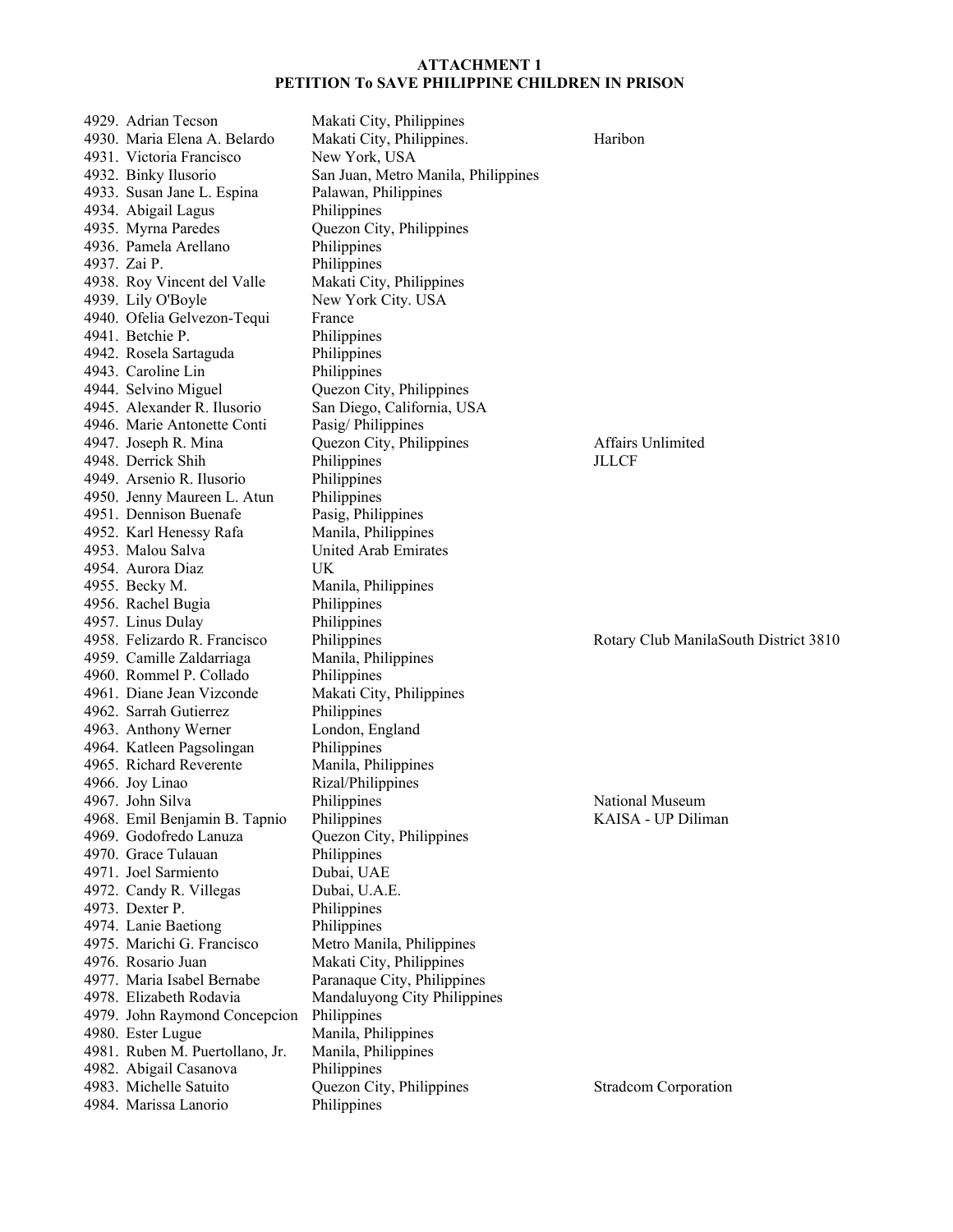**ATTACHMENT 1**
**PETITION To SAVE PHILIPPINE CHILDREN IN PRISON**

| No. | Name | Location | Organization |
|---|---|---|---|
| 4929. | Adrian Tecson | Makati City, Philippines | |
| 4930. | Maria Elena A. Belardo | Makati City, Philippines. | Haribon |
| 4931. | Victoria Francisco | New York, USA | |
| 4932. | Binky Ilusorio | San Juan, Metro Manila, Philippines | |
| 4933. | Susan Jane L. Espina | Palawan, Philippines | |
| 4934. | Abigail Lagus | Philippines | |
| 4935. | Myrna Paredes | Quezon City, Philippines | |
| 4936. | Pamela Arellano | Philippines | |
| 4937. | Zai P. | Philippines | |
| 4938. | Roy Vincent del Valle | Makati City, Philippines | |
| 4939. | Lily O'Boyle | New York City. USA | |
| 4940. | Ofelia Gelvezon-Tequi | France | |
| 4941. | Betchie P. | Philippines | |
| 4942. | Rosela Sartaguda | Philippines | |
| 4943. | Caroline Lin | Philippines | |
| 4944. | Selvino Miguel | Quezon City, Philippines | |
| 4945. | Alexander R. Ilusorio | San Diego, California, USA | |
| 4946. | Marie Antonette Conti | Pasig/ Philippines | |
| 4947. | Joseph R. Mina | Quezon City, Philippines | Affairs Unlimited |
| 4948. | Derrick Shih | Philippines | JLLCF |
| 4949. | Arsenio R. Ilusorio | Philippines | |
| 4950. | Jenny Maureen L. Atun | Philippines | |
| 4951. | Dennison Buenafe | Pasig, Philippines | |
| 4952. | Karl Henessy Rafa | Manila, Philippines | |
| 4953. | Malou Salva | United Arab Emirates | |
| 4954. | Aurora Diaz | UK | |
| 4955. | Becky M. | Manila, Philippines | |
| 4956. | Rachel Bugia | Philippines | |
| 4957. | Linus Dulay | Philippines | |
| 4958. | Felizardo R. Francisco | Philippines | Rotary Club ManilaSouth District 3810 |
| 4959. | Camille Zaldarriaga | Manila, Philippines | |
| 4960. | Rommel P. Collado | Philippines | |
| 4961. | Diane Jean Vizconde | Makati City, Philippines | |
| 4962. | Sarrah Gutierrez | Philippines | |
| 4963. | Anthony Werner | London, England | |
| 4964. | Katleen Pagsolingan | Philippines | |
| 4965. | Richard Reverente | Manila, Philippines | |
| 4966. | Joy Linao | Rizal/Philippines | |
| 4967. | John Silva | Philippines | National Museum |
| 4968. | Emil Benjamin B. Tapnio | Philippines | KAISA - UP Diliman |
| 4969. | Godofredo Lanuza | Quezon City, Philippines | |
| 4970. | Grace Tulauan | Philippines | |
| 4971. | Joel Sarmiento | Dubai, UAE | |
| 4972. | Candy R. Villegas | Dubai, U.A.E. | |
| 4973. | Dexter P. | Philippines | |
| 4974. | Lanie Baetiong | Philippines | |
| 4975. | Marichi G. Francisco | Metro Manila, Philippines | |
| 4976. | Rosario Juan | Makati City, Philippines | |
| 4977. | Maria Isabel Bernabe | Paranaque City, Philippines | |
| 4978. | Elizabeth Rodavia | Mandaluyong City Philippines | |
| 4979. | John Raymond Concepcion | Philippines | |
| 4980. | Ester Lugue | Manila, Philippines | |
| 4981. | Ruben M. Puertollano, Jr. | Manila, Philippines | |
| 4982. | Abigail Casanova | Philippines | |
| 4983. | Michelle Satuito | Quezon City, Philippines | Stradcom Corporation |
| 4984. | Marissa Lanorio | Philippines | |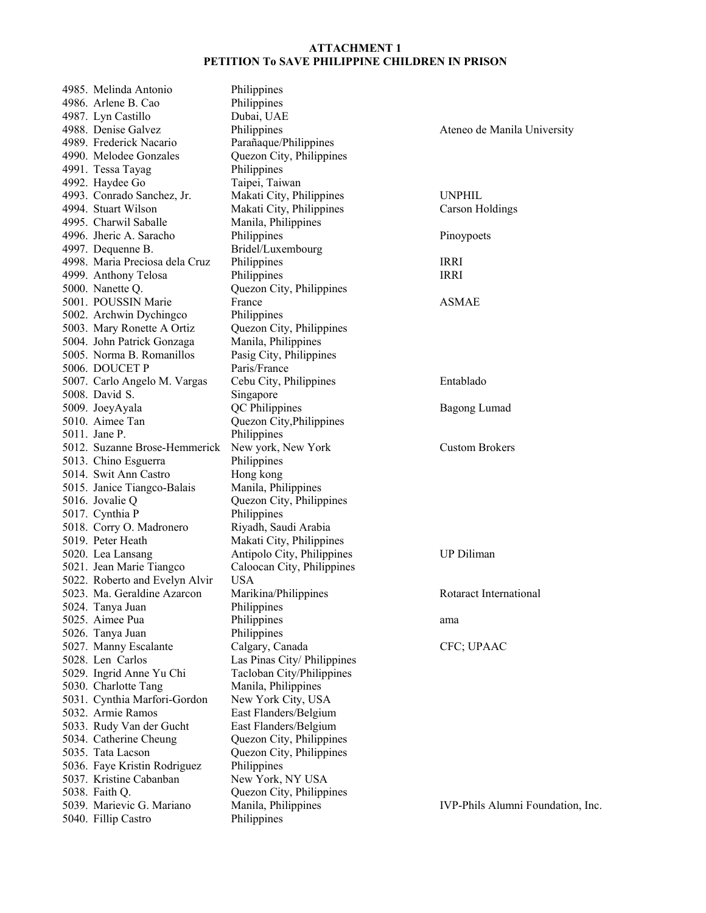**ATTACHMENT 1**
**PETITION To SAVE PHILIPPINE CHILDREN IN PRISON**

| No. | Name | Location | Organization |
|---|---|---|---|
| 4985. | Melinda Antonio | Philippines | |
| 4986. | Arlene B. Cao | Philippines | |
| 4987. | Lyn Castillo | Dubai, UAE | |
| 4988. | Denise Galvez | Philippines | Ateneo de Manila University |
| 4989. | Frederick Nacario | Parañaque/Philippines | |
| 4990. | Melodee Gonzales | Quezon City, Philippines | |
| 4991. | Tessa Tayag | Philippines | |
| 4992. | Haydee Go | Taipei, Taiwan | |
| 4993. | Conrado Sanchez, Jr. | Makati City, Philippines | UNPHIL |
| 4994. | Stuart Wilson | Makati City, Philippines | Carson Holdings |
| 4995. | Charwil Saballe | Manila, Philippines | |
| 4996. | Jheric A. Saracho | Philippines | Pinoypoets |
| 4997. | Dequenne B. | Bridel/Luxembourg | |
| 4998. | Maria Preciosa dela Cruz | Philippines | IRRI |
| 4999. | Anthony Telosa | Philippines | IRRI |
| 5000. | Nanette Q. | Quezon City, Philippines | |
| 5001. | POUSSIN Marie | France | ASMAE |
| 5002. | Archwin Dychingco | Philippines | |
| 5003. | Mary Ronette A Ortiz | Quezon City, Philippines | |
| 5004. | John Patrick Gonzaga | Manila, Philippines | |
| 5005. | Norma B. Romanillos | Pasig City, Philippines | |
| 5006. | DOUCET P | Paris/France | |
| 5007. | Carlo Angelo M. Vargas | Cebu City, Philippines | Entablado |
| 5008. | David S. | Singapore | |
| 5009. | JoeyAyala | QC Philippines | Bagong Lumad |
| 5010. | Aimee Tan | Quezon City,Philippines | |
| 5011. | Jane P. | Philippines | |
| 5012. | Suzanne Brose-Hemmerick | New york, New York | Custom Brokers |
| 5013. | Chino Esguerra | Philippines | |
| 5014. | Swit Ann Castro | Hong kong | |
| 5015. | Janice Tiangco-Balais | Manila, Philippines | |
| 5016. | Jovalie Q | Quezon City, Philippines | |
| 5017. | Cynthia P | Philippines | |
| 5018. | Corry O. Madronero | Riyadh, Saudi Arabia | |
| 5019. | Peter Heath | Makati City, Philippines | |
| 5020. | Lea Lansang | Antipolo City, Philippines | UP Diliman |
| 5021. | Jean Marie Tiangco | Caloocan City, Philippines | |
| 5022. | Roberto and Evelyn Alvir | USA | |
| 5023. | Ma. Geraldine Azarcon | Marikina/Philippines | Rotaract International |
| 5024. | Tanya Juan | Philippines | |
| 5025. | Aimee Pua | Philippines | ama |
| 5026. | Tanya Juan | Philippines | |
| 5027. | Manny Escalante | Calgary, Canada | CFC; UPAAC |
| 5028. | Len Carlos | Las Pinas City/ Philippines | |
| 5029. | Ingrid Anne Yu Chi | Tacloban City/Philippines | |
| 5030. | Charlotte Tang | Manila, Philippines | |
| 5031. | Cynthia Marfori-Gordon | New York City, USA | |
| 5032. | Armie Ramos | East Flanders/Belgium | |
| 5033. | Rudy Van der Gucht | East Flanders/Belgium | |
| 5034. | Catherine Cheung | Quezon City, Philippines | |
| 5035. | Tata Lacson | Quezon City, Philippines | |
| 5036. | Faye Kristin Rodriguez | Philippines | |
| 5037. | Kristine Cabanban | New York, NY USA | |
| 5038. | Faith Q. | Quezon City, Philippines | |
| 5039. | Marievic G. Mariano | Manila, Philippines | IVP-Phils Alumni Foundation, Inc. |
| 5040. | Fillip Castro | Philippines | |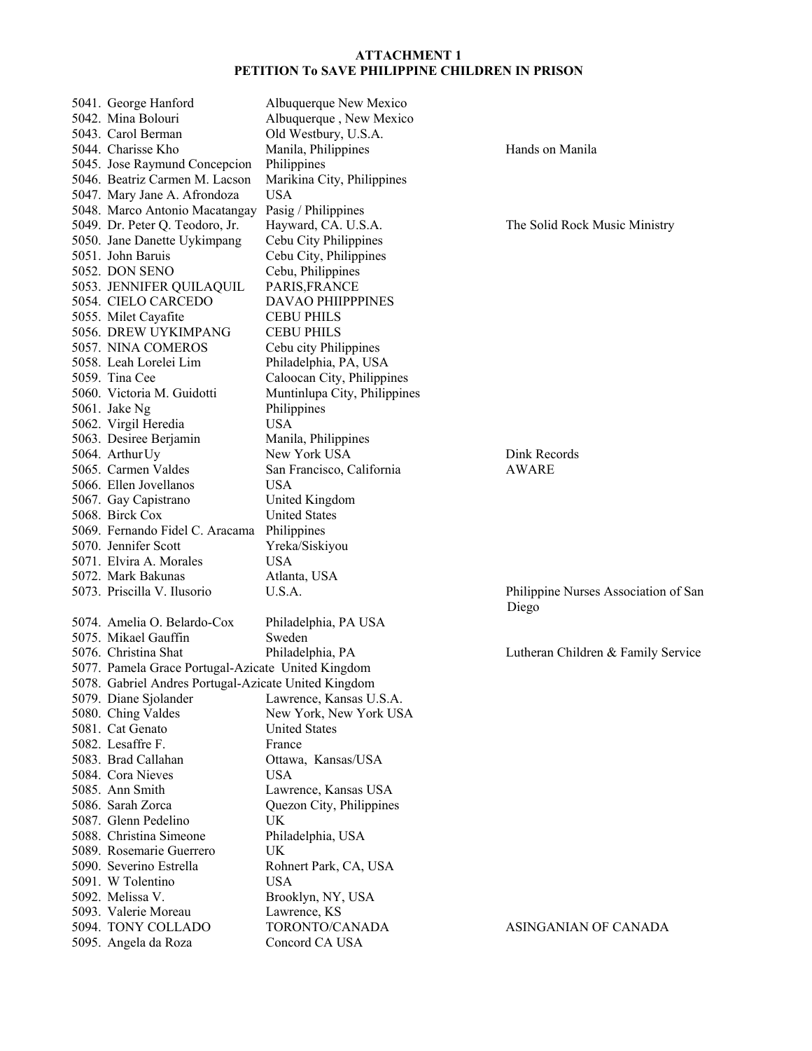**ATTACHMENT 1**
**PETITION To SAVE PHILIPPINE CHILDREN IN PRISON**

| No. | Name | Location | Organization |
|---|---|---|---|
| 5041. | George Hanford | Albuquerque New Mexico | |
| 5042. | Mina Bolouri | Albuquerque , New Mexico | |
| 5043. | Carol Berman | Old Westbury, U.S.A. | |
| 5044. | Charisse Kho | Manila, Philippines | Hands on Manila |
| 5045. | Jose Raymund Concepcion | Philippines | |
| 5046. | Beatriz Carmen M. Lacson | Marikina City, Philippines | |
| 5047. | Mary Jane A. Afrondoza | USA | |
| 5048. | Marco Antonio Macatangay | Pasig / Philippines | |
| 5049. | Dr. Peter Q. Teodoro, Jr. | Hayward, CA. U.S.A. | The Solid Rock Music Ministry |
| 5050. | Jane Danette Uykimpang | Cebu City Philippines | |
| 5051. | John Baruis | Cebu City, Philippines | |
| 5052. | DON SENO | Cebu, Philippines | |
| 5053. | JENNIFER QUILAQUIL | PARIS,FRANCE | |
| 5054. | CIELO CARCEDO | DAVAO PHIIPPPINES | |
| 5055. | Milet Cayafite | CEBU PHILS | |
| 5056. | DREW UYKIMPANG | CEBU PHILS | |
| 5057. | NINA COMEROS | Cebu city Philippines | |
| 5058. | Leah Lorelei Lim | Philadelphia, PA, USA | |
| 5059. | Tina Cee | Caloocan City, Philippines | |
| 5060. | Victoria M. Guidotti | Muntinlupa City, Philippines | |
| 5061. | Jake Ng | Philippines | |
| 5062. | Virgil Heredia | USA | |
| 5063. | Desiree Berjamin | Manila, Philippines | |
| 5064. | Arthur Uy | New York USA | Dink Records |
| 5065. | Carmen Valdes | San Francisco, California | AWARE |
| 5066. | Ellen Jovellanos | USA | |
| 5067. | Gay Capistrano | United Kingdom | |
| 5068. | Birck Cox | United States | |
| 5069. | Fernando Fidel C. Aracama | Philippines | |
| 5070. | Jennifer Scott | Yreka/Siskiyou | |
| 5071. | Elvira A. Morales | USA | |
| 5072. | Mark Bakunas | Atlanta, USA | |
| 5073. | Priscilla V. Ilusorio | U.S.A. | Philippine Nurses Association of San Diego |
| 5074. | Amelia O. Belardo-Cox | Philadelphia, PA USA | |
| 5075. | Mikael Gauffin | Sweden | |
| 5076. | Christina Shat | Philadelphia, PA | Lutheran Children & Family Service |
| 5077. | Pamela Grace Portugal-Azicate | United Kingdom | |
| 5078. | Gabriel Andres Portugal-Azicate | United Kingdom | |
| 5079. | Diane Sjolander | Lawrence, Kansas U.S.A. | |
| 5080. | Ching Valdes | New York, New York USA | |
| 5081. | Cat Genato | United States | |
| 5082. | Lesaffre F. | France | |
| 5083. | Brad Callahan | Ottawa, Kansas/USA | |
| 5084. | Cora Nieves | USA | |
| 5085. | Ann Smith | Lawrence, Kansas USA | |
| 5086. | Sarah Zorca | Quezon City, Philippines | |
| 5087. | Glenn Pedelino | UK | |
| 5088. | Christina Simeone | Philadelphia, USA | |
| 5089. | Rosemarie Guerrero | UK | |
| 5090. | Severino Estrella | Rohnert Park, CA, USA | |
| 5091. | W Tolentino | USA | |
| 5092. | Melissa V. | Brooklyn, NY, USA | |
| 5093. | Valerie Moreau | Lawrence, KS | |
| 5094. | TONY COLLADO | TORONTO/CANADA | ASINGANIAN OF CANADA |
| 5095. | Angela da Roza | Concord CA USA | |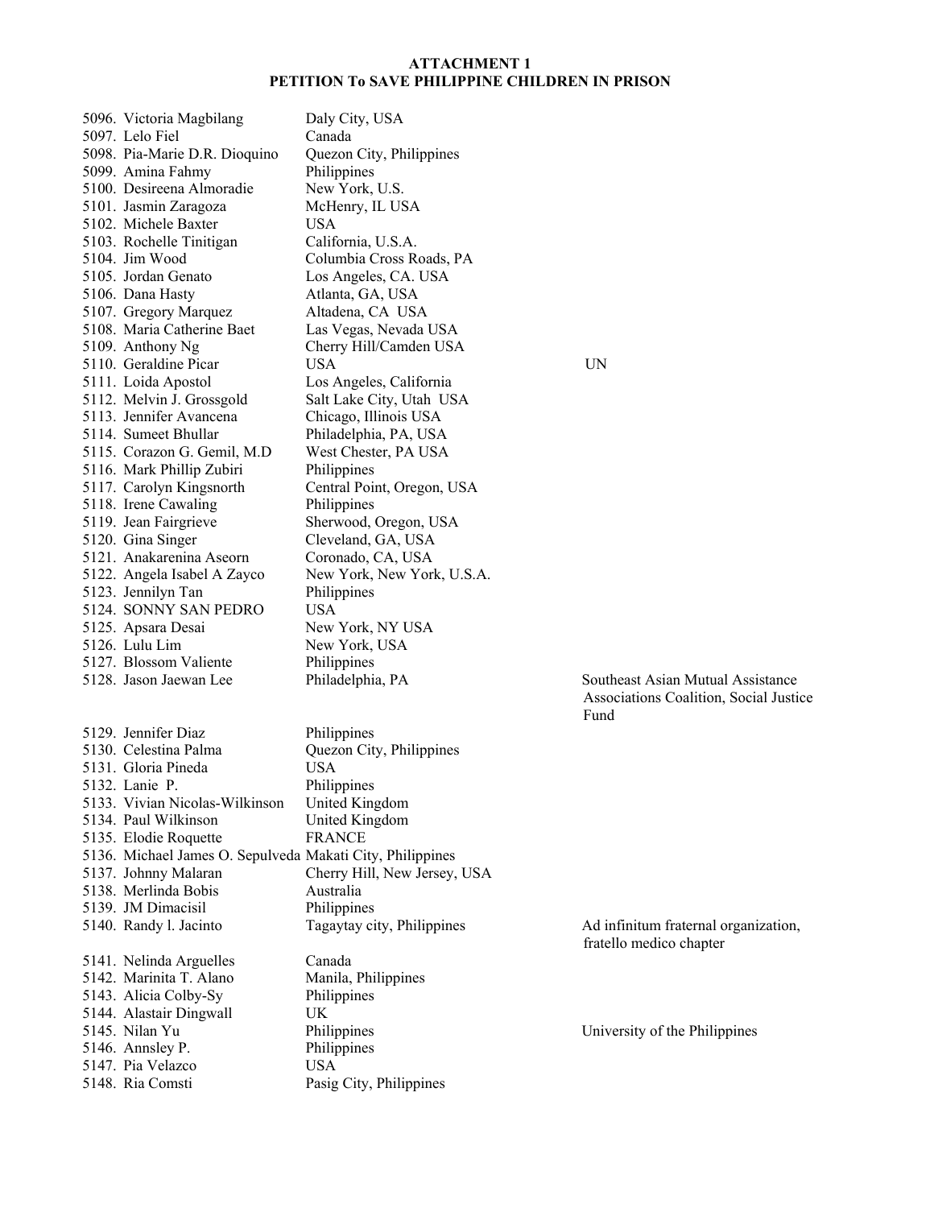**ATTACHMENT 1**
**PETITION To SAVE PHILIPPINE CHILDREN IN PRISON**

| No. | Name | Location | Organization |
|---|---|---|---|
| 5096. | Victoria Magbilang | Daly City, USA | |
| 5097. | Lelo Fiel | Canada | |
| 5098. | Pia-Marie D.R. Dioquino | Quezon City, Philippines | |
| 5099. | Amina Fahmy | Philippines | |
| 5100. | Desireena Almoradie | New York, U.S. | |
| 5101. | Jasmin Zaragoza | McHenry, IL USA | |
| 5102. | Michele Baxter | USA | |
| 5103. | Rochelle Tinitigan | California, U.S.A. | |
| 5104. | Jim Wood | Columbia Cross Roads, PA | |
| 5105. | Jordan Genato | Los Angeles, CA. USA | |
| 5106. | Dana Hasty | Atlanta, GA, USA | |
| 5107. | Gregory Marquez | Altadena, CA USA | |
| 5108. | Maria Catherine Baet | Las Vegas, Nevada USA | |
| 5109. | Anthony Ng | Cherry Hill/Camden USA | |
| 5110. | Geraldine Picar | USA | UN |
| 5111. | Loida Apostol | Los Angeles, California | |
| 5112. | Melvin J. Grossgold | Salt Lake City, Utah USA | |
| 5113. | Jennifer Avancena | Chicago, Illinois USA | |
| 5114. | Sumeet Bhullar | Philadelphia, PA, USA | |
| 5115. | Corazon G. Gemil, M.D | West Chester, PA USA | |
| 5116. | Mark Phillip Zubiri | Philippines | |
| 5117. | Carolyn Kingsnorth | Central Point, Oregon, USA | |
| 5118. | Irene Cawaling | Philippines | |
| 5119. | Jean Fairgrieve | Sherwood, Oregon, USA | |
| 5120. | Gina Singer | Cleveland, GA, USA | |
| 5121. | Anakarenina Aseorn | Coronado, CA, USA | |
| 5122. | Angela Isabel A Zayco | New York, New York, U.S.A. | |
| 5123. | Jennilyn Tan | Philippines | |
| 5124. | SONNY SAN PEDRO | USA | |
| 5125. | Apsara Desai | New York, NY USA | |
| 5126. | Lulu Lim | New York, USA | |
| 5127. | Blossom Valiente | Philippines | |
| 5128. | Jason Jaewan Lee | Philadelphia, PA | Southeast Asian Mutual Assistance Associations Coalition, Social Justice Fund |
| 5129. | Jennifer Diaz | Philippines | |
| 5130. | Celestina Palma | Quezon City, Philippines | |
| 5131. | Gloria Pineda | USA | |
| 5132. | Lanie P. | Philippines | |
| 5133. | Vivian Nicolas-Wilkinson | United Kingdom | |
| 5134. | Paul Wilkinson | United Kingdom | |
| 5135. | Elodie Roquette | FRANCE | |
| 5136. | Michael James O. Sepulveda | Makati City, Philippines | |
| 5137. | Johnny Malaran | Cherry Hill, New Jersey, USA | |
| 5138. | Merlinda Bobis | Australia | |
| 5139. | JM Dimacisil | Philippines | |
| 5140. | Randy l. Jacinto | Tagaytay city, Philippines | Ad infinitum fraternal organization, fratello medico chapter |
| 5141. | Nelinda Arguelles | Canada | |
| 5142. | Marinita T. Alano | Manila, Philippines | |
| 5143. | Alicia Colby-Sy | Philippines | |
| 5144. | Alastair Dingwall | UK | |
| 5145. | Nilan Yu | Philippines | University of the Philippines |
| 5146. | Annsley P. | Philippines | |
| 5147. | Pia Velazco | USA | |
| 5148. | Ria Comsti | Pasig City, Philippines | |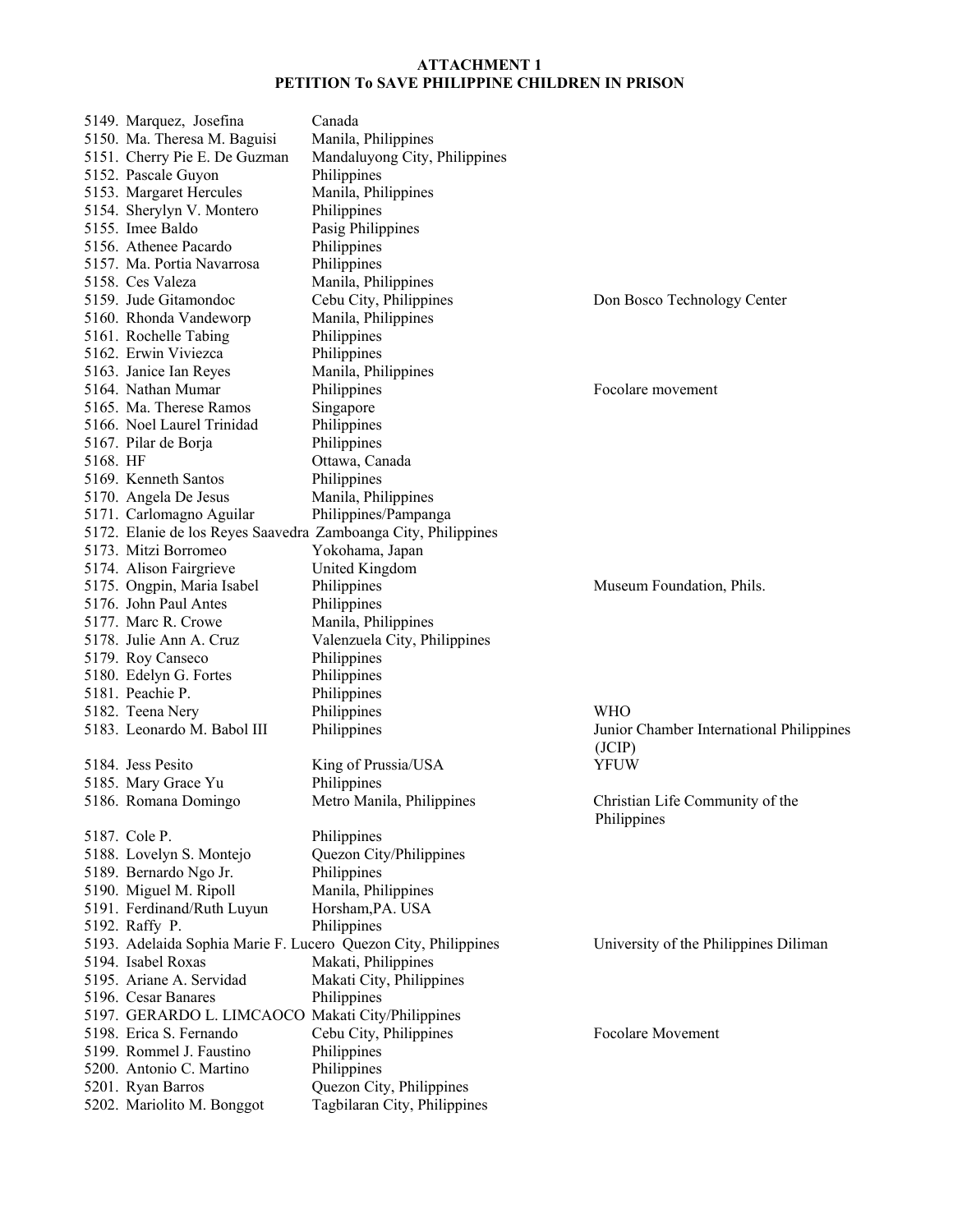**ATTACHMENT 1**
**PETITION To SAVE PHILIPPINE CHILDREN IN PRISON**

| | | |
|---|---|---|
| 5149. Marquez, Josefina | Canada | |
| 5150. Ma. Theresa M. Baguisi | Manila, Philippines | |
| 5151. Cherry Pie E. De Guzman | Mandaluyong City, Philippines | |
| 5152. Pascale Guyon | Philippines | |
| 5153. Margaret Hercules | Manila, Philippines | |
| 5154. Sherylyn V. Montero | Philippines | |
| 5155. Imee Baldo | Pasig Philippines | |
| 5156. Athenee Pacardo | Philippines | |
| 5157. Ma. Portia Navarrosa | Philippines | |
| 5158. Ces Valeza | Manila, Philippines | |
| 5159. Jude Gitamondoc | Cebu City, Philippines | Don Bosco Technology Center |
| 5160. Rhonda Vandeworp | Manila, Philippines | |
| 5161. Rochelle Tabing | Philippines | |
| 5162. Erwin Viviezca | Philippines | |
| 5163. Janice Ian Reyes | Manila, Philippines | |
| 5164. Nathan Mumar | Philippines | Focolare movement |
| 5165. Ma. Therese Ramos | Singapore | |
| 5166. Noel Laurel Trinidad | Philippines | |
| 5167. Pilar de Borja | Philippines | |
| 5168. HF | Ottawa, Canada | |
| 5169. Kenneth Santos | Philippines | |
| 5170. Angela De Jesus | Manila, Philippines | |
| 5171. Carlomagno Aguilar | Philippines/Pampanga | |
| 5172. Elanie de los Reyes Saavedra | Zamboanga City, Philippines | |
| 5173. Mitzi Borromeo | Yokohama, Japan | |
| 5174. Alison Fairgrieve | United Kingdom | |
| 5175. Ongpin, Maria Isabel | Philippines | Museum Foundation, Phils. |
| 5176. John Paul Antes | Philippines | |
| 5177. Marc R. Crowe | Manila, Philippines | |
| 5178. Julie Ann A. Cruz | Valenzuela City, Philippines | |
| 5179. Roy Canseco | Philippines | |
| 5180. Edelyn G. Fortes | Philippines | |
| 5181. Peachie P. | Philippines | |
| 5182. Teena Nery | Philippines | WHO |
| 5183. Leonardo M. Babol III | Philippines | Junior Chamber International Philippines (JCIP) |
| 5184. Jess Pesito | King of Prussia/USA | YFUW |
| 5185. Mary Grace Yu | Philippines | |
| 5186. Romana Domingo | Metro Manila, Philippines | Christian Life Community of the Philippines |
| 5187. Cole P. | Philippines | |
| 5188. Lovelyn S. Montejo | Quezon City/Philippines | |
| 5189. Bernardo Ngo Jr. | Philippines | |
| 5190. Miguel M. Ripoll | Manila, Philippines | |
| 5191. Ferdinand/Ruth Luyun | Horsham,PA. USA | |
| 5192. Raffy P. | Philippines | |
| 5193. Adelaida Sophia Marie F. Lucero | Quezon City, Philippines | University of the Philippines Diliman |
| 5194. Isabel Roxas | Makati, Philippines | |
| 5195. Ariane A. Servidad | Makati City, Philippines | |
| 5196. Cesar Banares | Philippines | |
| 5197. GERARDO L. LIMCAOCO | Makati City/Philippines | |
| 5198. Erica S. Fernando | Cebu City, Philippines | Focolare Movement |
| 5199. Rommel J. Faustino | Philippines | |
| 5200. Antonio C. Martino | Philippines | |
| 5201. Ryan Barros | Quezon City, Philippines | |
| 5202. Mariolito M. Bonggot | Tagbilaran City, Philippines | |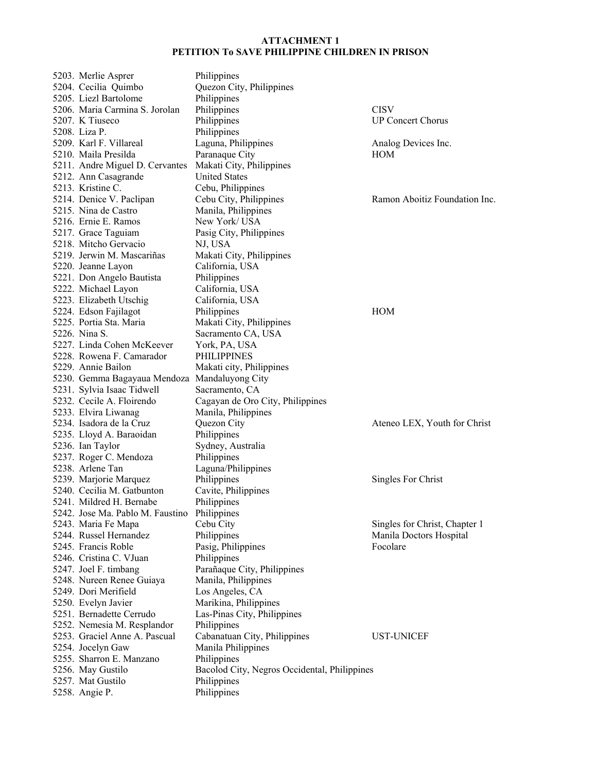**ATTACHMENT 1**
**PETITION To SAVE PHILIPPINE CHILDREN IN PRISON**

| No. | Name | Location | Organization |
|---|---|---|---|
| 5203. | Merlie Asprer | Philippines | |
| 5204. | Cecilia Quimbo | Quezon City, Philippines | |
| 5205. | Liezl Bartolome | Philippines | |
| 5206. | Maria Carmina S. Jorolan | Philippines | CISV |
| 5207. | K Tiuseco | Philippines | UP Concert Chorus |
| 5208. | Liza P. | Philippines | |
| 5209. | Karl F. Villareal | Laguna, Philippines | Analog Devices Inc. |
| 5210. | Maila Presilda | Paranaque City | HOM |
| 5211. | Andre Miguel D. Cervantes | Makati City, Philippines | |
| 5212. | Ann Casagrande | United States | |
| 5213. | Kristine C. | Cebu, Philippines | |
| 5214. | Denice V. Paclipan | Cebu City, Philippines | Ramon Aboitiz Foundation Inc. |
| 5215. | Nina de Castro | Manila, Philippines | |
| 5216. | Ernie E. Ramos | New York/ USA | |
| 5217. | Grace Taguiam | Pasig City, Philippines | |
| 5218. | Mitcho Gervacio | NJ, USA | |
| 5219. | Jerwin M. Mascariñas | Makati City, Philippines | |
| 5220. | Jeanne Layon | California, USA | |
| 5221. | Don Angelo Bautista | Philippines | |
| 5222. | Michael Layon | California, USA | |
| 5223. | Elizabeth Utschig | California, USA | |
| 5224. | Edson Fajilagot | Philippines | HOM |
| 5225. | Portia Sta. Maria | Makati City, Philippines | |
| 5226. | Nina S. | Sacramento CA, USA | |
| 5227. | Linda Cohen McKeever | York, PA, USA | |
| 5228. | Rowena F. Camarador | PHILIPPINES | |
| 5229. | Annie Bailon | Makati city, Philippines | |
| 5230. | Gemma Bagayaua Mendoza | Mandaluyong City | |
| 5231. | Sylvia Isaac Tidwell | Sacramento, CA | |
| 5232. | Cecile A. Floirendo | Cagayan de Oro City, Philippines | |
| 5233. | Elvira Liwanag | Manila, Philippines | |
| 5234. | Isadora de la Cruz | Quezon City | Ateneo LEX, Youth for Christ |
| 5235. | Lloyd A. Baraoidan | Philippines | |
| 5236. | Ian Taylor | Sydney, Australia | |
| 5237. | Roger C. Mendoza | Philippines | |
| 5238. | Arlene Tan | Laguna/Philippines | |
| 5239. | Marjorie Marquez | Philippines | Singles For Christ |
| 5240. | Cecilia M. Gatbunton | Cavite, Philippines | |
| 5241. | Mildred H. Bernabe | Philippines | |
| 5242. | Jose Ma. Pablo M. Faustino | Philippines | |
| 5243. | Maria Fe Mapa | Cebu City | Singles for Christ, Chapter 1 |
| 5244. | Russel Hernandez | Philippines | Manila Doctors Hospital |
| 5245. | Francis Roble | Pasig, Philippines | Focolare |
| 5246. | Cristina C. VJuan | Philippines | |
| 5247. | Joel F. timbang | Parañaque City, Philippines | |
| 5248. | Nureen Renee Guiaya | Manila, Philippines | |
| 5249. | Dori Merifield | Los Angeles, CA | |
| 5250. | Evelyn Javier | Marikina, Philippines | |
| 5251. | Bernadette Cerrudo | Las-Pinas City, Philippines | |
| 5252. | Nemesia M. Resplandor | Philippines | |
| 5253. | Graciel Anne A. Pascual | Cabanatuan City, Philippines | UST-UNICEF |
| 5254. | Jocelyn Gaw | Manila Philippines | |
| 5255. | Sharron E. Manzano | Philippines | |
| 5256. | May Gustilo | Bacolod City, Negros Occidental, Philippines | |
| 5257. | Mat Gustilo | Philippines | |
| 5258. | Angie P. | Philippines | |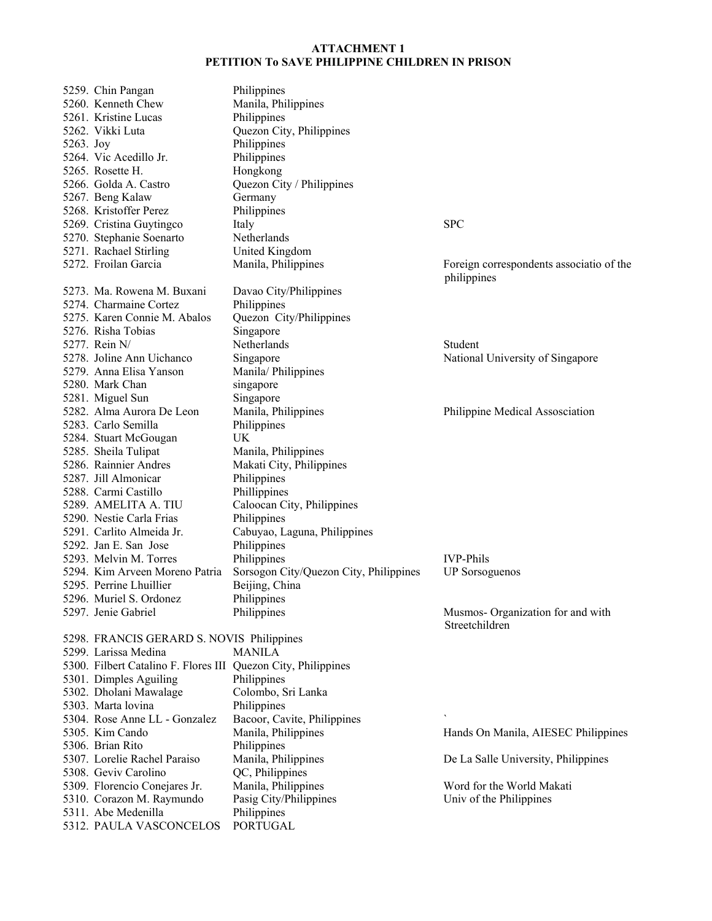**ATTACHMENT 1**
**PETITION To SAVE PHILIPPINE CHILDREN IN PRISON**

| No. | Name | Location | Organization |
|---|---|---|---|
| 5259. | Chin Pangan | Philippines | |
| 5260. | Kenneth Chew | Manila, Philippines | |
| 5261. | Kristine Lucas | Philippines | |
| 5262. | Vikki Luta | Quezon City, Philippines | |
| 5263. | Joy | Philippines | |
| 5264. | Vic Acedillo Jr. | Philippines | |
| 5265. | Rosette H. | Hongkong | |
| 5266. | Golda A. Castro | Quezon City / Philippines | |
| 5267. | Beng Kalaw | Germany | |
| 5268. | Kristoffer Perez | Philippines | |
| 5269. | Cristina Guytingco | Italy | SPC |
| 5270. | Stephanie Soenarto | Netherlands | |
| 5271. | Rachael Stirling | United Kingdom | |
| 5272. | Froilan Garcia | Manila, Philippines | Foreign correspondents associatio of the philippines |
| 5273. | Ma. Rowena M. Buxani | Davao City/Philippines | |
| 5274. | Charmaine Cortez | Philippines | |
| 5275. | Karen Connie M. Abalos | Quezon City/Philippines | |
| 5276. | Risha Tobias | Singapore | |
| 5277. | Rein N/ | Netherlands | Student |
| 5278. | Joline Ann Uichanco | Singapore | National University of Singapore |
| 5279. | Anna Elisa Yanson | Manila/ Philippines | |
| 5280. | Mark Chan | singapore | |
| 5281. | Miguel Sun | Singapore | |
| 5282. | Alma Aurora De Leon | Manila, Philippines | Philippine Medical Assosciation |
| 5283. | Carlo Semilla | Philippines | |
| 5284. | Stuart McGougan | UK | |
| 5285. | Sheila Tulipat | Manila, Philippines | |
| 5286. | Rainnier Andres | Makati City, Philippines | |
| 5287. | Jill Almonicar | Philippines | |
| 5288. | Carmi Castillo | Phillippines | |
| 5289. | AMELITA A. TIU | Caloocan City, Philippines | |
| 5290. | Nestie Carla Frias | Philippines | |
| 5291. | Carlito Almeida Jr. | Cabuyao, Laguna, Philippines | |
| 5292. | Jan E. San Jose | Philippines | |
| 5293. | Melvin M. Torres | Philippines | IVP-Phils |
| 5294. | Kim Arveen Moreno Patria | Sorsogon City/Quezon City, Philippines | UP Sorsoguenos |
| 5295. | Perrine Lhuillier | Beijing, China | |
| 5296. | Muriel S. Ordonez | Philippines | |
| 5297. | Jenie Gabriel | Philippines | Musmos- Organization for and with Streetchildren |
| 5298. | FRANCIS GERARD S. NOVIS | Philippines | |
| 5299. | Larissa Medina | MANILA | |
| 5300. | Filbert Catalino F. Flores III | Quezon City, Philippines | |
| 5301. | Dimples Aguiling | Philippines | |
| 5302. | Dholani Mawalage | Colombo, Sri Lanka | |
| 5303. | Marta lovina | Philippines | |
| 5304. | Rose Anne LL - Gonzalez | Bacoor, Cavite, Philippines | ` |
| 5305. | Kim Cando | Manila, Philippines | Hands On Manila, AIESEC Philippines |
| 5306. | Brian Rito | Philippines | |
| 5307. | Lorelie Rachel Paraiso | Manila, Philippines | De La Salle University, Philippines |
| 5308. | Geviv Carolino | QC, Philippines | |
| 5309. | Florencio Conejares Jr. | Manila, Philippines | Word for the World Makati |
| 5310. | Corazon M. Raymundo | Pasig City/Philippines | Univ of the Philippines |
| 5311. | Abe Medenilla | Philippines | |
| 5312. | PAULA VASCONCELOS | PORTUGAL | |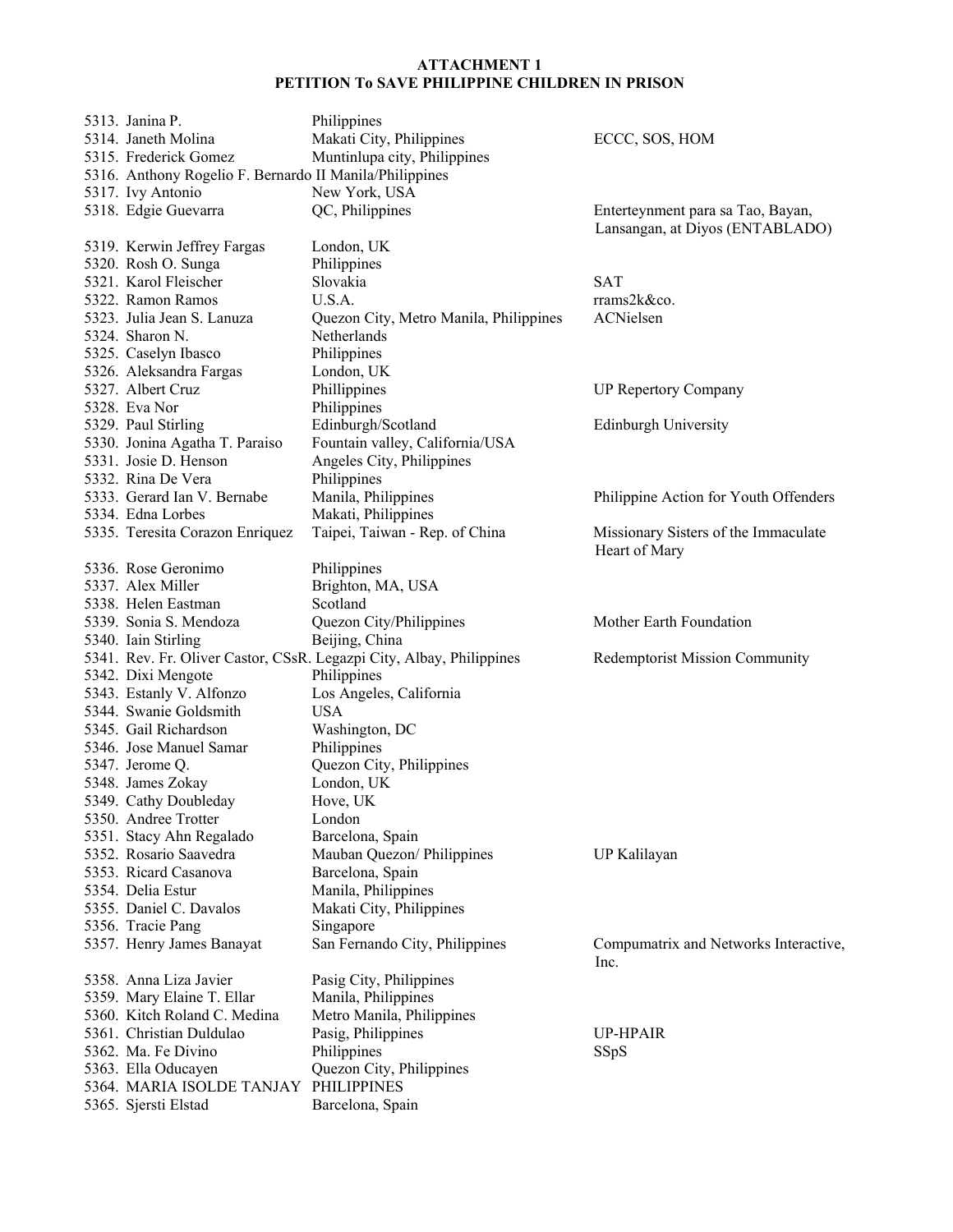**ATTACHMENT 1**
**PETITION To SAVE PHILIPPINE CHILDREN IN PRISON**

| No. | Name | Location | Organization |
|---|---|---|---|
| 5313. | Janina P. | Philippines | |
| 5314. | Janeth Molina | Makati City, Philippines | ECCC, SOS, HOM |
| 5315. | Frederick Gomez | Muntinlupa city, Philippines | |
| 5316. | Anthony Rogelio F. Bernardo II | Manila/Philippines | |
| 5317. | Ivy Antonio | New York, USA | |
| 5318. | Edgie Guevarra | QC, Philippines | Enterteynment para sa Tao, Bayan, Lansangan, at Diyos (ENTABLADO) |
| 5319. | Kerwin Jeffrey Fargas | London, UK | |
| 5320. | Rosh O. Sunga | Philippines | |
| 5321. | Karol Fleischer | Slovakia | SAT |
| 5322. | Ramon Ramos | U.S.A. | rrams2k&co. |
| 5323. | Julia Jean S. Lanuza | Quezon City, Metro Manila, Philippines | ACNielsen |
| 5324. | Sharon N. | Netherlands | |
| 5325. | Caselyn Ibasco | Philippines | |
| 5326. | Aleksandra Fargas | London, UK | |
| 5327. | Albert Cruz | Phillippines | UP Repertory Company |
| 5328. | Eva Nor | Philippines | |
| 5329. | Paul Stirling | Edinburgh/Scotland | Edinburgh University |
| 5330. | Jonina Agatha T. Paraiso | Fountain valley, California/USA | |
| 5331. | Josie D. Henson | Angeles City, Philippines | |
| 5332. | Rina De Vera | Philippines | |
| 5333. | Gerard Ian V. Bernabe | Manila, Philippines | Philippine Action for Youth Offenders |
| 5334. | Edna Lorbes | Makati, Philippines | |
| 5335. | Teresita Corazon Enriquez | Taipei, Taiwan - Rep. of China | Missionary Sisters of the Immaculate Heart of Mary |
| 5336. | Rose Geronimo | Philippines | |
| 5337. | Alex Miller | Brighton, MA, USA | |
| 5338. | Helen Eastman | Scotland | |
| 5339. | Sonia S. Mendoza | Quezon City/Philippines | Mother Earth Foundation |
| 5340. | Iain Stirling | Beijing, China | |
| 5341. | Rev. Fr. Oliver Castor, CSsR. | Legazpi City, Albay, Philippines | Redemptorist Mission Community |
| 5342. | Dixi Mengote | Philippines | |
| 5343. | Estanly V. Alfonzo | Los Angeles, California | |
| 5344. | Swanie Goldsmith | USA | |
| 5345. | Gail Richardson | Washington, DC | |
| 5346. | Jose Manuel Samar | Philippines | |
| 5347. | Jerome Q. | Quezon City, Philippines | |
| 5348. | James Zokay | London, UK | |
| 5349. | Cathy Doubleday | Hove, UK | |
| 5350. | Andree Trotter | London | |
| 5351. | Stacy Ahn Regalado | Barcelona, Spain | |
| 5352. | Rosario Saavedra | Mauban Quezon/ Philippines | UP Kalilayan |
| 5353. | Ricard Casanova | Barcelona, Spain | |
| 5354. | Delia Estur | Manila, Philippines | |
| 5355. | Daniel C. Davalos | Makati City, Philippines | |
| 5356. | Tracie Pang | Singapore | |
| 5357. | Henry James Banayat | San Fernando City, Philippines | Compumatrix and Networks Interactive, Inc. |
| 5358. | Anna Liza Javier | Pasig City, Philippines | |
| 5359. | Mary Elaine T. Ellar | Manila, Philippines | |
| 5360. | Kitch Roland C. Medina | Metro Manila, Philippines | |
| 5361. | Christian Duldulao | Pasig, Philippines | UP-HPAIR |
| 5362. | Ma. Fe Divino | Philippines | SSpS |
| 5363. | Ella Oducayen | Quezon City, Philippines | |
| 5364. | MARIA ISOLDE TANJAY | PHILIPPINES | |
| 5365. | Sjersti Elstad | Barcelona, Spain | |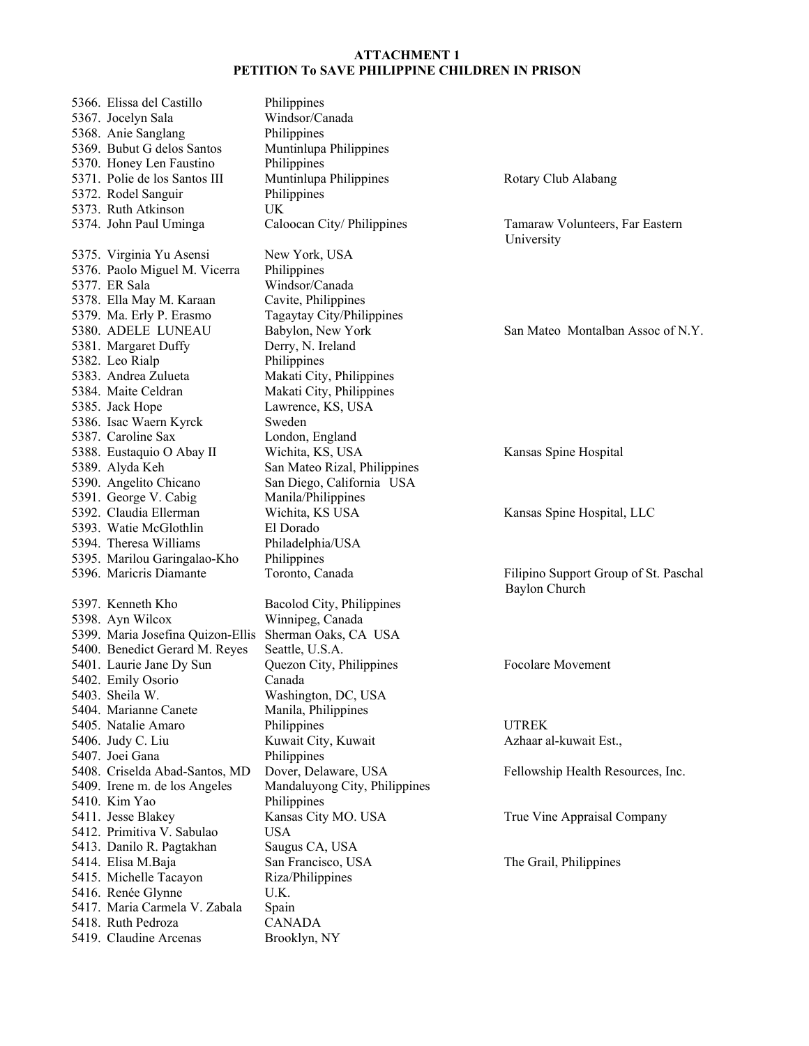**ATTACHMENT 1**
**PETITION To SAVE PHILIPPINE CHILDREN IN PRISON**

| | | |
|---|---|---|
| 5366. Elissa del Castillo | Philippines | |
| 5367. Jocelyn Sala | Windsor/Canada | |
| 5368. Anie Sanglang | Philippines | |
| 5369. Bubut G delos Santos | Muntinlupa Philippines | |
| 5370. Honey Len Faustino | Philippines | |
| 5371. Polie de los Santos III | Muntinlupa Philippines | Rotary Club Alabang |
| 5372. Rodel Sanguir | Philippines | |
| 5373. Ruth Atkinson | UK | |
| 5374. John Paul Uminga | Caloocan City/ Philippines | Tamaraw Volunteers, Far Eastern University |
| 5375. Virginia Yu Asensi | New York, USA | |
| 5376. Paolo Miguel M. Vicerra | Philippines | |
| 5377. ER Sala | Windsor/Canada | |
| 5378. Ella May M. Karaan | Cavite, Philippines | |
| 5379. Ma. Erly P. Erasmo | Tagaytay City/Philippines | |
| 5380. ADELE LUNEAU | Babylon, New York | San Mateo Montalban Assoc of N.Y. |
| 5381. Margaret Duffy | Derry, N. Ireland | |
| 5382. Leo Rialp | Philippines | |
| 5383. Andrea Zulueta | Makati City, Philippines | |
| 5384. Maite Celdran | Makati City, Philippines | |
| 5385. Jack Hope | Lawrence, KS, USA | |
| 5386. Isac Waern Kyrck | Sweden | |
| 5387. Caroline Sax | London, England | |
| 5388. Eustaquio O Abay II | Wichita, KS, USA | Kansas Spine Hospital |
| 5389. Alyda Keh | San Mateo Rizal, Philippines | |
| 5390. Angelito Chicano | San Diego, California USA | |
| 5391. George V. Cabig | Manila/Philippines | |
| 5392. Claudia Ellerman | Wichita, KS USA | Kansas Spine Hospital, LLC |
| 5393. Watie McGlothlin | El Dorado | |
| 5394. Theresa Williams | Philadelphia/USA | |
| 5395. Marilou Garingalao-Kho | Philippines | |
| 5396. Maricris Diamante | Toronto, Canada | Filipino Support Group of St. Paschal Baylon Church |
| 5397. Kenneth Kho | Bacolod City, Philippines | |
| 5398. Ayn Wilcox | Winnipeg, Canada | |
| 5399. Maria Josefina Quizon-Ellis | Sherman Oaks, CA USA | |
| 5400. Benedict Gerard M. Reyes | Seattle, U.S.A. | |
| 5401. Laurie Jane Dy Sun | Quezon City, Philippines | Focolare Movement |
| 5402. Emily Osorio | Canada | |
| 5403. Sheila W. | Washington, DC, USA | |
| 5404. Marianne Canete | Manila, Philippines | |
| 5405. Natalie Amaro | Philippines | UTREK |
| 5406. Judy C. Liu | Kuwait City, Kuwait | Azhaar al-kuwait Est., |
| 5407. Joei Gana | Philippines | |
| 5408. Criselda Abad-Santos, MD | Dover, Delaware, USA | Fellowship Health Resources, Inc. |
| 5409. Irene m. de los Angeles | Mandaluyong City, Philippines | |
| 5410. Kim Yao | Philippines | |
| 5411. Jesse Blakey | Kansas City MO. USA | True Vine Appraisal Company |
| 5412. Primitiva V. Sabulao | USA | |
| 5413. Danilo R. Pagtakhan | Saugus CA, USA | |
| 5414. Elisa M.Baja | San Francisco, USA | The Grail, Philippines |
| 5415. Michelle Tacayon | Riza/Philippines | |
| 5416. Renée Glynne | U.K. | |
| 5417. Maria Carmela V. Zabala | Spain | |
| 5418. Ruth Pedroza | CANADA | |
| 5419. Claudine Arcenas | Brooklyn, NY | |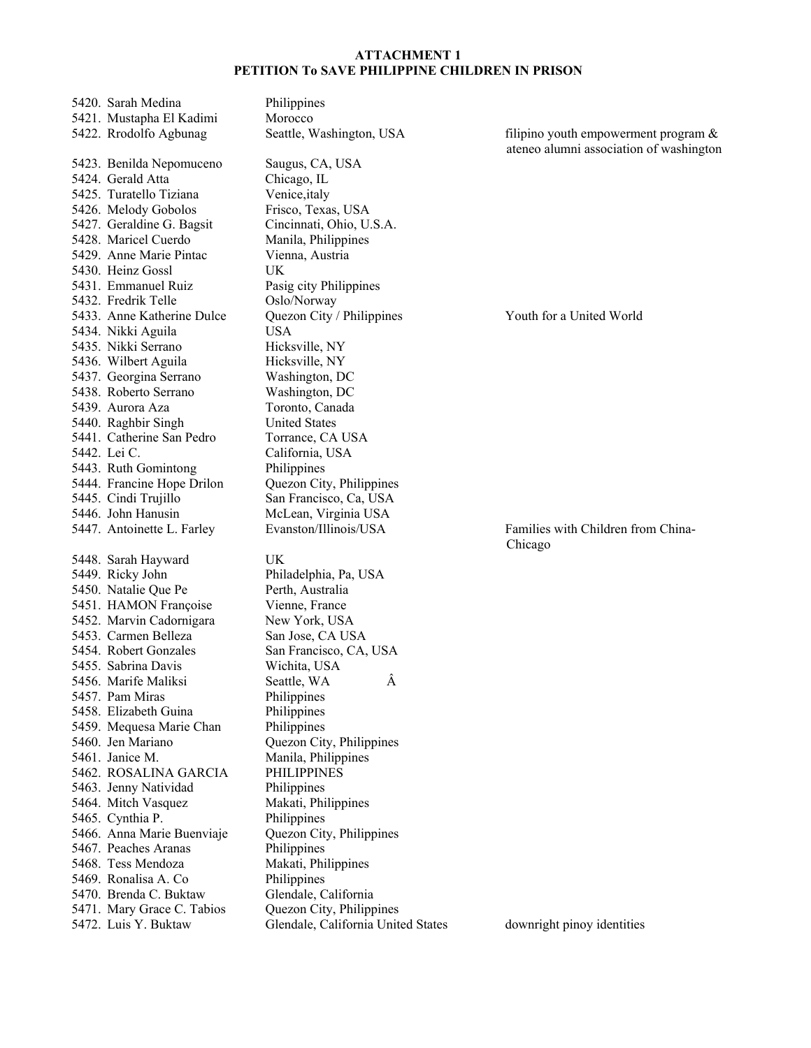**ATTACHMENT 1**
**PETITION To SAVE PHILIPPINE CHILDREN IN PRISON**

| No. | Name | Location | Organization |
|---|---|---|---|
| 5420. | Sarah Medina | Philippines | |
| 5421. | Mustapha El Kadimi | Morocco | |
| 5422. | Rrodolfo Agbunag | Seattle, Washington, USA | filipino youth empowerment program & ateneo alumni association of washington |
| 5423. | Benilda Nepomuceno | Saugus, CA, USA | |
| 5424. | Gerald Atta | Chicago, IL | |
| 5425. | Turatello Tiziana | Venice,italy | |
| 5426. | Melody Gobolos | Frisco, Texas, USA | |
| 5427. | Geraldine G. Bagsit | Cincinnati, Ohio, U.S.A. | |
| 5428. | Maricel Cuerdo | Manila, Philippines | |
| 5429. | Anne Marie Pintac | Vienna, Austria | |
| 5430. | Heinz Gossl | UK | |
| 5431. | Emmanuel Ruiz | Pasig city Philippines | |
| 5432. | Fredrik Telle | Oslo/Norway | |
| 5433. | Anne Katherine Dulce | Quezon City / Philippines | Youth for a United World |
| 5434. | Nikki Aguila | USA | |
| 5435. | Nikki Serrano | Hicksville, NY | |
| 5436. | Wilbert Aguila | Hicksville, NY | |
| 5437. | Georgina Serrano | Washington, DC | |
| 5438. | Roberto Serrano | Washington, DC | |
| 5439. | Aurora Aza | Toronto, Canada | |
| 5440. | Raghbir Singh | United States | |
| 5441. | Catherine San Pedro | Torrance, CA USA | |
| 5442. | Lei C. | California, USA | |
| 5443. | Ruth Gomintong | Philippines | |
| 5444. | Francine Hope Drilon | Quezon City, Philippines | |
| 5445. | Cindi Trujillo | San Francisco, Ca, USA | |
| 5446. | John Hanusin | McLean, Virginia USA | |
| 5447. | Antoinette L. Farley | Evanston/Illinois/USA | Families with Children from China-Chicago |
| 5448. | Sarah Hayward | UK | |
| 5449. | Ricky John | Philadelphia, Pa, USA | |
| 5450. | Natalie Que Pe | Perth, Australia | |
| 5451. | HAMON Françoise | Vienne, France | |
| 5452. | Marvin Cadornigara | New York, USA | |
| 5453. | Carmen Belleza | San Jose, CA USA | |
| 5454. | Robert Gonzales | San Francisco, CA, USA | |
| 5455. | Sabrina Davis | Wichita, USA | |
| 5456. | Marife Maliksi | Seattle, WA Â | |
| 5457. | Pam Miras | Philippines | |
| 5458. | Elizabeth Guina | Philippines | |
| 5459. | Mequesa Marie Chan | Philippines | |
| 5460. | Jen Mariano | Quezon City, Philippines | |
| 5461. | Janice M. | Manila, Philippines | |
| 5462. | ROSALINA GARCIA | PHILIPPINES | |
| 5463. | Jenny Natividad | Philippines | |
| 5464. | Mitch Vasquez | Makati, Philippines | |
| 5465. | Cynthia P. | Philippines | |
| 5466. | Anna Marie Buenviaje | Quezon City, Philippines | |
| 5467. | Peaches Aranas | Philippines | |
| 5468. | Tess Mendoza | Makati, Philippines | |
| 5469. | Ronalisa A. Co | Philippines | |
| 5470. | Brenda C. Buktaw | Glendale, California | |
| 5471. | Mary Grace C. Tabios | Quezon City, Philippines | |
| 5472. | Luis Y. Buktaw | Glendale, California United States | downright pinoy identities |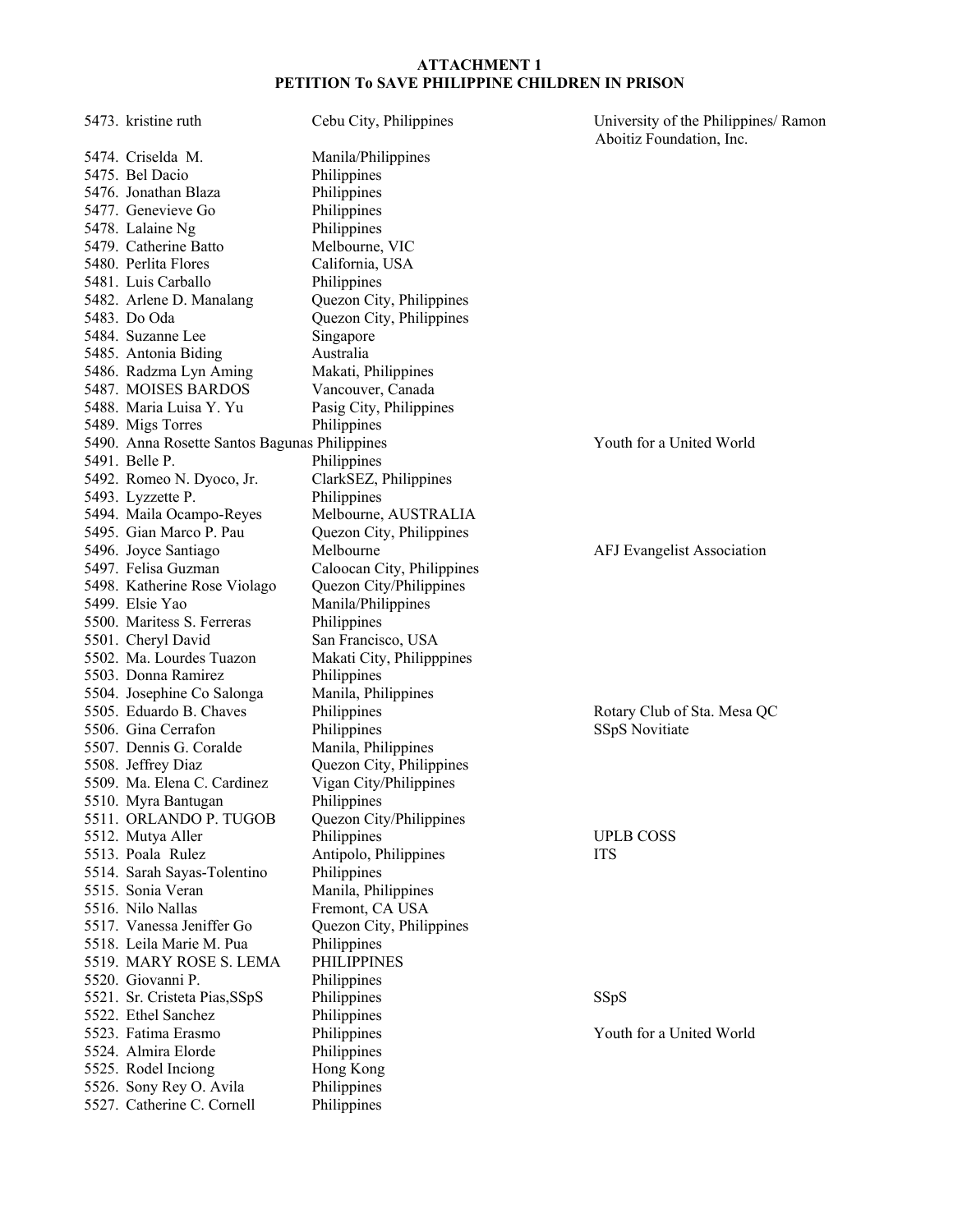**ATTACHMENT 1**
**PETITION To SAVE PHILIPPINE CHILDREN IN PRISON**

| | | |
|---|---|---|
| 5473. kristine ruth | Cebu City, Philippines | University of the Philippines/ Ramon Aboitiz Foundation, Inc. |
| 5474. Criselda M. | Manila/Philippines | |
| 5475. Bel Dacio | Philippines | |
| 5476. Jonathan Blaza | Philippines | |
| 5477. Genevieve Go | Philippines | |
| 5478. Lalaine Ng | Philippines | |
| 5479. Catherine Batto | Melbourne, VIC | |
| 5480. Perlita Flores | California, USA | |
| 5481. Luis Carballo | Philippines | |
| 5482. Arlene D. Manalang | Quezon City, Philippines | |
| 5483. Do Oda | Quezon City, Philippines | |
| 5484. Suzanne Lee | Singapore | |
| 5485. Antonia Biding | Australia | |
| 5486. Radzma Lyn Aming | Makati, Philippines | |
| 5487. MOISES BARDOS | Vancouver, Canada | |
| 5488. Maria Luisa Y. Yu | Pasig City, Philippines | |
| 5489. Migs Torres | Philippines | |
| 5490. Anna Rosette Santos Bagunas | Philippines | Youth for a United World |
| 5491. Belle P. | Philippines | |
| 5492. Romeo N. Dyoco, Jr. | ClarkSEZ, Philippines | |
| 5493. Lyzzette P. | Philippines | |
| 5494. Maila Ocampo-Reyes | Melbourne, AUSTRALIA | |
| 5495. Gian Marco P. Pau | Quezon City, Philippines | |
| 5496. Joyce Santiago | Melbourne | AFJ Evangelist Association |
| 5497. Felisa Guzman | Caloocan City, Philippines | |
| 5498. Katherine Rose Violago | Quezon City/Philippines | |
| 5499. Elsie Yao | Manila/Philippines | |
| 5500. Maritess S. Ferreras | Philippines | |
| 5501. Cheryl David | San Francisco, USA | |
| 5502. Ma. Lourdes Tuazon | Makati City, Philipppines | |
| 5503. Donna Ramirez | Philippines | |
| 5504. Josephine Co Salonga | Manila, Philippines | |
| 5505. Eduardo B. Chaves | Philippines | Rotary Club of Sta. Mesa QC |
| 5506. Gina Cerrafon | Philippines | SSpS Novitiate |
| 5507. Dennis G. Coralde | Manila, Philippines | |
| 5508. Jeffrey Diaz | Quezon City, Philippines | |
| 5509. Ma. Elena C. Cardinez | Vigan City/Philippines | |
| 5510. Myra Bantugan | Philippines | |
| 5511. ORLANDO P. TUGOB | Quezon City/Philippines | |
| 5512. Mutya Aller | Philippines | UPLB COSS |
| 5513. Poala Rulez | Antipolo, Philippines | ITS |
| 5514. Sarah Sayas-Tolentino | Philippines | |
| 5515. Sonia Veran | Manila, Philippines | |
| 5516. Nilo Nallas | Fremont, CA USA | |
| 5517. Vanessa Jeniffer Go | Quezon City, Philippines | |
| 5518. Leila Marie M. Pua | Philippines | |
| 5519. MARY ROSE S. LEMA | PHILIPPINES | |
| 5520. Giovanni P. | Philippines | |
| 5521. Sr. Cristeta Pias,SSpS | Philippines | SSpS |
| 5522. Ethel Sanchez | Philippines | |
| 5523. Fatima Erasmo | Philippines | Youth for a United World |
| 5524. Almira Elorde | Philippines | |
| 5525. Rodel Inciong | Hong Kong | |
| 5526. Sony Rey O. Avila | Philippines | |
| 5527. Catherine C. Cornell | Philippines | |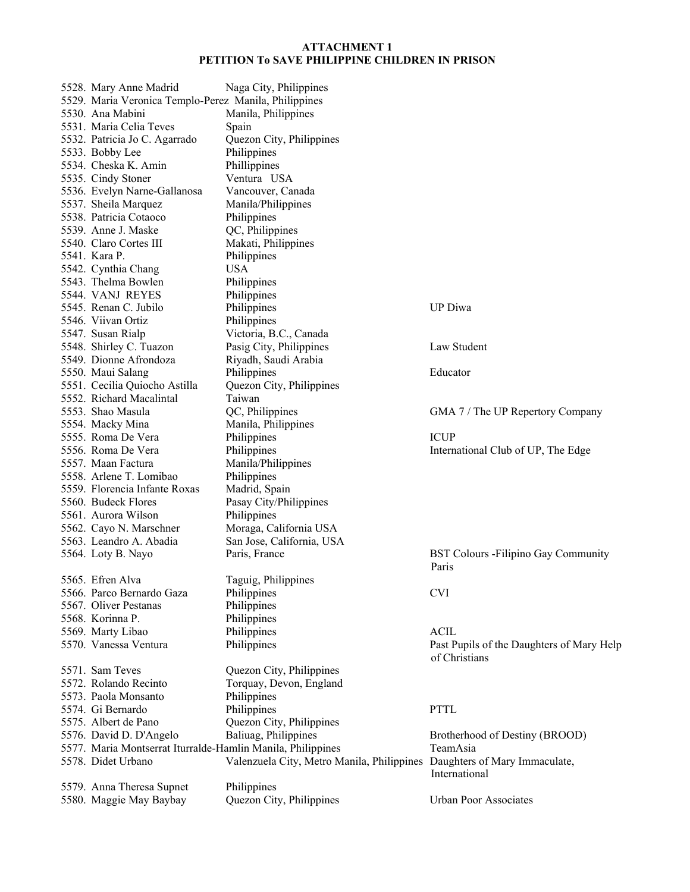**ATTACHMENT 1**
**PETITION To SAVE PHILIPPINE CHILDREN IN PRISON**

| No. | Name | Location | Organization |
|---|---|---|---|
| 5528. | Mary Anne Madrid | Naga City, Philippines | |
| 5529. | Maria Veronica Templo-Perez | Manila, Philippines | |
| 5530. | Ana Mabini | Manila, Philippines | |
| 5531. | Maria Celia Teves | Spain | |
| 5532. | Patricia Jo C. Agarrado | Quezon City, Philippines | |
| 5533. | Bobby Lee | Philippines | |
| 5534. | Cheska K. Amin | Phillippines | |
| 5535. | Cindy Stoner | Ventura USA | |
| 5536. | Evelyn Narne-Gallanosa | Vancouver, Canada | |
| 5537. | Sheila Marquez | Manila/Philippines | |
| 5538. | Patricia Cotaoco | Philippines | |
| 5539. | Anne J. Maske | QC, Philippines | |
| 5540. | Claro Cortes III | Makati, Philippines | |
| 5541. | Kara P. | Philippines | |
| 5542. | Cynthia Chang | USA | |
| 5543. | Thelma Bowlen | Philippines | |
| 5544. | VANJ REYES | Philippines | |
| 5545. | Renan C. Jubilo | Philippines | UP Diwa |
| 5546. | Viivan Ortiz | Philippines | |
| 5547. | Susan Rialp | Victoria, B.C., Canada | |
| 5548. | Shirley C. Tuazon | Pasig City, Philippines | Law Student |
| 5549. | Dionne Afrondoza | Riyadh, Saudi Arabia | |
| 5550. | Maui Salang | Philippines | Educator |
| 5551. | Cecilia Quiocho Astilla | Quezon City, Philippines | |
| 5552. | Richard Macalintal | Taiwan | |
| 5553. | Shao Masula | QC, Philippines | GMA 7 / The UP Repertory Company |
| 5554. | Macky Mina | Manila, Philippines | |
| 5555. | Roma De Vera | Philippines | ICUP |
| 5556. | Roma De Vera | Philippines | International Club of UP, The Edge |
| 5557. | Maan Factura | Manila/Philippines | |
| 5558. | Arlene T. Lomibao | Philippines | |
| 5559. | Florencia Infante Roxas | Madrid, Spain | |
| 5560. | Budeck Flores | Pasay City/Philippines | |
| 5561. | Aurora Wilson | Philippines | |
| 5562. | Cayo N. Marschner | Moraga, California USA | |
| 5563. | Leandro A. Abadia | San Jose, California, USA | |
| 5564. | Loty B. Nayo | Paris, France | BST Colours -Filipino Gay Community Paris |
| 5565. | Efren Alva | Taguig, Philippines | |
| 5566. | Parco Bernardo Gaza | Philippines | CVI |
| 5567. | Oliver Pestanas | Philippines | |
| 5568. | Korinna P. | Philippines | |
| 5569. | Marty Libao | Philippines | ACIL |
| 5570. | Vanessa Ventura | Philippines | Past Pupils of the Daughters of Mary Help of Christians |
| 5571. | Sam Teves | Quezon City, Philippines | |
| 5572. | Rolando Recinto | Torquay, Devon, England | |
| 5573. | Paola Monsanto | Philippines | |
| 5574. | Gi Bernardo | Philippines | PTTL |
| 5575. | Albert de Pano | Quezon City, Philippines | |
| 5576. | David D. D'Angelo | Baliuag, Philippines | Brotherhood of Destiny (BROOD) |
| 5577. | Maria Montserrat Iturralde-Hamlin | Manila, Philippines | TeamAsia |
| 5578. | Didet Urbano | Valenzuela City, Metro Manila, Philippines | Daughters of Mary Immaculate, International |
| 5579. | Anna Theresa Supnet | Philippines | |
| 5580. | Maggie May Baybay | Quezon City, Philippines | Urban Poor Associates |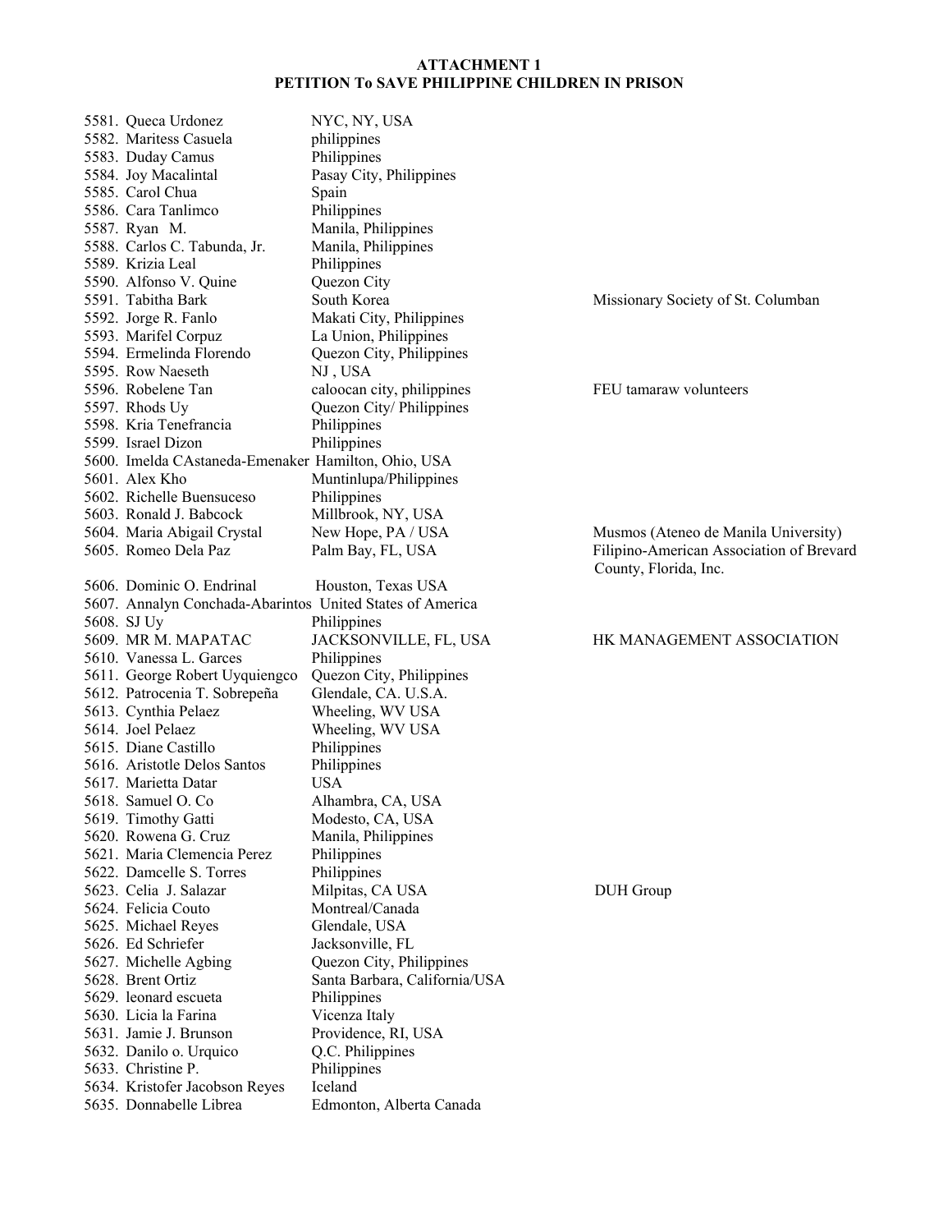**ATTACHMENT 1**
**PETITION To SAVE PHILIPPINE CHILDREN IN PRISON**

| No. | Name | Location | Organization |
|---|---|---|---|
| 5581. | Queca Urdonez | NYC, NY, USA | |
| 5582. | Maritess Casuela | philippines | |
| 5583. | Duday Camus | Philippines | |
| 5584. | Joy Macalintal | Pasay City, Philippines | |
| 5585. | Carol Chua | Spain | |
| 5586. | Cara Tanlimco | Philippines | |
| 5587. | Ryan M. | Manila, Philippines | |
| 5588. | Carlos C. Tabunda, Jr. | Manila, Philippines | |
| 5589. | Krizia Leal | Philippines | |
| 5590. | Alfonso V. Quine | Quezon City | |
| 5591. | Tabitha Bark | South Korea | Missionary Society of St. Columban |
| 5592. | Jorge R. Fanlo | Makati City, Philippines | |
| 5593. | Marifel Corpuz | La Union, Philippines | |
| 5594. | Ermelinda Florendo | Quezon City, Philippines | |
| 5595. | Row Naeseth | NJ , USA | |
| 5596. | Robelene Tan | caloocan city, philippines | FEU tamaraw volunteers |
| 5597. | Rhods Uy | Quezon City/ Philippines | |
| 5598. | Kria Tenefrancia | Philippines | |
| 5599. | Israel Dizon | Philippines | |
| 5600. | Imelda CAstaneda-Emenaker | Hamilton, Ohio, USA | |
| 5601. | Alex Kho | Muntinlupa/Philippines | |
| 5602. | Richelle Buensuceso | Philippines | |
| 5603. | Ronald J. Babcock | Millbrook, NY, USA | |
| 5604. | Maria Abigail Crystal | New Hope, PA / USA | Musmos (Ateneo de Manila University) |
| 5605. | Romeo Dela Paz | Palm Bay, FL, USA | Filipino-American Association of Brevard County, Florida, Inc. |
| 5606. | Dominic O. Endrinal | Houston, Texas USA | |
| 5607. | Annalyn Conchada-Abarintos | United States of America | |
| 5608. | SJ Uy | Philippines | |
| 5609. | MR M. MAPATAC | JACKSONVILLE, FL, USA | HK MANAGEMENT ASSOCIATION |
| 5610. | Vanessa L. Garces | Philippines | |
| 5611. | George Robert Uyquiengco | Quezon City, Philippines | |
| 5612. | Patrocenia T. Sobrepeña | Glendale, CA. U.S.A. | |
| 5613. | Cynthia Pelaez | Wheeling, WV USA | |
| 5614. | Joel Pelaez | Wheeling, WV USA | |
| 5615. | Diane Castillo | Philippines | |
| 5616. | Aristotle Delos Santos | Philippines | |
| 5617. | Marietta Datar | USA | |
| 5618. | Samuel O. Co | Alhambra, CA, USA | |
| 5619. | Timothy Gatti | Modesto, CA, USA | |
| 5620. | Rowena G. Cruz | Manila, Philippines | |
| 5621. | Maria Clemencia Perez | Philippines | |
| 5622. | Damcelle S. Torres | Philippines | |
| 5623. | Celia J. Salazar | Milpitas, CA USA | DUH Group |
| 5624. | Felicia Couto | Montreal/Canada | |
| 5625. | Michael Reyes | Glendale, USA | |
| 5626. | Ed Schriefer | Jacksonville, FL | |
| 5627. | Michelle Agbing | Quezon City, Philippines | |
| 5628. | Brent Ortiz | Santa Barbara, California/USA | |
| 5629. | leonard escueta | Philippines | |
| 5630. | Licia la Farina | Vicenza Italy | |
| 5631. | Jamie J. Brunson | Providence, RI, USA | |
| 5632. | Danilo o. Urquico | Q.C. Philippines | |
| 5633. | Christine P. | Philippines | |
| 5634. | Kristofer Jacobson Reyes | Iceland | |
| 5635. | Donnabelle Librea | Edmonton, Alberta Canada | |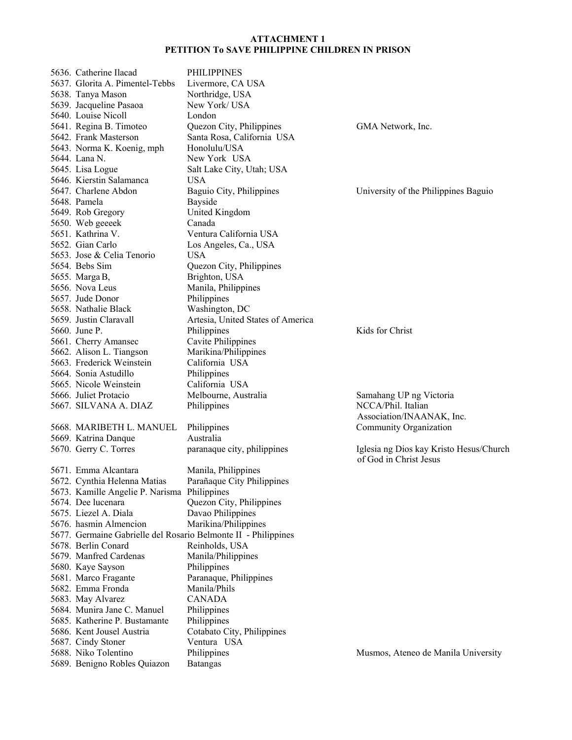**ATTACHMENT 1**
**PETITION To SAVE PHILIPPINE CHILDREN IN PRISON**

| No. | Name | Location | Organization |
|---|---|---|---|
| 5636. | Catherine Ilacad | PHILIPPINES | |
| 5637. | Glorita A. Pimentel-Tebbs | Livermore, CA USA | |
| 5638. | Tanya Mason | Northridge, USA | |
| 5639. | Jacqueline Pasaoa | New York/ USA | |
| 5640. | Louise Nicoll | London | |
| 5641. | Regina B. Timoteo | Quezon City, Philippines | GMA Network, Inc. |
| 5642. | Frank Masterson | Santa Rosa, California USA | |
| 5643. | Norma K. Koenig, mph | Honolulu/USA | |
| 5644. | Lana N. | New York USA | |
| 5645. | Lisa Logue | Salt Lake City, Utah; USA | |
| 5646. | Kierstin Salamanca | USA | |
| 5647. | Charlene Abdon | Baguio City, Philippines | University of the Philippines Baguio |
| 5648. | Pamela | Bayside | |
| 5649. | Rob Gregory | United Kingdom | |
| 5650. | Web geeeek | Canada | |
| 5651. | Kathrina V. | Ventura California USA | |
| 5652. | Gian Carlo | Los Angeles, Ca., USA | |
| 5653. | Jose & Celia Tenorio | USA | |
| 5654. | Bebs Sim | Quezon City, Philippines | |
| 5655. | Marga B, | Brighton, USA | |
| 5656. | Nova Leus | Manila, Philippines | |
| 5657. | Jude Donor | Philippines | |
| 5658. | Nathalie Black | Washington, DC | |
| 5659. | Justin Claravall | Artesia, United States of America | |
| 5660. | June P. | Philippines | Kids for Christ |
| 5661. | Cherry Amansec | Cavite Philippines | |
| 5662. | Alison L. Tiangson | Marikina/Philippines | |
| 5663. | Frederick Weinstein | California USA | |
| 5664. | Sonia Astudillo | Philippines | |
| 5665. | Nicole Weinstein | California USA | |
| 5666. | Juliet Protacio | Melbourne, Australia | Samahang UP ng Victoria |
| 5667. | SILVANA A. DIAZ | Philippines | NCCA/Phil. Italian Association/INAANAK, Inc. |
| 5668. | MARIBETH L. MANUEL | Philippines | Community Organization |
| 5669. | Katrina Danque | Australia | |
| 5670. | Gerry C. Torres | paranaque city, philippines | Iglesia ng Dios kay Kristo Hesus/Church of God in Christ Jesus |
| 5671. | Emma Alcantara | Manila, Philippines | |
| 5672. | Cynthia Helenna Matias | Parañaque City Philippines | |
| 5673. | Kamille Angelie P. Narisma | Philippines | |
| 5674. | Dee lucenara | Quezon City, Philippines | |
| 5675. | Liezel A. Diala | Davao Philippines | |
| 5676. | hasmin Almencion | Marikina/Philippines | |
| 5677. | Germaine Gabrielle del Rosario Belmonte II | - Philippines | |
| 5678. | Berlin Conard | Reinholds, USA | |
| 5679. | Manfred Cardenas | Manila/Philippines | |
| 5680. | Kaye Sayson | Philippines | |
| 5681. | Marco Fragante | Paranaque, Philippines | |
| 5682. | Emma Fronda | Manila/Phils | |
| 5683. | May Alvarez | CANADA | |
| 5684. | Munira Jane C. Manuel | Philippines | |
| 5685. | Katherine P. Bustamante | Philippines | |
| 5686. | Kent Jousel Austria | Cotabato City, Philippines | |
| 5687. | Cindy Stoner | Ventura USA | |
| 5688. | Niko Tolentino | Philippines | Musmos, Ateneo de Manila University |
| 5689. | Benigno Robles Quiazon | Batangas | |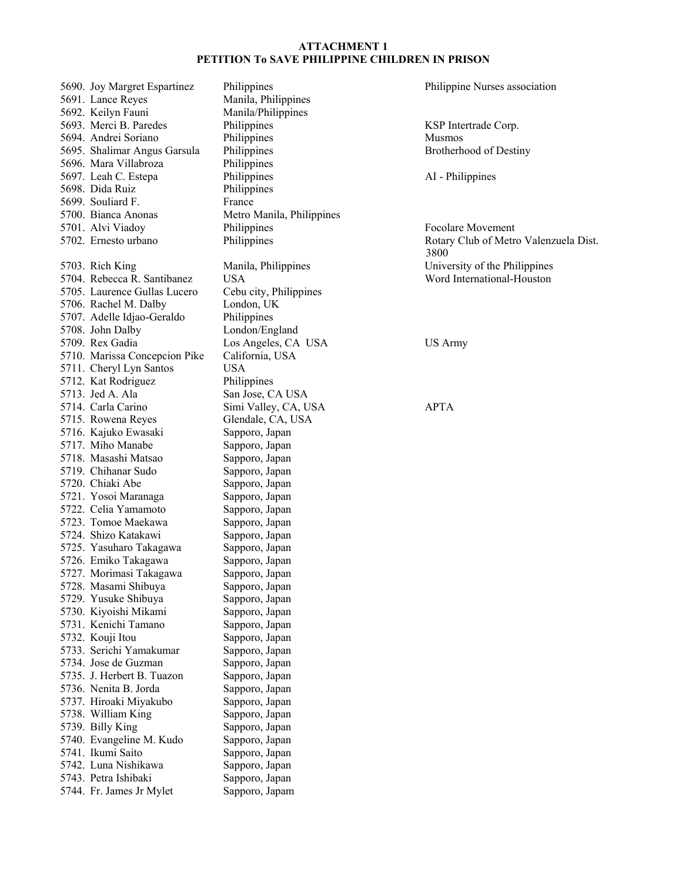**ATTACHMENT 1**
**PETITION To SAVE PHILIPPINE CHILDREN IN PRISON**

| No. | Name | Location | Organization |
|---|---|---|---|
| 5690. | Joy Margret Espartinez | Philippines | Philippine Nurses association |
| 5691. | Lance Reyes | Manila, Philippines | |
| 5692. | Keilyn Fauni | Manila/Philippines | |
| 5693. | Merci B. Paredes | Philippines | KSP Intertrade Corp. |
| 5694. | Andrei Soriano | Philippines | Musmos |
| 5695. | Shalimar Angus Garsula | Philippines | Brotherhood of Destiny |
| 5696. | Mara Villabroza | Philippines | |
| 5697. | Leah C. Estepa | Philippines | AI - Philippines |
| 5698. | Dida Ruiz | Philippines | |
| 5699. | Souliard F. | France | |
| 5700. | Bianca Anonas | Metro Manila, Philippines | |
| 5701. | Alvi Viadoy | Philippines | Focolare Movement |
| 5702. | Ernesto urbano | Philippines | Rotary Club of Metro Valenzuela Dist. 3800 |
| 5703. | Rich King | Manila, Philippines | University of the Philippines |
| 5704. | Rebecca R. Santibanez | USA | Word International-Houston |
| 5705. | Laurence Gullas Lucero | Cebu city, Philippines | |
| 5706. | Rachel M. Dalby | London, UK | |
| 5707. | Adelle Idjao-Geraldo | Philippines | |
| 5708. | John Dalby | London/England | |
| 5709. | Rex Gadia | Los Angeles, CA USA | US Army |
| 5710. | Marissa Concepcion Pike | California, USA | |
| 5711. | Cheryl Lyn Santos | USA | |
| 5712. | Kat Rodriguez | Philippines | |
| 5713. | Jed A. Ala | San Jose, CA USA | |
| 5714. | Carla Carino | Simi Valley, CA, USA | APTA |
| 5715. | Rowena Reyes | Glendale, CA, USA | |
| 5716. | Kajuko Ewasaki | Sapporo, Japan | |
| 5717. | Miho Manabe | Sapporo, Japan | |
| 5718. | Masashi Matsao | Sapporo, Japan | |
| 5719. | Chihanar Sudo | Sapporo, Japan | |
| 5720. | Chiaki Abe | Sapporo, Japan | |
| 5721. | Yosoi Maranaga | Sapporo, Japan | |
| 5722. | Celia Yamamoto | Sapporo, Japan | |
| 5723. | Tomoe Maekawa | Sapporo, Japan | |
| 5724. | Shizo Katakawi | Sapporo, Japan | |
| 5725. | Yasuharo Takagawa | Sapporo, Japan | |
| 5726. | Emiko Takagawa | Sapporo, Japan | |
| 5727. | Morimasi Takagawa | Sapporo, Japan | |
| 5728. | Masami Shibuya | Sapporo, Japan | |
| 5729. | Yusuke Shibuya | Sapporo, Japan | |
| 5730. | Kiyoishi Mikami | Sapporo, Japan | |
| 5731. | Kenichi Tamano | Sapporo, Japan | |
| 5732. | Kouji Itou | Sapporo, Japan | |
| 5733. | Serichi Yamakumar | Sapporo, Japan | |
| 5734. | Jose de Guzman | Sapporo, Japan | |
| 5735. | J. Herbert B. Tuazon | Sapporo, Japan | |
| 5736. | Nenita B. Jorda | Sapporo, Japan | |
| 5737. | Hiroaki Miyakubo | Sapporo, Japan | |
| 5738. | William King | Sapporo, Japan | |
| 5739. | Billy King | Sapporo, Japan | |
| 5740. | Evangeline M. Kudo | Sapporo, Japan | |
| 5741. | Ikumi Saito | Sapporo, Japan | |
| 5742. | Luna Nishikawa | Sapporo, Japan | |
| 5743. | Petra Ishibaki | Sapporo, Japan | |
| 5744. | Fr. James Jr Mylet | Sapporo, Japam | |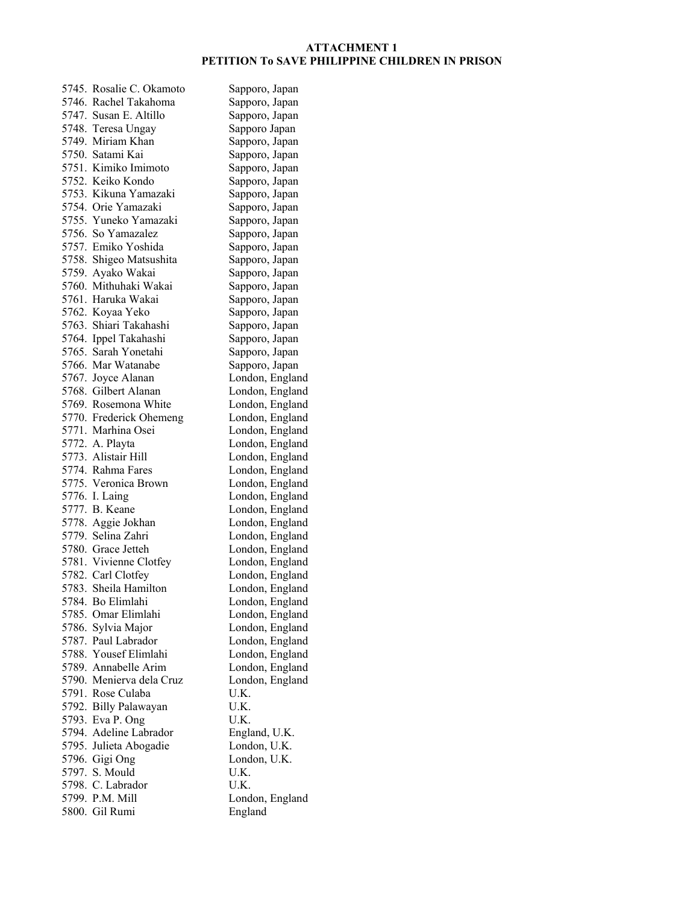**ATTACHMENT 1**
**PETITION To SAVE PHILIPPINE CHILDREN IN PRISON**

| | |
|---|---|
| 5745. Rosalie C. Okamoto | Sapporo, Japan |
| 5746. Rachel Takahoma | Sapporo, Japan |
| 5747. Susan E. Altillo | Sapporo, Japan |
| 5748. Teresa Ungay | Sapporo Japan |
| 5749. Miriam Khan | Sapporo, Japan |
| 5750. Satami Kai | Sapporo, Japan |
| 5751. Kimiko Imimoto | Sapporo, Japan |
| 5752. Keiko Kondo | Sapporo, Japan |
| 5753. Kikuna Yamazaki | Sapporo, Japan |
| 5754. Orie Yamazaki | Sapporo, Japan |
| 5755. Yuneko Yamazaki | Sapporo, Japan |
| 5756. So Yamazalez | Sapporo, Japan |
| 5757. Emiko Yoshida | Sapporo, Japan |
| 5758. Shigeo Matsushita | Sapporo, Japan |
| 5759. Ayako Wakai | Sapporo, Japan |
| 5760. Mithuhaki Wakai | Sapporo, Japan |
| 5761. Haruka Wakai | Sapporo, Japan |
| 5762. Koyaa Yeko | Sapporo, Japan |
| 5763. Shiari Takahashi | Sapporo, Japan |
| 5764. Ippel Takahashi | Sapporo, Japan |
| 5765. Sarah Yonetahi | Sapporo, Japan |
| 5766. Mar Watanabe | Sapporo, Japan |
| 5767. Joyce Alanan | London, England |
| 5768. Gilbert Alanan | London, England |
| 5769. Rosemona White | London, England |
| 5770. Frederick Ohemeng | London, England |
| 5771. Marhina Osei | London, England |
| 5772. A. Playta | London, England |
| 5773. Alistair Hill | London, England |
| 5774. Rahma Fares | London, England |
| 5775. Veronica Brown | London, England |
| 5776. I. Laing | London, England |
| 5777. B. Keane | London, England |
| 5778. Aggie Jokhan | London, England |
| 5779. Selina Zahri | London, England |
| 5780. Grace Jetteh | London, England |
| 5781. Vivienne Clotfey | London, England |
| 5782. Carl Clotfey | London, England |
| 5783. Sheila Hamilton | London, England |
| 5784. Bo Elimlahi | London, England |
| 5785. Omar Elimlahi | London, England |
| 5786. Sylvia Major | London, England |
| 5787. Paul Labrador | London, England |
| 5788. Yousef Elimlahi | London, England |
| 5789. Annabelle Arim | London, England |
| 5790. Menierva dela Cruz | London, England |
| 5791. Rose Culaba | U.K. |
| 5792. Billy Palawayan | U.K. |
| 5793. Eva P. Ong | U.K. |
| 5794. Adeline Labrador | England, U.K. |
| 5795. Julieta Abogadie | London, U.K. |
| 5796. Gigi Ong | London, U.K. |
| 5797. S. Mould | U.K. |
| 5798. C. Labrador | U.K. |
| 5799. P.M. Mill | London, England |
| 5800. Gil Rumi | England |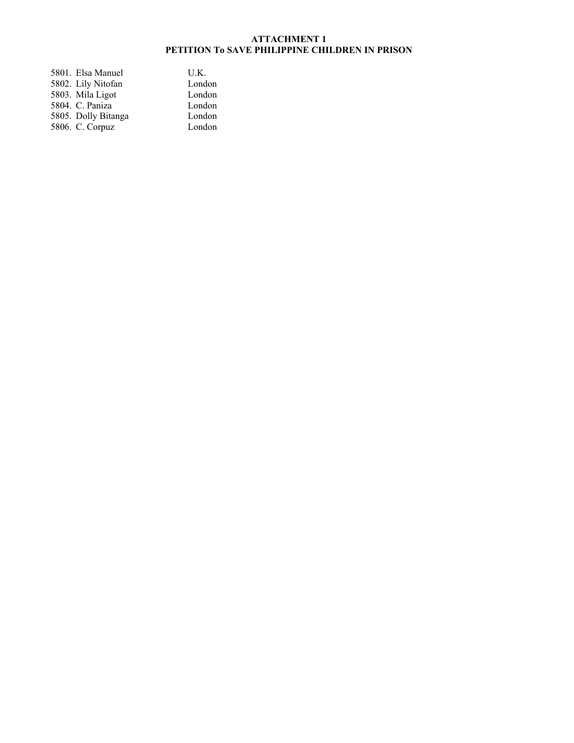**ATTACHMENT 1**
**PETITION To SAVE PHILIPPINE CHILDREN IN PRISON**

| | |
|---|---|
| 5801. Elsa Manuel | U.K. |
| 5802. Lily Nitofan | London |
| 5803. Mila Ligot | London |
| 5804. C. Paniza | London |
| 5805. Dolly Bitanga | London |
| 5806. C. Corpuz | London |